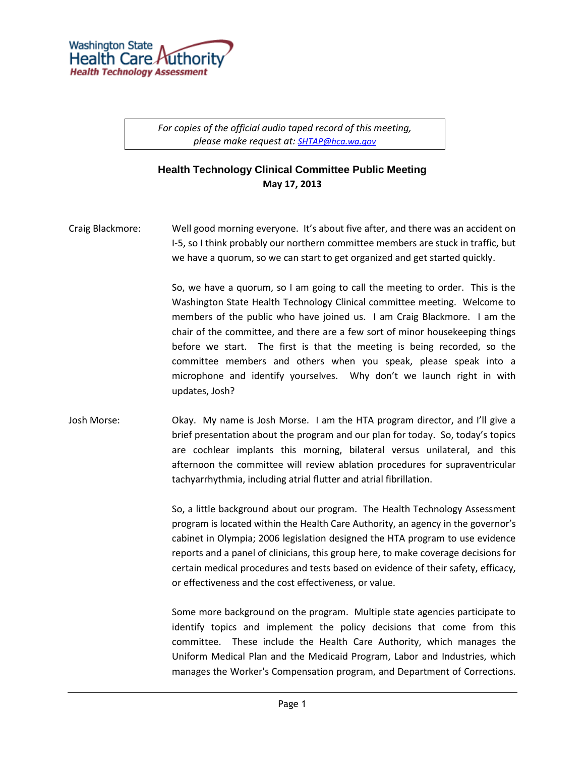Washington State Health Care Authority
Health Technology Assessment

*For copies of the official audio taped record of this meeting, please make request at: SHTAP@hca.wa.gov*

# Health Technology Clinical Committee Public Meeting

**May 17, 2013**

Craig Blackmore: Well good morning everyone. It's about five after, and there was an accident on I-5, so I think probably our northern committee members are stuck in traffic, but we have a quorum, so we can start to get organized and get started quickly.

So, we have a quorum, so I am going to call the meeting to order. This is the Washington State Health Technology Clinical committee meeting. Welcome to members of the public who have joined us. I am Craig Blackmore. I am the chair of the committee, and there are a few sort of minor housekeeping things before we start. The first is that the meeting is being recorded, so the committee members and others when you speak, please speak into a microphone and identify yourselves. Why don't we launch right in with updates, Josh?

Josh Morse: Okay. My name is Josh Morse. I am the HTA program director, and I'll give a brief presentation about the program and our plan for today. So, today's topics are cochlear implants this morning, bilateral versus unilateral, and this afternoon the committee will review ablation procedures for supraventricular tachyarrhythmia, including atrial flutter and atrial fibrillation.

So, a little background about our program. The Health Technology Assessment program is located within the Health Care Authority, an agency in the governor's cabinet in Olympia; 2006 legislation designed the HTA program to use evidence reports and a panel of clinicians, this group here, to make coverage decisions for certain medical procedures and tests based on evidence of their safety, efficacy, or effectiveness and the cost effectiveness, or value.

Some more background on the program. Multiple state agencies participate to identify topics and implement the policy decisions that come from this committee. These include the Health Care Authority, which manages the Uniform Medical Plan and the Medicaid Program, Labor and Industries, which manages the Worker's Compensation program, and Department of Corrections.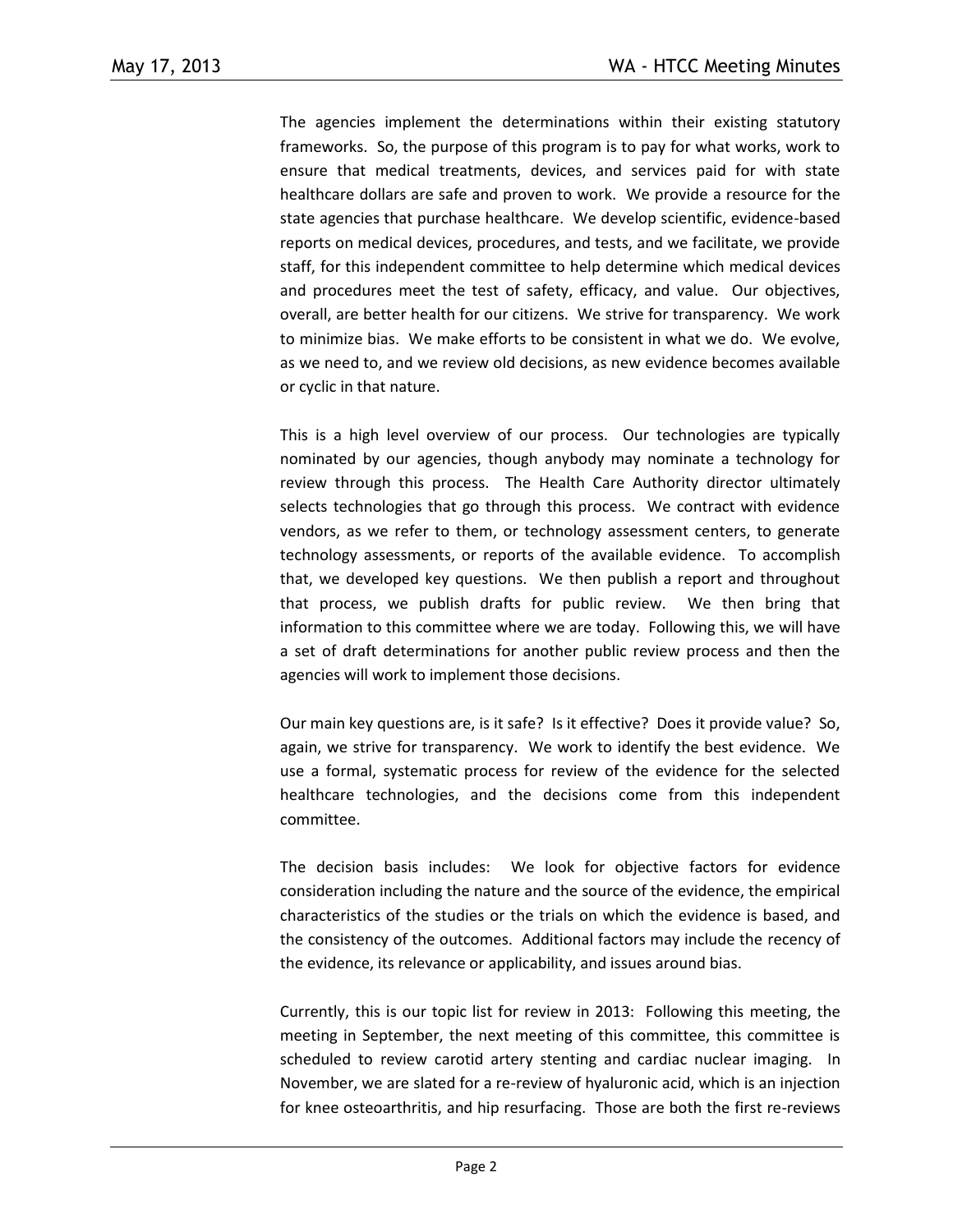The agencies implement the determinations within their existing statutory frameworks. So, the purpose of this program is to pay for what works, work to ensure that medical treatments, devices, and services paid for with state healthcare dollars are safe and proven to work. We provide a resource for the state agencies that purchase healthcare. We develop scientific, evidence-based reports on medical devices, procedures, and tests, and we facilitate, we provide staff, for this independent committee to help determine which medical devices and procedures meet the test of safety, efficacy, and value. Our objectives, overall, are better health for our citizens. We strive for transparency. We work to minimize bias. We make efforts to be consistent in what we do. We evolve, as we need to, and we review old decisions, as new evidence becomes available or cyclic in that nature.

This is a high level overview of our process. Our technologies are typically nominated by our agencies, though anybody may nominate a technology for review through this process. The Health Care Authority director ultimately selects technologies that go through this process. We contract with evidence vendors, as we refer to them, or technology assessment centers, to generate technology assessments, or reports of the available evidence. To accomplish that, we developed key questions. We then publish a report and throughout that process, we publish drafts for public review. We then bring that information to this committee where we are today. Following this, we will have a set of draft determinations for another public review process and then the agencies will work to implement those decisions.

Our main key questions are, is it safe? Is it effective? Does it provide value? So, again, we strive for transparency. We work to identify the best evidence. We use a formal, systematic process for review of the evidence for the selected healthcare technologies, and the decisions come from this independent committee.

The decision basis includes: We look for objective factors for evidence consideration including the nature and the source of the evidence, the empirical characteristics of the studies or the trials on which the evidence is based, and the consistency of the outcomes. Additional factors may include the recency of the evidence, its relevance or applicability, and issues around bias.

Currently, this is our topic list for review in 2013: Following this meeting, the meeting in September, the next meeting of this committee, this committee is scheduled to review carotid artery stenting and cardiac nuclear imaging. In November, we are slated for a re-review of hyaluronic acid, which is an injection for knee osteoarthritis, and hip resurfacing. Those are both the first re-reviews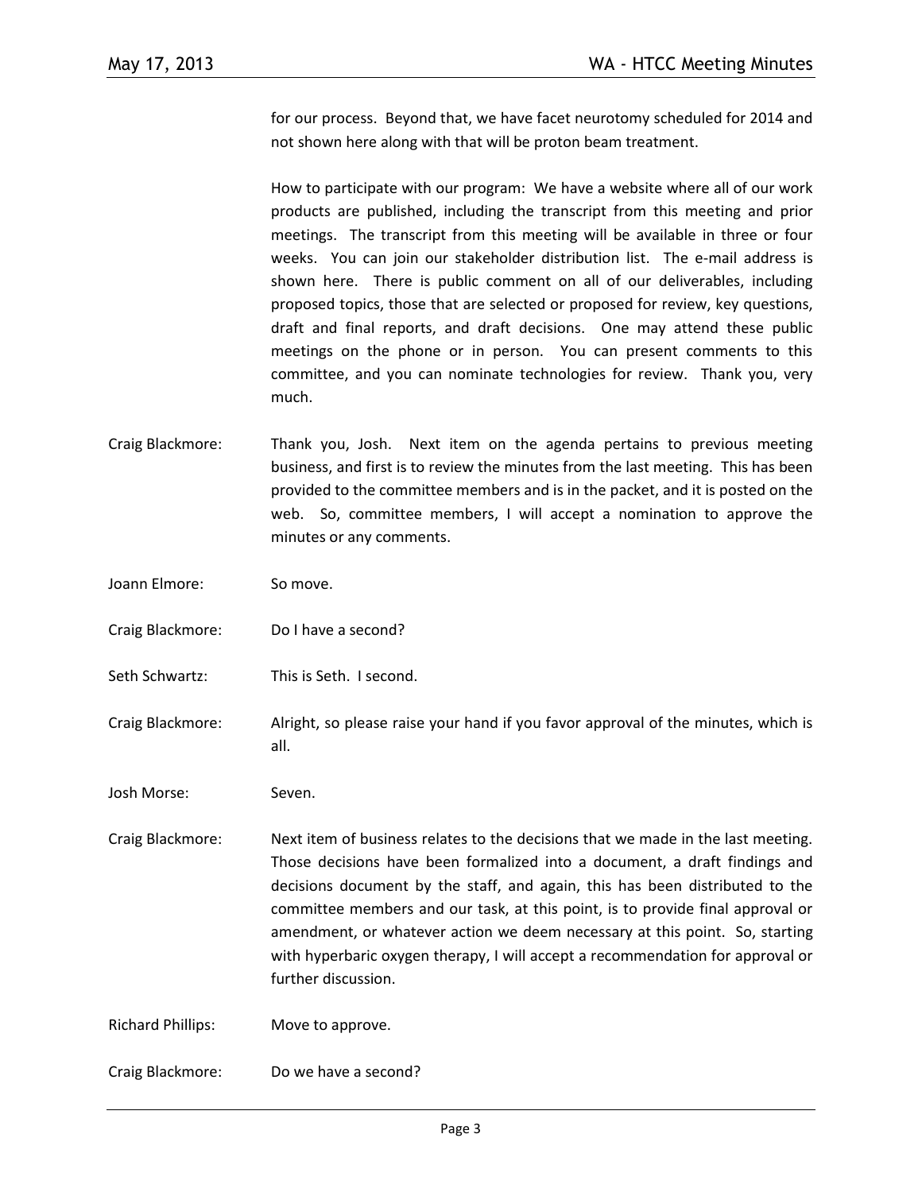for our process. Beyond that, we have facet neurotomy scheduled for 2014 and not shown here along with that will be proton beam treatment.

How to participate with our program: We have a website where all of our work products are published, including the transcript from this meeting and prior meetings. The transcript from this meeting will be available in three or four weeks. You can join our stakeholder distribution list. The e-mail address is shown here. There is public comment on all of our deliverables, including proposed topics, those that are selected or proposed for review, key questions, draft and final reports, and draft decisions. One may attend these public meetings on the phone or in person. You can present comments to this committee, and you can nominate technologies for review. Thank you, very much.

Craig Blackmore: Thank you, Josh. Next item on the agenda pertains to previous meeting business, and first is to review the minutes from the last meeting. This has been provided to the committee members and is in the packet, and it is posted on the web. So, committee members, I will accept a nomination to approve the minutes or any comments.

Joann Elmore: So move.

Craig Blackmore: Do I have a second?

Seth Schwartz: This is Seth. I second.

Craig Blackmore: Alright, so please raise your hand if you favor approval of the minutes, which is all.

Josh Morse: Seven.

Craig Blackmore: Next item of business relates to the decisions that we made in the last meeting. Those decisions have been formalized into a document, a draft findings and decisions document by the staff, and again, this has been distributed to the committee members and our task, at this point, is to provide final approval or amendment, or whatever action we deem necessary at this point. So, starting with hyperbaric oxygen therapy, I will accept a recommendation for approval or further discussion.

Richard Phillips: Move to approve.

Craig Blackmore: Do we have a second?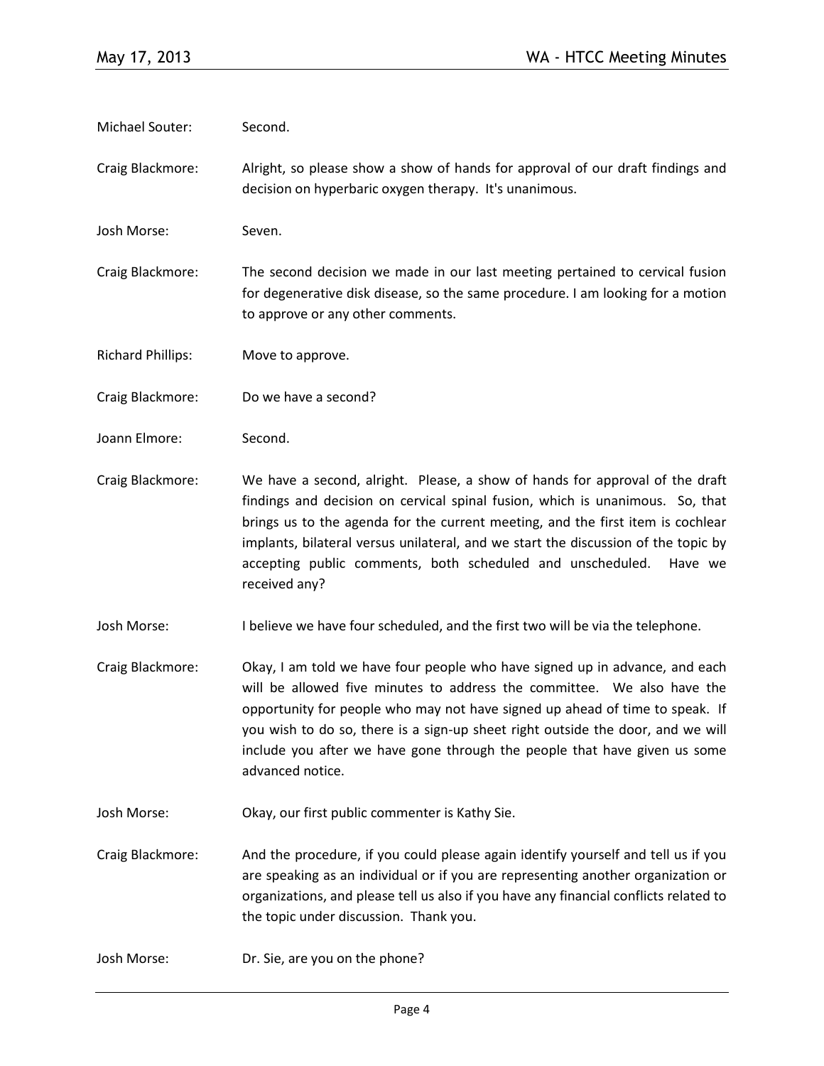Michael Souter: Second.

Craig Blackmore: Alright, so please show a show of hands for approval of our draft findings and decision on hyperbaric oxygen therapy. It's unanimous.

Josh Morse: Seven.

Craig Blackmore: The second decision we made in our last meeting pertained to cervical fusion for degenerative disk disease, so the same procedure. I am looking for a motion to approve or any other comments.

Richard Phillips: Move to approve.

Craig Blackmore: Do we have a second?

Joann Elmore: Second.

Craig Blackmore: We have a second, alright. Please, a show of hands for approval of the draft findings and decision on cervical spinal fusion, which is unanimous. So, that brings us to the agenda for the current meeting, and the first item is cochlear implants, bilateral versus unilateral, and we start the discussion of the topic by accepting public comments, both scheduled and unscheduled. Have we received any?

Josh Morse: I believe we have four scheduled, and the first two will be via the telephone.

Craig Blackmore: Okay, I am told we have four people who have signed up in advance, and each will be allowed five minutes to address the committee. We also have the opportunity for people who may not have signed up ahead of time to speak. If you wish to do so, there is a sign-up sheet right outside the door, and we will include you after we have gone through the people that have given us some advanced notice.

Josh Morse: Okay, our first public commenter is Kathy Sie.

Craig Blackmore: And the procedure, if you could please again identify yourself and tell us if you are speaking as an individual or if you are representing another organization or organizations, and please tell us also if you have any financial conflicts related to the topic under discussion. Thank you.

Josh Morse: Dr. Sie, are you on the phone?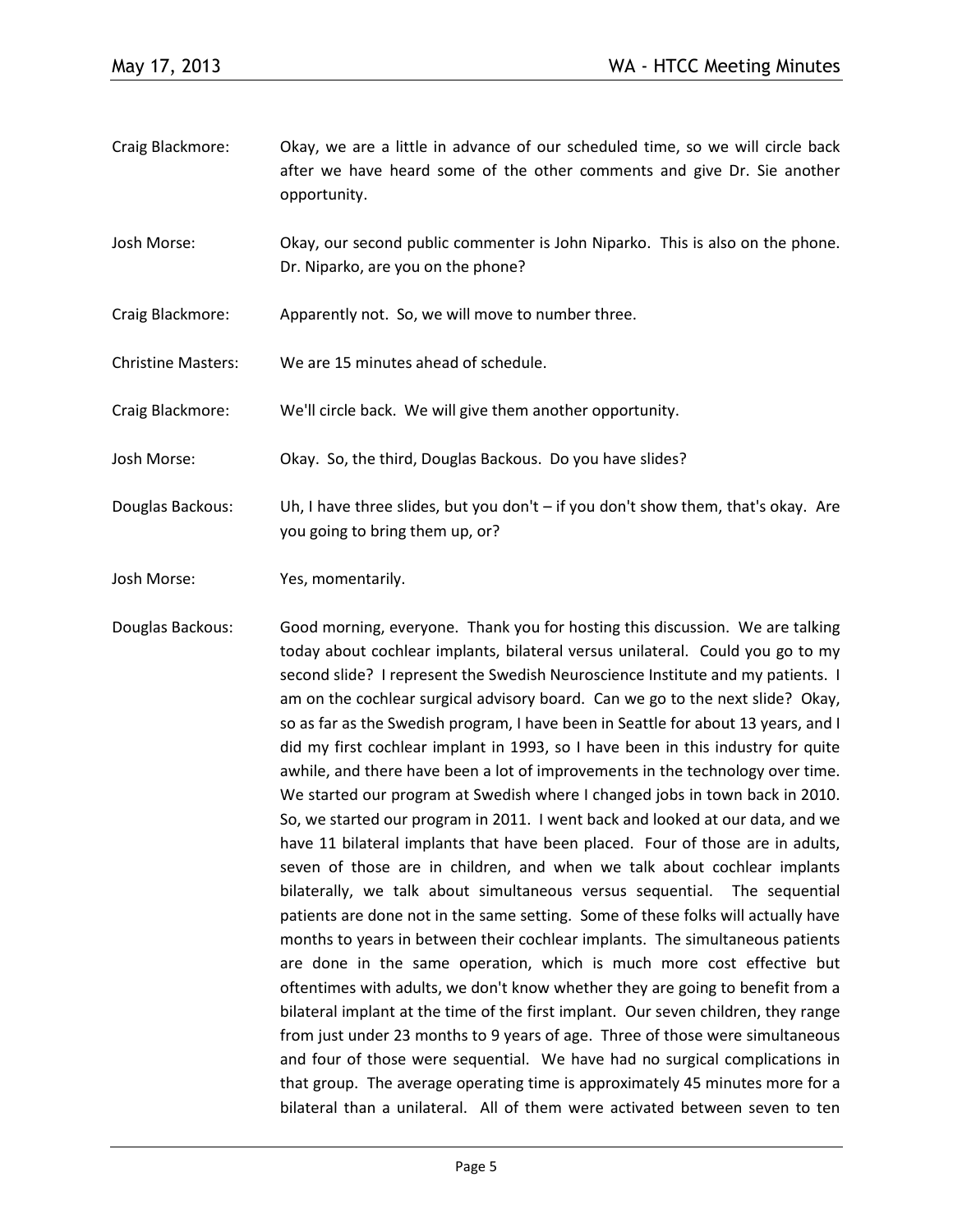Craig Blackmore: Okay, we are a little in advance of our scheduled time, so we will circle back after we have heard some of the other comments and give Dr. Sie another opportunity.

Josh Morse: Okay, our second public commenter is John Niparko. This is also on the phone. Dr. Niparko, are you on the phone?

Craig Blackmore: Apparently not. So, we will move to number three.

Christine Masters: We are 15 minutes ahead of schedule.

Craig Blackmore: We'll circle back. We will give them another opportunity.

Josh Morse: Okay. So, the third, Douglas Backous. Do you have slides?

Douglas Backous: Uh, I have three slides, but you don't – if you don't show them, that's okay. Are you going to bring them up, or?

Josh Morse: Yes, momentarily.

Douglas Backous: Good morning, everyone. Thank you for hosting this discussion. We are talking today about cochlear implants, bilateral versus unilateral. Could you go to my second slide? I represent the Swedish Neuroscience Institute and my patients. I am on the cochlear surgical advisory board. Can we go to the next slide? Okay, so as far as the Swedish program, I have been in Seattle for about 13 years, and I did my first cochlear implant in 1993, so I have been in this industry for quite awhile, and there have been a lot of improvements in the technology over time. We started our program at Swedish where I changed jobs in town back in 2010. So, we started our program in 2011. I went back and looked at our data, and we have 11 bilateral implants that have been placed. Four of those are in adults, seven of those are in children, and when we talk about cochlear implants bilaterally, we talk about simultaneous versus sequential. The sequential patients are done not in the same setting. Some of these folks will actually have months to years in between their cochlear implants. The simultaneous patients are done in the same operation, which is much more cost effective but oftentimes with adults, we don't know whether they are going to benefit from a bilateral implant at the time of the first implant. Our seven children, they range from just under 23 months to 9 years of age. Three of those were simultaneous and four of those were sequential. We have had no surgical complications in that group. The average operating time is approximately 45 minutes more for a bilateral than a unilateral. All of them were activated between seven to ten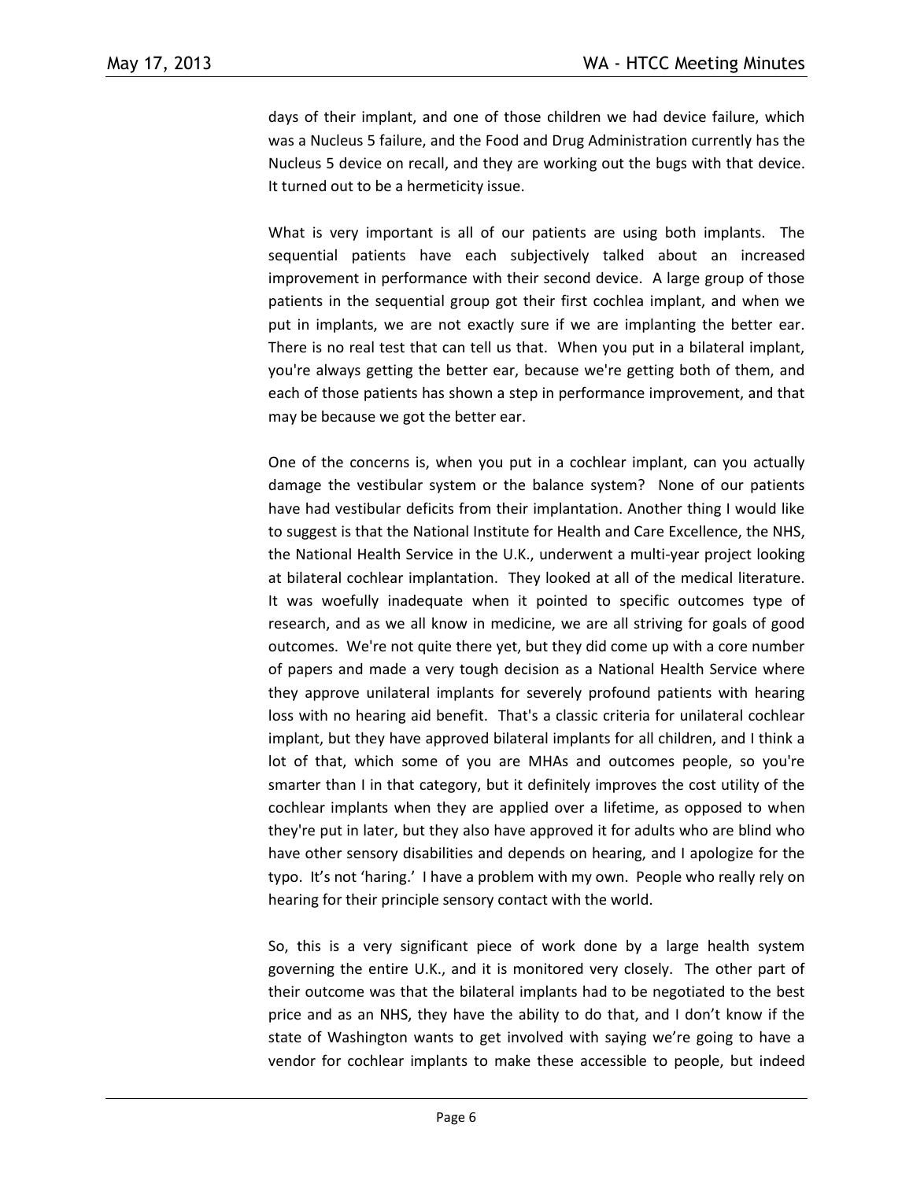days of their implant, and one of those children we had device failure, which was a Nucleus 5 failure, and the Food and Drug Administration currently has the Nucleus 5 device on recall, and they are working out the bugs with that device. It turned out to be a hermeticity issue.

What is very important is all of our patients are using both implants. The sequential patients have each subjectively talked about an increased improvement in performance with their second device. A large group of those patients in the sequential group got their first cochlea implant, and when we put in implants, we are not exactly sure if we are implanting the better ear. There is no real test that can tell us that. When you put in a bilateral implant, you're always getting the better ear, because we're getting both of them, and each of those patients has shown a step in performance improvement, and that may be because we got the better ear.

One of the concerns is, when you put in a cochlear implant, can you actually damage the vestibular system or the balance system? None of our patients have had vestibular deficits from their implantation. Another thing I would like to suggest is that the National Institute for Health and Care Excellence, the NHS, the National Health Service in the U.K., underwent a multi-year project looking at bilateral cochlear implantation. They looked at all of the medical literature. It was woefully inadequate when it pointed to specific outcomes type of research, and as we all know in medicine, we are all striving for goals of good outcomes. We're not quite there yet, but they did come up with a core number of papers and made a very tough decision as a National Health Service where they approve unilateral implants for severely profound patients with hearing loss with no hearing aid benefit. That's a classic criteria for unilateral cochlear implant, but they have approved bilateral implants for all children, and I think a lot of that, which some of you are MHAs and outcomes people, so you're smarter than I in that category, but it definitely improves the cost utility of the cochlear implants when they are applied over a lifetime, as opposed to when they're put in later, but they also have approved it for adults who are blind who have other sensory disabilities and depends on hearing, and I apologize for the typo. It's not 'haring.' I have a problem with my own. People who really rely on hearing for their principle sensory contact with the world.

So, this is a very significant piece of work done by a large health system governing the entire U.K., and it is monitored very closely. The other part of their outcome was that the bilateral implants had to be negotiated to the best price and as an NHS, they have the ability to do that, and I don't know if the state of Washington wants to get involved with saying we're going to have a vendor for cochlear implants to make these accessible to people, but indeed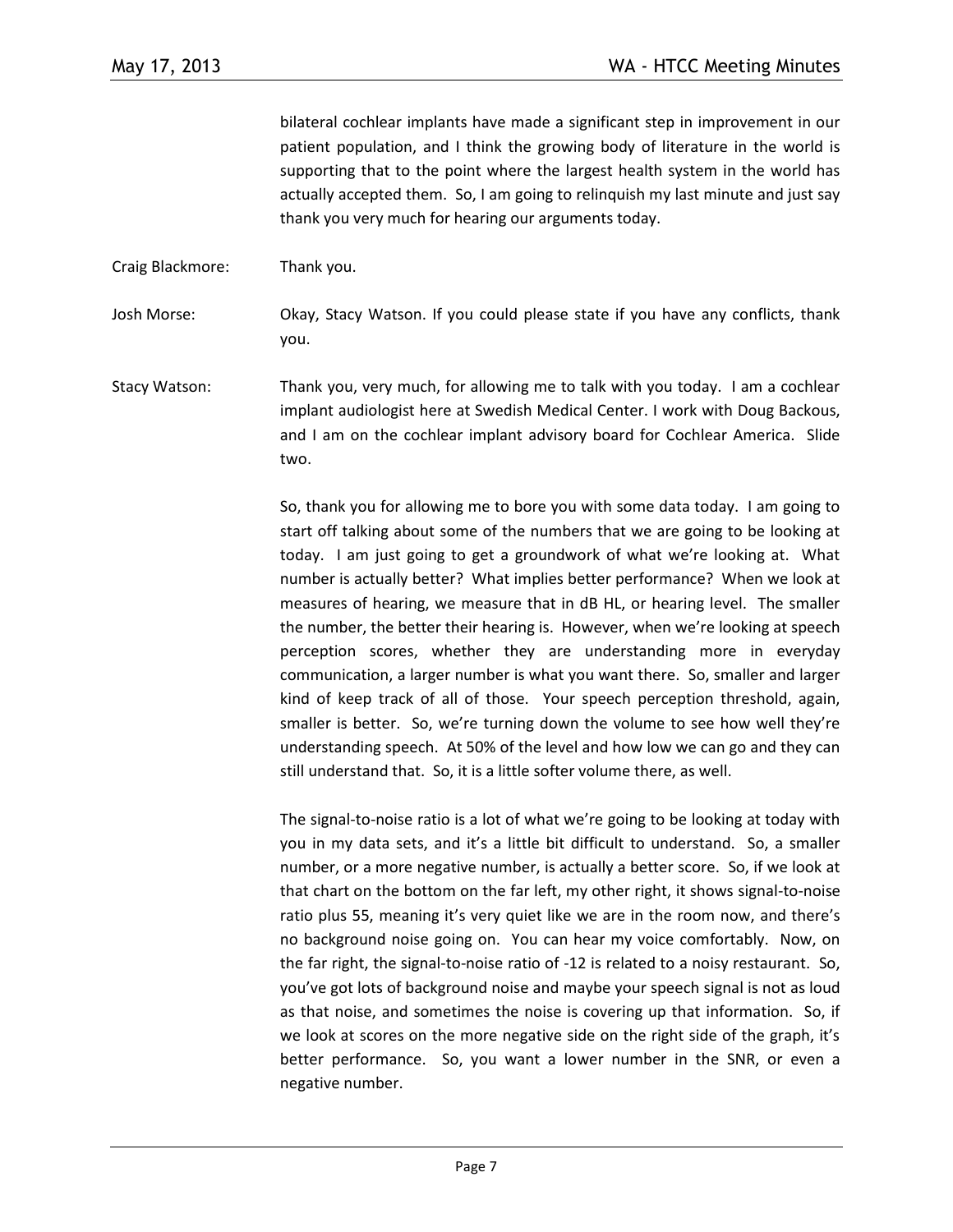bilateral cochlear implants have made a significant step in improvement in our patient population, and I think the growing body of literature in the world is supporting that to the point where the largest health system in the world has actually accepted them. So, I am going to relinquish my last minute and just say thank you very much for hearing our arguments today.

Craig Blackmore: Thank you.

Josh Morse: Okay, Stacy Watson. If you could please state if you have any conflicts, thank you.

Stacy Watson: Thank you, very much, for allowing me to talk with you today. I am a cochlear implant audiologist here at Swedish Medical Center. I work with Doug Backous, and I am on the cochlear implant advisory board for Cochlear America. Slide two.

So, thank you for allowing me to bore you with some data today. I am going to start off talking about some of the numbers that we are going to be looking at today. I am just going to get a groundwork of what we're looking at. What number is actually better? What implies better performance? When we look at measures of hearing, we measure that in dB HL, or hearing level. The smaller the number, the better their hearing is. However, when we're looking at speech perception scores, whether they are understanding more in everyday communication, a larger number is what you want there. So, smaller and larger kind of keep track of all of those. Your speech perception threshold, again, smaller is better. So, we're turning down the volume to see how well they're understanding speech. At 50% of the level and how low we can go and they can still understand that. So, it is a little softer volume there, as well.

The signal-to-noise ratio is a lot of what we're going to be looking at today with you in my data sets, and it's a little bit difficult to understand. So, a smaller number, or a more negative number, is actually a better score. So, if we look at that chart on the bottom on the far left, my other right, it shows signal-to-noise ratio plus 55, meaning it's very quiet like we are in the room now, and there's no background noise going on. You can hear my voice comfortably. Now, on the far right, the signal-to-noise ratio of -12 is related to a noisy restaurant. So, you've got lots of background noise and maybe your speech signal is not as loud as that noise, and sometimes the noise is covering up that information. So, if we look at scores on the more negative side on the right side of the graph, it's better performance. So, you want a lower number in the SNR, or even a negative number.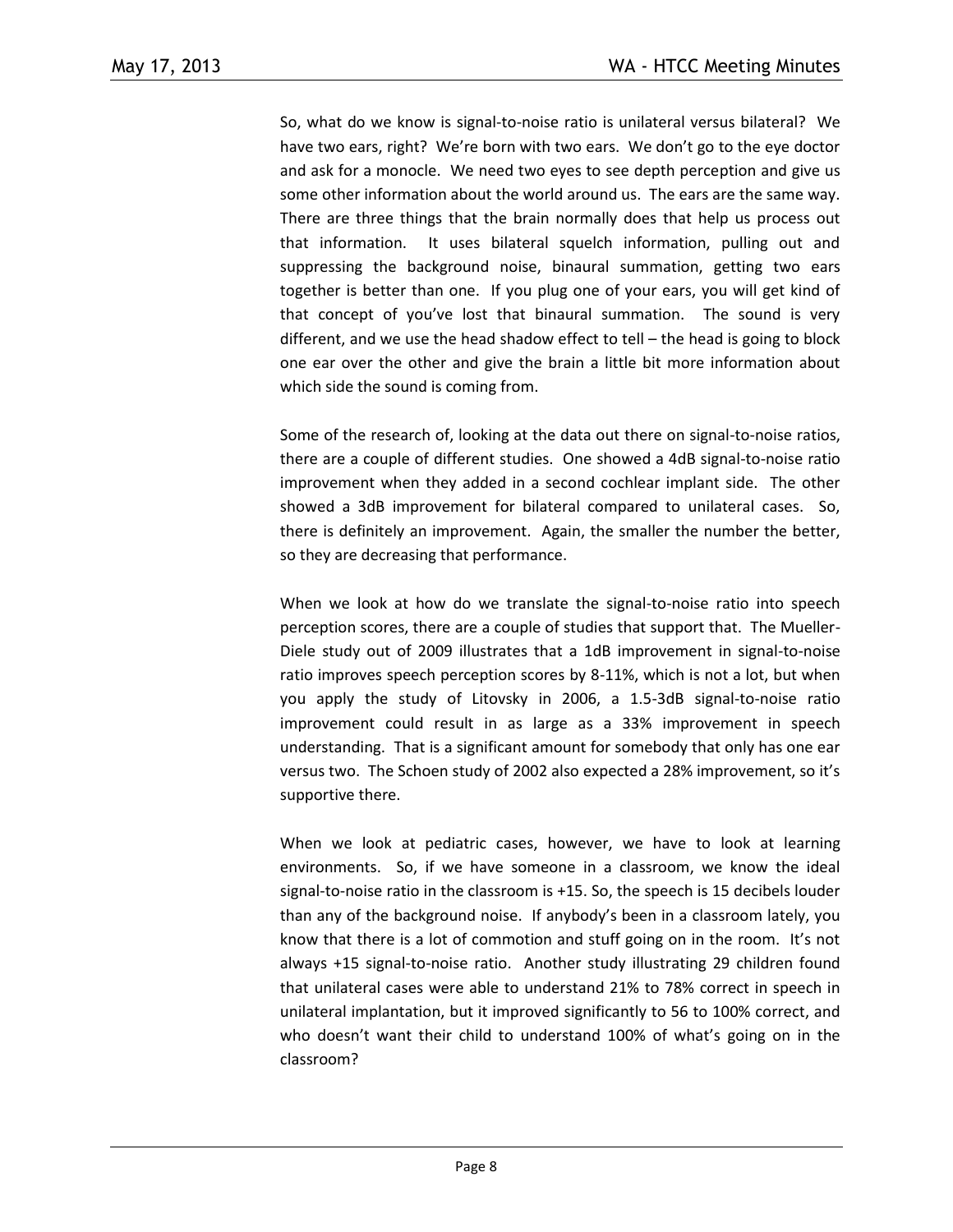So, what do we know is signal-to-noise ratio is unilateral versus bilateral? We have two ears, right? We're born with two ears. We don't go to the eye doctor and ask for a monocle. We need two eyes to see depth perception and give us some other information about the world around us. The ears are the same way. There are three things that the brain normally does that help us process out that information. It uses bilateral squelch information, pulling out and suppressing the background noise, binaural summation, getting two ears together is better than one. If you plug one of your ears, you will get kind of that concept of you've lost that binaural summation. The sound is very different, and we use the head shadow effect to tell – the head is going to block one ear over the other and give the brain a little bit more information about which side the sound is coming from.

Some of the research of, looking at the data out there on signal-to-noise ratios, there are a couple of different studies. One showed a 4dB signal-to-noise ratio improvement when they added in a second cochlear implant side. The other showed a 3dB improvement for bilateral compared to unilateral cases. So, there is definitely an improvement. Again, the smaller the number the better, so they are decreasing that performance.

When we look at how do we translate the signal-to-noise ratio into speech perception scores, there are a couple of studies that support that. The Mueller-Diele study out of 2009 illustrates that a 1dB improvement in signal-to-noise ratio improves speech perception scores by 8-11%, which is not a lot, but when you apply the study of Litovsky in 2006, a 1.5-3dB signal-to-noise ratio improvement could result in as large as a 33% improvement in speech understanding. That is a significant amount for somebody that only has one ear versus two. The Schoen study of 2002 also expected a 28% improvement, so it's supportive there.

When we look at pediatric cases, however, we have to look at learning environments. So, if we have someone in a classroom, we know the ideal signal-to-noise ratio in the classroom is +15. So, the speech is 15 decibels louder than any of the background noise. If anybody's been in a classroom lately, you know that there is a lot of commotion and stuff going on in the room. It's not always +15 signal-to-noise ratio. Another study illustrating 29 children found that unilateral cases were able to understand 21% to 78% correct in speech in unilateral implantation, but it improved significantly to 56 to 100% correct, and who doesn't want their child to understand 100% of what's going on in the classroom?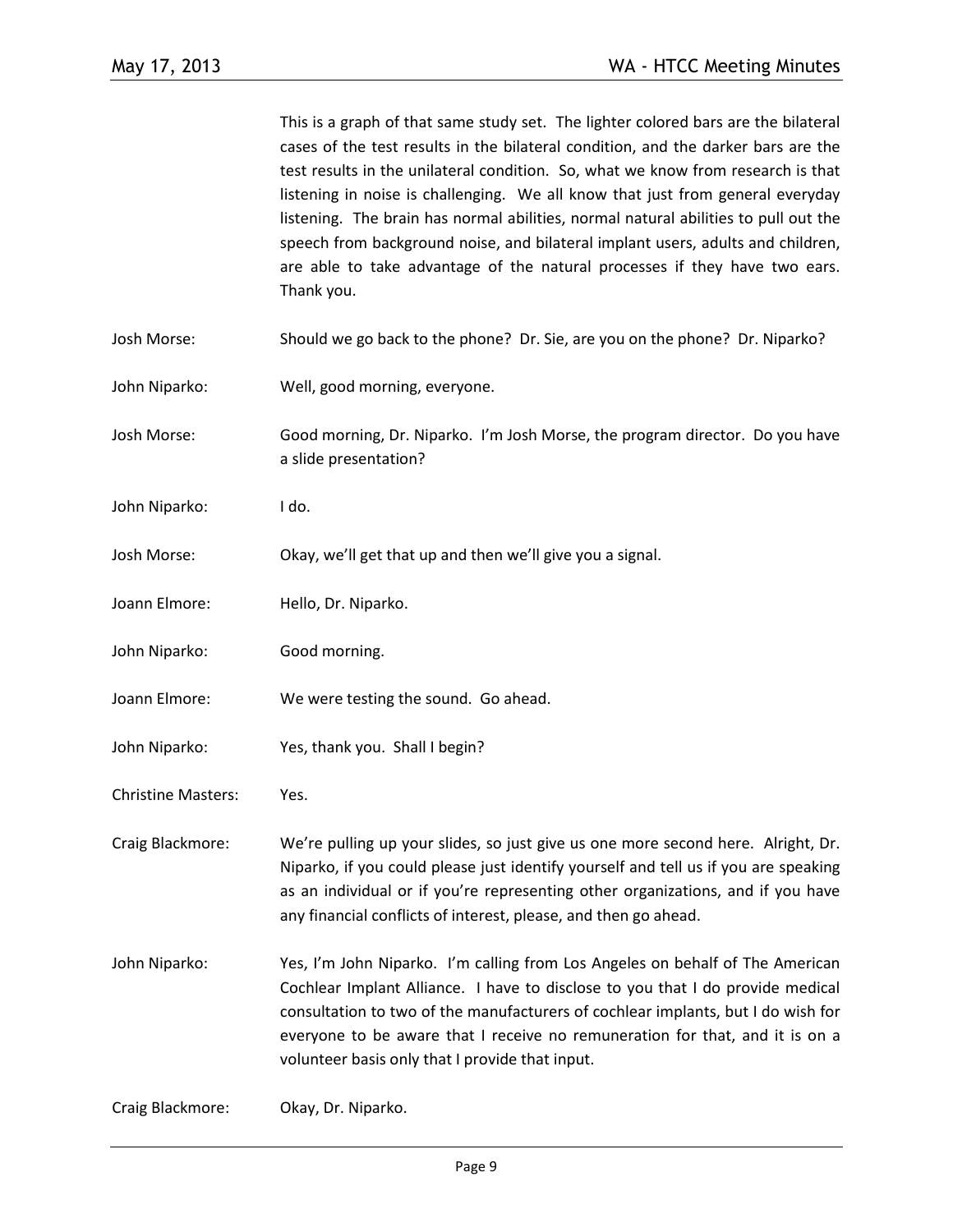This is a graph of that same study set. The lighter colored bars are the bilateral cases of the test results in the bilateral condition, and the darker bars are the test results in the unilateral condition. So, what we know from research is that listening in noise is challenging. We all know that just from general everyday listening. The brain has normal abilities, normal natural abilities to pull out the speech from background noise, and bilateral implant users, adults and children, are able to take advantage of the natural processes if they have two ears. Thank you.

Josh Morse: Should we go back to the phone? Dr. Sie, are you on the phone? Dr. Niparko?

John Niparko: Well, good morning, everyone.

Josh Morse: Good morning, Dr. Niparko. I'm Josh Morse, the program director. Do you have a slide presentation?

John Niparko: I do.

Josh Morse: Okay, we'll get that up and then we'll give you a signal.

Joann Elmore: Hello, Dr. Niparko.

John Niparko: Good morning.

Joann Elmore: We were testing the sound. Go ahead.

John Niparko: Yes, thank you. Shall I begin?

Christine Masters: Yes.

Craig Blackmore: We're pulling up your slides, so just give us one more second here. Alright, Dr. Niparko, if you could please just identify yourself and tell us if you are speaking as an individual or if you're representing other organizations, and if you have any financial conflicts of interest, please, and then go ahead.

John Niparko: Yes, I'm John Niparko. I'm calling from Los Angeles on behalf of The American Cochlear Implant Alliance. I have to disclose to you that I do provide medical consultation to two of the manufacturers of cochlear implants, but I do wish for everyone to be aware that I receive no remuneration for that, and it is on a volunteer basis only that I provide that input.

Craig Blackmore: Okay, Dr. Niparko.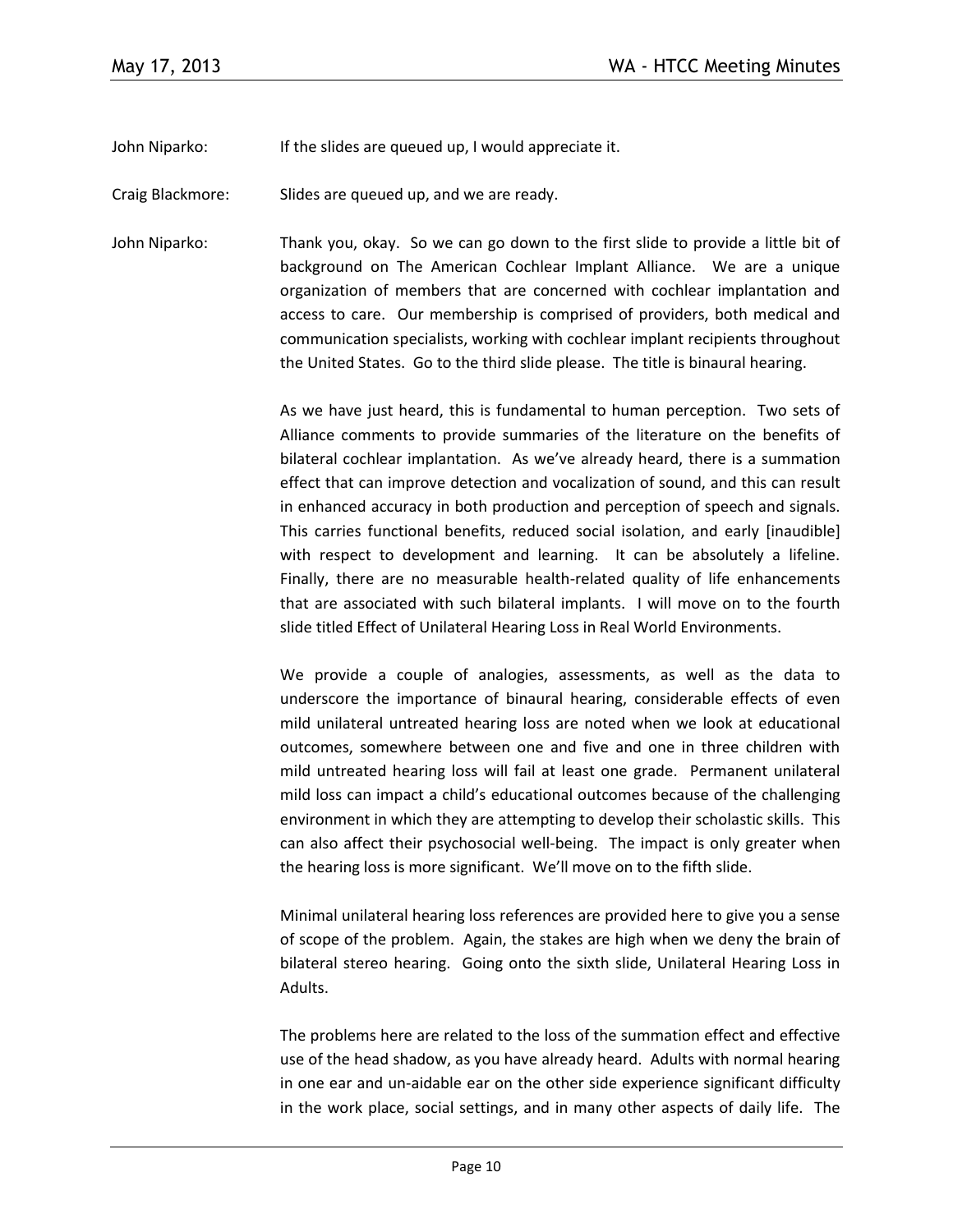John Niparko: If the slides are queued up, I would appreciate it.

Craig Blackmore: Slides are queued up, and we are ready.

John Niparko: Thank you, okay. So we can go down to the first slide to provide a little bit of background on The American Cochlear Implant Alliance. We are a unique organization of members that are concerned with cochlear implantation and access to care. Our membership is comprised of providers, both medical and communication specialists, working with cochlear implant recipients throughout the United States. Go to the third slide please. The title is binaural hearing.

As we have just heard, this is fundamental to human perception. Two sets of Alliance comments to provide summaries of the literature on the benefits of bilateral cochlear implantation. As we've already heard, there is a summation effect that can improve detection and vocalization of sound, and this can result in enhanced accuracy in both production and perception of speech and signals. This carries functional benefits, reduced social isolation, and early [inaudible] with respect to development and learning. It can be absolutely a lifeline. Finally, there are no measurable health-related quality of life enhancements that are associated with such bilateral implants. I will move on to the fourth slide titled Effect of Unilateral Hearing Loss in Real World Environments.

We provide a couple of analogies, assessments, as well as the data to underscore the importance of binaural hearing, considerable effects of even mild unilateral untreated hearing loss are noted when we look at educational outcomes, somewhere between one and five and one in three children with mild untreated hearing loss will fail at least one grade. Permanent unilateral mild loss can impact a child's educational outcomes because of the challenging environment in which they are attempting to develop their scholastic skills. This can also affect their psychosocial well-being. The impact is only greater when the hearing loss is more significant. We'll move on to the fifth slide.

Minimal unilateral hearing loss references are provided here to give you a sense of scope of the problem. Again, the stakes are high when we deny the brain of bilateral stereo hearing. Going onto the sixth slide, Unilateral Hearing Loss in Adults.

The problems here are related to the loss of the summation effect and effective use of the head shadow, as you have already heard. Adults with normal hearing in one ear and un-aidable ear on the other side experience significant difficulty in the work place, social settings, and in many other aspects of daily life. The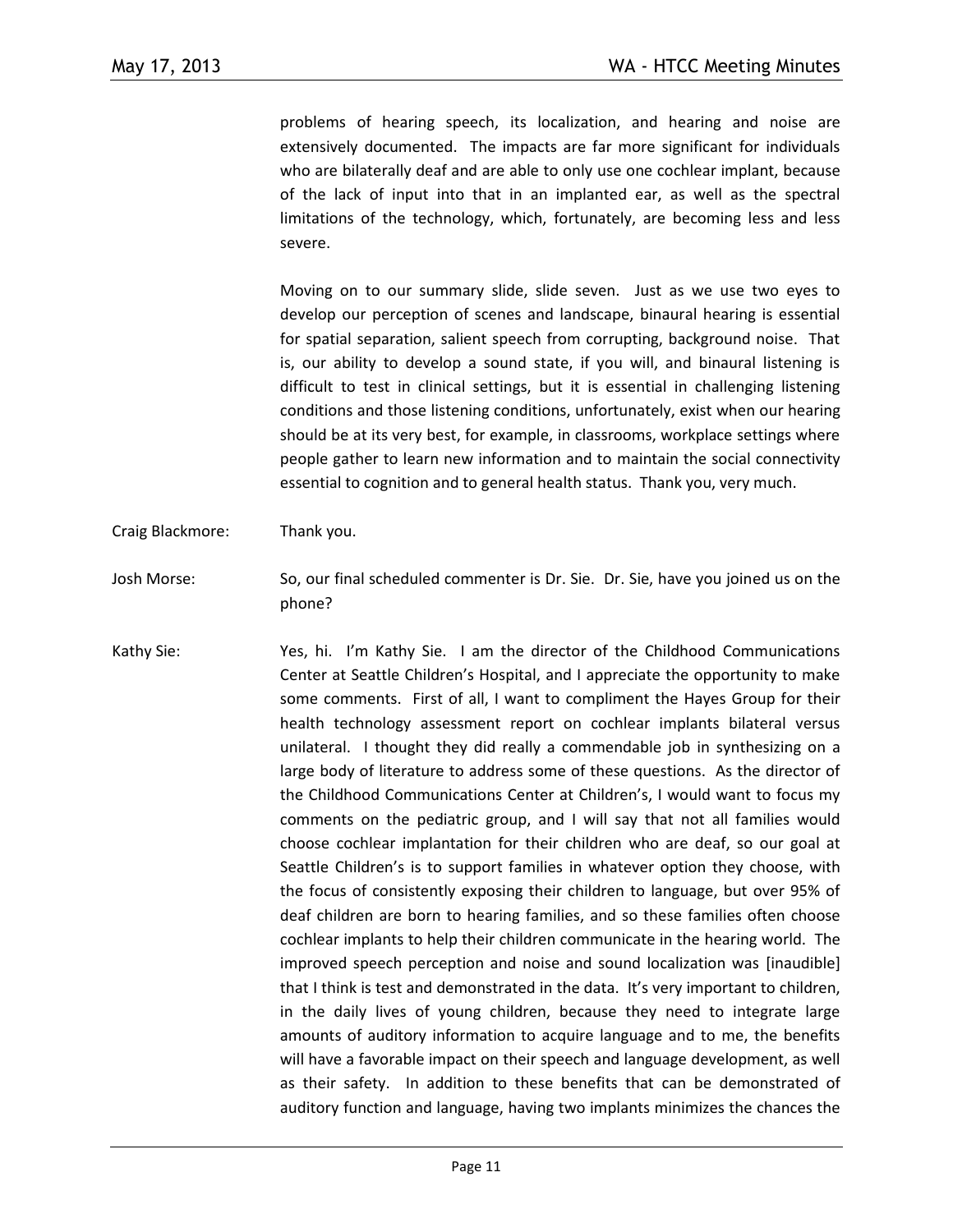problems of hearing speech, its localization, and hearing and noise are extensively documented. The impacts are far more significant for individuals who are bilaterally deaf and are able to only use one cochlear implant, because of the lack of input into that in an implanted ear, as well as the spectral limitations of the technology, which, fortunately, are becoming less and less severe.

Moving on to our summary slide, slide seven. Just as we use two eyes to develop our perception of scenes and landscape, binaural hearing is essential for spatial separation, salient speech from corrupting, background noise. That is, our ability to develop a sound state, if you will, and binaural listening is difficult to test in clinical settings, but it is essential in challenging listening conditions and those listening conditions, unfortunately, exist when our hearing should be at its very best, for example, in classrooms, workplace settings where people gather to learn new information and to maintain the social connectivity essential to cognition and to general health status. Thank you, very much.

Craig Blackmore: Thank you.

Josh Morse: So, our final scheduled commenter is Dr. Sie. Dr. Sie, have you joined us on the phone?

Kathy Sie: Yes, hi. I'm Kathy Sie. I am the director of the Childhood Communications Center at Seattle Children's Hospital, and I appreciate the opportunity to make some comments. First of all, I want to compliment the Hayes Group for their health technology assessment report on cochlear implants bilateral versus unilateral. I thought they did really a commendable job in synthesizing on a large body of literature to address some of these questions. As the director of the Childhood Communications Center at Children's, I would want to focus my comments on the pediatric group, and I will say that not all families would choose cochlear implantation for their children who are deaf, so our goal at Seattle Children's is to support families in whatever option they choose, with the focus of consistently exposing their children to language, but over 95% of deaf children are born to hearing families, and so these families often choose cochlear implants to help their children communicate in the hearing world. The improved speech perception and noise and sound localization was [inaudible] that I think is test and demonstrated in the data. It's very important to children, in the daily lives of young children, because they need to integrate large amounts of auditory information to acquire language and to me, the benefits will have a favorable impact on their speech and language development, as well as their safety. In addition to these benefits that can be demonstrated of auditory function and language, having two implants minimizes the chances the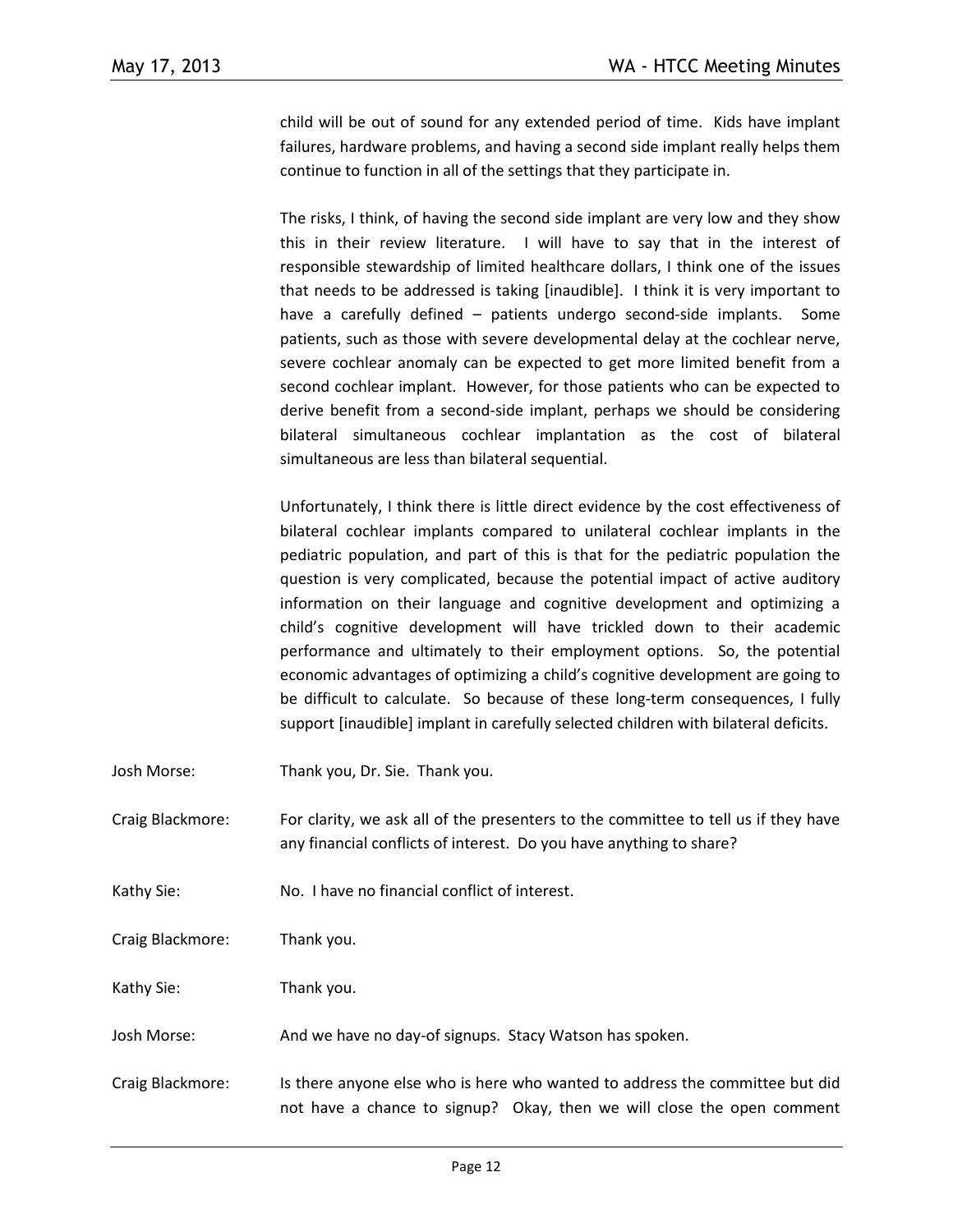child will be out of sound for any extended period of time. Kids have implant failures, hardware problems, and having a second side implant really helps them continue to function in all of the settings that they participate in.

The risks, I think, of having the second side implant are very low and they show this in their review literature. I will have to say that in the interest of responsible stewardship of limited healthcare dollars, I think one of the issues that needs to be addressed is taking [inaudible]. I think it is very important to have a carefully defined – patients undergo second-side implants. Some patients, such as those with severe developmental delay at the cochlear nerve, severe cochlear anomaly can be expected to get more limited benefit from a second cochlear implant. However, for those patients who can be expected to derive benefit from a second-side implant, perhaps we should be considering bilateral simultaneous cochlear implantation as the cost of bilateral simultaneous are less than bilateral sequential.

Unfortunately, I think there is little direct evidence by the cost effectiveness of bilateral cochlear implants compared to unilateral cochlear implants in the pediatric population, and part of this is that for the pediatric population the question is very complicated, because the potential impact of active auditory information on their language and cognitive development and optimizing a child's cognitive development will have trickled down to their academic performance and ultimately to their employment options. So, the potential economic advantages of optimizing a child's cognitive development are going to be difficult to calculate. So because of these long-term consequences, I fully support [inaudible] implant in carefully selected children with bilateral deficits.

Josh Morse: Thank you, Dr. Sie. Thank you.

Craig Blackmore: For clarity, we ask all of the presenters to the committee to tell us if they have any financial conflicts of interest. Do you have anything to share?

Kathy Sie: No. I have no financial conflict of interest.

Craig Blackmore: Thank you.

Kathy Sie: Thank you.

Josh Morse: And we have no day-of signups. Stacy Watson has spoken.

Craig Blackmore: Is there anyone else who is here who wanted to address the committee but did not have a chance to signup? Okay, then we will close the open comment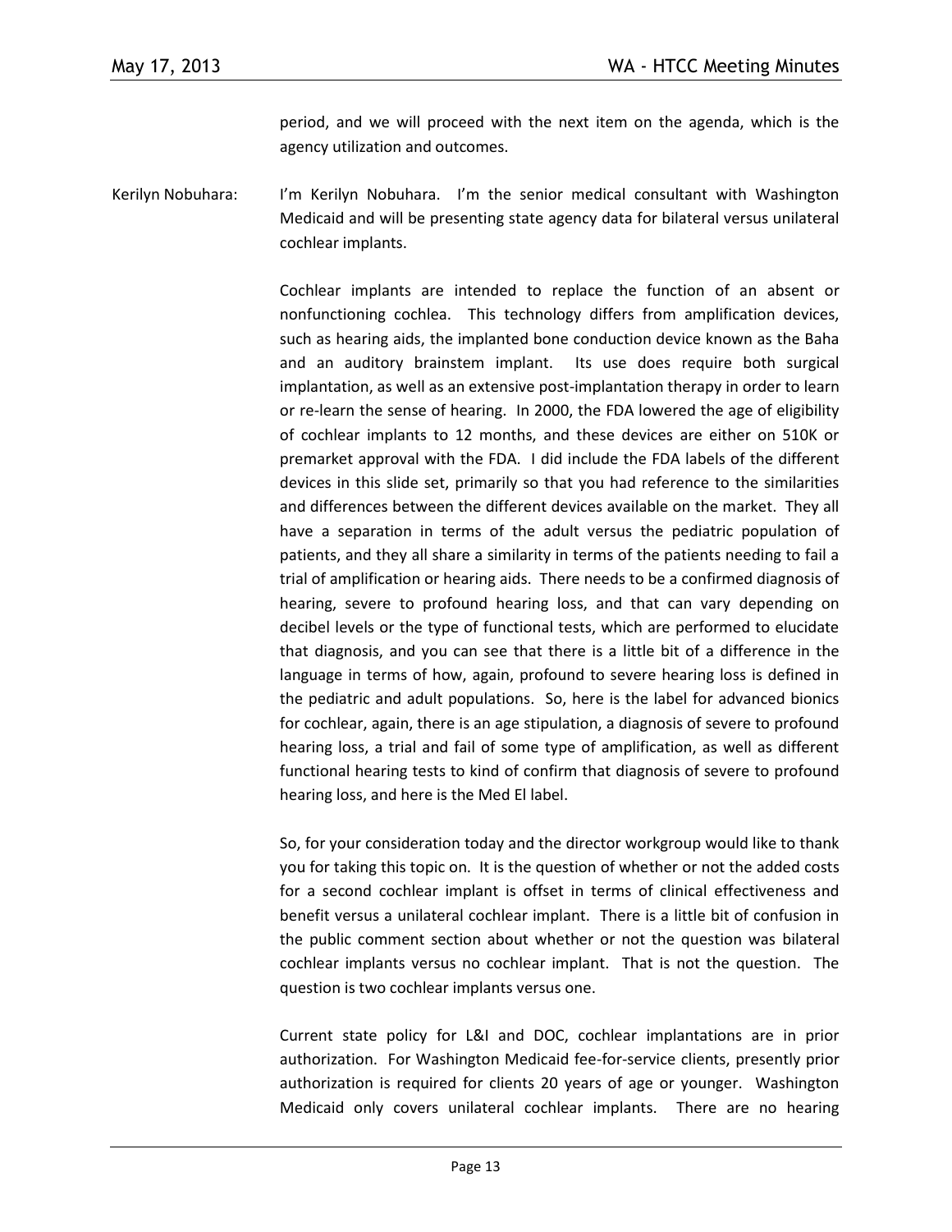period, and we will proceed with the next item on the agenda, which is the agency utilization and outcomes.

Kerilyn Nobuhara: I'm Kerilyn Nobuhara. I'm the senior medical consultant with Washington Medicaid and will be presenting state agency data for bilateral versus unilateral cochlear implants.

Cochlear implants are intended to replace the function of an absent or nonfunctioning cochlea. This technology differs from amplification devices, such as hearing aids, the implanted bone conduction device known as the Baha and an auditory brainstem implant. Its use does require both surgical implantation, as well as an extensive post-implantation therapy in order to learn or re-learn the sense of hearing. In 2000, the FDA lowered the age of eligibility of cochlear implants to 12 months, and these devices are either on 510K or premarket approval with the FDA. I did include the FDA labels of the different devices in this slide set, primarily so that you had reference to the similarities and differences between the different devices available on the market. They all have a separation in terms of the adult versus the pediatric population of patients, and they all share a similarity in terms of the patients needing to fail a trial of amplification or hearing aids. There needs to be a confirmed diagnosis of hearing, severe to profound hearing loss, and that can vary depending on decibel levels or the type of functional tests, which are performed to elucidate that diagnosis, and you can see that there is a little bit of a difference in the language in terms of how, again, profound to severe hearing loss is defined in the pediatric and adult populations. So, here is the label for advanced bionics for cochlear, again, there is an age stipulation, a diagnosis of severe to profound hearing loss, a trial and fail of some type of amplification, as well as different functional hearing tests to kind of confirm that diagnosis of severe to profound hearing loss, and here is the Med El label.

So, for your consideration today and the director workgroup would like to thank you for taking this topic on. It is the question of whether or not the added costs for a second cochlear implant is offset in terms of clinical effectiveness and benefit versus a unilateral cochlear implant. There is a little bit of confusion in the public comment section about whether or not the question was bilateral cochlear implants versus no cochlear implant. That is not the question. The question is two cochlear implants versus one.

Current state policy for L&I and DOC, cochlear implantations are in prior authorization. For Washington Medicaid fee-for-service clients, presently prior authorization is required for clients 20 years of age or younger. Washington Medicaid only covers unilateral cochlear implants. There are no hearing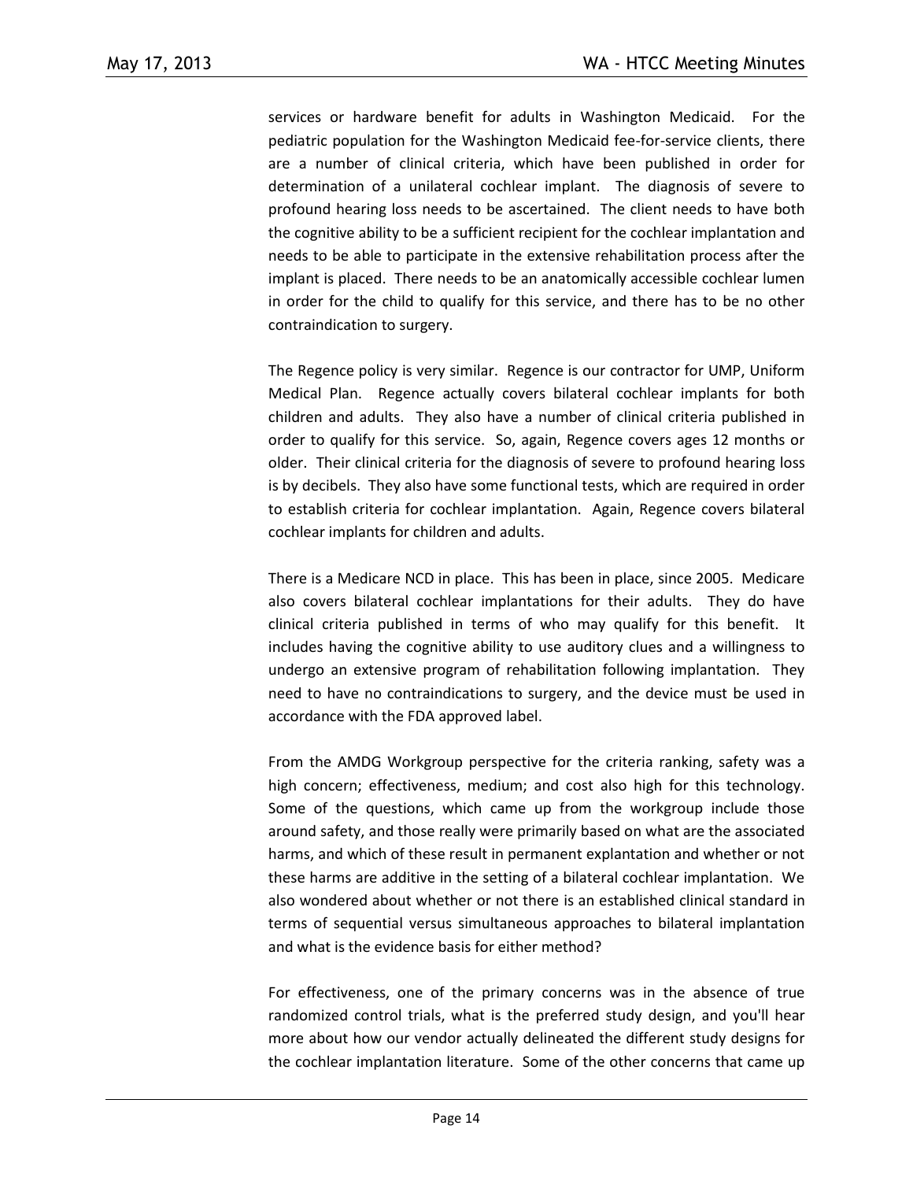services or hardware benefit for adults in Washington Medicaid. For the pediatric population for the Washington Medicaid fee-for-service clients, there are a number of clinical criteria, which have been published in order for determination of a unilateral cochlear implant. The diagnosis of severe to profound hearing loss needs to be ascertained. The client needs to have both the cognitive ability to be a sufficient recipient for the cochlear implantation and needs to be able to participate in the extensive rehabilitation process after the implant is placed. There needs to be an anatomically accessible cochlear lumen in order for the child to qualify for this service, and there has to be no other contraindication to surgery.

The Regence policy is very similar. Regence is our contractor for UMP, Uniform Medical Plan. Regence actually covers bilateral cochlear implants for both children and adults. They also have a number of clinical criteria published in order to qualify for this service. So, again, Regence covers ages 12 months or older. Their clinical criteria for the diagnosis of severe to profound hearing loss is by decibels. They also have some functional tests, which are required in order to establish criteria for cochlear implantation. Again, Regence covers bilateral cochlear implants for children and adults.

There is a Medicare NCD in place. This has been in place, since 2005. Medicare also covers bilateral cochlear implantations for their adults. They do have clinical criteria published in terms of who may qualify for this benefit. It includes having the cognitive ability to use auditory clues and a willingness to undergo an extensive program of rehabilitation following implantation. They need to have no contraindications to surgery, and the device must be used in accordance with the FDA approved label.

From the AMDG Workgroup perspective for the criteria ranking, safety was a high concern; effectiveness, medium; and cost also high for this technology. Some of the questions, which came up from the workgroup include those around safety, and those really were primarily based on what are the associated harms, and which of these result in permanent explantation and whether or not these harms are additive in the setting of a bilateral cochlear implantation. We also wondered about whether or not there is an established clinical standard in terms of sequential versus simultaneous approaches to bilateral implantation and what is the evidence basis for either method?

For effectiveness, one of the primary concerns was in the absence of true randomized control trials, what is the preferred study design, and you'll hear more about how our vendor actually delineated the different study designs for the cochlear implantation literature. Some of the other concerns that came up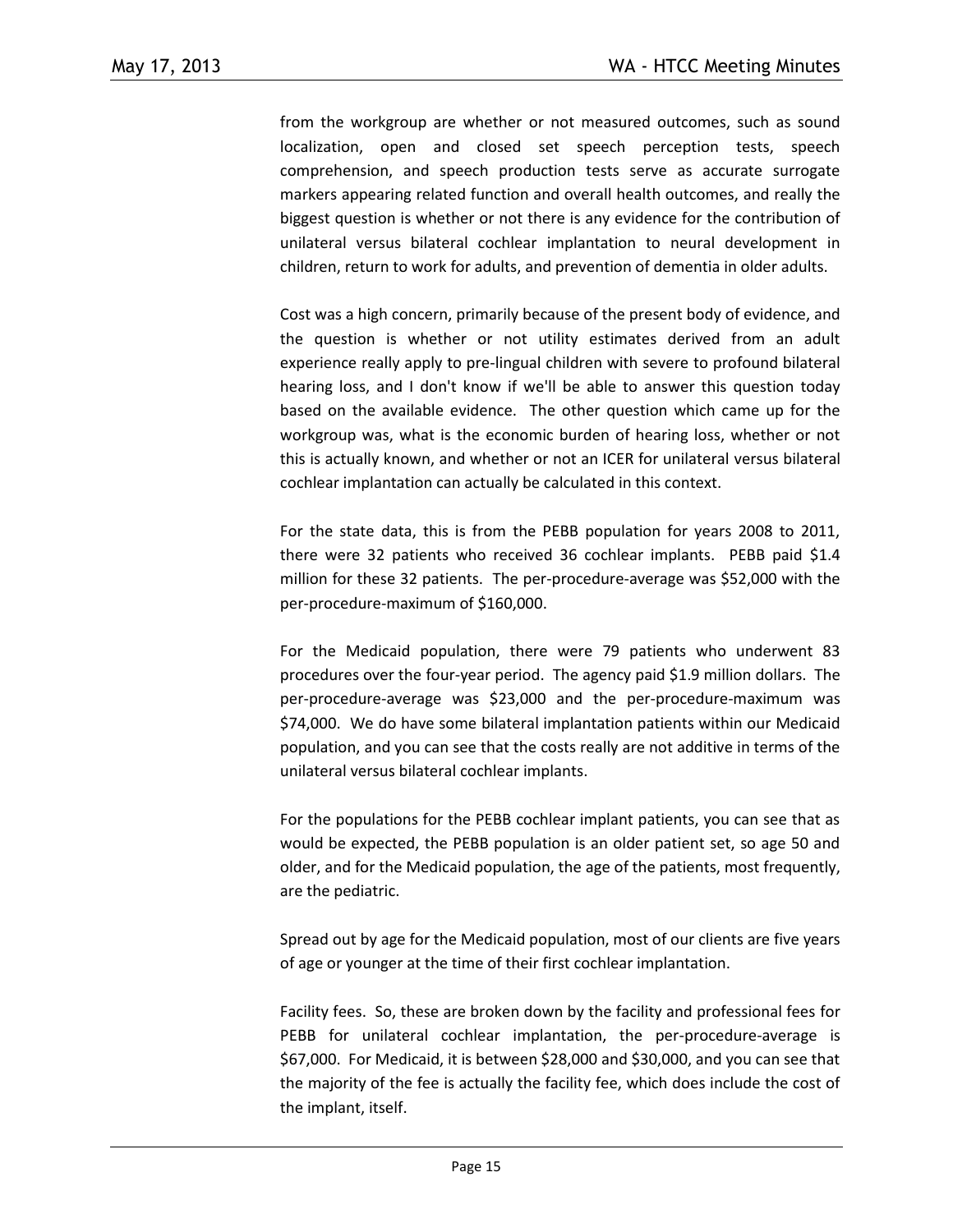from the workgroup are whether or not measured outcomes, such as sound localization, open and closed set speech perception tests, speech comprehension, and speech production tests serve as accurate surrogate markers appearing related function and overall health outcomes, and really the biggest question is whether or not there is any evidence for the contribution of unilateral versus bilateral cochlear implantation to neural development in children, return to work for adults, and prevention of dementia in older adults.

Cost was a high concern, primarily because of the present body of evidence, and the question is whether or not utility estimates derived from an adult experience really apply to pre-lingual children with severe to profound bilateral hearing loss, and I don't know if we'll be able to answer this question today based on the available evidence. The other question which came up for the workgroup was, what is the economic burden of hearing loss, whether or not this is actually known, and whether or not an ICER for unilateral versus bilateral cochlear implantation can actually be calculated in this context.

For the state data, this is from the PEBB population for years 2008 to 2011, there were 32 patients who received 36 cochlear implants. PEBB paid $1.4 million for these 32 patients. The per-procedure-average was $52,000 with the per-procedure-maximum of $160,000.

For the Medicaid population, there were 79 patients who underwent 83 procedures over the four-year period. The agency paid $1.9 million dollars. The per-procedure-average was $23,000 and the per-procedure-maximum was $74,000. We do have some bilateral implantation patients within our Medicaid population, and you can see that the costs really are not additive in terms of the unilateral versus bilateral cochlear implants.

For the populations for the PEBB cochlear implant patients, you can see that as would be expected, the PEBB population is an older patient set, so age 50 and older, and for the Medicaid population, the age of the patients, most frequently, are the pediatric.

Spread out by age for the Medicaid population, most of our clients are five years of age or younger at the time of their first cochlear implantation.

Facility fees. So, these are broken down by the facility and professional fees for PEBB for unilateral cochlear implantation, the per-procedure-average is $67,000. For Medicaid, it is between $28,000 and $30,000, and you can see that the majority of the fee is actually the facility fee, which does include the cost of the implant, itself.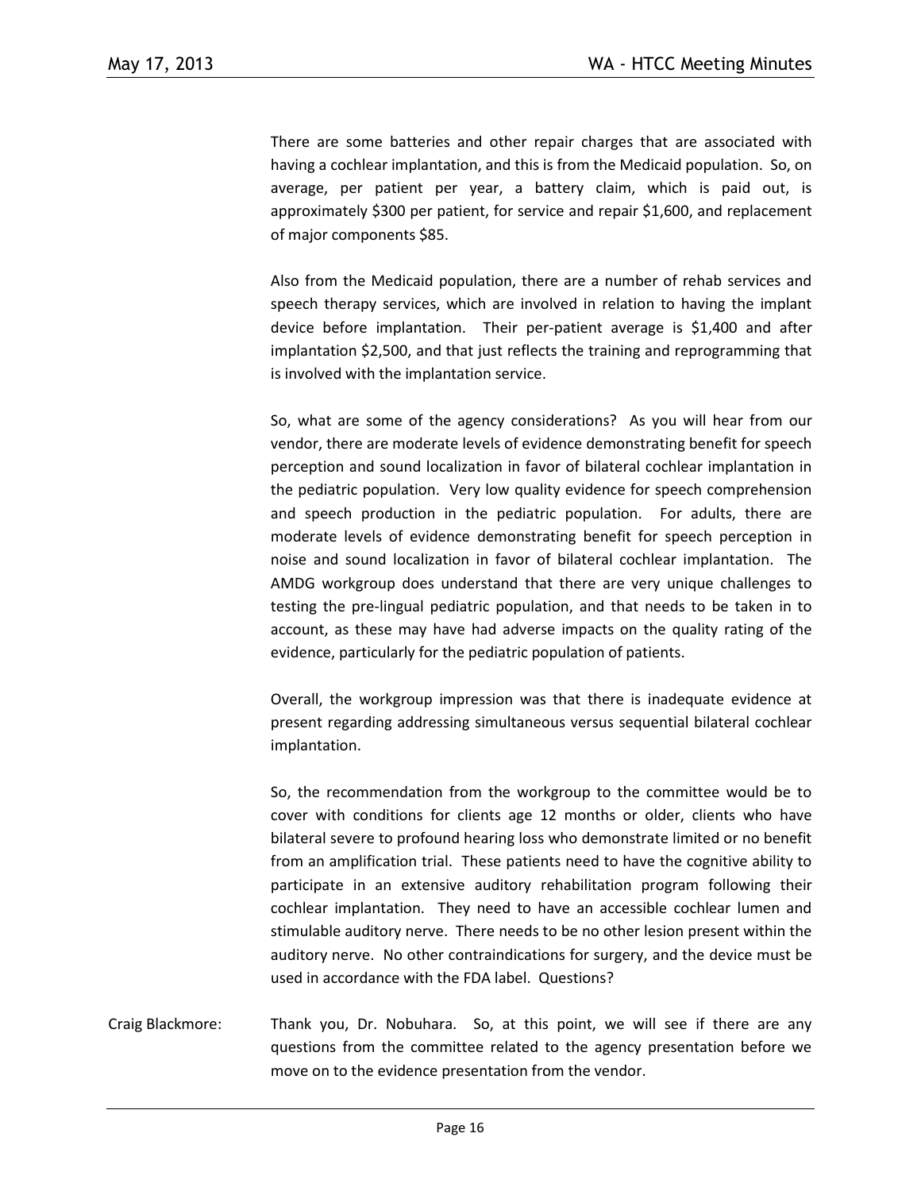There are some batteries and other repair charges that are associated with having a cochlear implantation, and this is from the Medicaid population. So, on average, per patient per year, a battery claim, which is paid out, is approximately $300 per patient, for service and repair $1,600, and replacement of major components $85.

Also from the Medicaid population, there are a number of rehab services and speech therapy services, which are involved in relation to having the implant device before implantation. Their per-patient average is $1,400 and after implantation $2,500, and that just reflects the training and reprogramming that is involved with the implantation service.

So, what are some of the agency considerations? As you will hear from our vendor, there are moderate levels of evidence demonstrating benefit for speech perception and sound localization in favor of bilateral cochlear implantation in the pediatric population. Very low quality evidence for speech comprehension and speech production in the pediatric population. For adults, there are moderate levels of evidence demonstrating benefit for speech perception in noise and sound localization in favor of bilateral cochlear implantation. The AMDG workgroup does understand that there are very unique challenges to testing the pre-lingual pediatric population, and that needs to be taken in to account, as these may have had adverse impacts on the quality rating of the evidence, particularly for the pediatric population of patients.

Overall, the workgroup impression was that there is inadequate evidence at present regarding addressing simultaneous versus sequential bilateral cochlear implantation.

So, the recommendation from the workgroup to the committee would be to cover with conditions for clients age 12 months or older, clients who have bilateral severe to profound hearing loss who demonstrate limited or no benefit from an amplification trial. These patients need to have the cognitive ability to participate in an extensive auditory rehabilitation program following their cochlear implantation. They need to have an accessible cochlear lumen and stimulable auditory nerve. There needs to be no other lesion present within the auditory nerve. No other contraindications for surgery, and the device must be used in accordance with the FDA label. Questions?

Craig Blackmore: Thank you, Dr. Nobuhara. So, at this point, we will see if there are any questions from the committee related to the agency presentation before we move on to the evidence presentation from the vendor.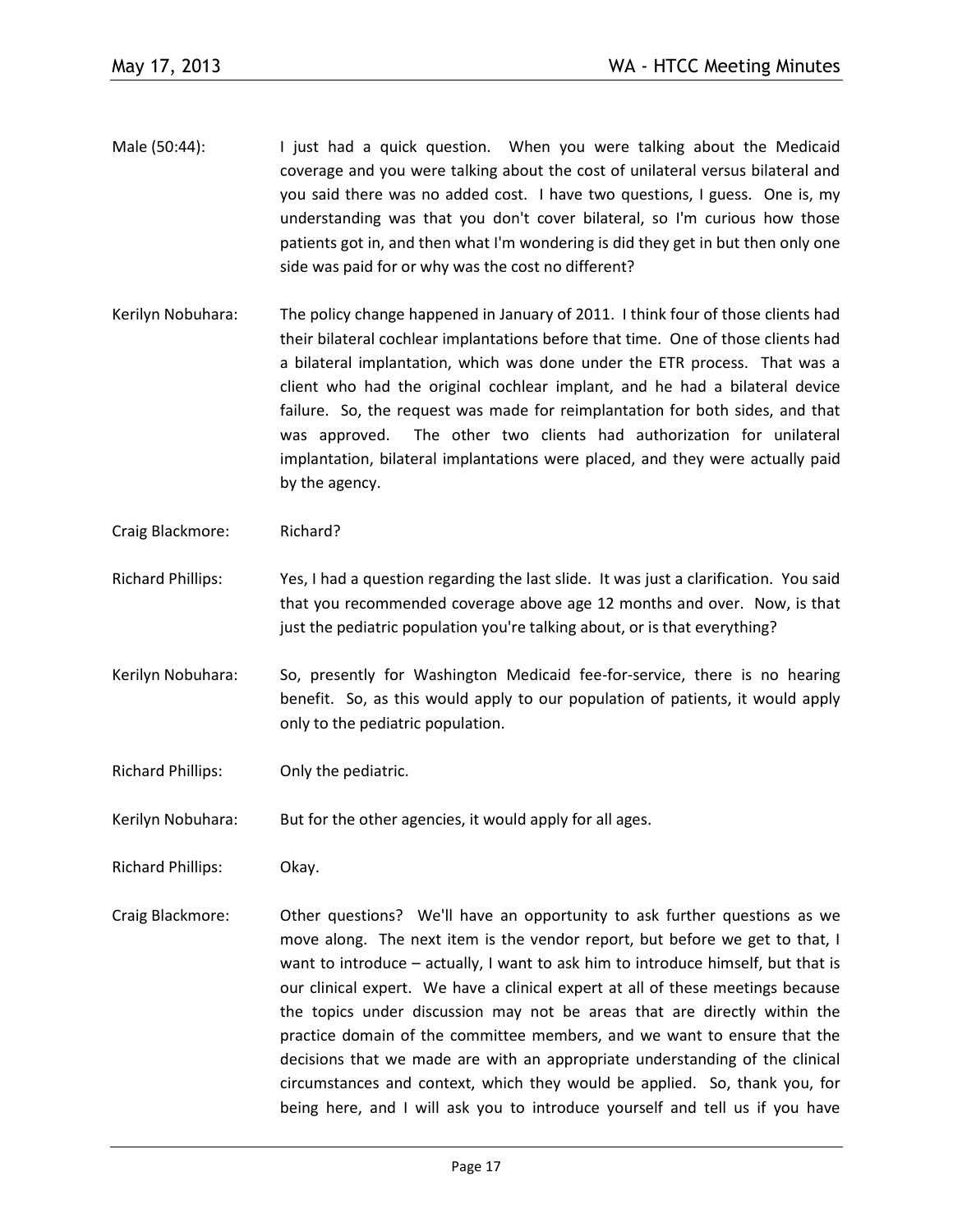Male (50:44): I just had a quick question. When you were talking about the Medicaid coverage and you were talking about the cost of unilateral versus bilateral and you said there was no added cost. I have two questions, I guess. One is, my understanding was that you don't cover bilateral, so I'm curious how those patients got in, and then what I'm wondering is did they get in but then only one side was paid for or why was the cost no different?

Kerilyn Nobuhara: The policy change happened in January of 2011. I think four of those clients had their bilateral cochlear implantations before that time. One of those clients had a bilateral implantation, which was done under the ETR process. That was a client who had the original cochlear implant, and he had a bilateral device failure. So, the request was made for reimplantation for both sides, and that was approved. The other two clients had authorization for unilateral implantation, bilateral implantations were placed, and they were actually paid by the agency.

Craig Blackmore: Richard?

Richard Phillips: Yes, I had a question regarding the last slide. It was just a clarification. You said that you recommended coverage above age 12 months and over. Now, is that just the pediatric population you're talking about, or is that everything?

Kerilyn Nobuhara: So, presently for Washington Medicaid fee-for-service, there is no hearing benefit. So, as this would apply to our population of patients, it would apply only to the pediatric population.

Richard Phillips: Only the pediatric.

Kerilyn Nobuhara: But for the other agencies, it would apply for all ages.

Richard Phillips: Okay.

Craig Blackmore: Other questions? We'll have an opportunity to ask further questions as we move along. The next item is the vendor report, but before we get to that, I want to introduce – actually, I want to ask him to introduce himself, but that is our clinical expert. We have a clinical expert at all of these meetings because the topics under discussion may not be areas that are directly within the practice domain of the committee members, and we want to ensure that the decisions that we made are with an appropriate understanding of the clinical circumstances and context, which they would be applied. So, thank you, for being here, and I will ask you to introduce yourself and tell us if you have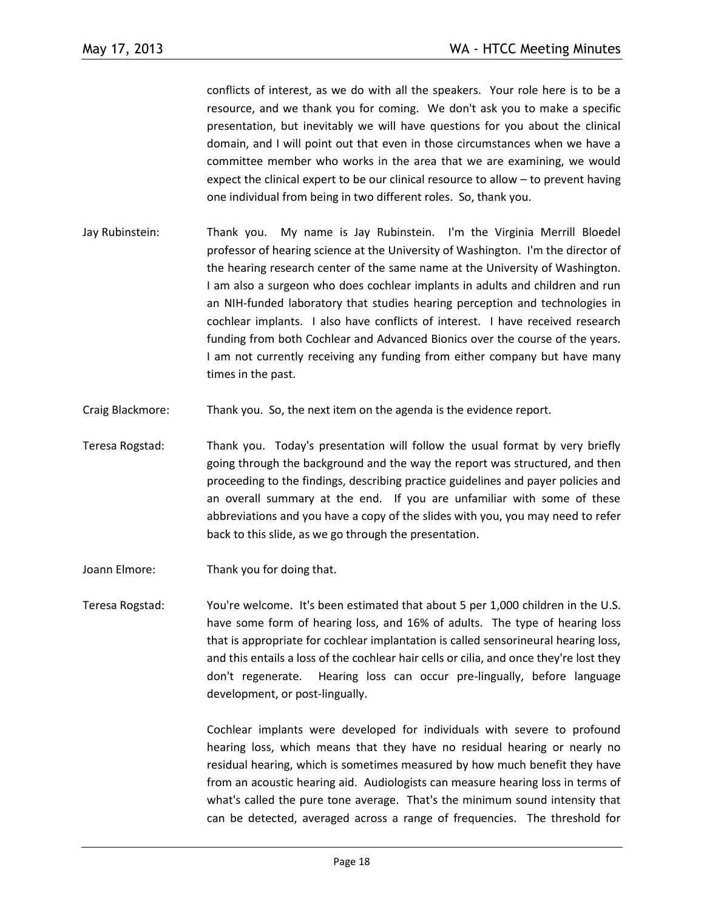conflicts of interest, as we do with all the speakers. Your role here is to be a resource, and we thank you for coming. We don't ask you to make a specific presentation, but inevitably we will have questions for you about the clinical domain, and I will point out that even in those circumstances when we have a committee member who works in the area that we are examining, we would expect the clinical expert to be our clinical resource to allow – to prevent having one individual from being in two different roles. So, thank you.

Jay Rubinstein: Thank you. My name is Jay Rubinstein. I'm the Virginia Merrill Bloedel professor of hearing science at the University of Washington. I'm the director of the hearing research center of the same name at the University of Washington. I am also a surgeon who does cochlear implants in adults and children and run an NIH-funded laboratory that studies hearing perception and technologies in cochlear implants. I also have conflicts of interest. I have received research funding from both Cochlear and Advanced Bionics over the course of the years. I am not currently receiving any funding from either company but have many times in the past.

Craig Blackmore: Thank you. So, the next item on the agenda is the evidence report.

Teresa Rogstad: Thank you. Today's presentation will follow the usual format by very briefly going through the background and the way the report was structured, and then proceeding to the findings, describing practice guidelines and payer policies and an overall summary at the end. If you are unfamiliar with some of these abbreviations and you have a copy of the slides with you, you may need to refer back to this slide, as we go through the presentation.

Joann Elmore: Thank you for doing that.

Teresa Rogstad: You're welcome. It's been estimated that about 5 per 1,000 children in the U.S. have some form of hearing loss, and 16% of adults. The type of hearing loss that is appropriate for cochlear implantation is called sensorineural hearing loss, and this entails a loss of the cochlear hair cells or cilia, and once they're lost they don't regenerate. Hearing loss can occur pre-lingually, before language development, or post-lingually.

Cochlear implants were developed for individuals with severe to profound hearing loss, which means that they have no residual hearing or nearly no residual hearing, which is sometimes measured by how much benefit they have from an acoustic hearing aid. Audiologists can measure hearing loss in terms of what's called the pure tone average. That's the minimum sound intensity that can be detected, averaged across a range of frequencies. The threshold for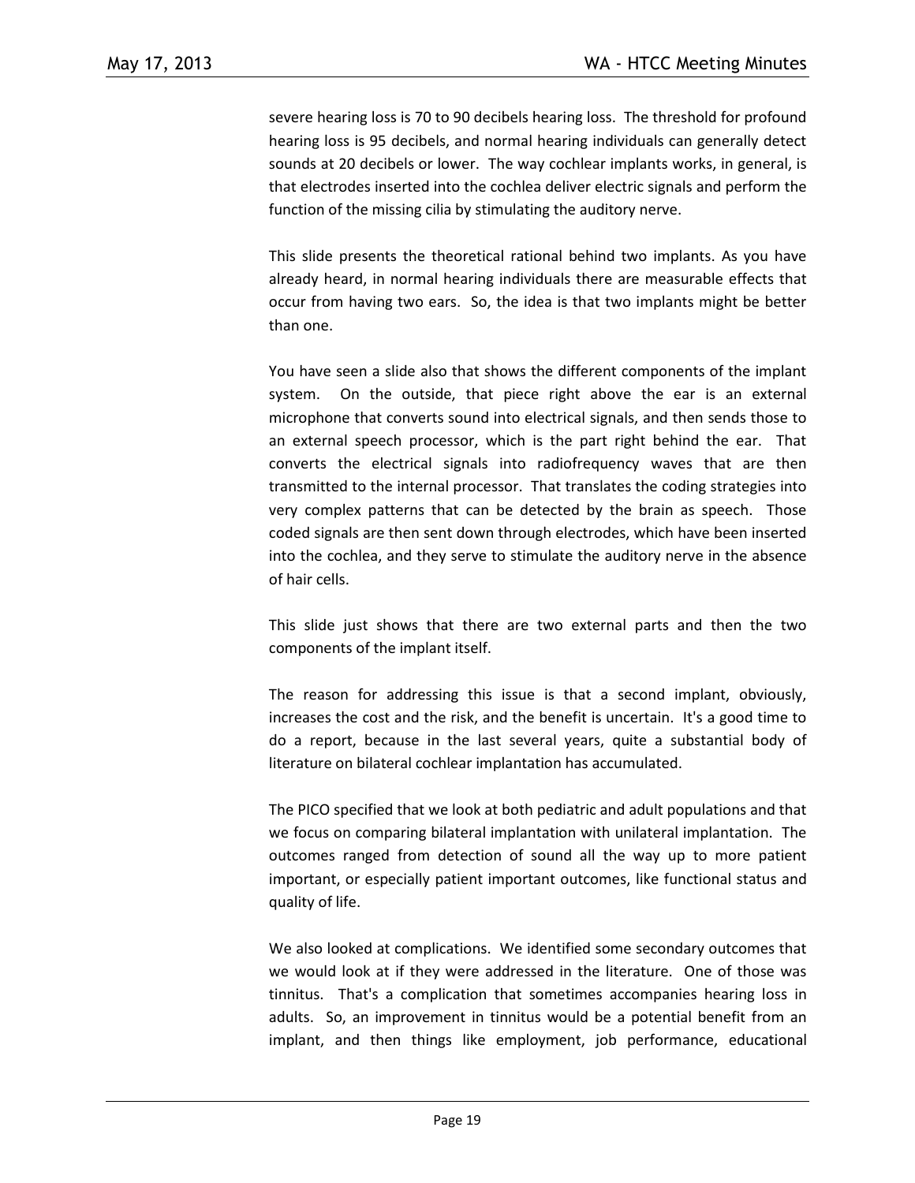severe hearing loss is 70 to 90 decibels hearing loss. The threshold for profound hearing loss is 95 decibels, and normal hearing individuals can generally detect sounds at 20 decibels or lower. The way cochlear implants works, in general, is that electrodes inserted into the cochlea deliver electric signals and perform the function of the missing cilia by stimulating the auditory nerve.

This slide presents the theoretical rational behind two implants. As you have already heard, in normal hearing individuals there are measurable effects that occur from having two ears. So, the idea is that two implants might be better than one.

You have seen a slide also that shows the different components of the implant system. On the outside, that piece right above the ear is an external microphone that converts sound into electrical signals, and then sends those to an external speech processor, which is the part right behind the ear. That converts the electrical signals into radiofrequency waves that are then transmitted to the internal processor. That translates the coding strategies into very complex patterns that can be detected by the brain as speech. Those coded signals are then sent down through electrodes, which have been inserted into the cochlea, and they serve to stimulate the auditory nerve in the absence of hair cells.

This slide just shows that there are two external parts and then the two components of the implant itself.

The reason for addressing this issue is that a second implant, obviously, increases the cost and the risk, and the benefit is uncertain. It's a good time to do a report, because in the last several years, quite a substantial body of literature on bilateral cochlear implantation has accumulated.

The PICO specified that we look at both pediatric and adult populations and that we focus on comparing bilateral implantation with unilateral implantation. The outcomes ranged from detection of sound all the way up to more patient important, or especially patient important outcomes, like functional status and quality of life.

We also looked at complications. We identified some secondary outcomes that we would look at if they were addressed in the literature. One of those was tinnitus. That's a complication that sometimes accompanies hearing loss in adults. So, an improvement in tinnitus would be a potential benefit from an implant, and then things like employment, job performance, educational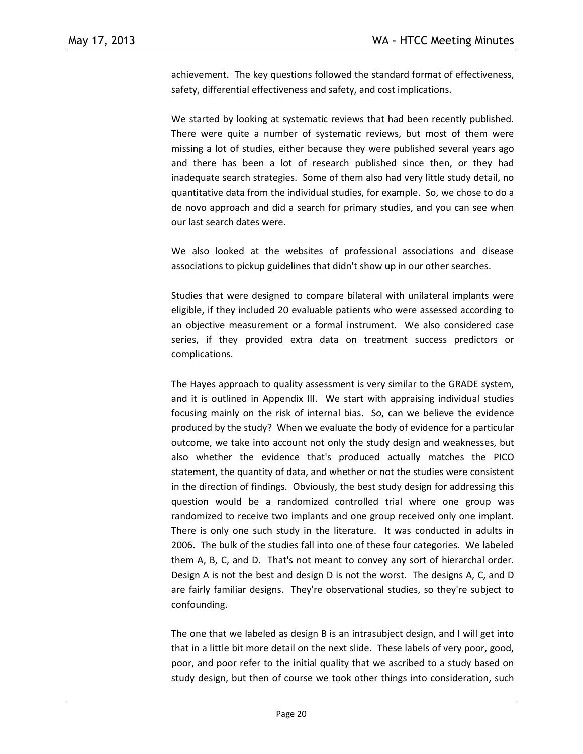achievement. The key questions followed the standard format of effectiveness, safety, differential effectiveness and safety, and cost implications.

We started by looking at systematic reviews that had been recently published. There were quite a number of systematic reviews, but most of them were missing a lot of studies, either because they were published several years ago and there has been a lot of research published since then, or they had inadequate search strategies. Some of them also had very little study detail, no quantitative data from the individual studies, for example. So, we chose to do a de novo approach and did a search for primary studies, and you can see when our last search dates were.

We also looked at the websites of professional associations and disease associations to pickup guidelines that didn't show up in our other searches.

Studies that were designed to compare bilateral with unilateral implants were eligible, if they included 20 evaluable patients who were assessed according to an objective measurement or a formal instrument. We also considered case series, if they provided extra data on treatment success predictors or complications.

The Hayes approach to quality assessment is very similar to the GRADE system, and it is outlined in Appendix III. We start with appraising individual studies focusing mainly on the risk of internal bias. So, can we believe the evidence produced by the study? When we evaluate the body of evidence for a particular outcome, we take into account not only the study design and weaknesses, but also whether the evidence that's produced actually matches the PICO statement, the quantity of data, and whether or not the studies were consistent in the direction of findings. Obviously, the best study design for addressing this question would be a randomized controlled trial where one group was randomized to receive two implants and one group received only one implant. There is only one such study in the literature. It was conducted in adults in 2006. The bulk of the studies fall into one of these four categories. We labeled them A, B, C, and D. That's not meant to convey any sort of hierarchal order. Design A is not the best and design D is not the worst. The designs A, C, and D are fairly familiar designs. They're observational studies, so they're subject to confounding.

The one that we labeled as design B is an intrasubject design, and I will get into that in a little bit more detail on the next slide. These labels of very poor, good, poor, and poor refer to the initial quality that we ascribed to a study based on study design, but then of course we took other things into consideration, such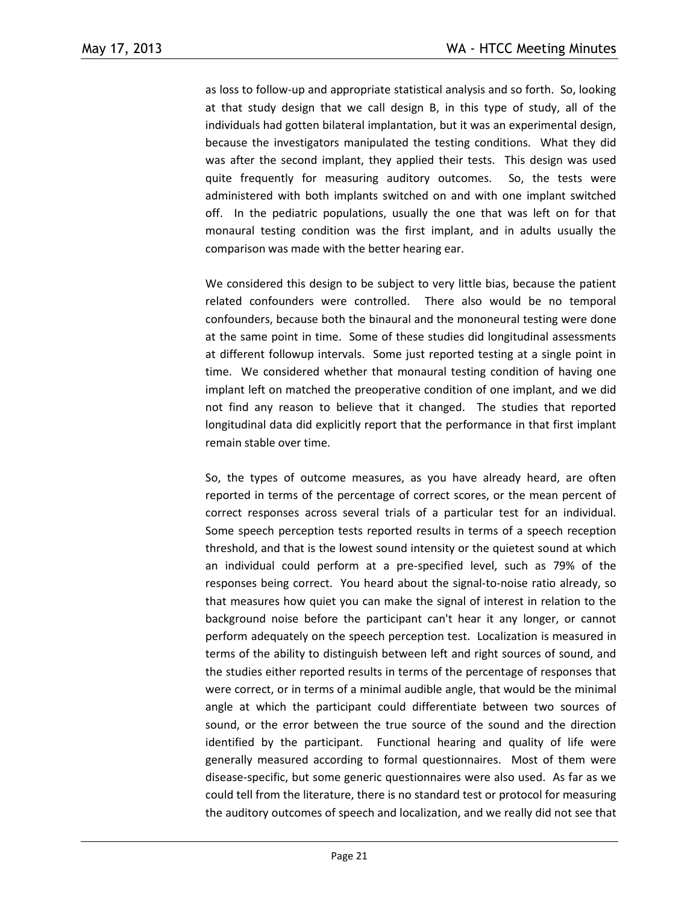as loss to follow-up and appropriate statistical analysis and so forth. So, looking at that study design that we call design B, in this type of study, all of the individuals had gotten bilateral implantation, but it was an experimental design, because the investigators manipulated the testing conditions. What they did was after the second implant, they applied their tests. This design was used quite frequently for measuring auditory outcomes. So, the tests were administered with both implants switched on and with one implant switched off. In the pediatric populations, usually the one that was left on for that monaural testing condition was the first implant, and in adults usually the comparison was made with the better hearing ear.

We considered this design to be subject to very little bias, because the patient related confounders were controlled. There also would be no temporal confounders, because both the binaural and the mononeural testing were done at the same point in time. Some of these studies did longitudinal assessments at different followup intervals. Some just reported testing at a single point in time. We considered whether that monaural testing condition of having one implant left on matched the preoperative condition of one implant, and we did not find any reason to believe that it changed. The studies that reported longitudinal data did explicitly report that the performance in that first implant remain stable over time.

So, the types of outcome measures, as you have already heard, are often reported in terms of the percentage of correct scores, or the mean percent of correct responses across several trials of a particular test for an individual. Some speech perception tests reported results in terms of a speech reception threshold, and that is the lowest sound intensity or the quietest sound at which an individual could perform at a pre-specified level, such as 79% of the responses being correct. You heard about the signal-to-noise ratio already, so that measures how quiet you can make the signal of interest in relation to the background noise before the participant can't hear it any longer, or cannot perform adequately on the speech perception test. Localization is measured in terms of the ability to distinguish between left and right sources of sound, and the studies either reported results in terms of the percentage of responses that were correct, or in terms of a minimal audible angle, that would be the minimal angle at which the participant could differentiate between two sources of sound, or the error between the true source of the sound and the direction identified by the participant. Functional hearing and quality of life were generally measured according to formal questionnaires. Most of them were disease-specific, but some generic questionnaires were also used. As far as we could tell from the literature, there is no standard test or protocol for measuring the auditory outcomes of speech and localization, and we really did not see that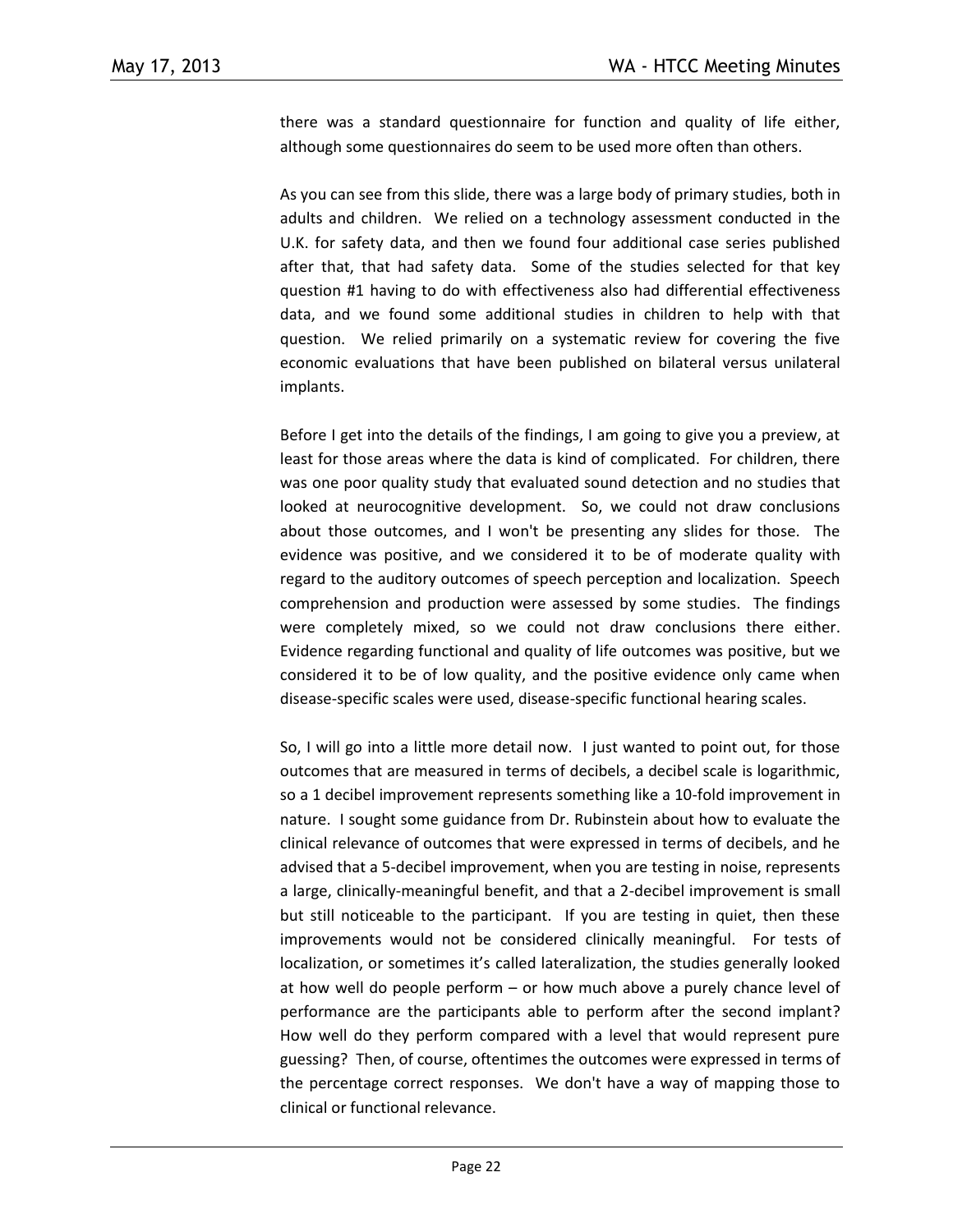there was a standard questionnaire for function and quality of life either, although some questionnaires do seem to be used more often than others.

As you can see from this slide, there was a large body of primary studies, both in adults and children. We relied on a technology assessment conducted in the U.K. for safety data, and then we found four additional case series published after that, that had safety data. Some of the studies selected for that key question #1 having to do with effectiveness also had differential effectiveness data, and we found some additional studies in children to help with that question. We relied primarily on a systematic review for covering the five economic evaluations that have been published on bilateral versus unilateral implants.

Before I get into the details of the findings, I am going to give you a preview, at least for those areas where the data is kind of complicated. For children, there was one poor quality study that evaluated sound detection and no studies that looked at neurocognitive development. So, we could not draw conclusions about those outcomes, and I won't be presenting any slides for those. The evidence was positive, and we considered it to be of moderate quality with regard to the auditory outcomes of speech perception and localization. Speech comprehension and production were assessed by some studies. The findings were completely mixed, so we could not draw conclusions there either. Evidence regarding functional and quality of life outcomes was positive, but we considered it to be of low quality, and the positive evidence only came when disease-specific scales were used, disease-specific functional hearing scales.

So, I will go into a little more detail now. I just wanted to point out, for those outcomes that are measured in terms of decibels, a decibel scale is logarithmic, so a 1 decibel improvement represents something like a 10-fold improvement in nature. I sought some guidance from Dr. Rubinstein about how to evaluate the clinical relevance of outcomes that were expressed in terms of decibels, and he advised that a 5-decibel improvement, when you are testing in noise, represents a large, clinically-meaningful benefit, and that a 2-decibel improvement is small but still noticeable to the participant. If you are testing in quiet, then these improvements would not be considered clinically meaningful. For tests of localization, or sometimes it's called lateralization, the studies generally looked at how well do people perform – or how much above a purely chance level of performance are the participants able to perform after the second implant? How well do they perform compared with a level that would represent pure guessing? Then, of course, oftentimes the outcomes were expressed in terms of the percentage correct responses. We don't have a way of mapping those to clinical or functional relevance.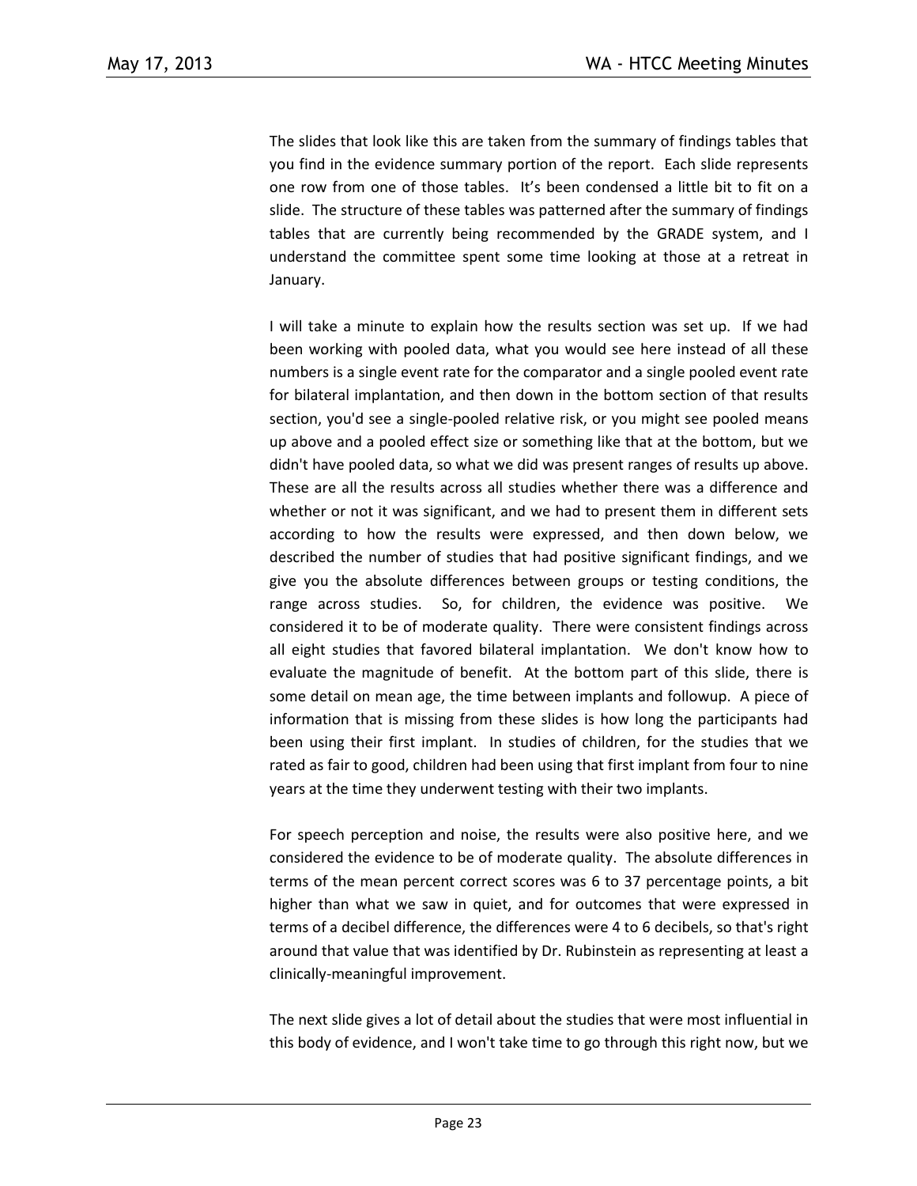The slides that look like this are taken from the summary of findings tables that you find in the evidence summary portion of the report. Each slide represents one row from one of those tables. It's been condensed a little bit to fit on a slide. The structure of these tables was patterned after the summary of findings tables that are currently being recommended by the GRADE system, and I understand the committee spent some time looking at those at a retreat in January.

I will take a minute to explain how the results section was set up. If we had been working with pooled data, what you would see here instead of all these numbers is a single event rate for the comparator and a single pooled event rate for bilateral implantation, and then down in the bottom section of that results section, you'd see a single-pooled relative risk, or you might see pooled means up above and a pooled effect size or something like that at the bottom, but we didn't have pooled data, so what we did was present ranges of results up above. These are all the results across all studies whether there was a difference and whether or not it was significant, and we had to present them in different sets according to how the results were expressed, and then down below, we described the number of studies that had positive significant findings, and we give you the absolute differences between groups or testing conditions, the range across studies. So, for children, the evidence was positive. We considered it to be of moderate quality. There were consistent findings across all eight studies that favored bilateral implantation. We don't know how to evaluate the magnitude of benefit. At the bottom part of this slide, there is some detail on mean age, the time between implants and followup. A piece of information that is missing from these slides is how long the participants had been using their first implant. In studies of children, for the studies that we rated as fair to good, children had been using that first implant from four to nine years at the time they underwent testing with their two implants.

For speech perception and noise, the results were also positive here, and we considered the evidence to be of moderate quality. The absolute differences in terms of the mean percent correct scores was 6 to 37 percentage points, a bit higher than what we saw in quiet, and for outcomes that were expressed in terms of a decibel difference, the differences were 4 to 6 decibels, so that's right around that value that was identified by Dr. Rubinstein as representing at least a clinically-meaningful improvement.

The next slide gives a lot of detail about the studies that were most influential in this body of evidence, and I won't take time to go through this right now, but we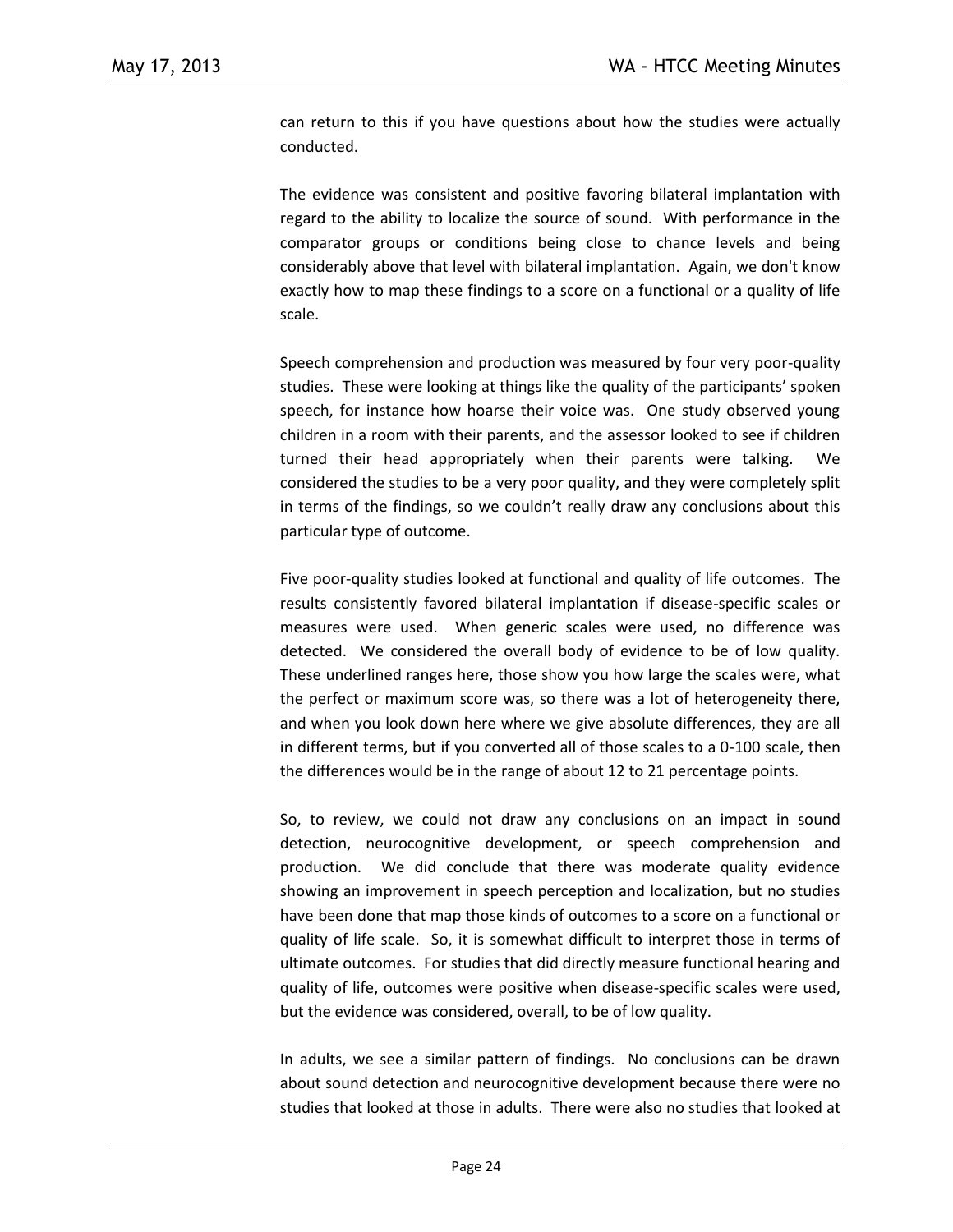can return to this if you have questions about how the studies were actually conducted.

The evidence was consistent and positive favoring bilateral implantation with regard to the ability to localize the source of sound. With performance in the comparator groups or conditions being close to chance levels and being considerably above that level with bilateral implantation. Again, we don't know exactly how to map these findings to a score on a functional or a quality of life scale.

Speech comprehension and production was measured by four very poor-quality studies. These were looking at things like the quality of the participants' spoken speech, for instance how hoarse their voice was. One study observed young children in a room with their parents, and the assessor looked to see if children turned their head appropriately when their parents were talking. We considered the studies to be a very poor quality, and they were completely split in terms of the findings, so we couldn't really draw any conclusions about this particular type of outcome.

Five poor-quality studies looked at functional and quality of life outcomes. The results consistently favored bilateral implantation if disease-specific scales or measures were used. When generic scales were used, no difference was detected. We considered the overall body of evidence to be of low quality. These underlined ranges here, those show you how large the scales were, what the perfect or maximum score was, so there was a lot of heterogeneity there, and when you look down here where we give absolute differences, they are all in different terms, but if you converted all of those scales to a 0-100 scale, then the differences would be in the range of about 12 to 21 percentage points.

So, to review, we could not draw any conclusions on an impact in sound detection, neurocognitive development, or speech comprehension and production. We did conclude that there was moderate quality evidence showing an improvement in speech perception and localization, but no studies have been done that map those kinds of outcomes to a score on a functional or quality of life scale. So, it is somewhat difficult to interpret those in terms of ultimate outcomes. For studies that did directly measure functional hearing and quality of life, outcomes were positive when disease-specific scales were used, but the evidence was considered, overall, to be of low quality.

In adults, we see a similar pattern of findings. No conclusions can be drawn about sound detection and neurocognitive development because there were no studies that looked at those in adults. There were also no studies that looked at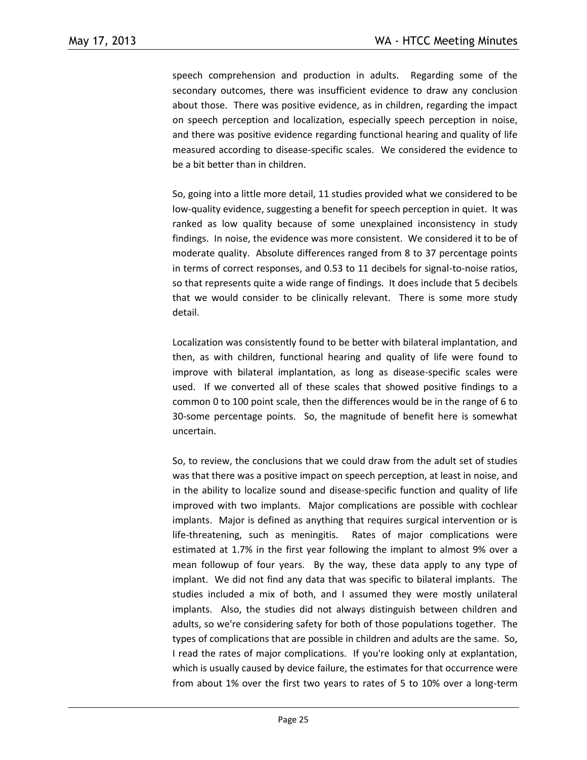speech comprehension and production in adults. Regarding some of the secondary outcomes, there was insufficient evidence to draw any conclusion about those. There was positive evidence, as in children, regarding the impact on speech perception and localization, especially speech perception in noise, and there was positive evidence regarding functional hearing and quality of life measured according to disease-specific scales. We considered the evidence to be a bit better than in children.

So, going into a little more detail, 11 studies provided what we considered to be low-quality evidence, suggesting a benefit for speech perception in quiet. It was ranked as low quality because of some unexplained inconsistency in study findings. In noise, the evidence was more consistent. We considered it to be of moderate quality. Absolute differences ranged from 8 to 37 percentage points in terms of correct responses, and 0.53 to 11 decibels for signal-to-noise ratios, so that represents quite a wide range of findings. It does include that 5 decibels that we would consider to be clinically relevant. There is some more study detail.

Localization was consistently found to be better with bilateral implantation, and then, as with children, functional hearing and quality of life were found to improve with bilateral implantation, as long as disease-specific scales were used. If we converted all of these scales that showed positive findings to a common 0 to 100 point scale, then the differences would be in the range of 6 to 30-some percentage points. So, the magnitude of benefit here is somewhat uncertain.

So, to review, the conclusions that we could draw from the adult set of studies was that there was a positive impact on speech perception, at least in noise, and in the ability to localize sound and disease-specific function and quality of life improved with two implants. Major complications are possible with cochlear implants. Major is defined as anything that requires surgical intervention or is life-threatening, such as meningitis. Rates of major complications were estimated at 1.7% in the first year following the implant to almost 9% over a mean followup of four years. By the way, these data apply to any type of implant. We did not find any data that was specific to bilateral implants. The studies included a mix of both, and I assumed they were mostly unilateral implants. Also, the studies did not always distinguish between children and adults, so we're considering safety for both of those populations together. The types of complications that are possible in children and adults are the same. So, I read the rates of major complications. If you're looking only at explantation, which is usually caused by device failure, the estimates for that occurrence were from about 1% over the first two years to rates of 5 to 10% over a long-term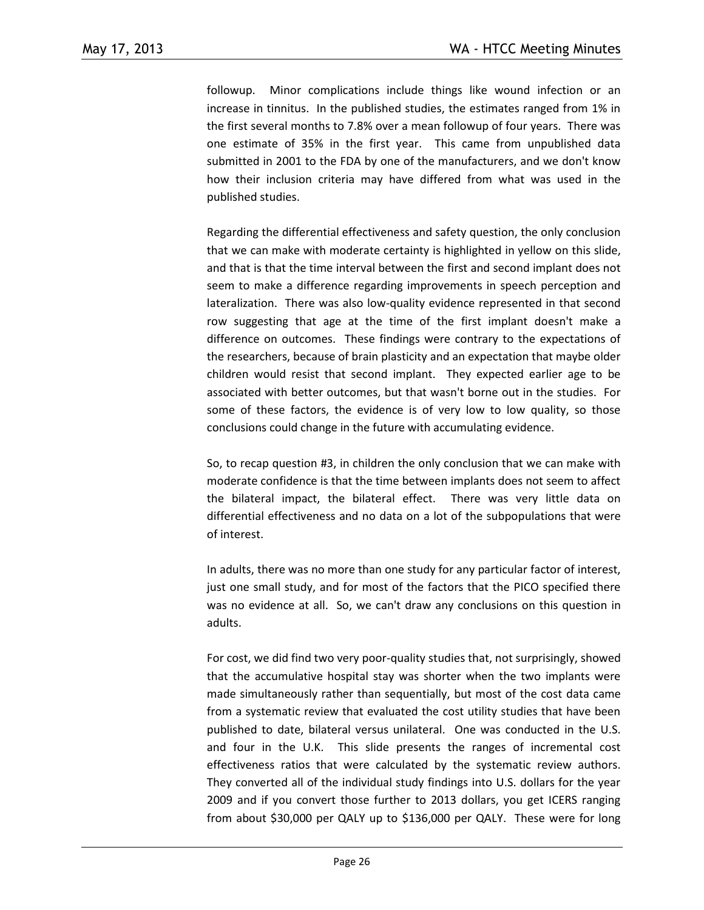followup. Minor complications include things like wound infection or an increase in tinnitus. In the published studies, the estimates ranged from 1% in the first several months to 7.8% over a mean followup of four years. There was one estimate of 35% in the first year. This came from unpublished data submitted in 2001 to the FDA by one of the manufacturers, and we don't know how their inclusion criteria may have differed from what was used in the published studies.

Regarding the differential effectiveness and safety question, the only conclusion that we can make with moderate certainty is highlighted in yellow on this slide, and that is that the time interval between the first and second implant does not seem to make a difference regarding improvements in speech perception and lateralization. There was also low-quality evidence represented in that second row suggesting that age at the time of the first implant doesn't make a difference on outcomes. These findings were contrary to the expectations of the researchers, because of brain plasticity and an expectation that maybe older children would resist that second implant. They expected earlier age to be associated with better outcomes, but that wasn't borne out in the studies. For some of these factors, the evidence is of very low to low quality, so those conclusions could change in the future with accumulating evidence.

So, to recap question #3, in children the only conclusion that we can make with moderate confidence is that the time between implants does not seem to affect the bilateral impact, the bilateral effect. There was very little data on differential effectiveness and no data on a lot of the subpopulations that were of interest.

In adults, there was no more than one study for any particular factor of interest, just one small study, and for most of the factors that the PICO specified there was no evidence at all. So, we can't draw any conclusions on this question in adults.

For cost, we did find two very poor-quality studies that, not surprisingly, showed that the accumulative hospital stay was shorter when the two implants were made simultaneously rather than sequentially, but most of the cost data came from a systematic review that evaluated the cost utility studies that have been published to date, bilateral versus unilateral. One was conducted in the U.S. and four in the U.K. This slide presents the ranges of incremental cost effectiveness ratios that were calculated by the systematic review authors. They converted all of the individual study findings into U.S. dollars for the year 2009 and if you convert those further to 2013 dollars, you get ICERS ranging from about $30,000 per QALY up to $136,000 per QALY. These were for long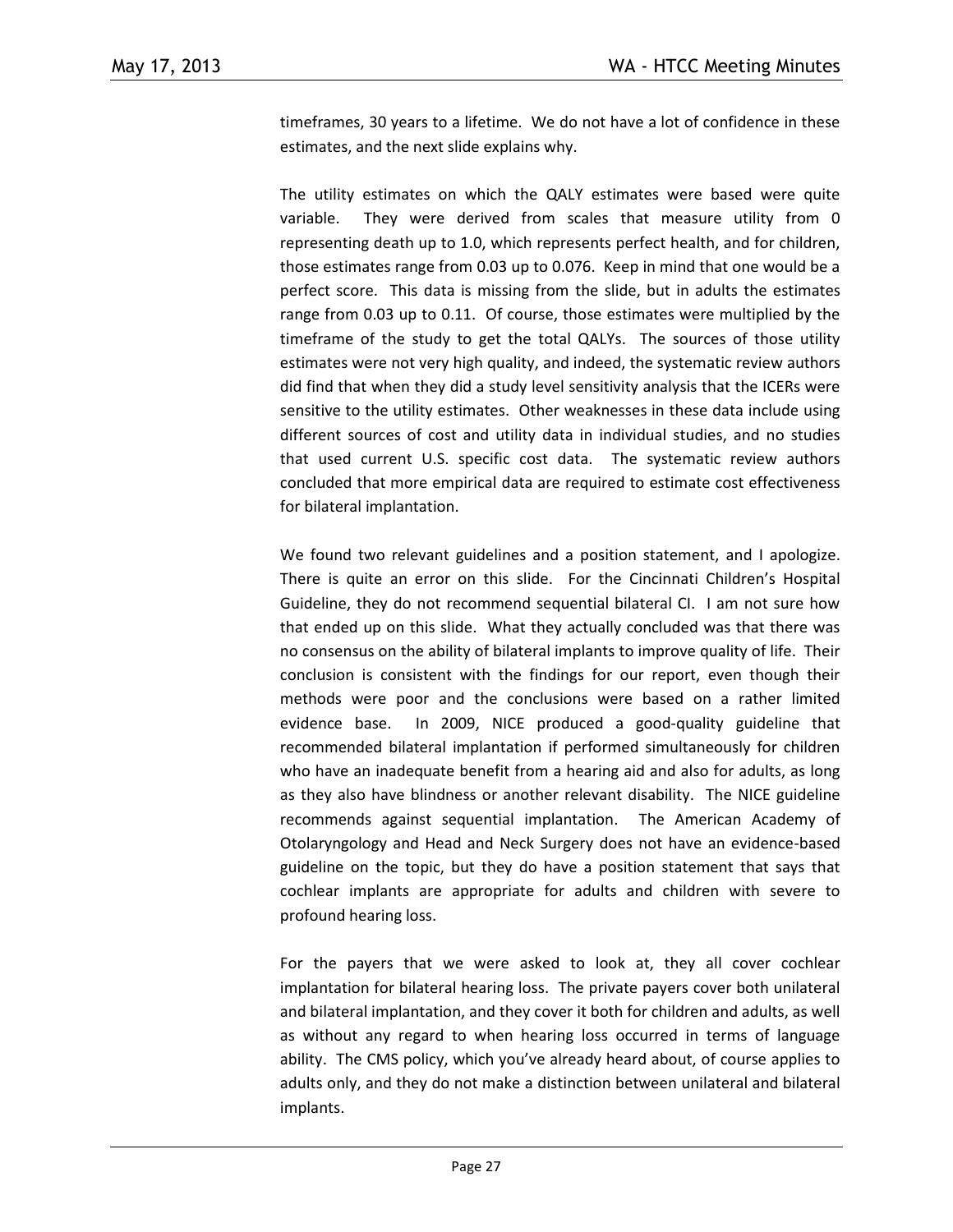timeframes, 30 years to a lifetime. We do not have a lot of confidence in these estimates, and the next slide explains why.

The utility estimates on which the QALY estimates were based were quite variable. They were derived from scales that measure utility from 0 representing death up to 1.0, which represents perfect health, and for children, those estimates range from 0.03 up to 0.076. Keep in mind that one would be a perfect score. This data is missing from the slide, but in adults the estimates range from 0.03 up to 0.11. Of course, those estimates were multiplied by the timeframe of the study to get the total QALYs. The sources of those utility estimates were not very high quality, and indeed, the systematic review authors did find that when they did a study level sensitivity analysis that the ICERs were sensitive to the utility estimates. Other weaknesses in these data include using different sources of cost and utility data in individual studies, and no studies that used current U.S. specific cost data. The systematic review authors concluded that more empirical data are required to estimate cost effectiveness for bilateral implantation.

We found two relevant guidelines and a position statement, and I apologize. There is quite an error on this slide. For the Cincinnati Children's Hospital Guideline, they do not recommend sequential bilateral CI. I am not sure how that ended up on this slide. What they actually concluded was that there was no consensus on the ability of bilateral implants to improve quality of life. Their conclusion is consistent with the findings for our report, even though their methods were poor and the conclusions were based on a rather limited evidence base. In 2009, NICE produced a good-quality guideline that recommended bilateral implantation if performed simultaneously for children who have an inadequate benefit from a hearing aid and also for adults, as long as they also have blindness or another relevant disability. The NICE guideline recommends against sequential implantation. The American Academy of Otolaryngology and Head and Neck Surgery does not have an evidence-based guideline on the topic, but they do have a position statement that says that cochlear implants are appropriate for adults and children with severe to profound hearing loss.

For the payers that we were asked to look at, they all cover cochlear implantation for bilateral hearing loss. The private payers cover both unilateral and bilateral implantation, and they cover it both for children and adults, as well as without any regard to when hearing loss occurred in terms of language ability. The CMS policy, which you've already heard about, of course applies to adults only, and they do not make a distinction between unilateral and bilateral implants.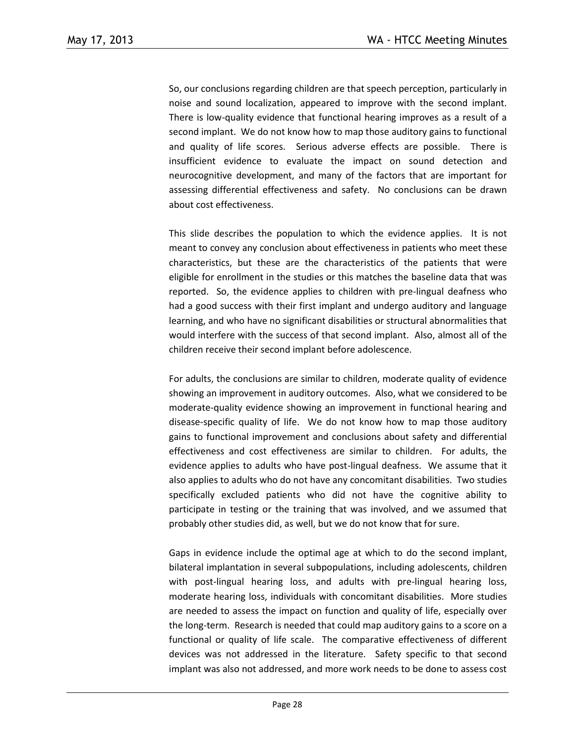So, our conclusions regarding children are that speech perception, particularly in noise and sound localization, appeared to improve with the second implant. There is low-quality evidence that functional hearing improves as a result of a second implant. We do not know how to map those auditory gains to functional and quality of life scores. Serious adverse effects are possible. There is insufficient evidence to evaluate the impact on sound detection and neurocognitive development, and many of the factors that are important for assessing differential effectiveness and safety. No conclusions can be drawn about cost effectiveness.

This slide describes the population to which the evidence applies. It is not meant to convey any conclusion about effectiveness in patients who meet these characteristics, but these are the characteristics of the patients that were eligible for enrollment in the studies or this matches the baseline data that was reported. So, the evidence applies to children with pre-lingual deafness who had a good success with their first implant and undergo auditory and language learning, and who have no significant disabilities or structural abnormalities that would interfere with the success of that second implant. Also, almost all of the children receive their second implant before adolescence.

For adults, the conclusions are similar to children, moderate quality of evidence showing an improvement in auditory outcomes. Also, what we considered to be moderate-quality evidence showing an improvement in functional hearing and disease-specific quality of life. We do not know how to map those auditory gains to functional improvement and conclusions about safety and differential effectiveness and cost effectiveness are similar to children. For adults, the evidence applies to adults who have post-lingual deafness. We assume that it also applies to adults who do not have any concomitant disabilities. Two studies specifically excluded patients who did not have the cognitive ability to participate in testing or the training that was involved, and we assumed that probably other studies did, as well, but we do not know that for sure.

Gaps in evidence include the optimal age at which to do the second implant, bilateral implantation in several subpopulations, including adolescents, children with post-lingual hearing loss, and adults with pre-lingual hearing loss, moderate hearing loss, individuals with concomitant disabilities. More studies are needed to assess the impact on function and quality of life, especially over the long-term. Research is needed that could map auditory gains to a score on a functional or quality of life scale. The comparative effectiveness of different devices was not addressed in the literature. Safety specific to that second implant was also not addressed, and more work needs to be done to assess cost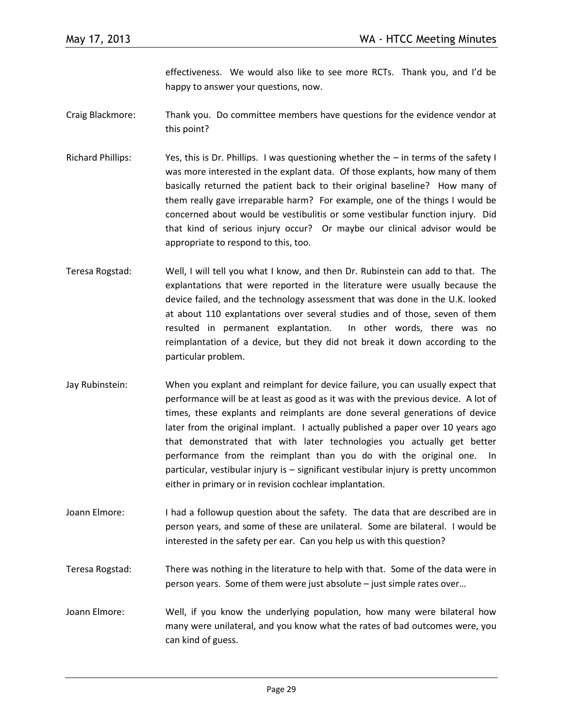effectiveness. We would also like to see more RCTs. Thank you, and I'd be happy to answer your questions, now.

Craig Blackmore: Thank you. Do committee members have questions for the evidence vendor at this point?

Richard Phillips: Yes, this is Dr. Phillips. I was questioning whether the – in terms of the safety I was more interested in the explant data. Of those explants, how many of them basically returned the patient back to their original baseline? How many of them really gave irreparable harm? For example, one of the things I would be concerned about would be vestibulitis or some vestibular function injury. Did that kind of serious injury occur? Or maybe our clinical advisor would be appropriate to respond to this, too.

Teresa Rogstad: Well, I will tell you what I know, and then Dr. Rubinstein can add to that. The explantations that were reported in the literature were usually because the device failed, and the technology assessment that was done in the U.K. looked at about 110 explantations over several studies and of those, seven of them resulted in permanent explantation. In other words, there was no reimplantation of a device, but they did not break it down according to the particular problem.

Jay Rubinstein: When you explant and reimplant for device failure, you can usually expect that performance will be at least as good as it was with the previous device. A lot of times, these explants and reimplants are done several generations of device later from the original implant. I actually published a paper over 10 years ago that demonstrated that with later technologies you actually get better performance from the reimplant than you do with the original one. In particular, vestibular injury is – significant vestibular injury is pretty uncommon either in primary or in revision cochlear implantation.

Joann Elmore: I had a followup question about the safety. The data that are described are in person years, and some of these are unilateral. Some are bilateral. I would be interested in the safety per ear. Can you help us with this question?

Teresa Rogstad: There was nothing in the literature to help with that. Some of the data were in person years. Some of them were just absolute – just simple rates over…

Joann Elmore: Well, if you know the underlying population, how many were bilateral how many were unilateral, and you know what the rates of bad outcomes were, you can kind of guess.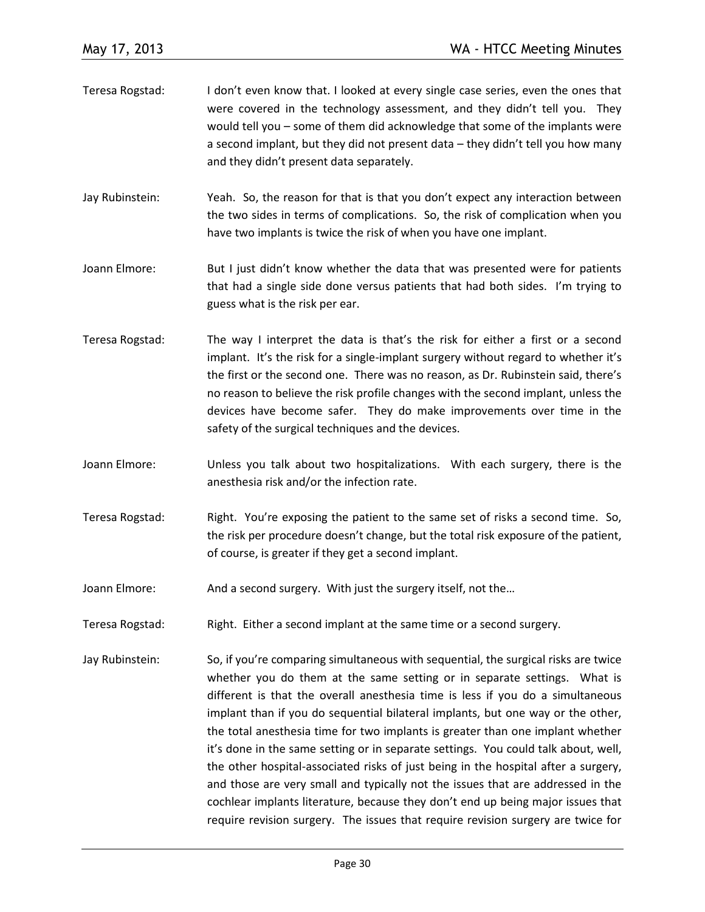Teresa Rogstad: I don't even know that. I looked at every single case series, even the ones that were covered in the technology assessment, and they didn't tell you. They would tell you – some of them did acknowledge that some of the implants were a second implant, but they did not present data – they didn't tell you how many and they didn't present data separately.

Jay Rubinstein: Yeah. So, the reason for that is that you don't expect any interaction between the two sides in terms of complications. So, the risk of complication when you have two implants is twice the risk of when you have one implant.

Joann Elmore: But I just didn't know whether the data that was presented were for patients that had a single side done versus patients that had both sides. I'm trying to guess what is the risk per ear.

Teresa Rogstad: The way I interpret the data is that's the risk for either a first or a second implant. It's the risk for a single-implant surgery without regard to whether it's the first or the second one. There was no reason, as Dr. Rubinstein said, there's no reason to believe the risk profile changes with the second implant, unless the devices have become safer. They do make improvements over time in the safety of the surgical techniques and the devices.

Joann Elmore: Unless you talk about two hospitalizations. With each surgery, there is the anesthesia risk and/or the infection rate.

Teresa Rogstad: Right. You're exposing the patient to the same set of risks a second time. So, the risk per procedure doesn't change, but the total risk exposure of the patient, of course, is greater if they get a second implant.

Joann Elmore: And a second surgery. With just the surgery itself, not the…

Teresa Rogstad: Right. Either a second implant at the same time or a second surgery.

Jay Rubinstein: So, if you're comparing simultaneous with sequential, the surgical risks are twice whether you do them at the same setting or in separate settings. What is different is that the overall anesthesia time is less if you do a simultaneous implant than if you do sequential bilateral implants, but one way or the other, the total anesthesia time for two implants is greater than one implant whether it's done in the same setting or in separate settings. You could talk about, well, the other hospital-associated risks of just being in the hospital after a surgery, and those are very small and typically not the issues that are addressed in the cochlear implants literature, because they don't end up being major issues that require revision surgery. The issues that require revision surgery are twice for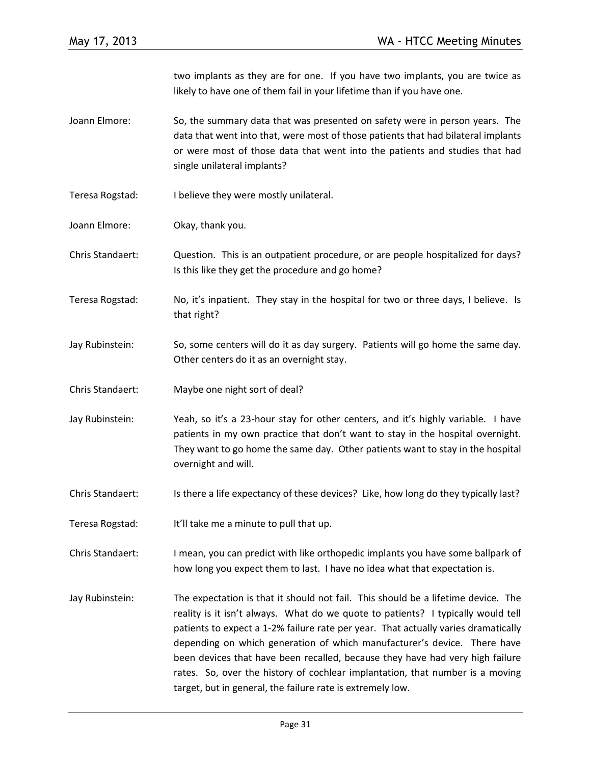two implants as they are for one. If you have two implants, you are twice as likely to have one of them fail in your lifetime than if you have one.

Joann Elmore: So, the summary data that was presented on safety were in person years. The data that went into that, were most of those patients that had bilateral implants or were most of those data that went into the patients and studies that had single unilateral implants?

Teresa Rogstad: I believe they were mostly unilateral.

Joann Elmore: Okay, thank you.

Chris Standaert: Question. This is an outpatient procedure, or are people hospitalized for days? Is this like they get the procedure and go home?

Teresa Rogstad: No, it's inpatient. They stay in the hospital for two or three days, I believe. Is that right?

Jay Rubinstein: So, some centers will do it as day surgery. Patients will go home the same day. Other centers do it as an overnight stay.

Chris Standaert: Maybe one night sort of deal?

Jay Rubinstein: Yeah, so it's a 23-hour stay for other centers, and it's highly variable. I have patients in my own practice that don't want to stay in the hospital overnight. They want to go home the same day. Other patients want to stay in the hospital overnight and will.

Chris Standaert: Is there a life expectancy of these devices? Like, how long do they typically last?

Teresa Rogstad: It'll take me a minute to pull that up.

Chris Standaert: I mean, you can predict with like orthopedic implants you have some ballpark of how long you expect them to last. I have no idea what that expectation is.

Jay Rubinstein: The expectation is that it should not fail. This should be a lifetime device. The reality is it isn't always. What do we quote to patients? I typically would tell patients to expect a 1-2% failure rate per year. That actually varies dramatically depending on which generation of which manufacturer's device. There have been devices that have been recalled, because they have had very high failure rates. So, over the history of cochlear implantation, that number is a moving target, but in general, the failure rate is extremely low.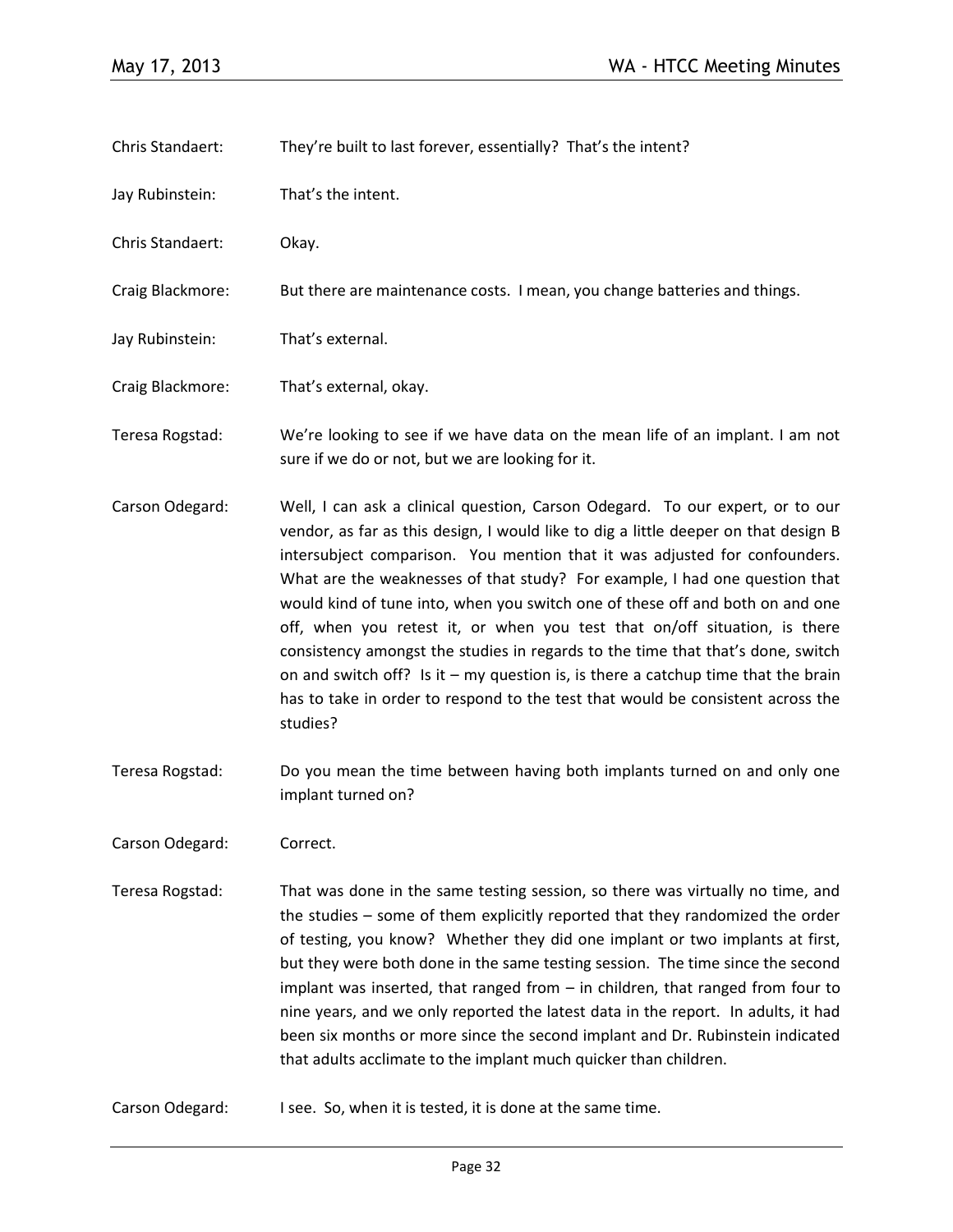Chris Standaert: They're built to last forever, essentially? That's the intent?

Jay Rubinstein: That's the intent.

Chris Standaert: Okay.

Craig Blackmore: But there are maintenance costs. I mean, you change batteries and things.

Jay Rubinstein: That's external.

Craig Blackmore: That's external, okay.

Teresa Rogstad: We're looking to see if we have data on the mean life of an implant. I am not sure if we do or not, but we are looking for it.

Carson Odegard: Well, I can ask a clinical question, Carson Odegard. To our expert, or to our vendor, as far as this design, I would like to dig a little deeper on that design B intersubject comparison. You mention that it was adjusted for confounders. What are the weaknesses of that study? For example, I had one question that would kind of tune into, when you switch one of these off and both on and one off, when you retest it, or when you test that on/off situation, is there consistency amongst the studies in regards to the time that that's done, switch on and switch off? Is it – my question is, is there a catchup time that the brain has to take in order to respond to the test that would be consistent across the studies?

Teresa Rogstad: Do you mean the time between having both implants turned on and only one implant turned on?

Carson Odegard: Correct.

Teresa Rogstad: That was done in the same testing session, so there was virtually no time, and the studies – some of them explicitly reported that they randomized the order of testing, you know? Whether they did one implant or two implants at first, but they were both done in the same testing session. The time since the second implant was inserted, that ranged from – in children, that ranged from four to nine years, and we only reported the latest data in the report. In adults, it had been six months or more since the second implant and Dr. Rubinstein indicated that adults acclimate to the implant much quicker than children.

Carson Odegard: I see. So, when it is tested, it is done at the same time.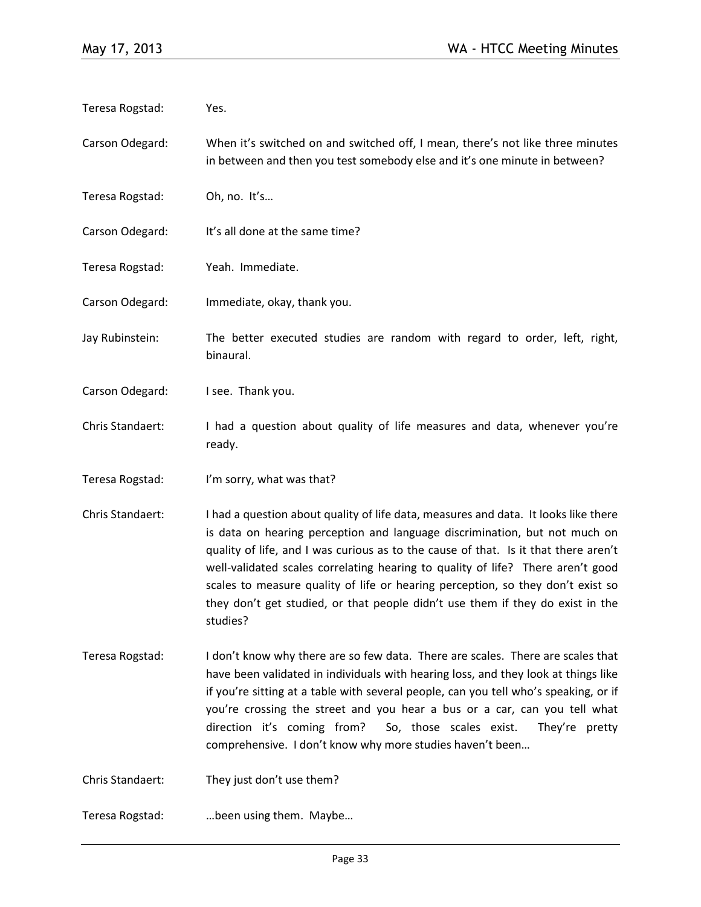Teresa Rogstad: Yes.

Carson Odegard: When it's switched on and switched off, I mean, there's not like three minutes in between and then you test somebody else and it's one minute in between?

Teresa Rogstad: Oh, no. It's…

Carson Odegard: It's all done at the same time?

Teresa Rogstad: Yeah. Immediate.

Carson Odegard: Immediate, okay, thank you.

Jay Rubinstein: The better executed studies are random with regard to order, left, right, binaural.

Carson Odegard: I see. Thank you.

Chris Standaert: I had a question about quality of life measures and data, whenever you're ready.

Teresa Rogstad: I'm sorry, what was that?

Chris Standaert: I had a question about quality of life data, measures and data. It looks like there is data on hearing perception and language discrimination, but not much on quality of life, and I was curious as to the cause of that. Is it that there aren't well-validated scales correlating hearing to quality of life? There aren't good scales to measure quality of life or hearing perception, so they don't exist so they don't get studied, or that people didn't use them if they do exist in the studies?

Teresa Rogstad: I don't know why there are so few data. There are scales. There are scales that have been validated in individuals with hearing loss, and they look at things like if you're sitting at a table with several people, can you tell who's speaking, or if you're crossing the street and you hear a bus or a car, can you tell what direction it's coming from? So, those scales exist. They're pretty comprehensive. I don't know why more studies haven't been…

Chris Standaert: They just don't use them?

Teresa Rogstad: …been using them. Maybe…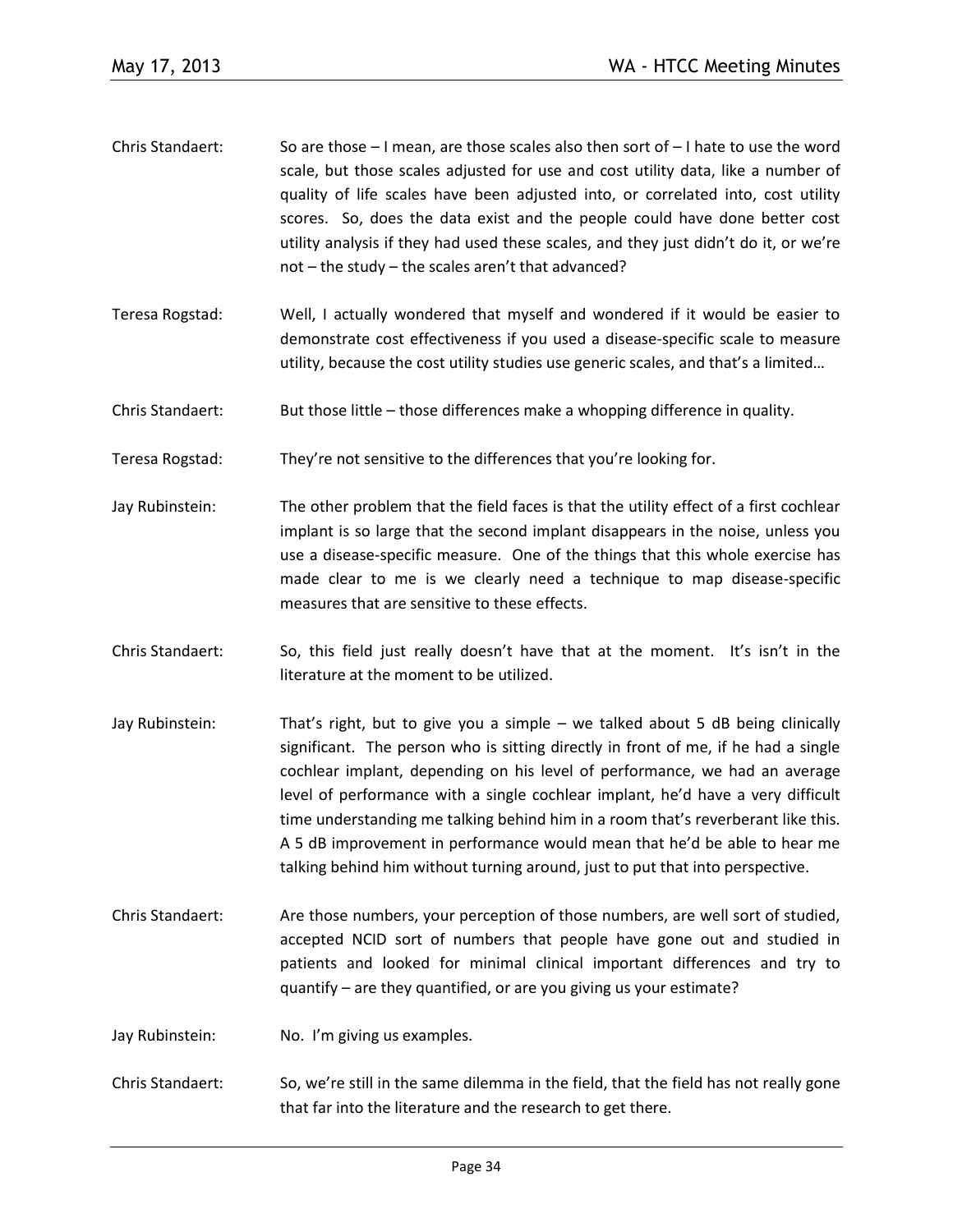Chris Standaert: So are those – I mean, are those scales also then sort of – I hate to use the word scale, but those scales adjusted for use and cost utility data, like a number of quality of life scales have been adjusted into, or correlated into, cost utility scores. So, does the data exist and the people could have done better cost utility analysis if they had used these scales, and they just didn't do it, or we're not – the study – the scales aren't that advanced?

Teresa Rogstad: Well, I actually wondered that myself and wondered if it would be easier to demonstrate cost effectiveness if you used a disease-specific scale to measure utility, because the cost utility studies use generic scales, and that's a limited…

Chris Standaert: But those little – those differences make a whopping difference in quality.

Teresa Rogstad: They're not sensitive to the differences that you're looking for.

Jay Rubinstein: The other problem that the field faces is that the utility effect of a first cochlear implant is so large that the second implant disappears in the noise, unless you use a disease-specific measure. One of the things that this whole exercise has made clear to me is we clearly need a technique to map disease-specific measures that are sensitive to these effects.

Chris Standaert: So, this field just really doesn't have that at the moment. It's isn't in the literature at the moment to be utilized.

Jay Rubinstein: That's right, but to give you a simple – we talked about 5 dB being clinically significant. The person who is sitting directly in front of me, if he had a single cochlear implant, depending on his level of performance, we had an average level of performance with a single cochlear implant, he'd have a very difficult time understanding me talking behind him in a room that's reverberant like this. A 5 dB improvement in performance would mean that he'd be able to hear me talking behind him without turning around, just to put that into perspective.

Chris Standaert: Are those numbers, your perception of those numbers, are well sort of studied, accepted NCID sort of numbers that people have gone out and studied in patients and looked for minimal clinical important differences and try to quantify – are they quantified, or are you giving us your estimate?

Jay Rubinstein: No. I'm giving us examples.

Chris Standaert: So, we're still in the same dilemma in the field, that the field has not really gone that far into the literature and the research to get there.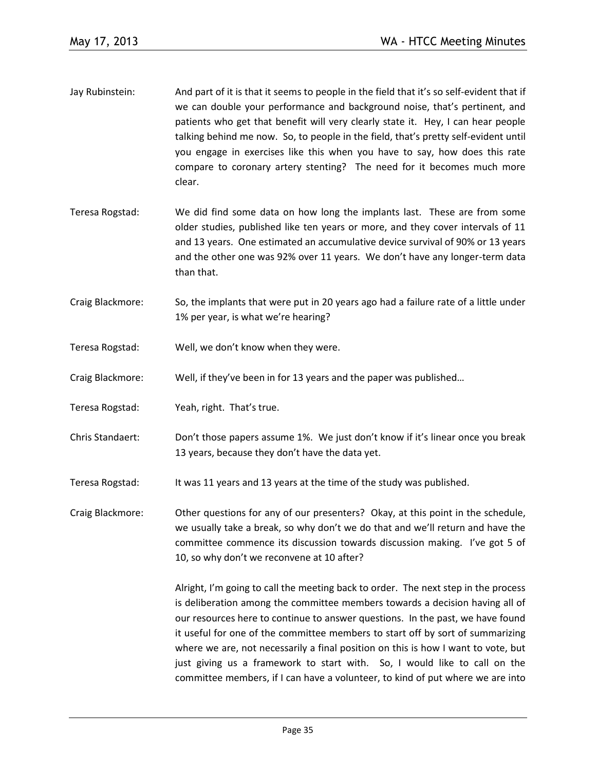Jay Rubinstein: And part of it is that it seems to people in the field that it's so self-evident that if we can double your performance and background noise, that's pertinent, and patients who get that benefit will very clearly state it. Hey, I can hear people talking behind me now. So, to people in the field, that's pretty self-evident until you engage in exercises like this when you have to say, how does this rate compare to coronary artery stenting? The need for it becomes much more clear.

Teresa Rogstad: We did find some data on how long the implants last. These are from some older studies, published like ten years or more, and they cover intervals of 11 and 13 years. One estimated an accumulative device survival of 90% or 13 years and the other one was 92% over 11 years. We don't have any longer-term data than that.

Craig Blackmore: So, the implants that were put in 20 years ago had a failure rate of a little under 1% per year, is what we're hearing?

Teresa Rogstad: Well, we don't know when they were.

Craig Blackmore: Well, if they've been in for 13 years and the paper was published…

Teresa Rogstad: Yeah, right. That's true.

Chris Standaert: Don't those papers assume 1%. We just don't know if it's linear once you break 13 years, because they don't have the data yet.

Teresa Rogstad: It was 11 years and 13 years at the time of the study was published.

Craig Blackmore: Other questions for any of our presenters? Okay, at this point in the schedule, we usually take a break, so why don't we do that and we'll return and have the committee commence its discussion towards discussion making. I've got 5 of 10, so why don't we reconvene at 10 after?

Alright, I'm going to call the meeting back to order. The next step in the process is deliberation among the committee members towards a decision having all of our resources here to continue to answer questions. In the past, we have found it useful for one of the committee members to start off by sort of summarizing where we are, not necessarily a final position on this is how I want to vote, but just giving us a framework to start with. So, I would like to call on the committee members, if I can have a volunteer, to kind of put where we are into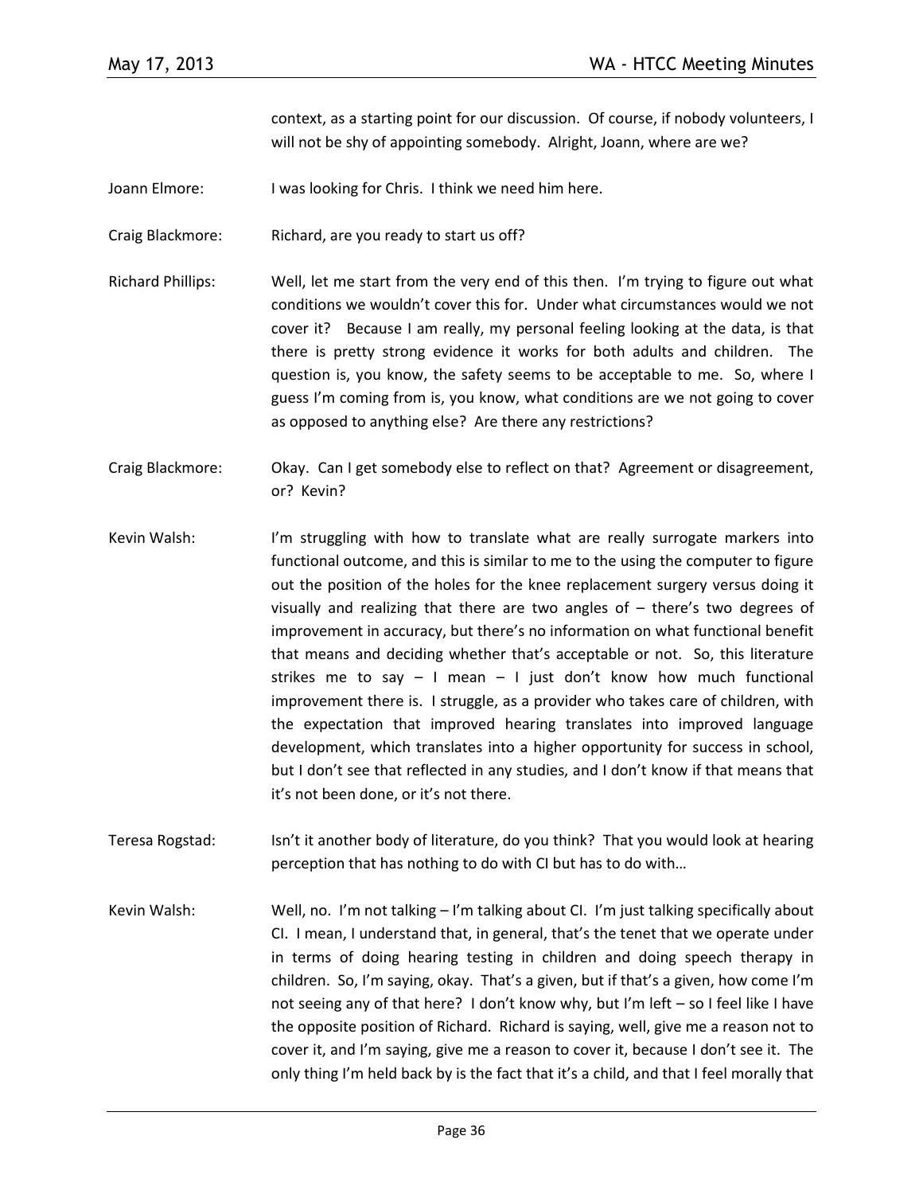context, as a starting point for our discussion. Of course, if nobody volunteers, I will not be shy of appointing somebody. Alright, Joann, where are we?

Joann Elmore: I was looking for Chris. I think we need him here.

Craig Blackmore: Richard, are you ready to start us off?

Richard Phillips: Well, let me start from the very end of this then. I'm trying to figure out what conditions we wouldn't cover this for. Under what circumstances would we not cover it? Because I am really, my personal feeling looking at the data, is that there is pretty strong evidence it works for both adults and children. The question is, you know, the safety seems to be acceptable to me. So, where I guess I'm coming from is, you know, what conditions are we not going to cover as opposed to anything else? Are there any restrictions?

Craig Blackmore: Okay. Can I get somebody else to reflect on that? Agreement or disagreement, or? Kevin?

Kevin Walsh: I'm struggling with how to translate what are really surrogate markers into functional outcome, and this is similar to me to the using the computer to figure out the position of the holes for the knee replacement surgery versus doing it visually and realizing that there are two angles of – there's two degrees of improvement in accuracy, but there's no information on what functional benefit that means and deciding whether that's acceptable or not. So, this literature strikes me to say – I mean – I just don't know how much functional improvement there is. I struggle, as a provider who takes care of children, with the expectation that improved hearing translates into improved language development, which translates into a higher opportunity for success in school, but I don't see that reflected in any studies, and I don't know if that means that it's not been done, or it's not there.

Teresa Rogstad: Isn't it another body of literature, do you think? That you would look at hearing perception that has nothing to do with CI but has to do with…

Kevin Walsh: Well, no. I'm not talking – I'm talking about CI. I'm just talking specifically about CI. I mean, I understand that, in general, that's the tenet that we operate under in terms of doing hearing testing in children and doing speech therapy in children. So, I'm saying, okay. That's a given, but if that's a given, how come I'm not seeing any of that here? I don't know why, but I'm left – so I feel like I have the opposite position of Richard. Richard is saying, well, give me a reason not to cover it, and I'm saying, give me a reason to cover it, because I don't see it. The only thing I'm held back by is the fact that it's a child, and that I feel morally that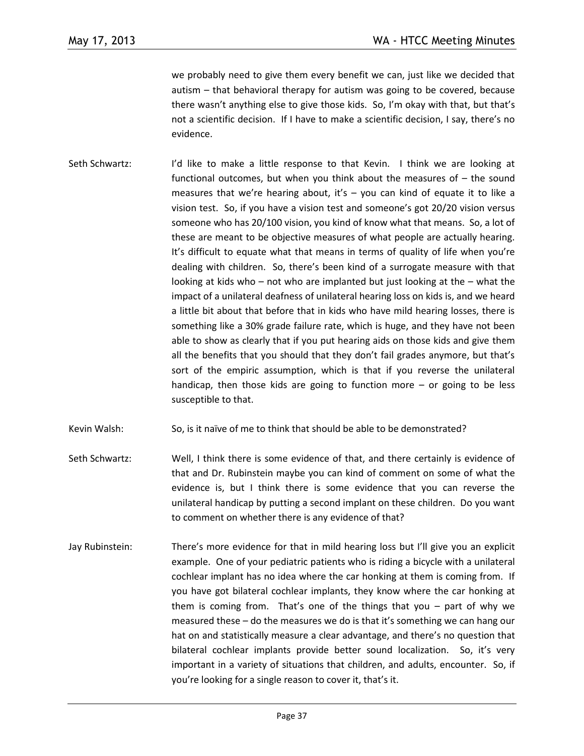we probably need to give them every benefit we can, just like we decided that autism – that behavioral therapy for autism was going to be covered, because there wasn't anything else to give those kids. So, I'm okay with that, but that's not a scientific decision. If I have to make a scientific decision, I say, there's no evidence.

Seth Schwartz: I'd like to make a little response to that Kevin. I think we are looking at functional outcomes, but when you think about the measures of – the sound measures that we're hearing about, it's – you can kind of equate it to like a vision test. So, if you have a vision test and someone's got 20/20 vision versus someone who has 20/100 vision, you kind of know what that means. So, a lot of these are meant to be objective measures of what people are actually hearing. It's difficult to equate what that means in terms of quality of life when you're dealing with children. So, there's been kind of a surrogate measure with that looking at kids who – not who are implanted but just looking at the – what the impact of a unilateral deafness of unilateral hearing loss on kids is, and we heard a little bit about that before that in kids who have mild hearing losses, there is something like a 30% grade failure rate, which is huge, and they have not been able to show as clearly that if you put hearing aids on those kids and give them all the benefits that you should that they don't fail grades anymore, but that's sort of the empiric assumption, which is that if you reverse the unilateral handicap, then those kids are going to function more – or going to be less susceptible to that.

Kevin Walsh: So, is it naïve of me to think that should be able to be demonstrated?

Seth Schwartz: Well, I think there is some evidence of that, and there certainly is evidence of that and Dr. Rubinstein maybe you can kind of comment on some of what the evidence is, but I think there is some evidence that you can reverse the unilateral handicap by putting a second implant on these children. Do you want to comment on whether there is any evidence of that?

Jay Rubinstein: There's more evidence for that in mild hearing loss but I'll give you an explicit example. One of your pediatric patients who is riding a bicycle with a unilateral cochlear implant has no idea where the car honking at them is coming from. If you have got bilateral cochlear implants, they know where the car honking at them is coming from. That's one of the things that you – part of why we measured these – do the measures we do is that it's something we can hang our hat on and statistically measure a clear advantage, and there's no question that bilateral cochlear implants provide better sound localization. So, it's very important in a variety of situations that children, and adults, encounter. So, if you're looking for a single reason to cover it, that's it.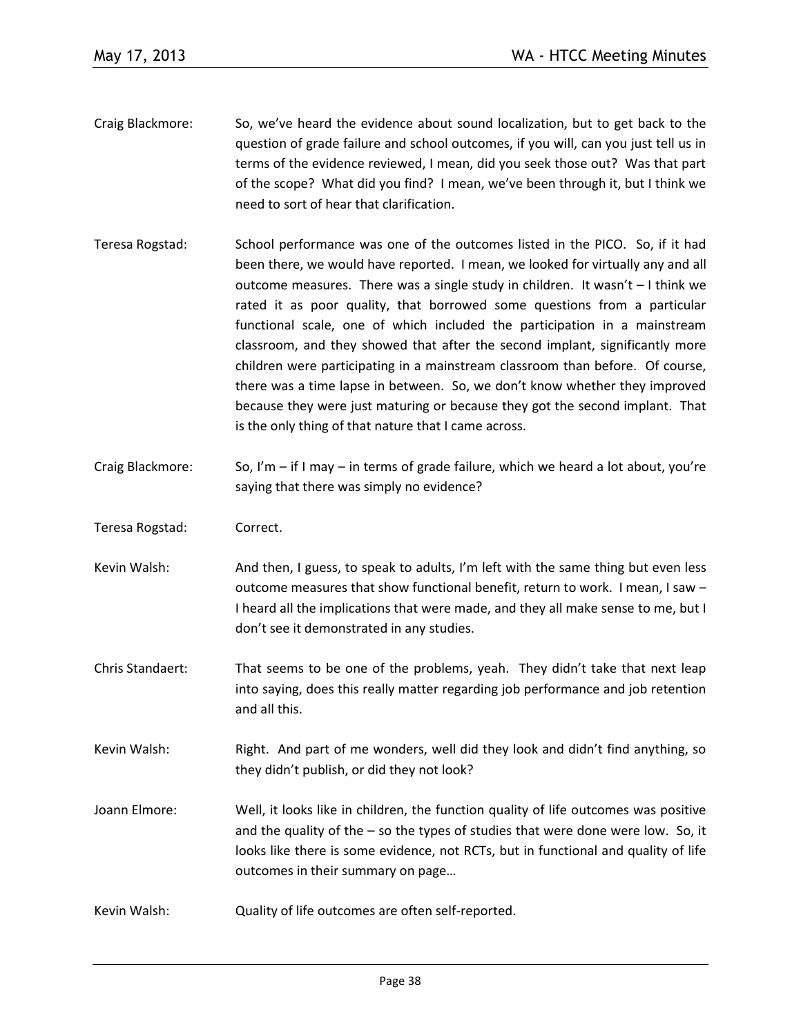Craig Blackmore: So, we've heard the evidence about sound localization, but to get back to the question of grade failure and school outcomes, if you will, can you just tell us in terms of the evidence reviewed, I mean, did you seek those out? Was that part of the scope? What did you find? I mean, we've been through it, but I think we need to sort of hear that clarification.

Teresa Rogstad: School performance was one of the outcomes listed in the PICO. So, if it had been there, we would have reported. I mean, we looked for virtually any and all outcome measures. There was a single study in children. It wasn't – I think we rated it as poor quality, that borrowed some questions from a particular functional scale, one of which included the participation in a mainstream classroom, and they showed that after the second implant, significantly more children were participating in a mainstream classroom than before. Of course, there was a time lapse in between. So, we don't know whether they improved because they were just maturing or because they got the second implant. That is the only thing of that nature that I came across.

Craig Blackmore: So, I'm – if I may – in terms of grade failure, which we heard a lot about, you're saying that there was simply no evidence?

Teresa Rogstad: Correct.

Kevin Walsh: And then, I guess, to speak to adults, I'm left with the same thing but even less outcome measures that show functional benefit, return to work. I mean, I saw – I heard all the implications that were made, and they all make sense to me, but I don't see it demonstrated in any studies.

Chris Standaert: That seems to be one of the problems, yeah. They didn't take that next leap into saying, does this really matter regarding job performance and job retention and all this.

Kevin Walsh: Right. And part of me wonders, well did they look and didn't find anything, so they didn't publish, or did they not look?

Joann Elmore: Well, it looks like in children, the function quality of life outcomes was positive and the quality of the – so the types of studies that were done were low. So, it looks like there is some evidence, not RCTs, but in functional and quality of life outcomes in their summary on page…

Kevin Walsh: Quality of life outcomes are often self-reported.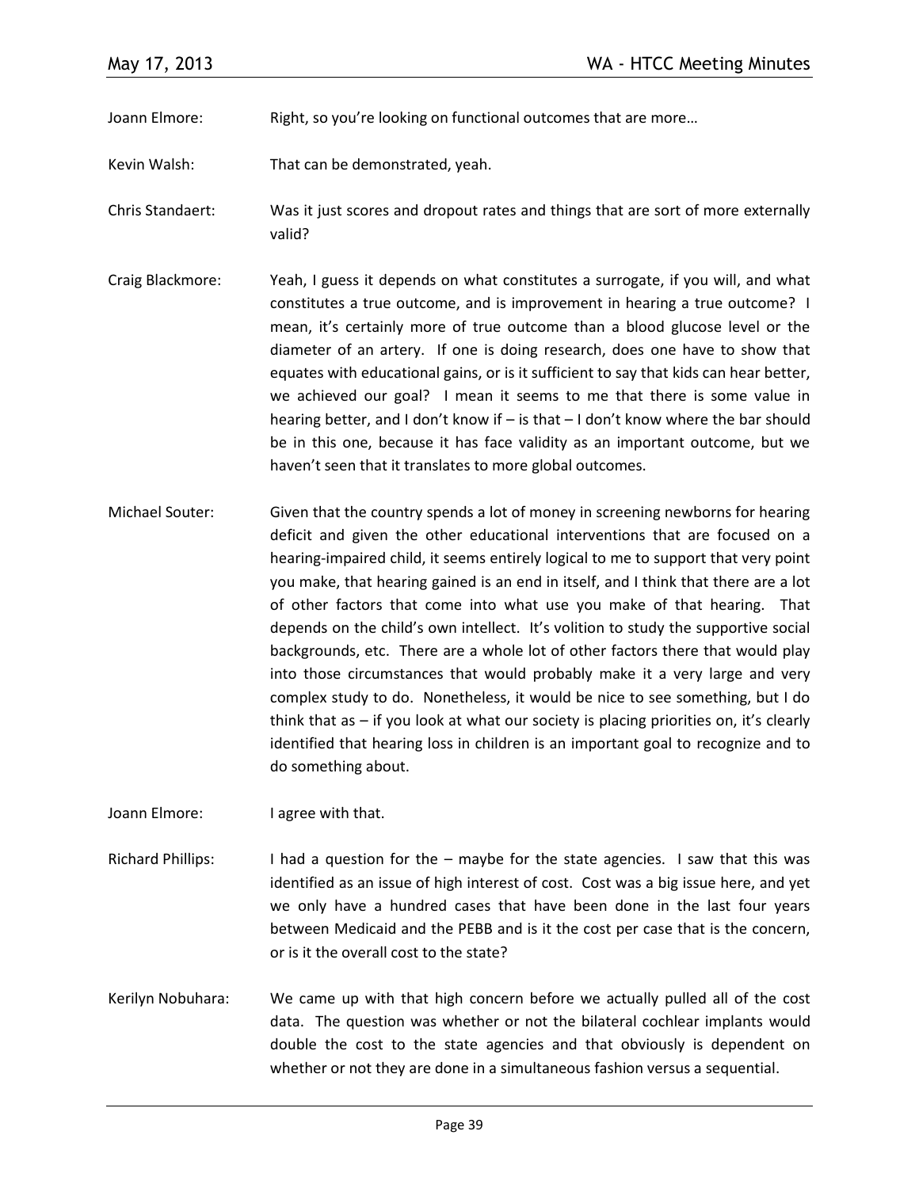Joann Elmore: Right, so you're looking on functional outcomes that are more…

Kevin Walsh: That can be demonstrated, yeah.

Chris Standaert: Was it just scores and dropout rates and things that are sort of more externally valid?

Craig Blackmore: Yeah, I guess it depends on what constitutes a surrogate, if you will, and what constitutes a true outcome, and is improvement in hearing a true outcome? I mean, it's certainly more of true outcome than a blood glucose level or the diameter of an artery. If one is doing research, does one have to show that equates with educational gains, or is it sufficient to say that kids can hear better, we achieved our goal? I mean it seems to me that there is some value in hearing better, and I don't know if – is that – I don't know where the bar should be in this one, because it has face validity as an important outcome, but we haven't seen that it translates to more global outcomes.

Michael Souter: Given that the country spends a lot of money in screening newborns for hearing deficit and given the other educational interventions that are focused on a hearing-impaired child, it seems entirely logical to me to support that very point you make, that hearing gained is an end in itself, and I think that there are a lot of other factors that come into what use you make of that hearing. That depends on the child's own intellect. It's volition to study the supportive social backgrounds, etc. There are a whole lot of other factors there that would play into those circumstances that would probably make it a very large and very complex study to do. Nonetheless, it would be nice to see something, but I do think that as – if you look at what our society is placing priorities on, it's clearly identified that hearing loss in children is an important goal to recognize and to do something about.

Joann Elmore: I agree with that.

Richard Phillips: I had a question for the – maybe for the state agencies. I saw that this was identified as an issue of high interest of cost. Cost was a big issue here, and yet we only have a hundred cases that have been done in the last four years between Medicaid and the PEBB and is it the cost per case that is the concern, or is it the overall cost to the state?

Kerilyn Nobuhara: We came up with that high concern before we actually pulled all of the cost data. The question was whether or not the bilateral cochlear implants would double the cost to the state agencies and that obviously is dependent on whether or not they are done in a simultaneous fashion versus a sequential.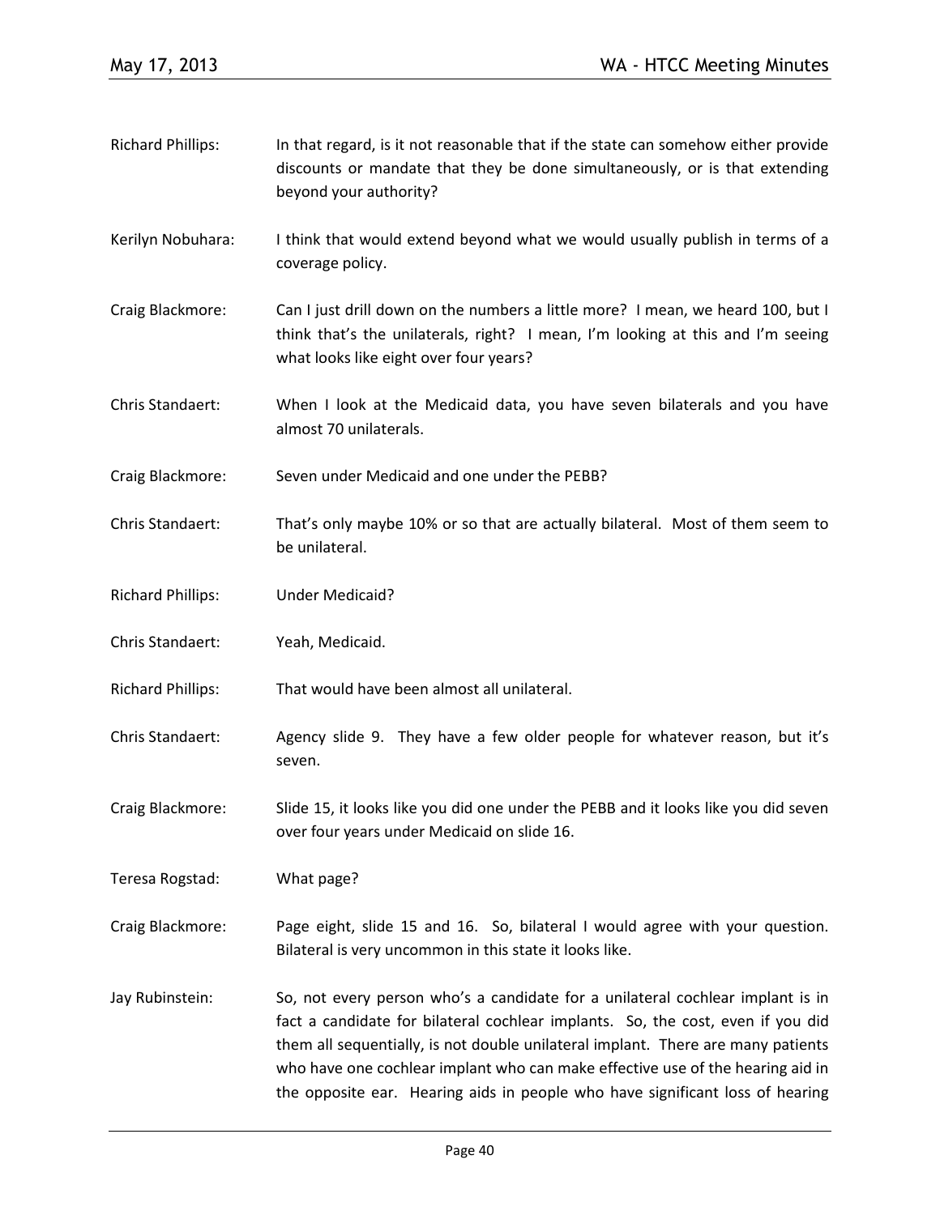Richard Phillips: In that regard, is it not reasonable that if the state can somehow either provide discounts or mandate that they be done simultaneously, or is that extending beyond your authority?

Kerilyn Nobuhara: I think that would extend beyond what we would usually publish in terms of a coverage policy.

Craig Blackmore: Can I just drill down on the numbers a little more? I mean, we heard 100, but I think that's the unilaterals, right? I mean, I'm looking at this and I'm seeing what looks like eight over four years?

Chris Standaert: When I look at the Medicaid data, you have seven bilaterals and you have almost 70 unilaterals.

Craig Blackmore: Seven under Medicaid and one under the PEBB?

Chris Standaert: That's only maybe 10% or so that are actually bilateral. Most of them seem to be unilateral.

Richard Phillips: Under Medicaid?

Chris Standaert: Yeah, Medicaid.

Richard Phillips: That would have been almost all unilateral.

Chris Standaert: Agency slide 9. They have a few older people for whatever reason, but it's seven.

Craig Blackmore: Slide 15, it looks like you did one under the PEBB and it looks like you did seven over four years under Medicaid on slide 16.

Teresa Rogstad: What page?

Craig Blackmore: Page eight, slide 15 and 16. So, bilateral I would agree with your question. Bilateral is very uncommon in this state it looks like.

Jay Rubinstein: So, not every person who's a candidate for a unilateral cochlear implant is in fact a candidate for bilateral cochlear implants. So, the cost, even if you did them all sequentially, is not double unilateral implant. There are many patients who have one cochlear implant who can make effective use of the hearing aid in the opposite ear. Hearing aids in people who have significant loss of hearing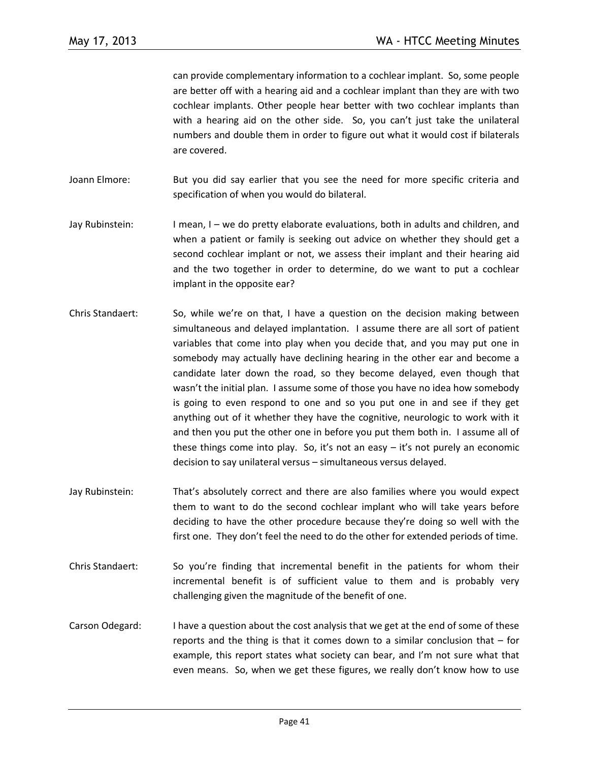can provide complementary information to a cochlear implant. So, some people are better off with a hearing aid and a cochlear implant than they are with two cochlear implants. Other people hear better with two cochlear implants than with a hearing aid on the other side. So, you can't just take the unilateral numbers and double them in order to figure out what it would cost if bilaterals are covered.

Joann Elmore: But you did say earlier that you see the need for more specific criteria and specification of when you would do bilateral.

Jay Rubinstein: I mean, I – we do pretty elaborate evaluations, both in adults and children, and when a patient or family is seeking out advice on whether they should get a second cochlear implant or not, we assess their implant and their hearing aid and the two together in order to determine, do we want to put a cochlear implant in the opposite ear?

Chris Standaert: So, while we're on that, I have a question on the decision making between simultaneous and delayed implantation. I assume there are all sort of patient variables that come into play when you decide that, and you may put one in somebody may actually have declining hearing in the other ear and become a candidate later down the road, so they become delayed, even though that wasn't the initial plan. I assume some of those you have no idea how somebody is going to even respond to one and so you put one in and see if they get anything out of it whether they have the cognitive, neurologic to work with it and then you put the other one in before you put them both in. I assume all of these things come into play. So, it's not an easy – it's not purely an economic decision to say unilateral versus – simultaneous versus delayed.

Jay Rubinstein: That's absolutely correct and there are also families where you would expect them to want to do the second cochlear implant who will take years before deciding to have the other procedure because they're doing so well with the first one. They don't feel the need to do the other for extended periods of time.

Chris Standaert: So you're finding that incremental benefit in the patients for whom their incremental benefit is of sufficient value to them and is probably very challenging given the magnitude of the benefit of one.

Carson Odegard: I have a question about the cost analysis that we get at the end of some of these reports and the thing is that it comes down to a similar conclusion that – for example, this report states what society can bear, and I'm not sure what that even means. So, when we get these figures, we really don't know how to use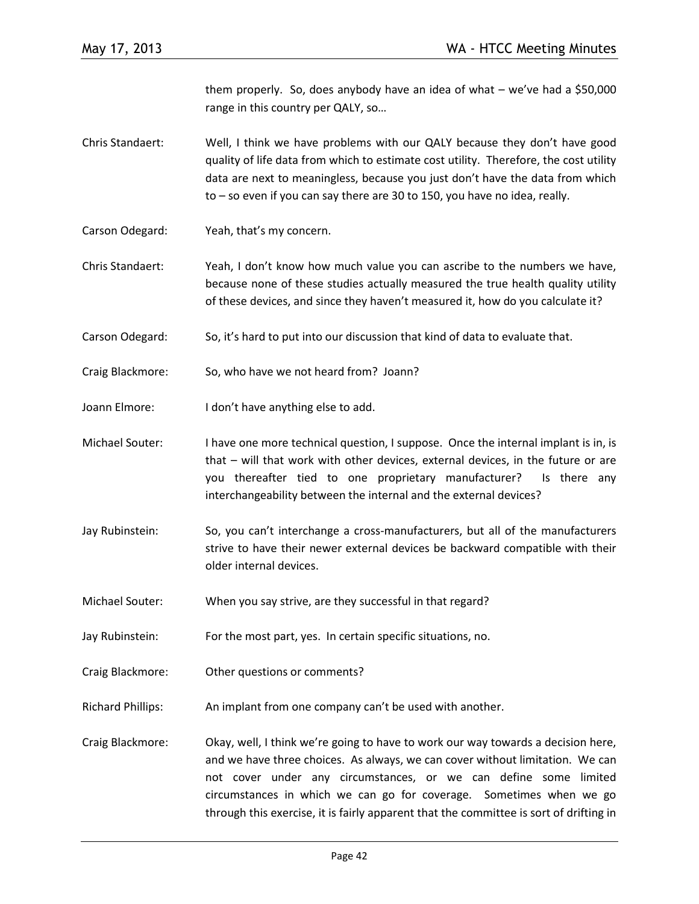them properly. So, does anybody have an idea of what – we've had a $50,000 range in this country per QALY, so…

Chris Standaert: Well, I think we have problems with our QALY because they don't have good quality of life data from which to estimate cost utility. Therefore, the cost utility data are next to meaningless, because you just don't have the data from which to – so even if you can say there are 30 to 150, you have no idea, really.

Carson Odegard: Yeah, that's my concern.

Chris Standaert: Yeah, I don't know how much value you can ascribe to the numbers we have, because none of these studies actually measured the true health quality utility of these devices, and since they haven't measured it, how do you calculate it?

Carson Odegard: So, it's hard to put into our discussion that kind of data to evaluate that.

Craig Blackmore: So, who have we not heard from? Joann?

Joann Elmore: I don't have anything else to add.

Michael Souter: I have one more technical question, I suppose. Once the internal implant is in, is that – will that work with other devices, external devices, in the future or are you thereafter tied to one proprietary manufacturer? Is there any interchangeability between the internal and the external devices?

Jay Rubinstein: So, you can't interchange a cross-manufacturers, but all of the manufacturers strive to have their newer external devices be backward compatible with their older internal devices.

Michael Souter: When you say strive, are they successful in that regard?

Jay Rubinstein: For the most part, yes. In certain specific situations, no.

Craig Blackmore: Other questions or comments?

Richard Phillips: An implant from one company can't be used with another.

Craig Blackmore: Okay, well, I think we're going to have to work our way towards a decision here, and we have three choices. As always, we can cover without limitation. We can not cover under any circumstances, or we can define some limited circumstances in which we can go for coverage. Sometimes when we go through this exercise, it is fairly apparent that the committee is sort of drifting in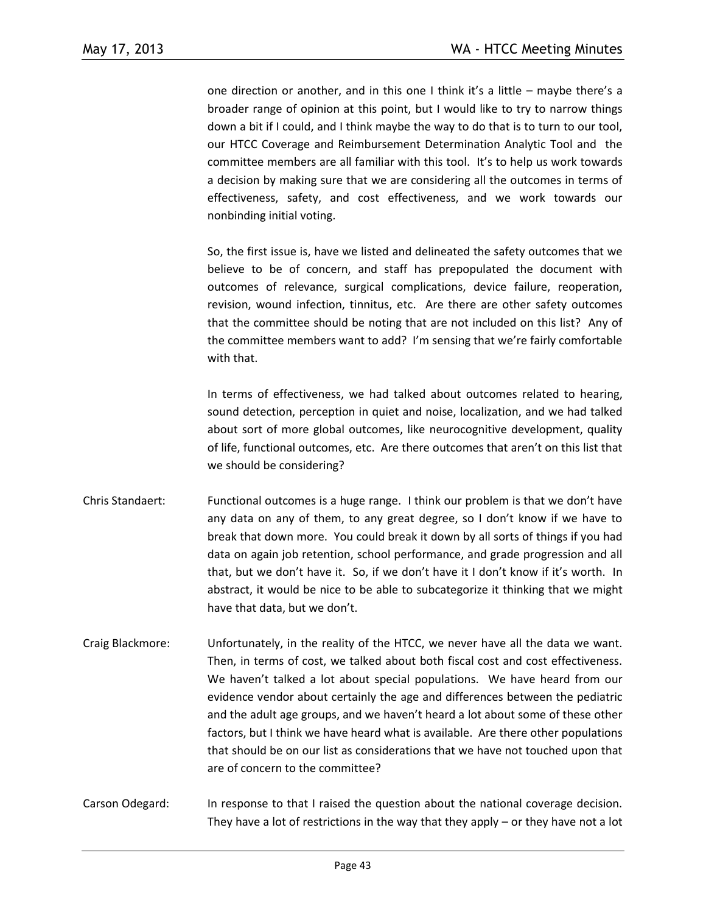one direction or another, and in this one I think it's a little – maybe there's a broader range of opinion at this point, but I would like to try to narrow things down a bit if I could, and I think maybe the way to do that is to turn to our tool, our HTCC Coverage and Reimbursement Determination Analytic Tool and the committee members are all familiar with this tool. It's to help us work towards a decision by making sure that we are considering all the outcomes in terms of effectiveness, safety, and cost effectiveness, and we work towards our nonbinding initial voting.

So, the first issue is, have we listed and delineated the safety outcomes that we believe to be of concern, and staff has prepopulated the document with outcomes of relevance, surgical complications, device failure, reoperation, revision, wound infection, tinnitus, etc. Are there are other safety outcomes that the committee should be noting that are not included on this list? Any of the committee members want to add? I'm sensing that we're fairly comfortable with that.

In terms of effectiveness, we had talked about outcomes related to hearing, sound detection, perception in quiet and noise, localization, and we had talked about sort of more global outcomes, like neurocognitive development, quality of life, functional outcomes, etc. Are there outcomes that aren't on this list that we should be considering?

Chris Standaert: Functional outcomes is a huge range. I think our problem is that we don't have any data on any of them, to any great degree, so I don't know if we have to break that down more. You could break it down by all sorts of things if you had data on again job retention, school performance, and grade progression and all that, but we don't have it. So, if we don't have it I don't know if it's worth. In abstract, it would be nice to be able to subcategorize it thinking that we might have that data, but we don't.

Craig Blackmore: Unfortunately, in the reality of the HTCC, we never have all the data we want. Then, in terms of cost, we talked about both fiscal cost and cost effectiveness. We haven't talked a lot about special populations. We have heard from our evidence vendor about certainly the age and differences between the pediatric and the adult age groups, and we haven't heard a lot about some of these other factors, but I think we have heard what is available. Are there other populations that should be on our list as considerations that we have not touched upon that are of concern to the committee?

Carson Odegard: In response to that I raised the question about the national coverage decision. They have a lot of restrictions in the way that they apply – or they have not a lot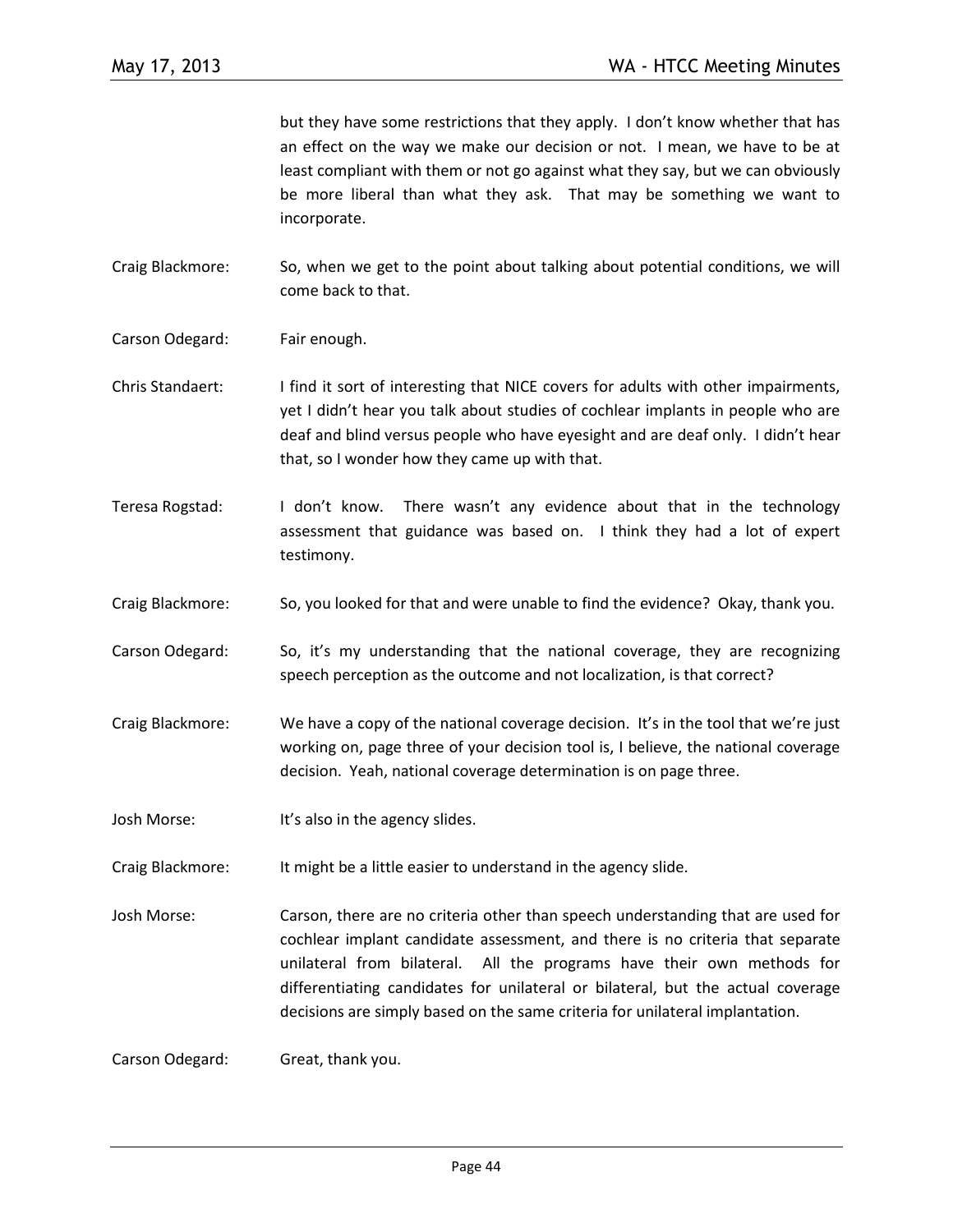but they have some restrictions that they apply. I don't know whether that has an effect on the way we make our decision or not. I mean, we have to be at least compliant with them or not go against what they say, but we can obviously be more liberal than what they ask. That may be something we want to incorporate.

Craig Blackmore: So, when we get to the point about talking about potential conditions, we will come back to that.

Carson Odegard: Fair enough.

Chris Standaert: I find it sort of interesting that NICE covers for adults with other impairments, yet I didn't hear you talk about studies of cochlear implants in people who are deaf and blind versus people who have eyesight and are deaf only. I didn't hear that, so I wonder how they came up with that.

Teresa Rogstad: I don't know. There wasn't any evidence about that in the technology assessment that guidance was based on. I think they had a lot of expert testimony.

Craig Blackmore: So, you looked for that and were unable to find the evidence? Okay, thank you.

Carson Odegard: So, it's my understanding that the national coverage, they are recognizing speech perception as the outcome and not localization, is that correct?

Craig Blackmore: We have a copy of the national coverage decision. It's in the tool that we're just working on, page three of your decision tool is, I believe, the national coverage decision. Yeah, national coverage determination is on page three.

Josh Morse: It's also in the agency slides.

Craig Blackmore: It might be a little easier to understand in the agency slide.

Josh Morse: Carson, there are no criteria other than speech understanding that are used for cochlear implant candidate assessment, and there is no criteria that separate unilateral from bilateral. All the programs have their own methods for differentiating candidates for unilateral or bilateral, but the actual coverage decisions are simply based on the same criteria for unilateral implantation.

Carson Odegard: Great, thank you.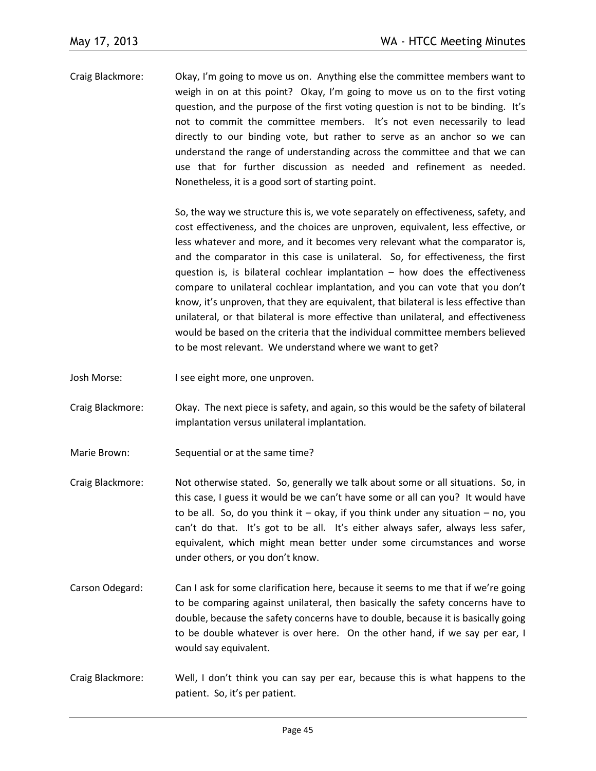Craig Blackmore: Okay, I'm going to move us on. Anything else the committee members want to weigh in on at this point? Okay, I'm going to move us on to the first voting question, and the purpose of the first voting question is not to be binding. It's not to commit the committee members. It's not even necessarily to lead directly to our binding vote, but rather to serve as an anchor so we can understand the range of understanding across the committee and that we can use that for further discussion as needed and refinement as needed. Nonetheless, it is a good sort of starting point.

So, the way we structure this is, we vote separately on effectiveness, safety, and cost effectiveness, and the choices are unproven, equivalent, less effective, or less whatever and more, and it becomes very relevant what the comparator is, and the comparator in this case is unilateral. So, for effectiveness, the first question is, is bilateral cochlear implantation – how does the effectiveness compare to unilateral cochlear implantation, and you can vote that you don't know, it's unproven, that they are equivalent, that bilateral is less effective than unilateral, or that bilateral is more effective than unilateral, and effectiveness would be based on the criteria that the individual committee members believed to be most relevant. We understand where we want to get?

Josh Morse: I see eight more, one unproven.

Craig Blackmore: Okay. The next piece is safety, and again, so this would be the safety of bilateral implantation versus unilateral implantation.

Marie Brown: Sequential or at the same time?

Craig Blackmore: Not otherwise stated. So, generally we talk about some or all situations. So, in this case, I guess it would be we can't have some or all can you? It would have to be all. So, do you think it – okay, if you think under any situation – no, you can't do that. It's got to be all. It's either always safer, always less safer, equivalent, which might mean better under some circumstances and worse under others, or you don't know.

Carson Odegard: Can I ask for some clarification here, because it seems to me that if we're going to be comparing against unilateral, then basically the safety concerns have to double, because the safety concerns have to double, because it is basically going to be double whatever is over here. On the other hand, if we say per ear, I would say equivalent.

Craig Blackmore: Well, I don't think you can say per ear, because this is what happens to the patient. So, it's per patient.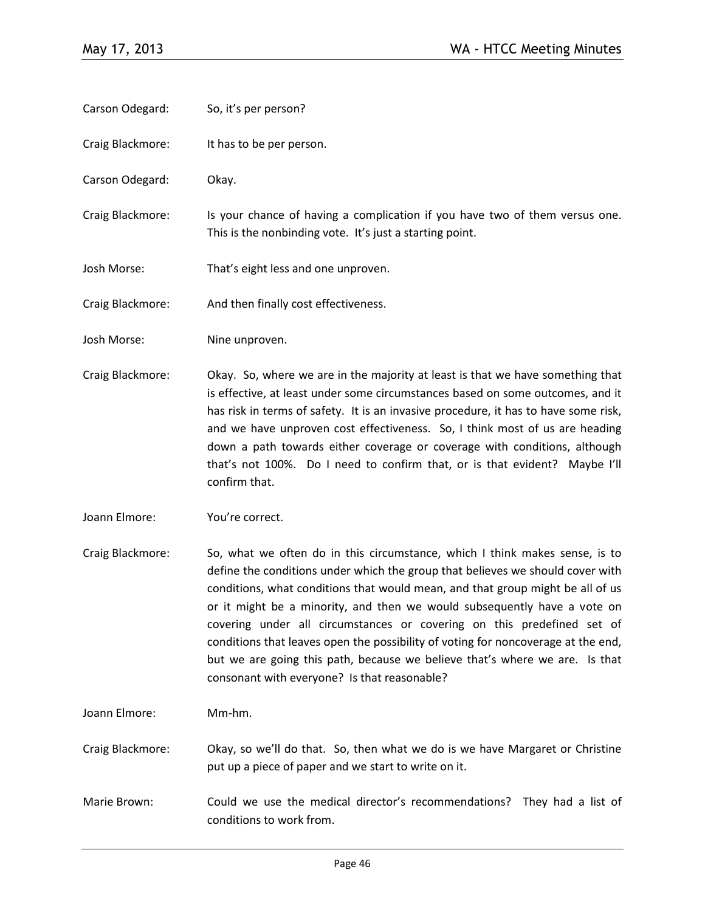Carson Odegard: So, it's per person?

Craig Blackmore: It has to be per person.

Carson Odegard: Okay.

Craig Blackmore: Is your chance of having a complication if you have two of them versus one. This is the nonbinding vote. It's just a starting point.

Josh Morse: That's eight less and one unproven.

Craig Blackmore: And then finally cost effectiveness.

Josh Morse: Nine unproven.

Craig Blackmore: Okay. So, where we are in the majority at least is that we have something that is effective, at least under some circumstances based on some outcomes, and it has risk in terms of safety. It is an invasive procedure, it has to have some risk, and we have unproven cost effectiveness. So, I think most of us are heading down a path towards either coverage or coverage with conditions, although that's not 100%. Do I need to confirm that, or is that evident? Maybe I'll confirm that.

Joann Elmore: You're correct.

Craig Blackmore: So, what we often do in this circumstance, which I think makes sense, is to define the conditions under which the group that believes we should cover with conditions, what conditions that would mean, and that group might be all of us or it might be a minority, and then we would subsequently have a vote on covering under all circumstances or covering on this predefined set of conditions that leaves open the possibility of voting for noncoverage at the end, but we are going this path, because we believe that's where we are. Is that consonant with everyone? Is that reasonable?

Joann Elmore: Mm-hm.

Craig Blackmore: Okay, so we'll do that. So, then what we do is we have Margaret or Christine put up a piece of paper and we start to write on it.

Marie Brown: Could we use the medical director's recommendations? They had a list of conditions to work from.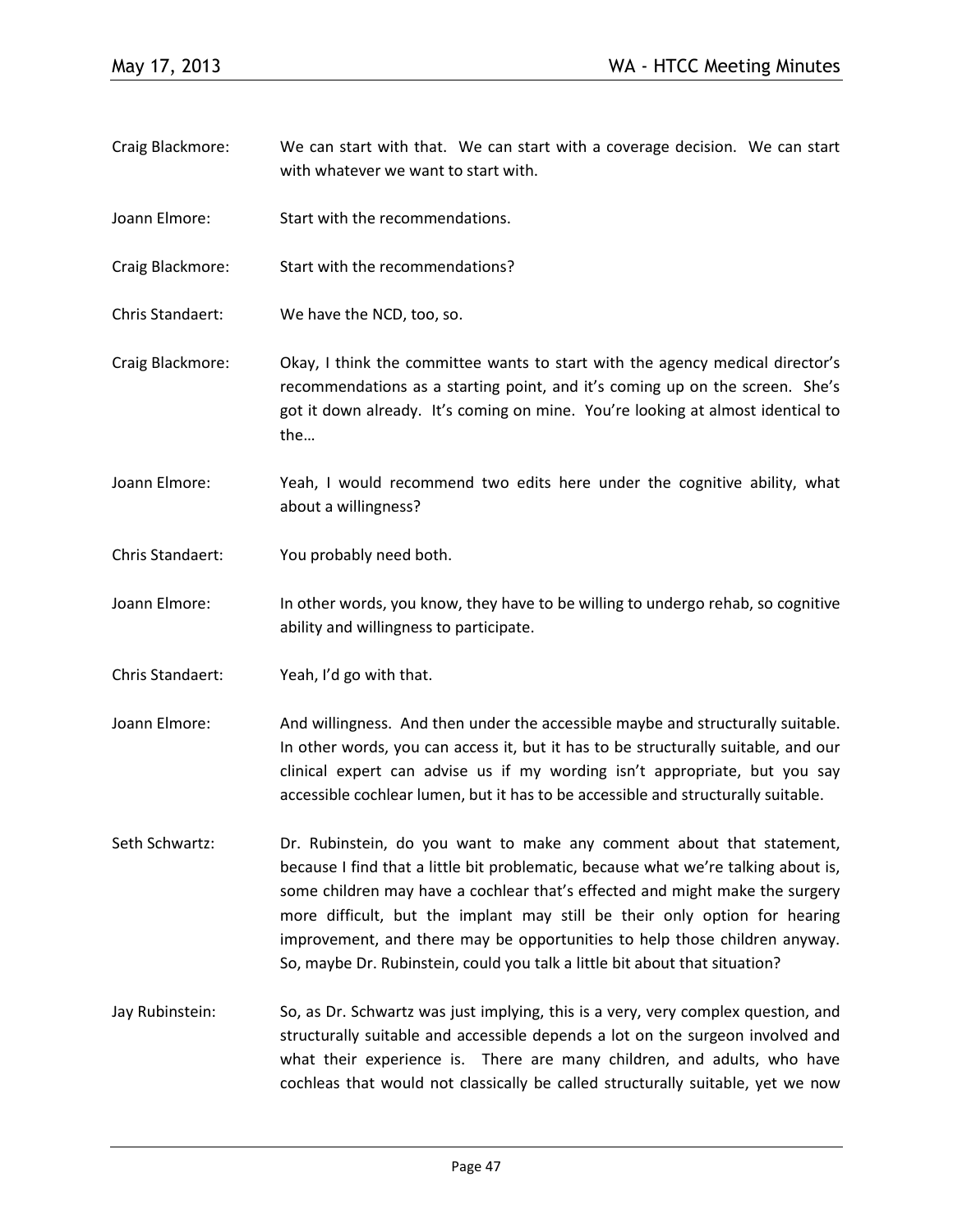Craig Blackmore: We can start with that. We can start with a coverage decision. We can start with whatever we want to start with.

Joann Elmore: Start with the recommendations.

Craig Blackmore: Start with the recommendations?

Chris Standaert: We have the NCD, too, so.

Craig Blackmore: Okay, I think the committee wants to start with the agency medical director's recommendations as a starting point, and it's coming up on the screen. She's got it down already. It's coming on mine. You're looking at almost identical to the…

Joann Elmore: Yeah, I would recommend two edits here under the cognitive ability, what about a willingness?

Chris Standaert: You probably need both.

Joann Elmore: In other words, you know, they have to be willing to undergo rehab, so cognitive ability and willingness to participate.

Chris Standaert: Yeah, I'd go with that.

Joann Elmore: And willingness. And then under the accessible maybe and structurally suitable. In other words, you can access it, but it has to be structurally suitable, and our clinical expert can advise us if my wording isn't appropriate, but you say accessible cochlear lumen, but it has to be accessible and structurally suitable.

Seth Schwartz: Dr. Rubinstein, do you want to make any comment about that statement, because I find that a little bit problematic, because what we're talking about is, some children may have a cochlear that's effected and might make the surgery more difficult, but the implant may still be their only option for hearing improvement, and there may be opportunities to help those children anyway. So, maybe Dr. Rubinstein, could you talk a little bit about that situation?

Jay Rubinstein: So, as Dr. Schwartz was just implying, this is a very, very complex question, and structurally suitable and accessible depends a lot on the surgeon involved and what their experience is. There are many children, and adults, who have cochleas that would not classically be called structurally suitable, yet we now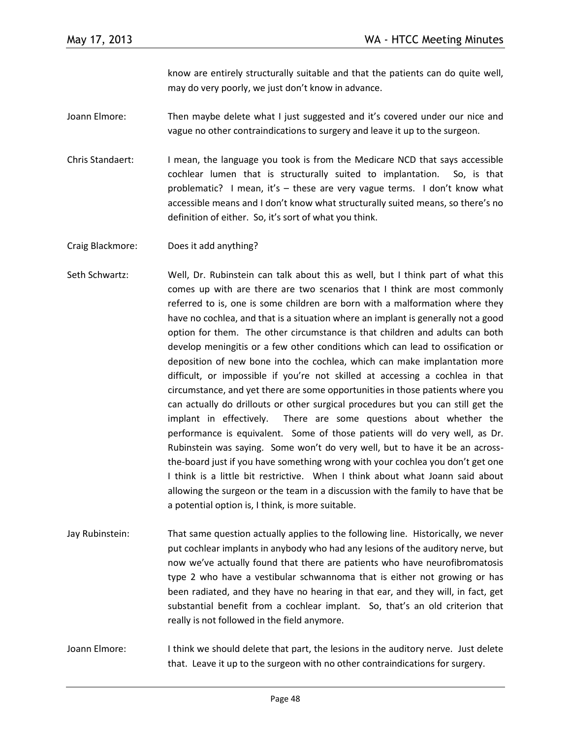know are entirely structurally suitable and that the patients can do quite well, may do very poorly, we just don't know in advance.

Joann Elmore: Then maybe delete what I just suggested and it's covered under our nice and vague no other contraindications to surgery and leave it up to the surgeon.

Chris Standaert: I mean, the language you took is from the Medicare NCD that says accessible cochlear lumen that is structurally suited to implantation. So, is that problematic? I mean, it's – these are very vague terms. I don't know what accessible means and I don't know what structurally suited means, so there's no definition of either. So, it's sort of what you think.

Craig Blackmore: Does it add anything?

Seth Schwartz: Well, Dr. Rubinstein can talk about this as well, but I think part of what this comes up with are there are two scenarios that I think are most commonly referred to is, one is some children are born with a malformation where they have no cochlea, and that is a situation where an implant is generally not a good option for them. The other circumstance is that children and adults can both develop meningitis or a few other conditions which can lead to ossification or deposition of new bone into the cochlea, which can make implantation more difficult, or impossible if you're not skilled at accessing a cochlea in that circumstance, and yet there are some opportunities in those patients where you can actually do drillouts or other surgical procedures but you can still get the implant in effectively. There are some questions about whether the performance is equivalent. Some of those patients will do very well, as Dr. Rubinstein was saying. Some won't do very well, but to have it be an across-the-board just if you have something wrong with your cochlea you don't get one I think is a little bit restrictive. When I think about what Joann said about allowing the surgeon or the team in a discussion with the family to have that be a potential option is, I think, is more suitable.

Jay Rubinstein: That same question actually applies to the following line. Historically, we never put cochlear implants in anybody who had any lesions of the auditory nerve, but now we've actually found that there are patients who have neurofibromatosis type 2 who have a vestibular schwannoma that is either not growing or has been radiated, and they have no hearing in that ear, and they will, in fact, get substantial benefit from a cochlear implant. So, that's an old criterion that really is not followed in the field anymore.

Joann Elmore: I think we should delete that part, the lesions in the auditory nerve. Just delete that. Leave it up to the surgeon with no other contraindications for surgery.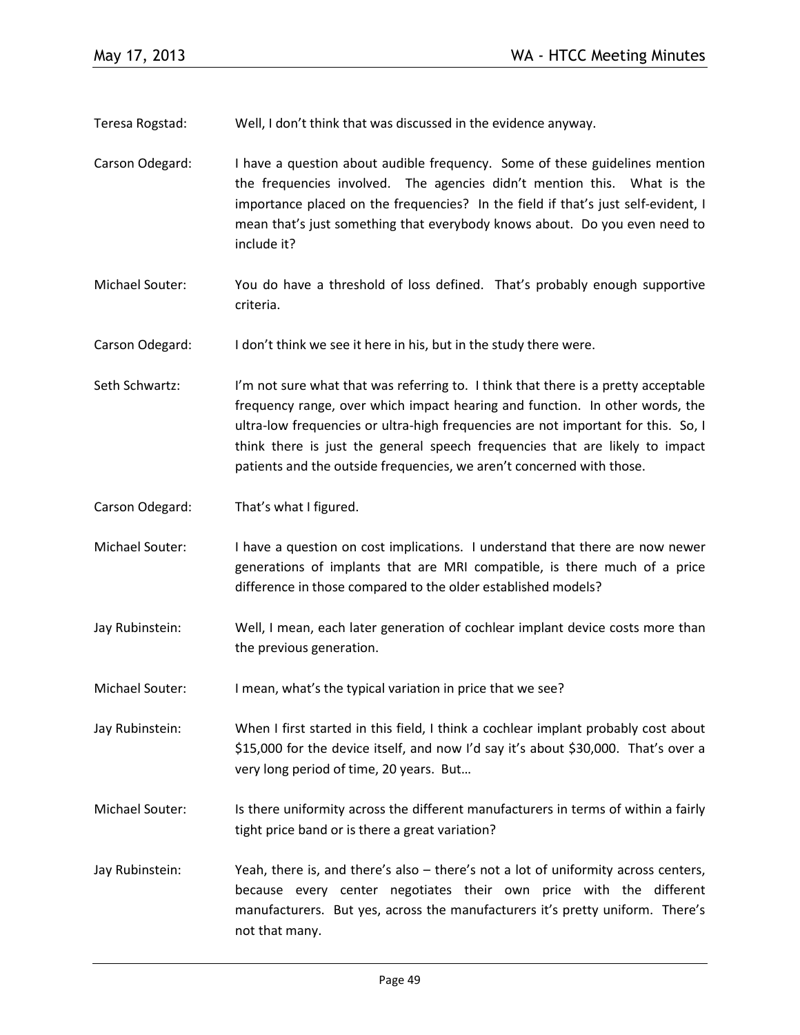Teresa Rogstad: Well, I don't think that was discussed in the evidence anyway.

Carson Odegard: I have a question about audible frequency. Some of these guidelines mention the frequencies involved. The agencies didn't mention this. What is the importance placed on the frequencies? In the field if that's just self-evident, I mean that's just something that everybody knows about. Do you even need to include it?

Michael Souter: You do have a threshold of loss defined. That's probably enough supportive criteria.

Carson Odegard: I don't think we see it here in his, but in the study there were.

Seth Schwartz: I'm not sure what that was referring to. I think that there is a pretty acceptable frequency range, over which impact hearing and function. In other words, the ultra-low frequencies or ultra-high frequencies are not important for this. So, I think there is just the general speech frequencies that are likely to impact patients and the outside frequencies, we aren't concerned with those.

Carson Odegard: That's what I figured.

Michael Souter: I have a question on cost implications. I understand that there are now newer generations of implants that are MRI compatible, is there much of a price difference in those compared to the older established models?

Jay Rubinstein: Well, I mean, each later generation of cochlear implant device costs more than the previous generation.

Michael Souter: I mean, what's the typical variation in price that we see?

Jay Rubinstein: When I first started in this field, I think a cochlear implant probably cost about $15,000 for the device itself, and now I'd say it's about $30,000. That's over a very long period of time, 20 years. But…

Michael Souter: Is there uniformity across the different manufacturers in terms of within a fairly tight price band or is there a great variation?

Jay Rubinstein: Yeah, there is, and there's also – there's not a lot of uniformity across centers, because every center negotiates their own price with the different manufacturers. But yes, across the manufacturers it's pretty uniform. There's not that many.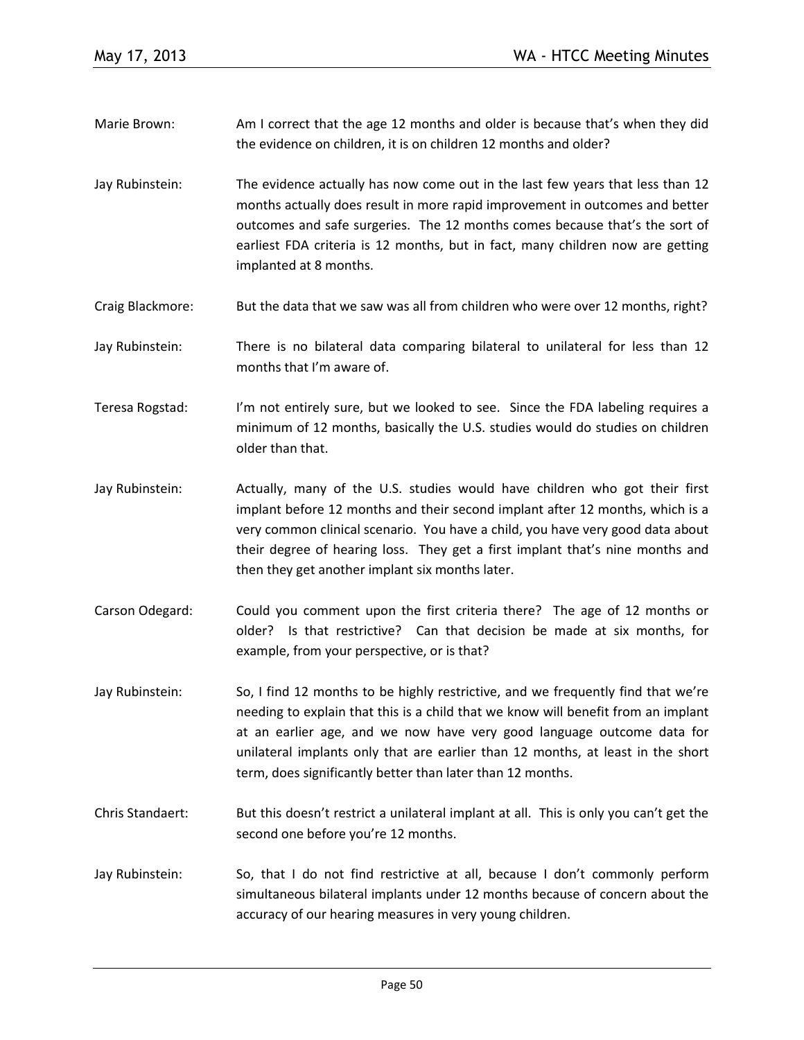Marie Brown: Am I correct that the age 12 months and older is because that's when they did the evidence on children, it is on children 12 months and older?

Jay Rubinstein: The evidence actually has now come out in the last few years that less than 12 months actually does result in more rapid improvement in outcomes and better outcomes and safe surgeries. The 12 months comes because that's the sort of earliest FDA criteria is 12 months, but in fact, many children now are getting implanted at 8 months.

Craig Blackmore: But the data that we saw was all from children who were over 12 months, right?

Jay Rubinstein: There is no bilateral data comparing bilateral to unilateral for less than 12 months that I'm aware of.

Teresa Rogstad: I'm not entirely sure, but we looked to see. Since the FDA labeling requires a minimum of 12 months, basically the U.S. studies would do studies on children older than that.

Jay Rubinstein: Actually, many of the U.S. studies would have children who got their first implant before 12 months and their second implant after 12 months, which is a very common clinical scenario. You have a child, you have very good data about their degree of hearing loss. They get a first implant that's nine months and then they get another implant six months later.

Carson Odegard: Could you comment upon the first criteria there? The age of 12 months or older? Is that restrictive? Can that decision be made at six months, for example, from your perspective, or is that?

Jay Rubinstein: So, I find 12 months to be highly restrictive, and we frequently find that we're needing to explain that this is a child that we know will benefit from an implant at an earlier age, and we now have very good language outcome data for unilateral implants only that are earlier than 12 months, at least in the short term, does significantly better than later than 12 months.

Chris Standaert: But this doesn't restrict a unilateral implant at all. This is only you can't get the second one before you're 12 months.

Jay Rubinstein: So, that I do not find restrictive at all, because I don't commonly perform simultaneous bilateral implants under 12 months because of concern about the accuracy of our hearing measures in very young children.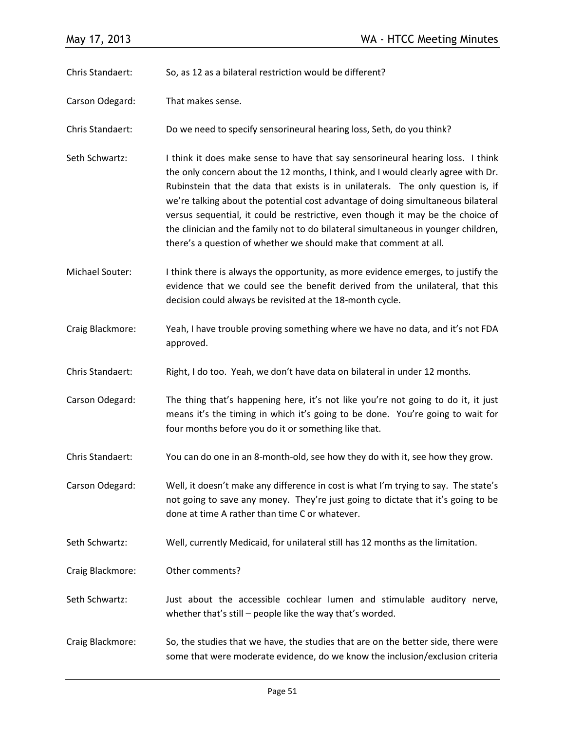Chris Standaert: So, as 12 as a bilateral restriction would be different?

Carson Odegard: That makes sense.

Chris Standaert: Do we need to specify sensorineural hearing loss, Seth, do you think?

Seth Schwartz: I think it does make sense to have that say sensorineural hearing loss. I think the only concern about the 12 months, I think, and I would clearly agree with Dr. Rubinstein that the data that exists is in unilaterals. The only question is, if we're talking about the potential cost advantage of doing simultaneous bilateral versus sequential, it could be restrictive, even though it may be the choice of the clinician and the family not to do bilateral simultaneous in younger children, there's a question of whether we should make that comment at all.

Michael Souter: I think there is always the opportunity, as more evidence emerges, to justify the evidence that we could see the benefit derived from the unilateral, that this decision could always be revisited at the 18-month cycle.

Craig Blackmore: Yeah, I have trouble proving something where we have no data, and it's not FDA approved.

Chris Standaert: Right, I do too. Yeah, we don't have data on bilateral in under 12 months.

Carson Odegard: The thing that's happening here, it's not like you're not going to do it, it just means it's the timing in which it's going to be done. You're going to wait for four months before you do it or something like that.

Chris Standaert: You can do one in an 8-month-old, see how they do with it, see how they grow.

Carson Odegard: Well, it doesn't make any difference in cost is what I'm trying to say. The state's not going to save any money. They're just going to dictate that it's going to be done at time A rather than time C or whatever.

Seth Schwartz: Well, currently Medicaid, for unilateral still has 12 months as the limitation.

Craig Blackmore: Other comments?

Seth Schwartz: Just about the accessible cochlear lumen and stimulable auditory nerve, whether that's still – people like the way that's worded.

Craig Blackmore: So, the studies that we have, the studies that are on the better side, there were some that were moderate evidence, do we know the inclusion/exclusion criteria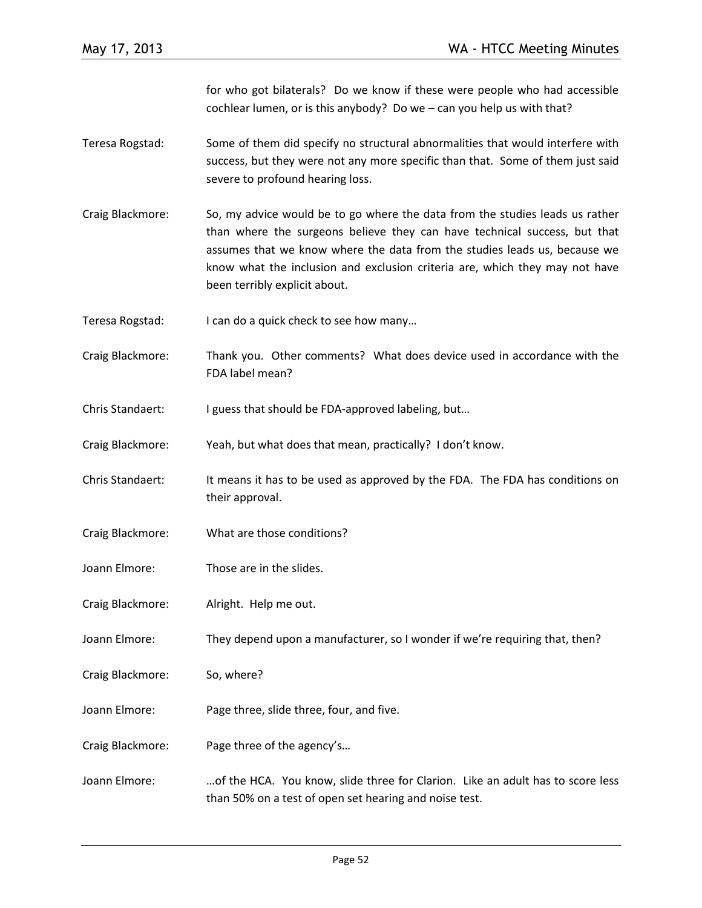for who got bilaterals? Do we know if these were people who had accessible cochlear lumen, or is this anybody? Do we – can you help us with that?

Teresa Rogstad: Some of them did specify no structural abnormalities that would interfere with success, but they were not any more specific than that. Some of them just said severe to profound hearing loss.

Craig Blackmore: So, my advice would be to go where the data from the studies leads us rather than where the surgeons believe they can have technical success, but that assumes that we know where the data from the studies leads us, because we know what the inclusion and exclusion criteria are, which they may not have been terribly explicit about.

Teresa Rogstad: I can do a quick check to see how many…

Craig Blackmore: Thank you. Other comments? What does device used in accordance with the FDA label mean?

Chris Standaert: I guess that should be FDA-approved labeling, but…

Craig Blackmore: Yeah, but what does that mean, practically? I don't know.

Chris Standaert: It means it has to be used as approved by the FDA. The FDA has conditions on their approval.

Craig Blackmore: What are those conditions?

Joann Elmore: Those are in the slides.

Craig Blackmore: Alright. Help me out.

Joann Elmore: They depend upon a manufacturer, so I wonder if we're requiring that, then?

Craig Blackmore: So, where?

Joann Elmore: Page three, slide three, four, and five.

Craig Blackmore: Page three of the agency's…

Joann Elmore: …of the HCA. You know, slide three for Clarion. Like an adult has to score less than 50% on a test of open set hearing and noise test.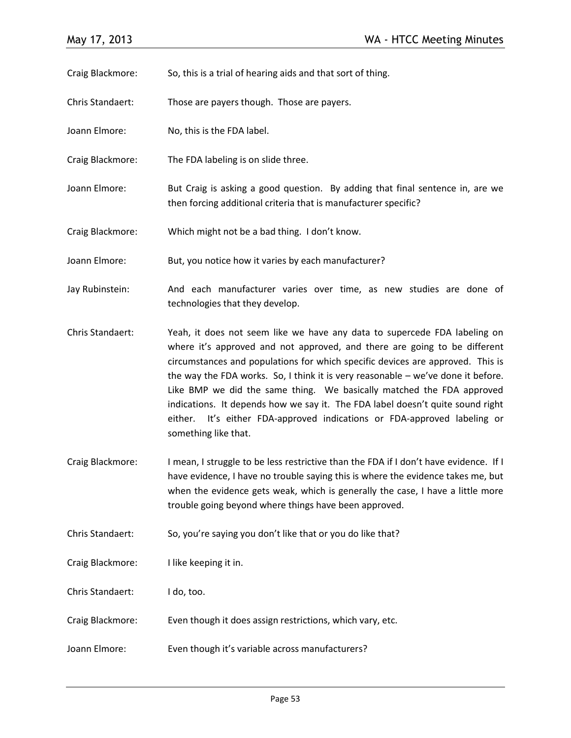Craig Blackmore: So, this is a trial of hearing aids and that sort of thing.

Chris Standaert: Those are payers though. Those are payers.

Joann Elmore: No, this is the FDA label.

Craig Blackmore: The FDA labeling is on slide three.

Joann Elmore: But Craig is asking a good question. By adding that final sentence in, are we then forcing additional criteria that is manufacturer specific?

Craig Blackmore: Which might not be a bad thing. I don't know.

Joann Elmore: But, you notice how it varies by each manufacturer?

Jay Rubinstein: And each manufacturer varies over time, as new studies are done of technologies that they develop.

Chris Standaert: Yeah, it does not seem like we have any data to supercede FDA labeling on where it's approved and not approved, and there are going to be different circumstances and populations for which specific devices are approved. This is the way the FDA works. So, I think it is very reasonable – we've done it before. Like BMP we did the same thing. We basically matched the FDA approved indications. It depends how we say it. The FDA label doesn't quite sound right either. It's either FDA-approved indications or FDA-approved labeling or something like that.

Craig Blackmore: I mean, I struggle to be less restrictive than the FDA if I don't have evidence. If I have evidence, I have no trouble saying this is where the evidence takes me, but when the evidence gets weak, which is generally the case, I have a little more trouble going beyond where things have been approved.

Chris Standaert: So, you're saying you don't like that or you do like that?

Craig Blackmore: I like keeping it in.

Chris Standaert: I do, too.

Craig Blackmore: Even though it does assign restrictions, which vary, etc.

Joann Elmore: Even though it's variable across manufacturers?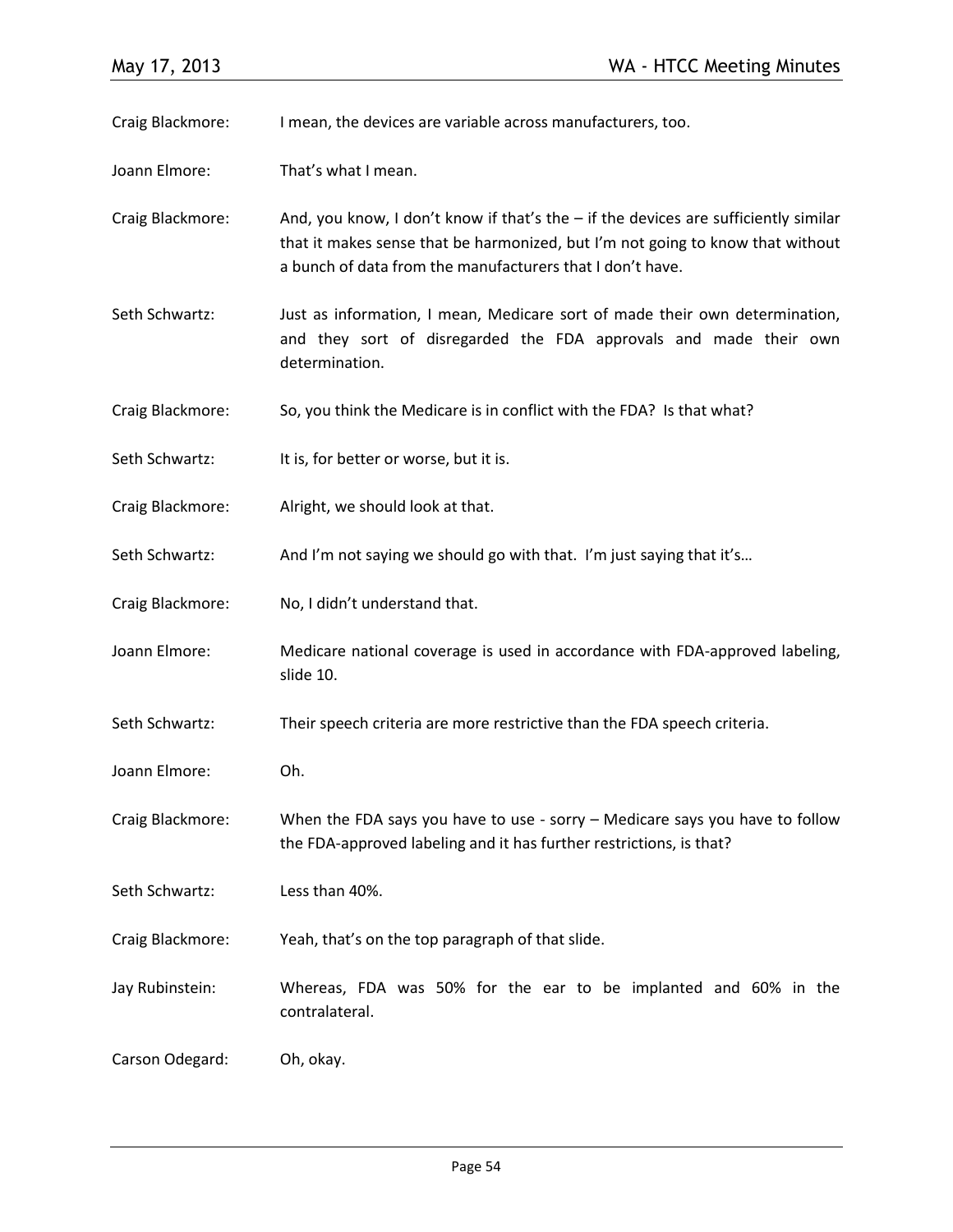Craig Blackmore: I mean, the devices are variable across manufacturers, too.

Joann Elmore: That's what I mean.

Craig Blackmore: And, you know, I don't know if that's the – if the devices are sufficiently similar that it makes sense that be harmonized, but I'm not going to know that without a bunch of data from the manufacturers that I don't have.

Seth Schwartz: Just as information, I mean, Medicare sort of made their own determination, and they sort of disregarded the FDA approvals and made their own determination.

Craig Blackmore: So, you think the Medicare is in conflict with the FDA? Is that what?

Seth Schwartz: It is, for better or worse, but it is.

Craig Blackmore: Alright, we should look at that.

Seth Schwartz: And I'm not saying we should go with that. I'm just saying that it's…

Craig Blackmore: No, I didn't understand that.

Joann Elmore: Medicare national coverage is used in accordance with FDA-approved labeling, slide 10.

Seth Schwartz: Their speech criteria are more restrictive than the FDA speech criteria.

Joann Elmore: Oh.

Craig Blackmore: When the FDA says you have to use - sorry – Medicare says you have to follow the FDA-approved labeling and it has further restrictions, is that?

Seth Schwartz: Less than 40%.

Craig Blackmore: Yeah, that's on the top paragraph of that slide.

Jay Rubinstein: Whereas, FDA was 50% for the ear to be implanted and 60% in the contralateral.

Carson Odegard: Oh, okay.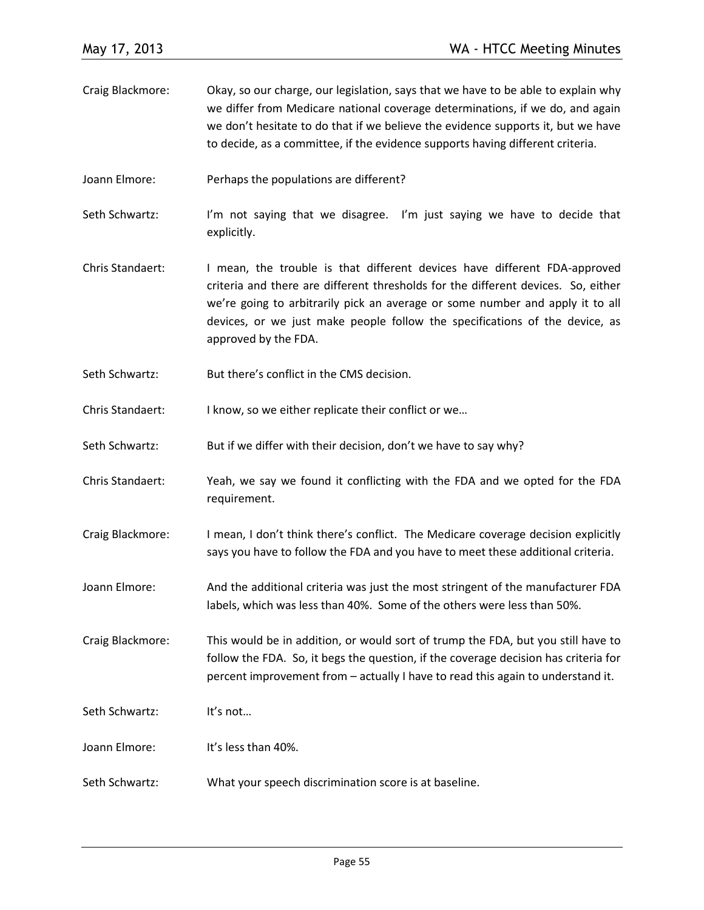Craig Blackmore: Okay, so our charge, our legislation, says that we have to be able to explain why we differ from Medicare national coverage determinations, if we do, and again we don't hesitate to do that if we believe the evidence supports it, but we have to decide, as a committee, if the evidence supports having different criteria.

Joann Elmore: Perhaps the populations are different?

Seth Schwartz: I'm not saying that we disagree. I'm just saying we have to decide that explicitly.

Chris Standaert: I mean, the trouble is that different devices have different FDA-approved criteria and there are different thresholds for the different devices. So, either we're going to arbitrarily pick an average or some number and apply it to all devices, or we just make people follow the specifications of the device, as approved by the FDA.

Seth Schwartz: But there's conflict in the CMS decision.

Chris Standaert: I know, so we either replicate their conflict or we…

Seth Schwartz: But if we differ with their decision, don't we have to say why?

Chris Standaert: Yeah, we say we found it conflicting with the FDA and we opted for the FDA requirement.

Craig Blackmore: I mean, I don't think there's conflict. The Medicare coverage decision explicitly says you have to follow the FDA and you have to meet these additional criteria.

Joann Elmore: And the additional criteria was just the most stringent of the manufacturer FDA labels, which was less than 40%. Some of the others were less than 50%.

Craig Blackmore: This would be in addition, or would sort of trump the FDA, but you still have to follow the FDA. So, it begs the question, if the coverage decision has criteria for percent improvement from – actually I have to read this again to understand it.

Seth Schwartz: It's not…

Joann Elmore: It's less than 40%.

Seth Schwartz: What your speech discrimination score is at baseline.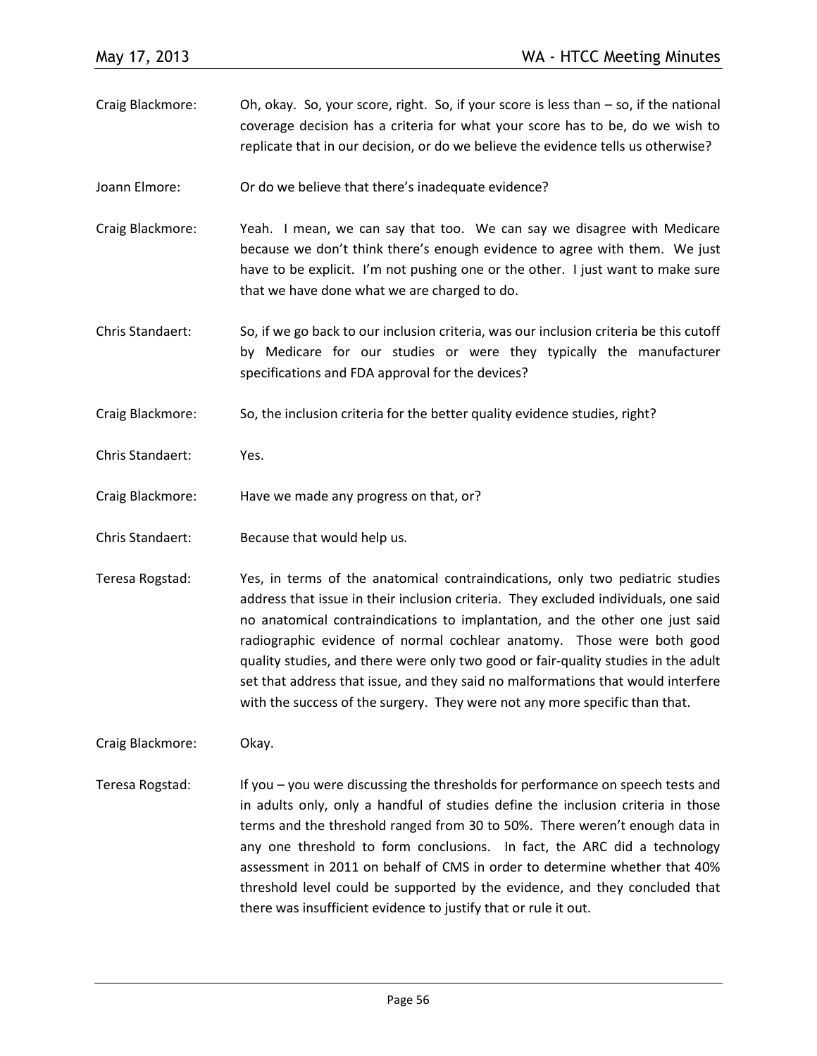Craig Blackmore: Oh, okay. So, your score, right. So, if your score is less than – so, if the national coverage decision has a criteria for what your score has to be, do we wish to replicate that in our decision, or do we believe the evidence tells us otherwise?

Joann Elmore: Or do we believe that there's inadequate evidence?

Craig Blackmore: Yeah. I mean, we can say that too. We can say we disagree with Medicare because we don't think there's enough evidence to agree with them. We just have to be explicit. I'm not pushing one or the other. I just want to make sure that we have done what we are charged to do.

Chris Standaert: So, if we go back to our inclusion criteria, was our inclusion criteria be this cutoff by Medicare for our studies or were they typically the manufacturer specifications and FDA approval for the devices?

Craig Blackmore: So, the inclusion criteria for the better quality evidence studies, right?

Chris Standaert: Yes.

Craig Blackmore: Have we made any progress on that, or?

Chris Standaert: Because that would help us.

Teresa Rogstad: Yes, in terms of the anatomical contraindications, only two pediatric studies address that issue in their inclusion criteria. They excluded individuals, one said no anatomical contraindications to implantation, and the other one just said radiographic evidence of normal cochlear anatomy. Those were both good quality studies, and there were only two good or fair-quality studies in the adult set that address that issue, and they said no malformations that would interfere with the success of the surgery. They were not any more specific than that.

Craig Blackmore: Okay.

Teresa Rogstad: If you – you were discussing the thresholds for performance on speech tests and in adults only, only a handful of studies define the inclusion criteria in those terms and the threshold ranged from 30 to 50%. There weren't enough data in any one threshold to form conclusions. In fact, the ARC did a technology assessment in 2011 on behalf of CMS in order to determine whether that 40% threshold level could be supported by the evidence, and they concluded that there was insufficient evidence to justify that or rule it out.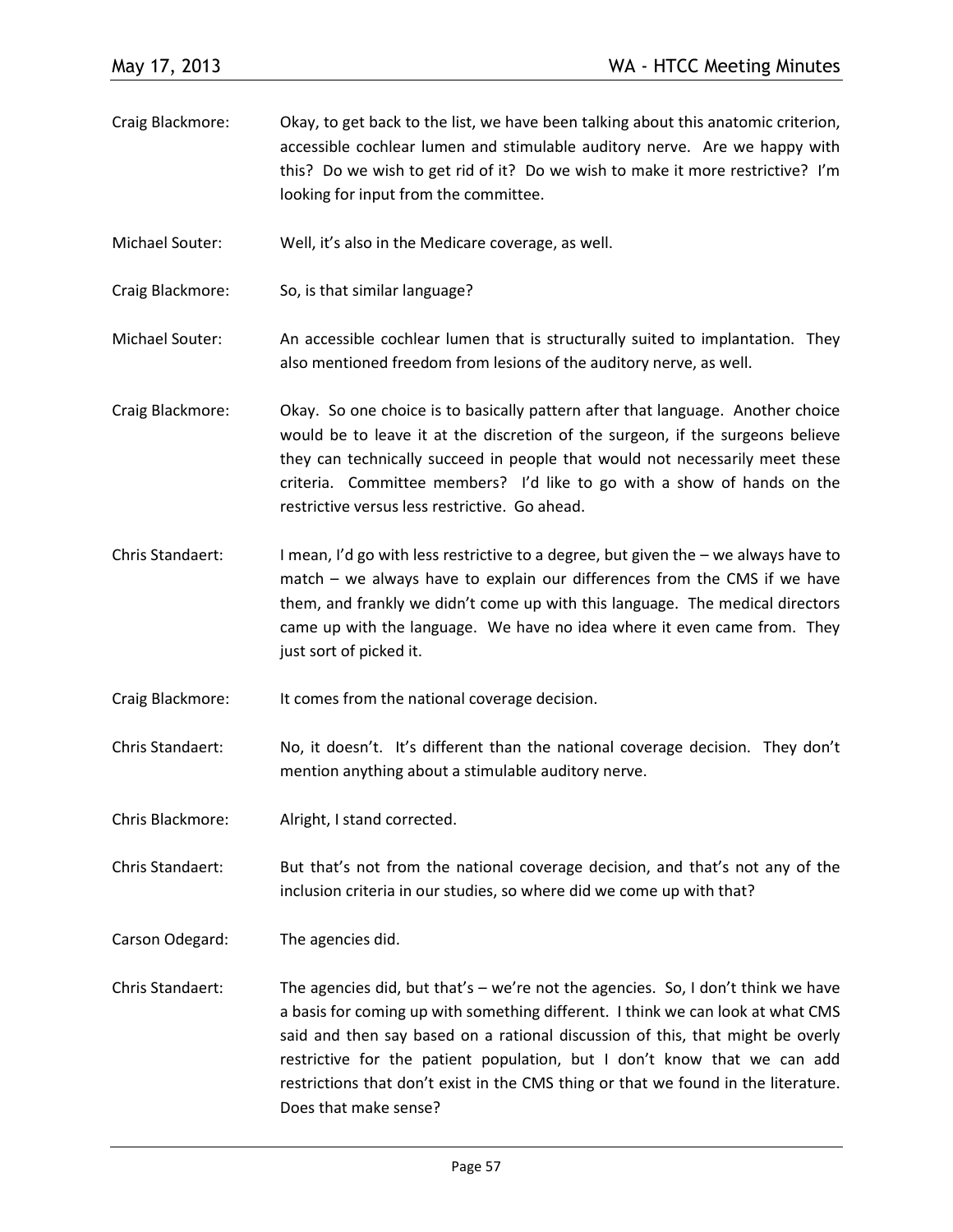Craig Blackmore: Okay, to get back to the list, we have been talking about this anatomic criterion, accessible cochlear lumen and stimulable auditory nerve. Are we happy with this? Do we wish to get rid of it? Do we wish to make it more restrictive? I'm looking for input from the committee.

Michael Souter: Well, it's also in the Medicare coverage, as well.

Craig Blackmore: So, is that similar language?

Michael Souter: An accessible cochlear lumen that is structurally suited to implantation. They also mentioned freedom from lesions of the auditory nerve, as well.

Craig Blackmore: Okay. So one choice is to basically pattern after that language. Another choice would be to leave it at the discretion of the surgeon, if the surgeons believe they can technically succeed in people that would not necessarily meet these criteria. Committee members? I'd like to go with a show of hands on the restrictive versus less restrictive. Go ahead.

Chris Standaert: I mean, I'd go with less restrictive to a degree, but given the – we always have to match – we always have to explain our differences from the CMS if we have them, and frankly we didn't come up with this language. The medical directors came up with the language. We have no idea where it even came from. They just sort of picked it.

Craig Blackmore: It comes from the national coverage decision.

Chris Standaert: No, it doesn't. It's different than the national coverage decision. They don't mention anything about a stimulable auditory nerve.

Chris Blackmore: Alright, I stand corrected.

Chris Standaert: But that's not from the national coverage decision, and that's not any of the inclusion criteria in our studies, so where did we come up with that?

Carson Odegard: The agencies did.

Chris Standaert: The agencies did, but that's – we're not the agencies. So, I don't think we have a basis for coming up with something different. I think we can look at what CMS said and then say based on a rational discussion of this, that might be overly restrictive for the patient population, but I don't know that we can add restrictions that don't exist in the CMS thing or that we found in the literature. Does that make sense?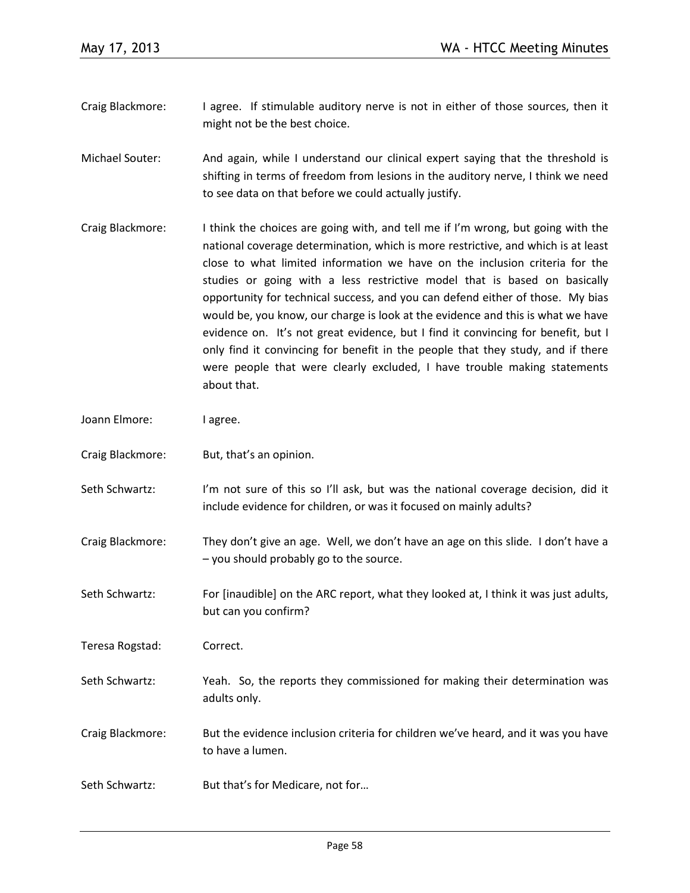Craig Blackmore: I agree. If stimulable auditory nerve is not in either of those sources, then it might not be the best choice.

Michael Souter: And again, while I understand our clinical expert saying that the threshold is shifting in terms of freedom from lesions in the auditory nerve, I think we need to see data on that before we could actually justify.

Craig Blackmore: I think the choices are going with, and tell me if I'm wrong, but going with the national coverage determination, which is more restrictive, and which is at least close to what limited information we have on the inclusion criteria for the studies or going with a less restrictive model that is based on basically opportunity for technical success, and you can defend either of those. My bias would be, you know, our charge is look at the evidence and this is what we have evidence on. It's not great evidence, but I find it convincing for benefit, but I only find it convincing for benefit in the people that they study, and if there were people that were clearly excluded, I have trouble making statements about that.

Joann Elmore: I agree.

Craig Blackmore: But, that's an opinion.

Seth Schwartz: I'm not sure of this so I'll ask, but was the national coverage decision, did it include evidence for children, or was it focused on mainly adults?

Craig Blackmore: They don't give an age. Well, we don't have an age on this slide. I don't have a – you should probably go to the source.

Seth Schwartz: For [inaudible] on the ARC report, what they looked at, I think it was just adults, but can you confirm?

Teresa Rogstad: Correct.

Seth Schwartz: Yeah. So, the reports they commissioned for making their determination was adults only.

Craig Blackmore: But the evidence inclusion criteria for children we've heard, and it was you have to have a lumen.

Seth Schwartz: But that's for Medicare, not for…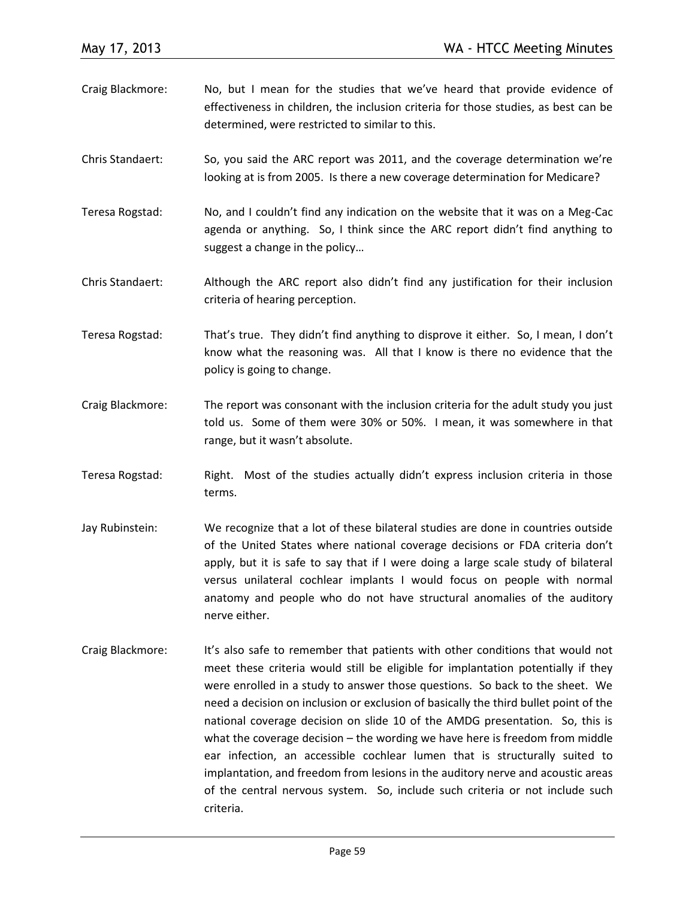Craig Blackmore: No, but I mean for the studies that we've heard that provide evidence of effectiveness in children, the inclusion criteria for those studies, as best can be determined, were restricted to similar to this.

Chris Standaert: So, you said the ARC report was 2011, and the coverage determination we're looking at is from 2005. Is there a new coverage determination for Medicare?

Teresa Rogstad: No, and I couldn't find any indication on the website that it was on a Meg-Cac agenda or anything. So, I think since the ARC report didn't find anything to suggest a change in the policy…

Chris Standaert: Although the ARC report also didn't find any justification for their inclusion criteria of hearing perception.

Teresa Rogstad: That's true. They didn't find anything to disprove it either. So, I mean, I don't know what the reasoning was. All that I know is there no evidence that the policy is going to change.

Craig Blackmore: The report was consonant with the inclusion criteria for the adult study you just told us. Some of them were 30% or 50%. I mean, it was somewhere in that range, but it wasn't absolute.

Teresa Rogstad: Right. Most of the studies actually didn't express inclusion criteria in those terms.

Jay Rubinstein: We recognize that a lot of these bilateral studies are done in countries outside of the United States where national coverage decisions or FDA criteria don't apply, but it is safe to say that if I were doing a large scale study of bilateral versus unilateral cochlear implants I would focus on people with normal anatomy and people who do not have structural anomalies of the auditory nerve either.

Craig Blackmore: It's also safe to remember that patients with other conditions that would not meet these criteria would still be eligible for implantation potentially if they were enrolled in a study to answer those questions. So back to the sheet. We need a decision on inclusion or exclusion of basically the third bullet point of the national coverage decision on slide 10 of the AMDG presentation. So, this is what the coverage decision – the wording we have here is freedom from middle ear infection, an accessible cochlear lumen that is structurally suited to implantation, and freedom from lesions in the auditory nerve and acoustic areas of the central nervous system. So, include such criteria or not include such criteria.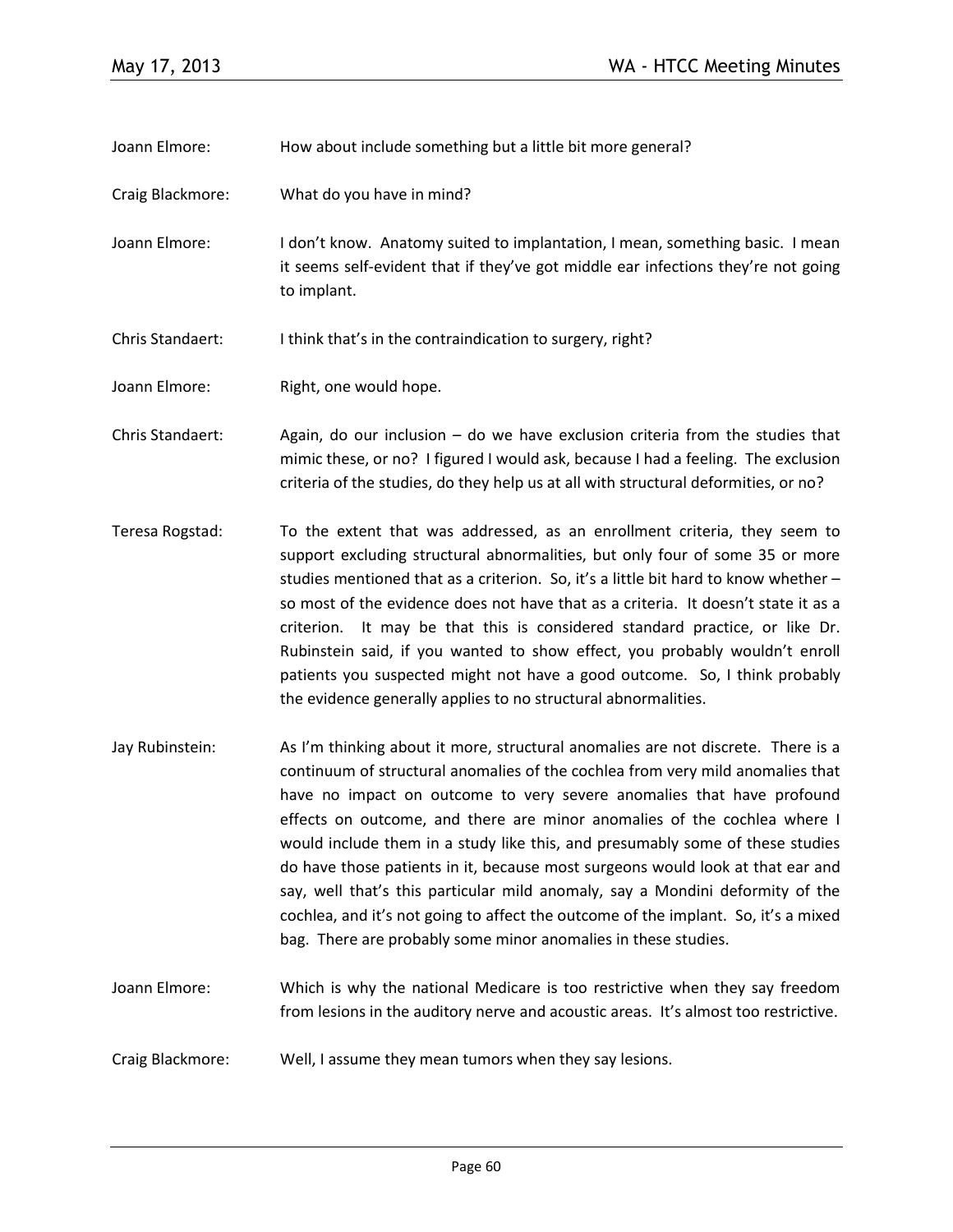Joann Elmore: How about include something but a little bit more general?

Craig Blackmore: What do you have in mind?

Joann Elmore: I don't know. Anatomy suited to implantation, I mean, something basic. I mean it seems self-evident that if they've got middle ear infections they're not going to implant.

Chris Standaert: I think that's in the contraindication to surgery, right?

Joann Elmore: Right, one would hope.

Chris Standaert: Again, do our inclusion – do we have exclusion criteria from the studies that mimic these, or no? I figured I would ask, because I had a feeling. The exclusion criteria of the studies, do they help us at all with structural deformities, or no?

Teresa Rogstad: To the extent that was addressed, as an enrollment criteria, they seem to support excluding structural abnormalities, but only four of some 35 or more studies mentioned that as a criterion. So, it's a little bit hard to know whether – so most of the evidence does not have that as a criteria. It doesn't state it as a criterion. It may be that this is considered standard practice, or like Dr. Rubinstein said, if you wanted to show effect, you probably wouldn't enroll patients you suspected might not have a good outcome. So, I think probably the evidence generally applies to no structural abnormalities.

Jay Rubinstein: As I'm thinking about it more, structural anomalies are not discrete. There is a continuum of structural anomalies of the cochlea from very mild anomalies that have no impact on outcome to very severe anomalies that have profound effects on outcome, and there are minor anomalies of the cochlea where I would include them in a study like this, and presumably some of these studies do have those patients in it, because most surgeons would look at that ear and say, well that's this particular mild anomaly, say a Mondini deformity of the cochlea, and it's not going to affect the outcome of the implant. So, it's a mixed bag. There are probably some minor anomalies in these studies.

Joann Elmore: Which is why the national Medicare is too restrictive when they say freedom from lesions in the auditory nerve and acoustic areas. It's almost too restrictive.

Craig Blackmore: Well, I assume they mean tumors when they say lesions.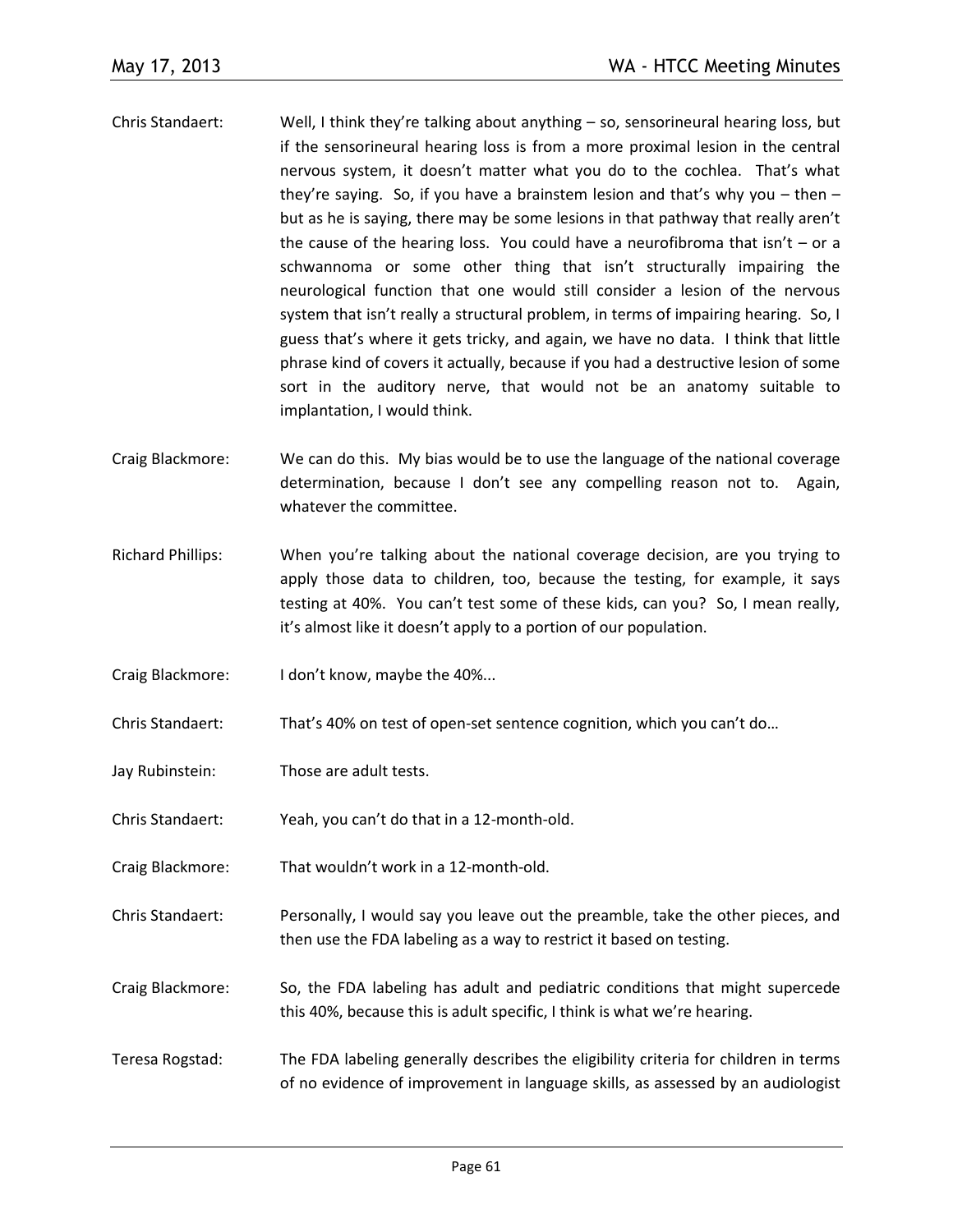Chris Standaert: Well, I think they're talking about anything – so, sensorineural hearing loss, but if the sensorineural hearing loss is from a more proximal lesion in the central nervous system, it doesn't matter what you do to the cochlea. That's what they're saying. So, if you have a brainstem lesion and that's why you – then – but as he is saying, there may be some lesions in that pathway that really aren't the cause of the hearing loss. You could have a neurofibroma that isn't – or a schwannoma or some other thing that isn't structurally impairing the neurological function that one would still consider a lesion of the nervous system that isn't really a structural problem, in terms of impairing hearing. So, I guess that's where it gets tricky, and again, we have no data. I think that little phrase kind of covers it actually, because if you had a destructive lesion of some sort in the auditory nerve, that would not be an anatomy suitable to implantation, I would think.

Craig Blackmore: We can do this. My bias would be to use the language of the national coverage determination, because I don't see any compelling reason not to. Again, whatever the committee.

Richard Phillips: When you're talking about the national coverage decision, are you trying to apply those data to children, too, because the testing, for example, it says testing at 40%. You can't test some of these kids, can you? So, I mean really, it's almost like it doesn't apply to a portion of our population.

Craig Blackmore: I don't know, maybe the 40%...

Chris Standaert: That's 40% on test of open-set sentence cognition, which you can't do…

Jay Rubinstein: Those are adult tests.

Chris Standaert: Yeah, you can't do that in a 12-month-old.

Craig Blackmore: That wouldn't work in a 12-month-old.

Chris Standaert: Personally, I would say you leave out the preamble, take the other pieces, and then use the FDA labeling as a way to restrict it based on testing.

Craig Blackmore: So, the FDA labeling has adult and pediatric conditions that might supercede this 40%, because this is adult specific, I think is what we're hearing.

Teresa Rogstad: The FDA labeling generally describes the eligibility criteria for children in terms of no evidence of improvement in language skills, as assessed by an audiologist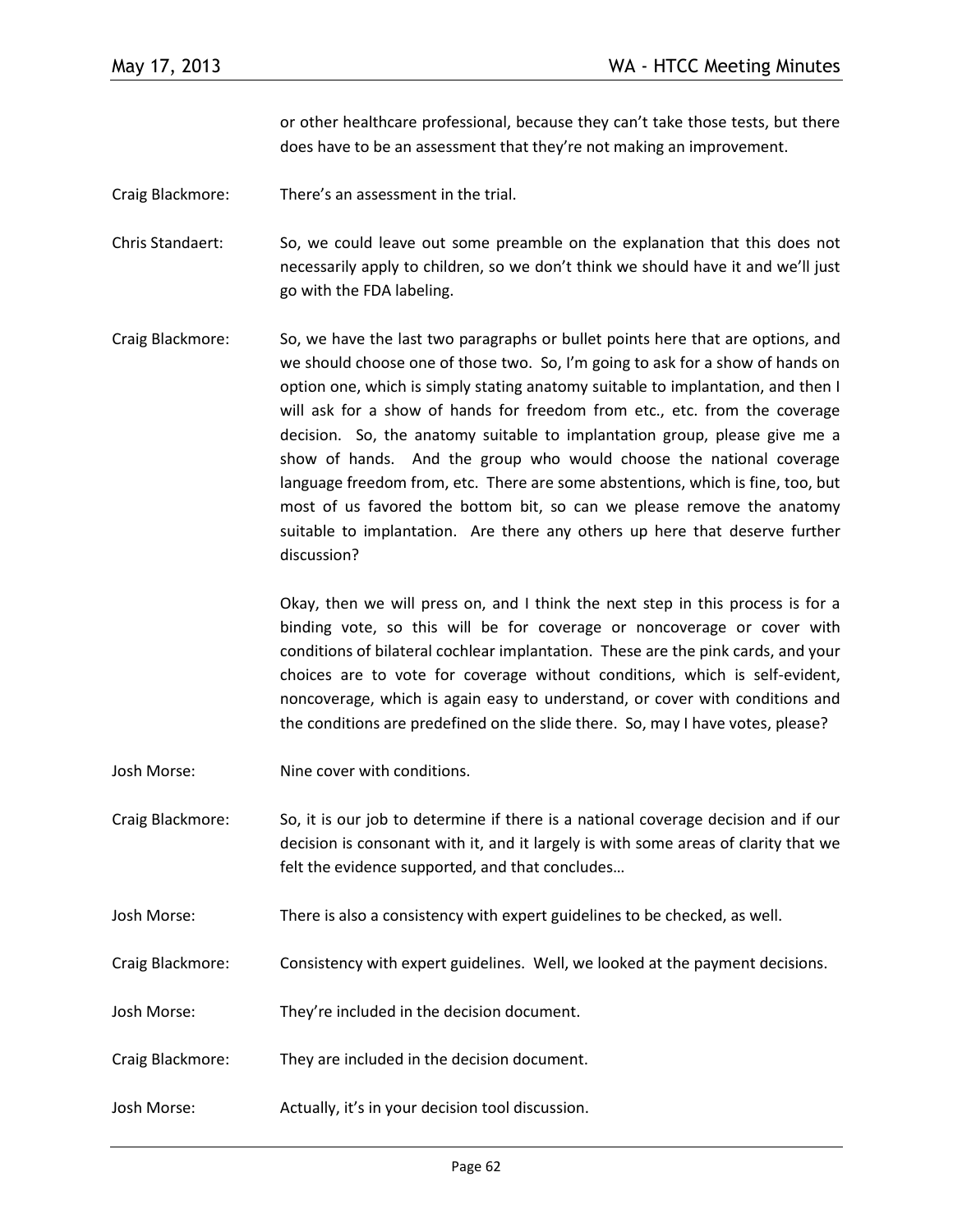or other healthcare professional, because they can't take those tests, but there does have to be an assessment that they're not making an improvement.

Craig Blackmore: There's an assessment in the trial.

Chris Standaert: So, we could leave out some preamble on the explanation that this does not necessarily apply to children, so we don't think we should have it and we'll just go with the FDA labeling.

Craig Blackmore: So, we have the last two paragraphs or bullet points here that are options, and we should choose one of those two. So, I'm going to ask for a show of hands on option one, which is simply stating anatomy suitable to implantation, and then I will ask for a show of hands for freedom from etc., etc. from the coverage decision. So, the anatomy suitable to implantation group, please give me a show of hands. And the group who would choose the national coverage language freedom from, etc. There are some abstentions, which is fine, too, but most of us favored the bottom bit, so can we please remove the anatomy suitable to implantation. Are there any others up here that deserve further discussion?

Okay, then we will press on, and I think the next step in this process is for a binding vote, so this will be for coverage or noncoverage or cover with conditions of bilateral cochlear implantation. These are the pink cards, and your choices are to vote for coverage without conditions, which is self-evident, noncoverage, which is again easy to understand, or cover with conditions and the conditions are predefined on the slide there. So, may I have votes, please?

Josh Morse: Nine cover with conditions.

Craig Blackmore: So, it is our job to determine if there is a national coverage decision and if our decision is consonant with it, and it largely is with some areas of clarity that we felt the evidence supported, and that concludes…

Josh Morse: There is also a consistency with expert guidelines to be checked, as well.

Craig Blackmore: Consistency with expert guidelines. Well, we looked at the payment decisions.

Josh Morse: They're included in the decision document.

Craig Blackmore: They are included in the decision document.

Josh Morse: Actually, it's in your decision tool discussion.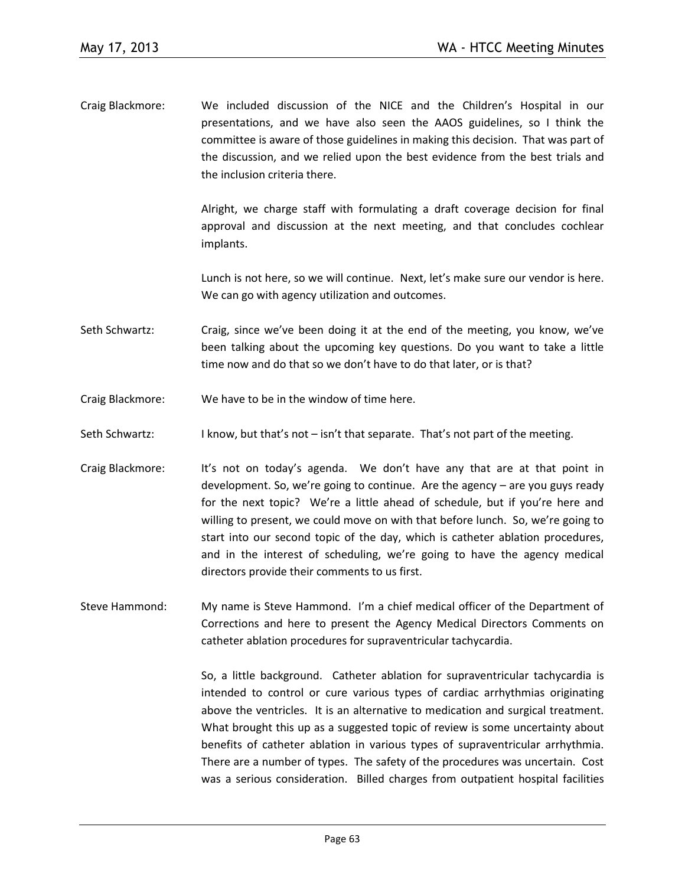Craig Blackmore: We included discussion of the NICE and the Children's Hospital in our presentations, and we have also seen the AAOS guidelines, so I think the committee is aware of those guidelines in making this decision. That was part of the discussion, and we relied upon the best evidence from the best trials and the inclusion criteria there.

Alright, we charge staff with formulating a draft coverage decision for final approval and discussion at the next meeting, and that concludes cochlear implants.

Lunch is not here, so we will continue. Next, let's make sure our vendor is here. We can go with agency utilization and outcomes.

Seth Schwartz: Craig, since we've been doing it at the end of the meeting, you know, we've been talking about the upcoming key questions. Do you want to take a little time now and do that so we don't have to do that later, or is that?

Craig Blackmore: We have to be in the window of time here.

Seth Schwartz: I know, but that's not – isn't that separate. That's not part of the meeting.

Craig Blackmore: It's not on today's agenda. We don't have any that are at that point in development. So, we're going to continue. Are the agency – are you guys ready for the next topic? We're a little ahead of schedule, but if you're here and willing to present, we could move on with that before lunch. So, we're going to start into our second topic of the day, which is catheter ablation procedures, and in the interest of scheduling, we're going to have the agency medical directors provide their comments to us first.

Steve Hammond: My name is Steve Hammond. I'm a chief medical officer of the Department of Corrections and here to present the Agency Medical Directors Comments on catheter ablation procedures for supraventricular tachycardia.

So, a little background. Catheter ablation for supraventricular tachycardia is intended to control or cure various types of cardiac arrhythmias originating above the ventricles. It is an alternative to medication and surgical treatment. What brought this up as a suggested topic of review is some uncertainty about benefits of catheter ablation in various types of supraventricular arrhythmia. There are a number of types. The safety of the procedures was uncertain. Cost was a serious consideration. Billed charges from outpatient hospital facilities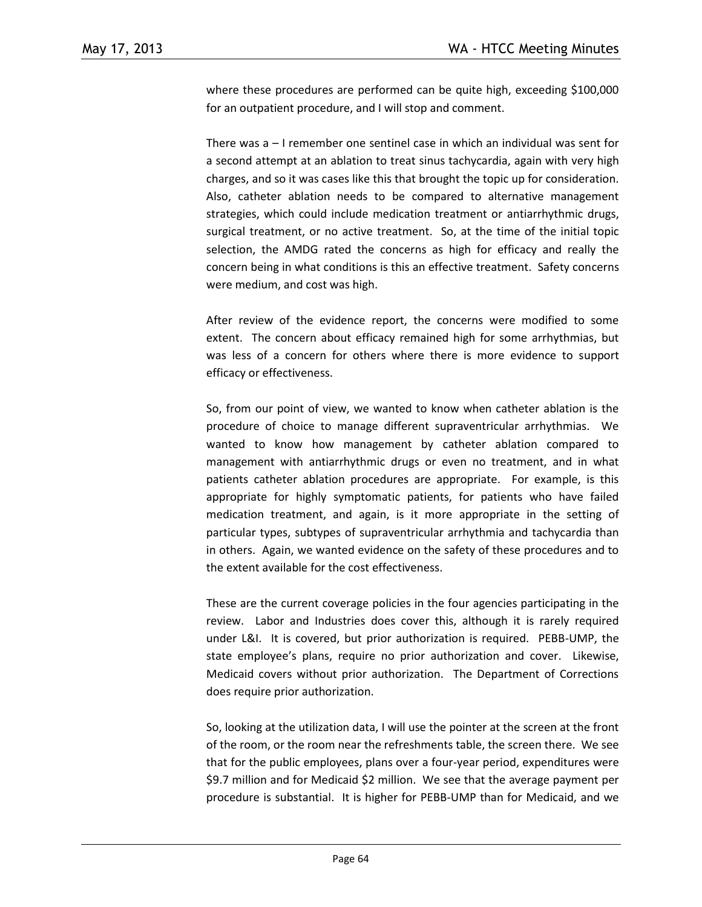where these procedures are performed can be quite high, exceeding $100,000 for an outpatient procedure, and I will stop and comment.

There was a – I remember one sentinel case in which an individual was sent for a second attempt at an ablation to treat sinus tachycardia, again with very high charges, and so it was cases like this that brought the topic up for consideration. Also, catheter ablation needs to be compared to alternative management strategies, which could include medication treatment or antiarrhythmic drugs, surgical treatment, or no active treatment. So, at the time of the initial topic selection, the AMDG rated the concerns as high for efficacy and really the concern being in what conditions is this an effective treatment. Safety concerns were medium, and cost was high.

After review of the evidence report, the concerns were modified to some extent. The concern about efficacy remained high for some arrhythmias, but was less of a concern for others where there is more evidence to support efficacy or effectiveness.

So, from our point of view, we wanted to know when catheter ablation is the procedure of choice to manage different supraventricular arrhythmias. We wanted to know how management by catheter ablation compared to management with antiarrhythmic drugs or even no treatment, and in what patients catheter ablation procedures are appropriate. For example, is this appropriate for highly symptomatic patients, for patients who have failed medication treatment, and again, is it more appropriate in the setting of particular types, subtypes of supraventricular arrhythmia and tachycardia than in others. Again, we wanted evidence on the safety of these procedures and to the extent available for the cost effectiveness.

These are the current coverage policies in the four agencies participating in the review. Labor and Industries does cover this, although it is rarely required under L&I. It is covered, but prior authorization is required. PEBB-UMP, the state employee's plans, require no prior authorization and cover. Likewise, Medicaid covers without prior authorization. The Department of Corrections does require prior authorization.

So, looking at the utilization data, I will use the pointer at the screen at the front of the room, or the room near the refreshments table, the screen there. We see that for the public employees, plans over a four-year period, expenditures were $9.7 million and for Medicaid $2 million. We see that the average payment per procedure is substantial. It is higher for PEBB-UMP than for Medicaid, and we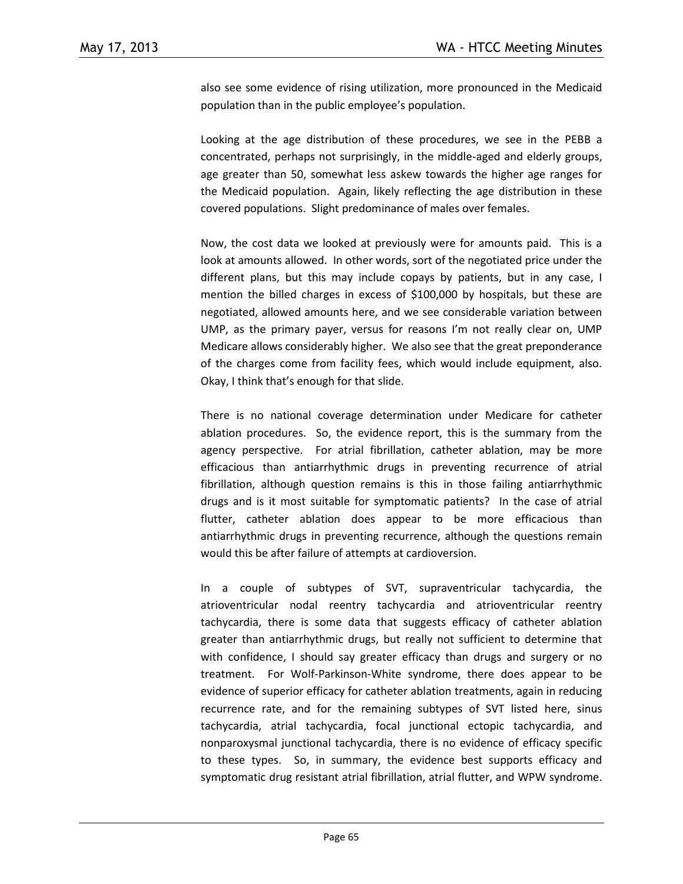also see some evidence of rising utilization, more pronounced in the Medicaid population than in the public employee's population.

Looking at the age distribution of these procedures, we see in the PEBB a concentrated, perhaps not surprisingly, in the middle-aged and elderly groups, age greater than 50, somewhat less askew towards the higher age ranges for the Medicaid population. Again, likely reflecting the age distribution in these covered populations. Slight predominance of males over females.

Now, the cost data we looked at previously were for amounts paid. This is a look at amounts allowed. In other words, sort of the negotiated price under the different plans, but this may include copays by patients, but in any case, I mention the billed charges in excess of $100,000 by hospitals, but these are negotiated, allowed amounts here, and we see considerable variation between UMP, as the primary payer, versus for reasons I'm not really clear on, UMP Medicare allows considerably higher. We also see that the great preponderance of the charges come from facility fees, which would include equipment, also. Okay, I think that's enough for that slide.

There is no national coverage determination under Medicare for catheter ablation procedures. So, the evidence report, this is the summary from the agency perspective. For atrial fibrillation, catheter ablation, may be more efficacious than antiarrhythmic drugs in preventing recurrence of atrial fibrillation, although question remains is this in those failing antiarrhythmic drugs and is it most suitable for symptomatic patients? In the case of atrial flutter, catheter ablation does appear to be more efficacious than antiarrhythmic drugs in preventing recurrence, although the questions remain would this be after failure of attempts at cardioversion.

In a couple of subtypes of SVT, supraventricular tachycardia, the atrioventricular nodal reentry tachycardia and atrioventricular reentry tachycardia, there is some data that suggests efficacy of catheter ablation greater than antiarrhythmic drugs, but really not sufficient to determine that with confidence, I should say greater efficacy than drugs and surgery or no treatment. For Wolf-Parkinson-White syndrome, there does appear to be evidence of superior efficacy for catheter ablation treatments, again in reducing recurrence rate, and for the remaining subtypes of SVT listed here, sinus tachycardia, atrial tachycardia, focal junctional ectopic tachycardia, and nonparoxysmal junctional tachycardia, there is no evidence of efficacy specific to these types. So, in summary, the evidence best supports efficacy and symptomatic drug resistant atrial fibrillation, atrial flutter, and WPW syndrome.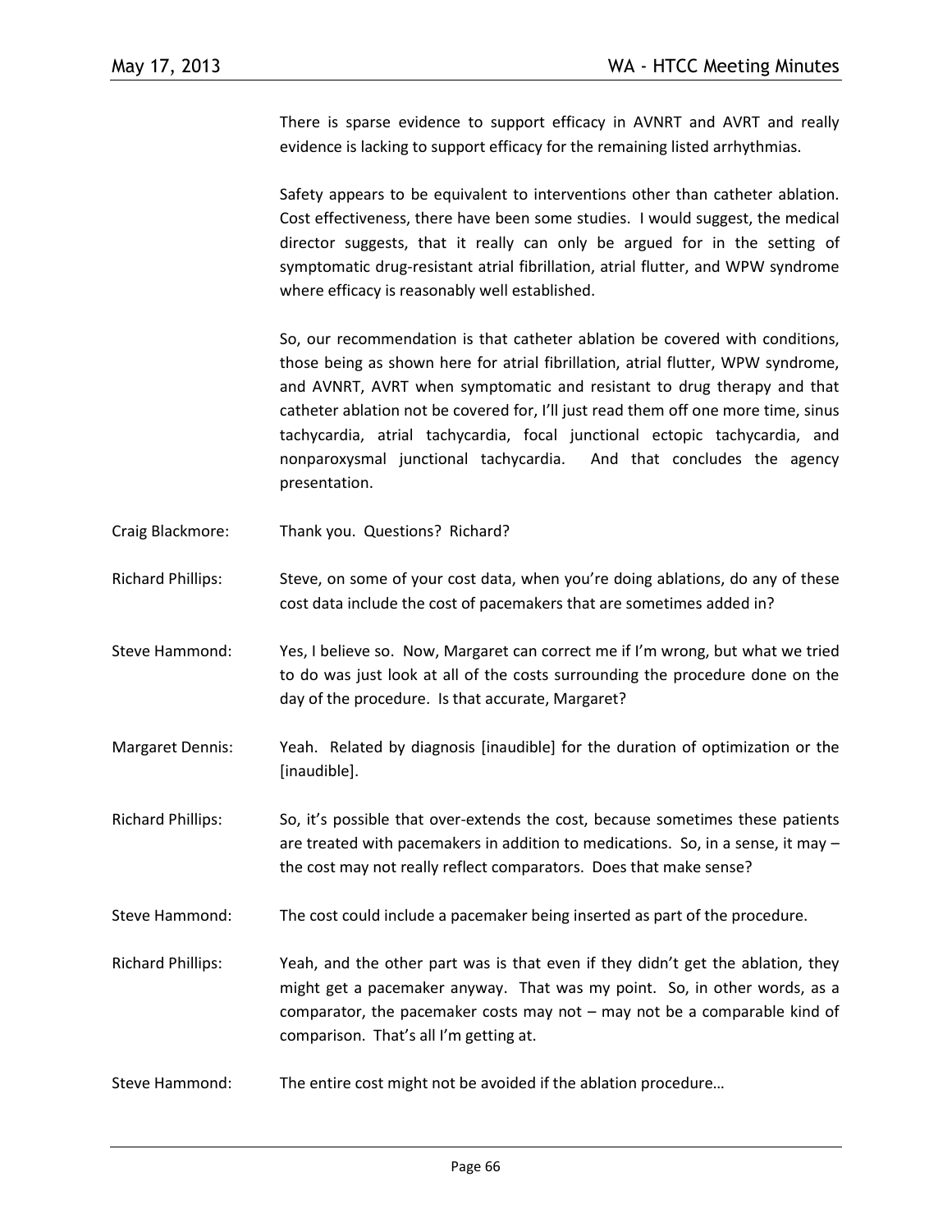There is sparse evidence to support efficacy in AVNRT and AVRT and really evidence is lacking to support efficacy for the remaining listed arrhythmias.

Safety appears to be equivalent to interventions other than catheter ablation. Cost effectiveness, there have been some studies. I would suggest, the medical director suggests, that it really can only be argued for in the setting of symptomatic drug-resistant atrial fibrillation, atrial flutter, and WPW syndrome where efficacy is reasonably well established.

So, our recommendation is that catheter ablation be covered with conditions, those being as shown here for atrial fibrillation, atrial flutter, WPW syndrome, and AVNRT, AVRT when symptomatic and resistant to drug therapy and that catheter ablation not be covered for, I'll just read them off one more time, sinus tachycardia, atrial tachycardia, focal junctional ectopic tachycardia, and nonparoxysmal junctional tachycardia. And that concludes the agency presentation.

Craig Blackmore: Thank you. Questions? Richard?

Richard Phillips: Steve, on some of your cost data, when you're doing ablations, do any of these cost data include the cost of pacemakers that are sometimes added in?

Steve Hammond: Yes, I believe so. Now, Margaret can correct me if I'm wrong, but what we tried to do was just look at all of the costs surrounding the procedure done on the day of the procedure. Is that accurate, Margaret?

Margaret Dennis: Yeah. Related by diagnosis [inaudible] for the duration of optimization or the [inaudible].

Richard Phillips: So, it's possible that over-extends the cost, because sometimes these patients are treated with pacemakers in addition to medications. So, in a sense, it may – the cost may not really reflect comparators. Does that make sense?

Steve Hammond: The cost could include a pacemaker being inserted as part of the procedure.

Richard Phillips: Yeah, and the other part was is that even if they didn't get the ablation, they might get a pacemaker anyway. That was my point. So, in other words, as a comparator, the pacemaker costs may not – may not be a comparable kind of comparison. That's all I'm getting at.

Steve Hammond: The entire cost might not be avoided if the ablation procedure…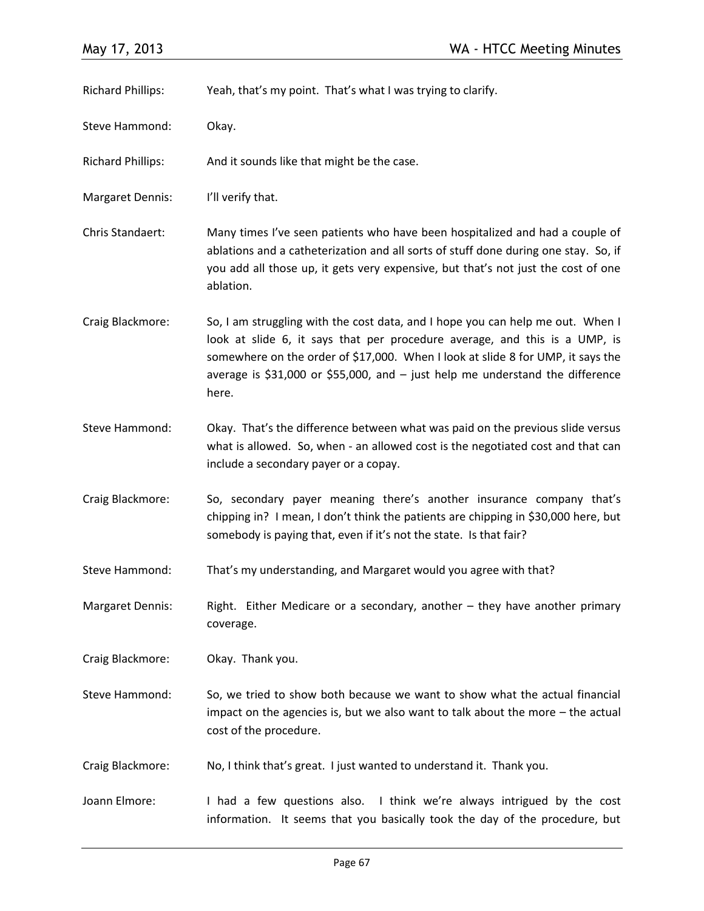Richard Phillips: Yeah, that's my point. That's what I was trying to clarify.

Steve Hammond: Okay.

Richard Phillips: And it sounds like that might be the case.

Margaret Dennis: I'll verify that.

Chris Standaert: Many times I've seen patients who have been hospitalized and had a couple of ablations and a catheterization and all sorts of stuff done during one stay. So, if you add all those up, it gets very expensive, but that's not just the cost of one ablation.

Craig Blackmore: So, I am struggling with the cost data, and I hope you can help me out. When I look at slide 6, it says that per procedure average, and this is a UMP, is somewhere on the order of $17,000. When I look at slide 8 for UMP, it says the average is $31,000 or $55,000, and – just help me understand the difference here.

Steve Hammond: Okay. That's the difference between what was paid on the previous slide versus what is allowed. So, when - an allowed cost is the negotiated cost and that can include a secondary payer or a copay.

Craig Blackmore: So, secondary payer meaning there's another insurance company that's chipping in? I mean, I don't think the patients are chipping in $30,000 here, but somebody is paying that, even if it's not the state. Is that fair?

Steve Hammond: That's my understanding, and Margaret would you agree with that?

Margaret Dennis: Right. Either Medicare or a secondary, another – they have another primary coverage.

Craig Blackmore: Okay. Thank you.

Steve Hammond: So, we tried to show both because we want to show what the actual financial impact on the agencies is, but we also want to talk about the more – the actual cost of the procedure.

Craig Blackmore: No, I think that's great. I just wanted to understand it. Thank you.

Joann Elmore: I had a few questions also. I think we're always intrigued by the cost information. It seems that you basically took the day of the procedure, but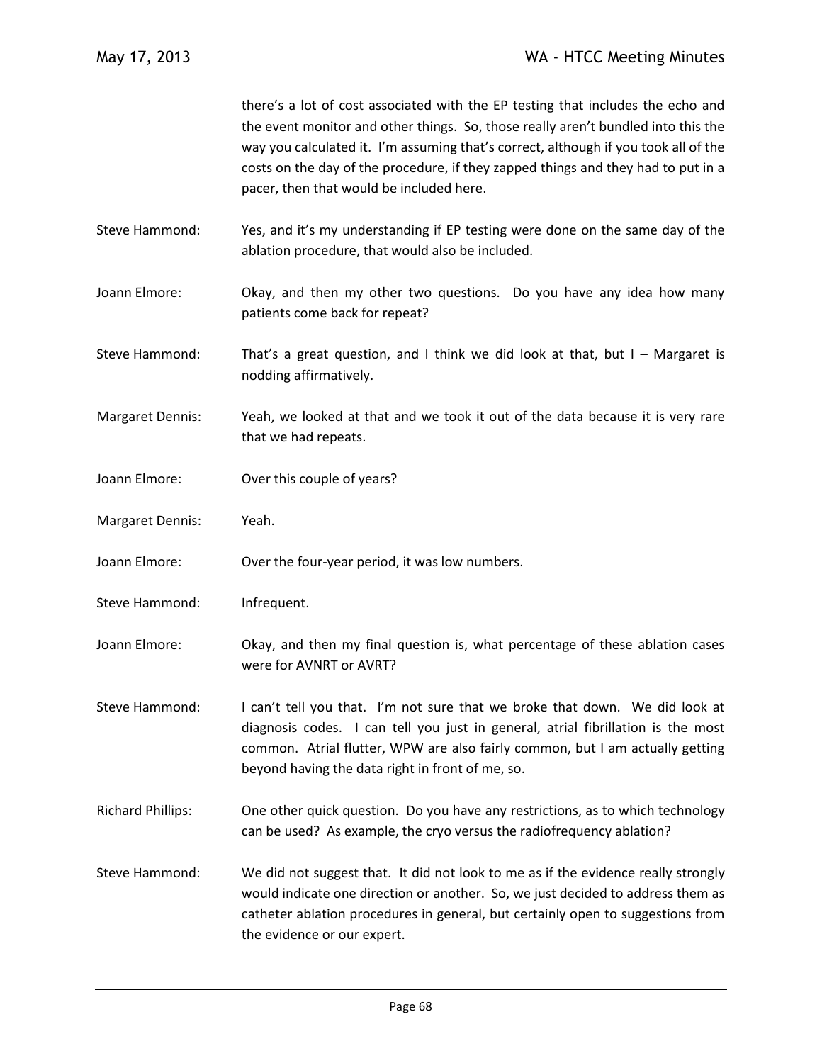there's a lot of cost associated with the EP testing that includes the echo and the event monitor and other things. So, those really aren't bundled into this the way you calculated it. I'm assuming that's correct, although if you took all of the costs on the day of the procedure, if they zapped things and they had to put in a pacer, then that would be included here.

Steve Hammond: Yes, and it's my understanding if EP testing were done on the same day of the ablation procedure, that would also be included.

Joann Elmore: Okay, and then my other two questions. Do you have any idea how many patients come back for repeat?

Steve Hammond: That's a great question, and I think we did look at that, but I – Margaret is nodding affirmatively.

Margaret Dennis: Yeah, we looked at that and we took it out of the data because it is very rare that we had repeats.

Joann Elmore: Over this couple of years?

Margaret Dennis: Yeah.

Joann Elmore: Over the four-year period, it was low numbers.

Steve Hammond: Infrequent.

Joann Elmore: Okay, and then my final question is, what percentage of these ablation cases were for AVNRT or AVRT?

Steve Hammond: I can't tell you that. I'm not sure that we broke that down. We did look at diagnosis codes. I can tell you just in general, atrial fibrillation is the most common. Atrial flutter, WPW are also fairly common, but I am actually getting beyond having the data right in front of me, so.

Richard Phillips: One other quick question. Do you have any restrictions, as to which technology can be used? As example, the cryo versus the radiofrequency ablation?

Steve Hammond: We did not suggest that. It did not look to me as if the evidence really strongly would indicate one direction or another. So, we just decided to address them as catheter ablation procedures in general, but certainly open to suggestions from the evidence or our expert.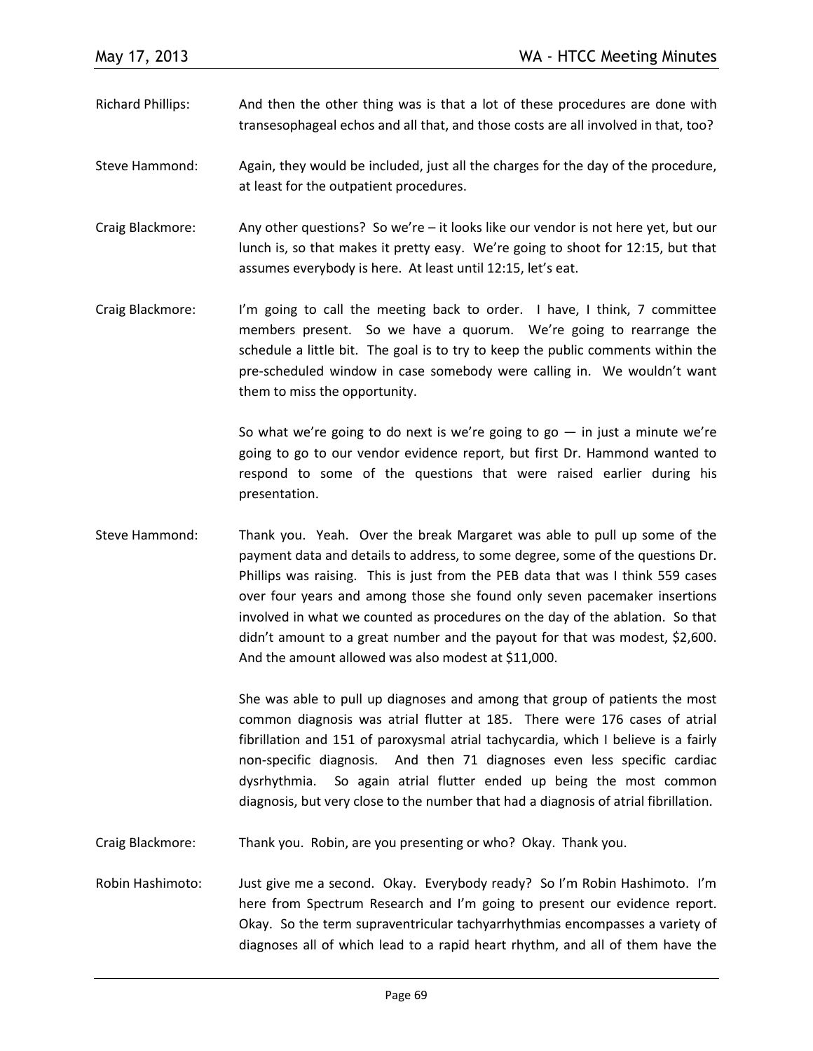Richard Phillips: And then the other thing was is that a lot of these procedures are done with transesophageal echos and all that, and those costs are all involved in that, too?

Steve Hammond: Again, they would be included, just all the charges for the day of the procedure, at least for the outpatient procedures.

Craig Blackmore: Any other questions? So we're – it looks like our vendor is not here yet, but our lunch is, so that makes it pretty easy. We're going to shoot for 12:15, but that assumes everybody is here. At least until 12:15, let's eat.

Craig Blackmore: I'm going to call the meeting back to order. I have, I think, 7 committee members present. So we have a quorum. We're going to rearrange the schedule a little bit. The goal is to try to keep the public comments within the pre-scheduled window in case somebody were calling in. We wouldn't want them to miss the opportunity.

So what we're going to do next is we're going to go — in just a minute we're going to go to our vendor evidence report, but first Dr. Hammond wanted to respond to some of the questions that were raised earlier during his presentation.

Steve Hammond: Thank you. Yeah. Over the break Margaret was able to pull up some of the payment data and details to address, to some degree, some of the questions Dr. Phillips was raising. This is just from the PEB data that was I think 559 cases over four years and among those she found only seven pacemaker insertions involved in what we counted as procedures on the day of the ablation. So that didn't amount to a great number and the payout for that was modest, $2,600. And the amount allowed was also modest at $11,000.

She was able to pull up diagnoses and among that group of patients the most common diagnosis was atrial flutter at 185. There were 176 cases of atrial fibrillation and 151 of paroxysmal atrial tachycardia, which I believe is a fairly non-specific diagnosis. And then 71 diagnoses even less specific cardiac dysrhythmia. So again atrial flutter ended up being the most common diagnosis, but very close to the number that had a diagnosis of atrial fibrillation.

Craig Blackmore: Thank you. Robin, are you presenting or who? Okay. Thank you.

Robin Hashimoto: Just give me a second. Okay. Everybody ready? So I'm Robin Hashimoto. I'm here from Spectrum Research and I'm going to present our evidence report. Okay. So the term supraventricular tachyarrhythmias encompasses a variety of diagnoses all of which lead to a rapid heart rhythm, and all of them have the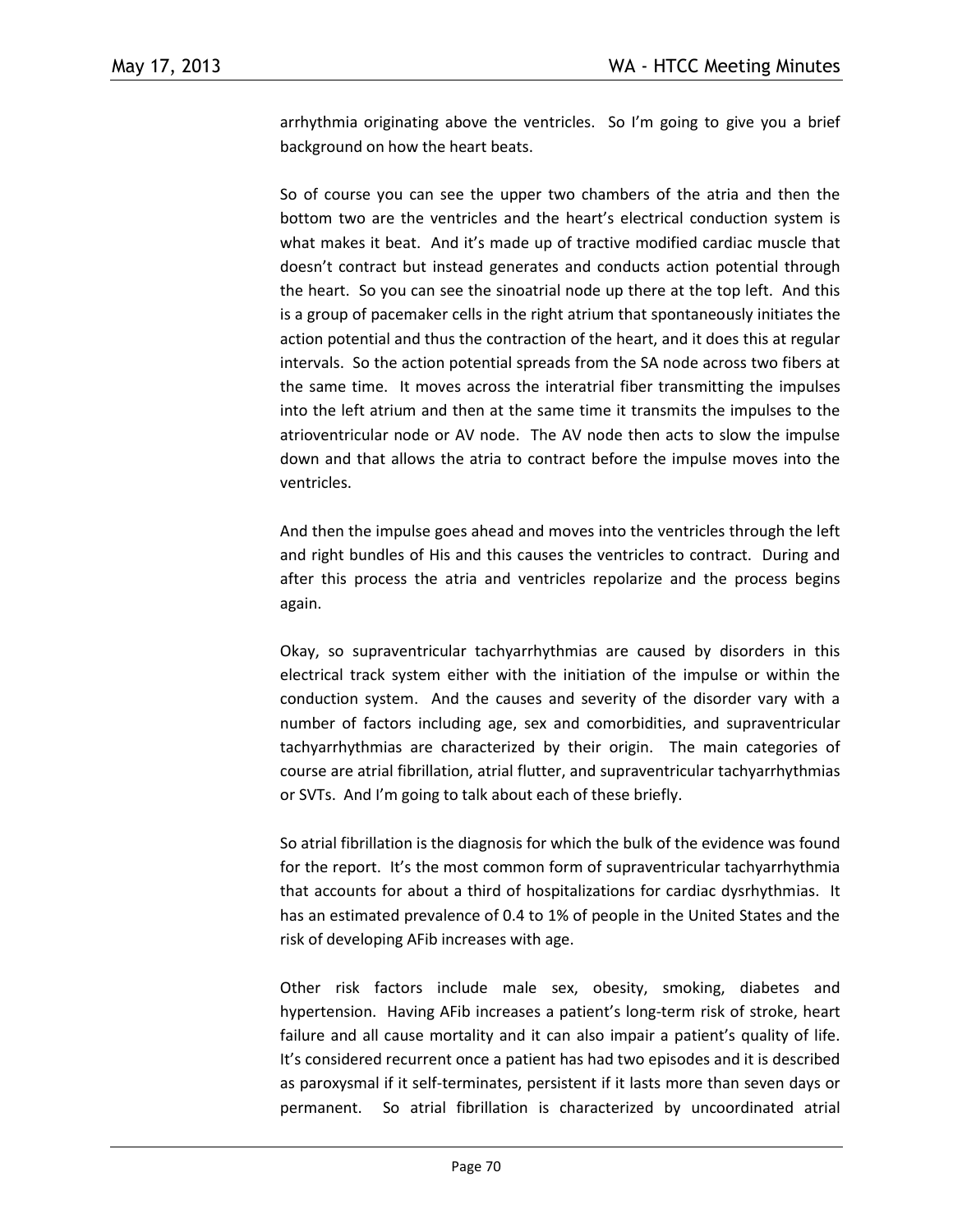arrhythmia originating above the ventricles. So I'm going to give you a brief background on how the heart beats.

So of course you can see the upper two chambers of the atria and then the bottom two are the ventricles and the heart's electrical conduction system is what makes it beat. And it's made up of tractive modified cardiac muscle that doesn't contract but instead generates and conducts action potential through the heart. So you can see the sinoatrial node up there at the top left. And this is a group of pacemaker cells in the right atrium that spontaneously initiates the action potential and thus the contraction of the heart, and it does this at regular intervals. So the action potential spreads from the SA node across two fibers at the same time. It moves across the interatrial fiber transmitting the impulses into the left atrium and then at the same time it transmits the impulses to the atrioventricular node or AV node. The AV node then acts to slow the impulse down and that allows the atria to contract before the impulse moves into the ventricles.

And then the impulse goes ahead and moves into the ventricles through the left and right bundles of His and this causes the ventricles to contract. During and after this process the atria and ventricles repolarize and the process begins again.

Okay, so supraventricular tachyarrhythmias are caused by disorders in this electrical track system either with the initiation of the impulse or within the conduction system. And the causes and severity of the disorder vary with a number of factors including age, sex and comorbidities, and supraventricular tachyarrhythmias are characterized by their origin. The main categories of course are atrial fibrillation, atrial flutter, and supraventricular tachyarrhythmias or SVTs. And I'm going to talk about each of these briefly.

So atrial fibrillation is the diagnosis for which the bulk of the evidence was found for the report. It's the most common form of supraventricular tachyarrhythmia that accounts for about a third of hospitalizations for cardiac dysrhythmias. It has an estimated prevalence of 0.4 to 1% of people in the United States and the risk of developing AFib increases with age.

Other risk factors include male sex, obesity, smoking, diabetes and hypertension. Having AFib increases a patient's long-term risk of stroke, heart failure and all cause mortality and it can also impair a patient's quality of life. It's considered recurrent once a patient has had two episodes and it is described as paroxysmal if it self-terminates, persistent if it lasts more than seven days or permanent. So atrial fibrillation is characterized by uncoordinated atrial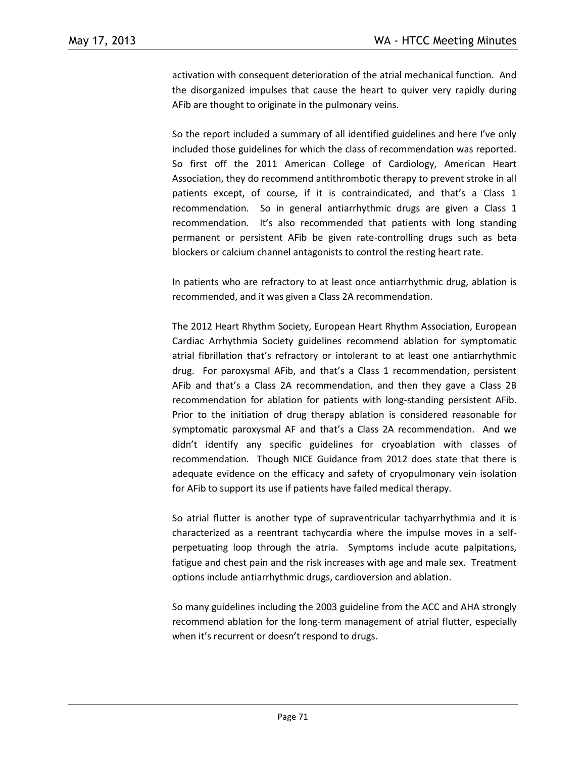activation with consequent deterioration of the atrial mechanical function. And the disorganized impulses that cause the heart to quiver very rapidly during AFib are thought to originate in the pulmonary veins.

So the report included a summary of all identified guidelines and here I've only included those guidelines for which the class of recommendation was reported. So first off the 2011 American College of Cardiology, American Heart Association, they do recommend antithrombotic therapy to prevent stroke in all patients except, of course, if it is contraindicated, and that's a Class 1 recommendation. So in general antiarrhythmic drugs are given a Class 1 recommendation. It's also recommended that patients with long standing permanent or persistent AFib be given rate-controlling drugs such as beta blockers or calcium channel antagonists to control the resting heart rate.

In patients who are refractory to at least once antiarrhythmic drug, ablation is recommended, and it was given a Class 2A recommendation.

The 2012 Heart Rhythm Society, European Heart Rhythm Association, European Cardiac Arrhythmia Society guidelines recommend ablation for symptomatic atrial fibrillation that's refractory or intolerant to at least one antiarrhythmic drug. For paroxysmal AFib, and that's a Class 1 recommendation, persistent AFib and that's a Class 2A recommendation, and then they gave a Class 2B recommendation for ablation for patients with long-standing persistent AFib. Prior to the initiation of drug therapy ablation is considered reasonable for symptomatic paroxysmal AF and that's a Class 2A recommendation. And we didn't identify any specific guidelines for cryoablation with classes of recommendation. Though NICE Guidance from 2012 does state that there is adequate evidence on the efficacy and safety of cryopulmonary vein isolation for AFib to support its use if patients have failed medical therapy.

So atrial flutter is another type of supraventricular tachyarrhythmia and it is characterized as a reentrant tachycardia where the impulse moves in a self-perpetuating loop through the atria. Symptoms include acute palpitations, fatigue and chest pain and the risk increases with age and male sex. Treatment options include antiarrhythmic drugs, cardioversion and ablation.

So many guidelines including the 2003 guideline from the ACC and AHA strongly recommend ablation for the long-term management of atrial flutter, especially when it's recurrent or doesn't respond to drugs.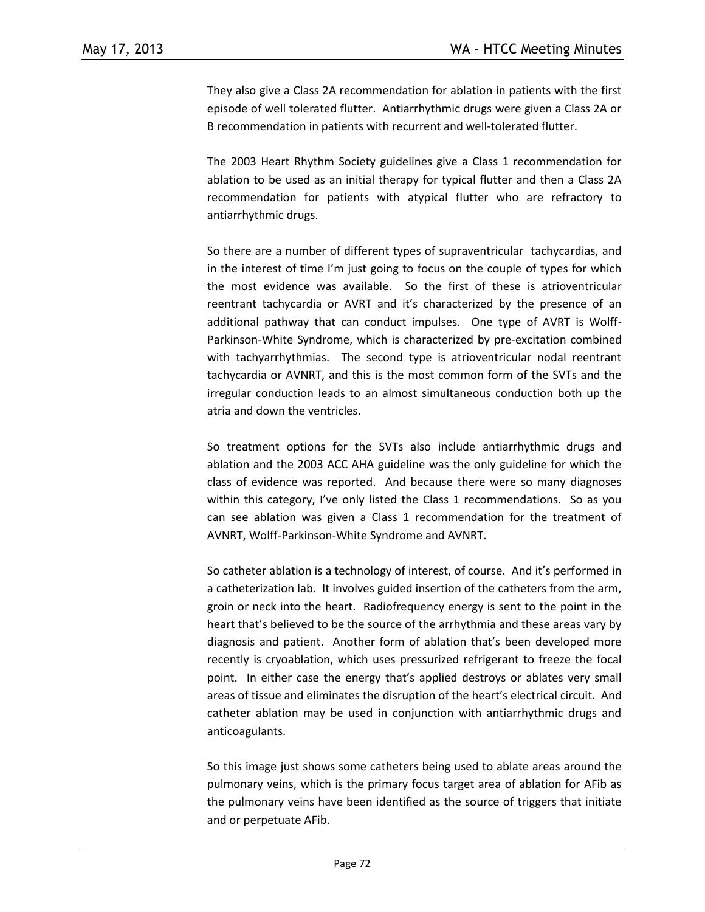They also give a Class 2A recommendation for ablation in patients with the first episode of well tolerated flutter. Antiarrhythmic drugs were given a Class 2A or B recommendation in patients with recurrent and well-tolerated flutter.

The 2003 Heart Rhythm Society guidelines give a Class 1 recommendation for ablation to be used as an initial therapy for typical flutter and then a Class 2A recommendation for patients with atypical flutter who are refractory to antiarrhythmic drugs.

So there are a number of different types of supraventricular tachycardias, and in the interest of time I'm just going to focus on the couple of types for which the most evidence was available. So the first of these is atrioventricular reentrant tachycardia or AVRT and it's characterized by the presence of an additional pathway that can conduct impulses. One type of AVRT is Wolff-Parkinson-White Syndrome, which is characterized by pre-excitation combined with tachyarrhythmias. The second type is atrioventricular nodal reentrant tachycardia or AVNRT, and this is the most common form of the SVTs and the irregular conduction leads to an almost simultaneous conduction both up the atria and down the ventricles.

So treatment options for the SVTs also include antiarrhythmic drugs and ablation and the 2003 ACC AHA guideline was the only guideline for which the class of evidence was reported. And because there were so many diagnoses within this category, I've only listed the Class 1 recommendations. So as you can see ablation was given a Class 1 recommendation for the treatment of AVNRT, Wolff-Parkinson-White Syndrome and AVNRT.

So catheter ablation is a technology of interest, of course. And it's performed in a catheterization lab. It involves guided insertion of the catheters from the arm, groin or neck into the heart. Radiofrequency energy is sent to the point in the heart that's believed to be the source of the arrhythmia and these areas vary by diagnosis and patient. Another form of ablation that's been developed more recently is cryoablation, which uses pressurized refrigerant to freeze the focal point. In either case the energy that's applied destroys or ablates very small areas of tissue and eliminates the disruption of the heart's electrical circuit. And catheter ablation may be used in conjunction with antiarrhythmic drugs and anticoagulants.

So this image just shows some catheters being used to ablate areas around the pulmonary veins, which is the primary focus target area of ablation for AFib as the pulmonary veins have been identified as the source of triggers that initiate and or perpetuate AFib.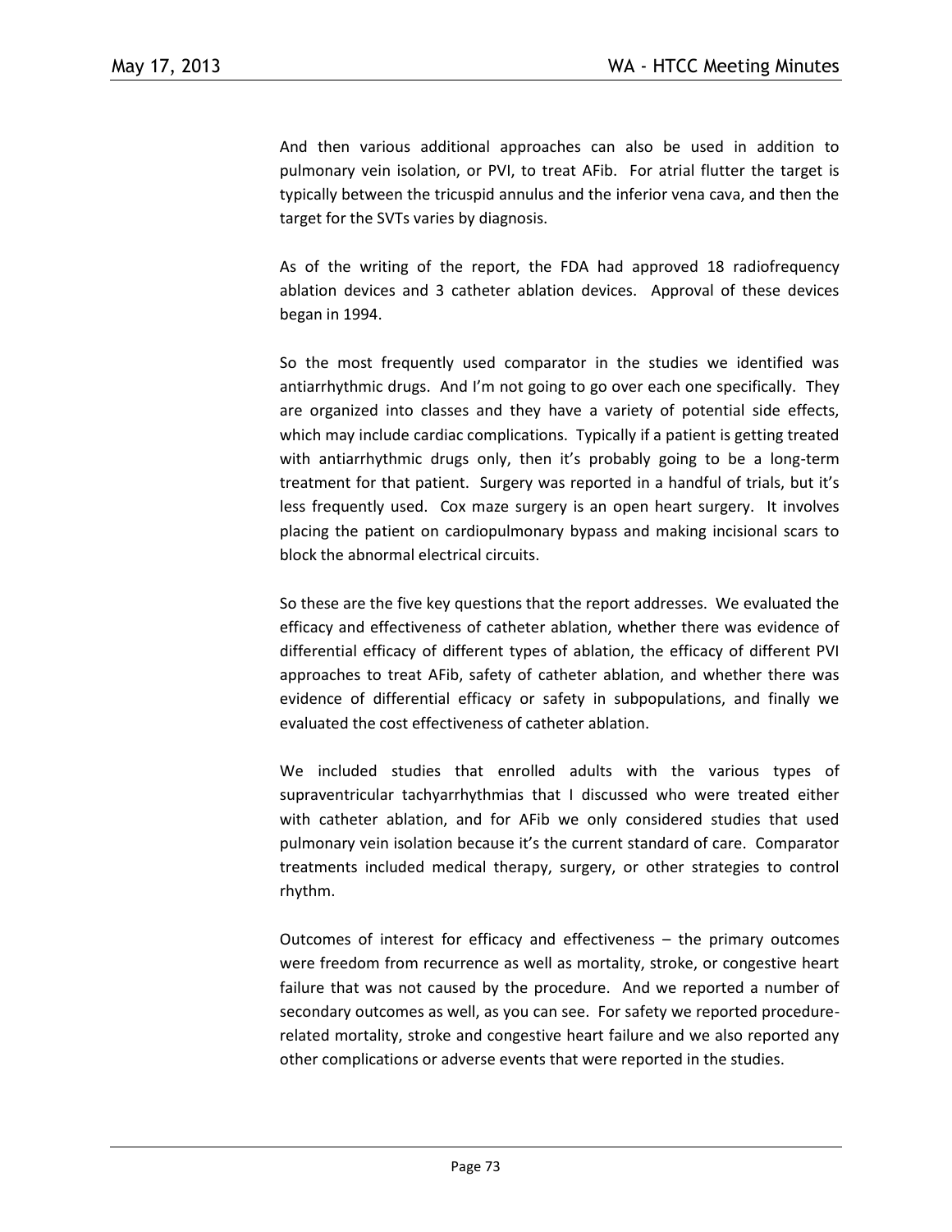And then various additional approaches can also be used in addition to pulmonary vein isolation, or PVI, to treat AFib. For atrial flutter the target is typically between the tricuspid annulus and the inferior vena cava, and then the target for the SVTs varies by diagnosis.

As of the writing of the report, the FDA had approved 18 radiofrequency ablation devices and 3 catheter ablation devices. Approval of these devices began in 1994.

So the most frequently used comparator in the studies we identified was antiarrhythmic drugs. And I'm not going to go over each one specifically. They are organized into classes and they have a variety of potential side effects, which may include cardiac complications. Typically if a patient is getting treated with antiarrhythmic drugs only, then it's probably going to be a long-term treatment for that patient. Surgery was reported in a handful of trials, but it's less frequently used. Cox maze surgery is an open heart surgery. It involves placing the patient on cardiopulmonary bypass and making incisional scars to block the abnormal electrical circuits.

So these are the five key questions that the report addresses. We evaluated the efficacy and effectiveness of catheter ablation, whether there was evidence of differential efficacy of different types of ablation, the efficacy of different PVI approaches to treat AFib, safety of catheter ablation, and whether there was evidence of differential efficacy or safety in subpopulations, and finally we evaluated the cost effectiveness of catheter ablation.

We included studies that enrolled adults with the various types of supraventricular tachyarrhythmias that I discussed who were treated either with catheter ablation, and for AFib we only considered studies that used pulmonary vein isolation because it's the current standard of care. Comparator treatments included medical therapy, surgery, or other strategies to control rhythm.

Outcomes of interest for efficacy and effectiveness – the primary outcomes were freedom from recurrence as well as mortality, stroke, or congestive heart failure that was not caused by the procedure. And we reported a number of secondary outcomes as well, as you can see. For safety we reported procedure-related mortality, stroke and congestive heart failure and we also reported any other complications or adverse events that were reported in the studies.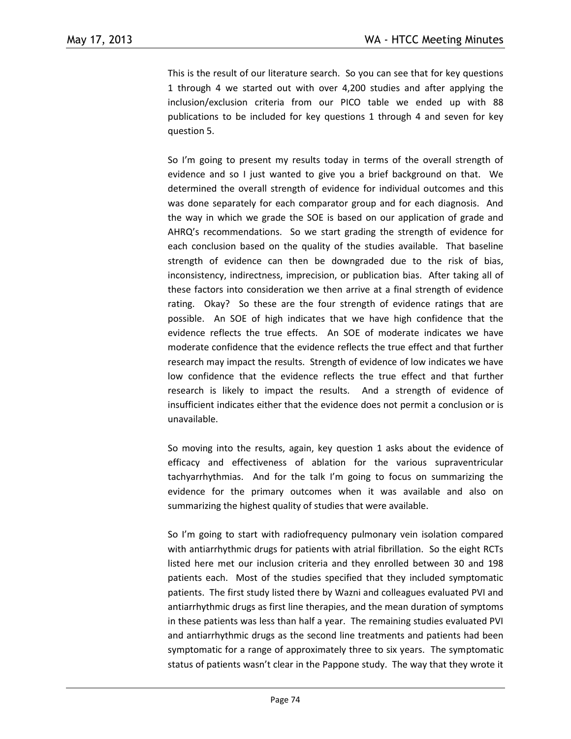This is the result of our literature search. So you can see that for key questions 1 through 4 we started out with over 4,200 studies and after applying the inclusion/exclusion criteria from our PICO table we ended up with 88 publications to be included for key questions 1 through 4 and seven for key question 5.

So I'm going to present my results today in terms of the overall strength of evidence and so I just wanted to give you a brief background on that. We determined the overall strength of evidence for individual outcomes and this was done separately for each comparator group and for each diagnosis. And the way in which we grade the SOE is based on our application of grade and AHRQ's recommendations. So we start grading the strength of evidence for each conclusion based on the quality of the studies available. That baseline strength of evidence can then be downgraded due to the risk of bias, inconsistency, indirectness, imprecision, or publication bias. After taking all of these factors into consideration we then arrive at a final strength of evidence rating. Okay? So these are the four strength of evidence ratings that are possible. An SOE of high indicates that we have high confidence that the evidence reflects the true effects. An SOE of moderate indicates we have moderate confidence that the evidence reflects the true effect and that further research may impact the results. Strength of evidence of low indicates we have low confidence that the evidence reflects the true effect and that further research is likely to impact the results. And a strength of evidence of insufficient indicates either that the evidence does not permit a conclusion or is unavailable.

So moving into the results, again, key question 1 asks about the evidence of efficacy and effectiveness of ablation for the various supraventricular tachyarrhythmias. And for the talk I'm going to focus on summarizing the evidence for the primary outcomes when it was available and also on summarizing the highest quality of studies that were available.

So I'm going to start with radiofrequency pulmonary vein isolation compared with antiarrhythmic drugs for patients with atrial fibrillation. So the eight RCTs listed here met our inclusion criteria and they enrolled between 30 and 198 patients each. Most of the studies specified that they included symptomatic patients. The first study listed there by Wazni and colleagues evaluated PVI and antiarrhythmic drugs as first line therapies, and the mean duration of symptoms in these patients was less than half a year. The remaining studies evaluated PVI and antiarrhythmic drugs as the second line treatments and patients had been symptomatic for a range of approximately three to six years. The symptomatic status of patients wasn't clear in the Pappone study. The way that they wrote it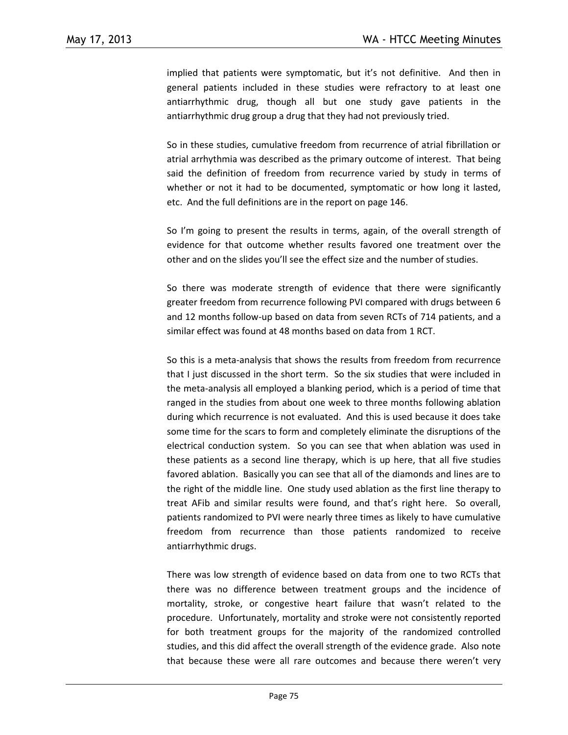implied that patients were symptomatic, but it's not definitive. And then in general patients included in these studies were refractory to at least one antiarrhythmic drug, though all but one study gave patients in the antiarrhythmic drug group a drug that they had not previously tried.

So in these studies, cumulative freedom from recurrence of atrial fibrillation or atrial arrhythmia was described as the primary outcome of interest. That being said the definition of freedom from recurrence varied by study in terms of whether or not it had to be documented, symptomatic or how long it lasted, etc. And the full definitions are in the report on page 146.

So I'm going to present the results in terms, again, of the overall strength of evidence for that outcome whether results favored one treatment over the other and on the slides you'll see the effect size and the number of studies.

So there was moderate strength of evidence that there were significantly greater freedom from recurrence following PVI compared with drugs between 6 and 12 months follow-up based on data from seven RCTs of 714 patients, and a similar effect was found at 48 months based on data from 1 RCT.

So this is a meta-analysis that shows the results from freedom from recurrence that I just discussed in the short term. So the six studies that were included in the meta-analysis all employed a blanking period, which is a period of time that ranged in the studies from about one week to three months following ablation during which recurrence is not evaluated. And this is used because it does take some time for the scars to form and completely eliminate the disruptions of the electrical conduction system. So you can see that when ablation was used in these patients as a second line therapy, which is up here, that all five studies favored ablation. Basically you can see that all of the diamonds and lines are to the right of the middle line. One study used ablation as the first line therapy to treat AFib and similar results were found, and that's right here. So overall, patients randomized to PVI were nearly three times as likely to have cumulative freedom from recurrence than those patients randomized to receive antiarrhythmic drugs.

There was low strength of evidence based on data from one to two RCTs that there was no difference between treatment groups and the incidence of mortality, stroke, or congestive heart failure that wasn't related to the procedure. Unfortunately, mortality and stroke were not consistently reported for both treatment groups for the majority of the randomized controlled studies, and this did affect the overall strength of the evidence grade. Also note that because these were all rare outcomes and because there weren't very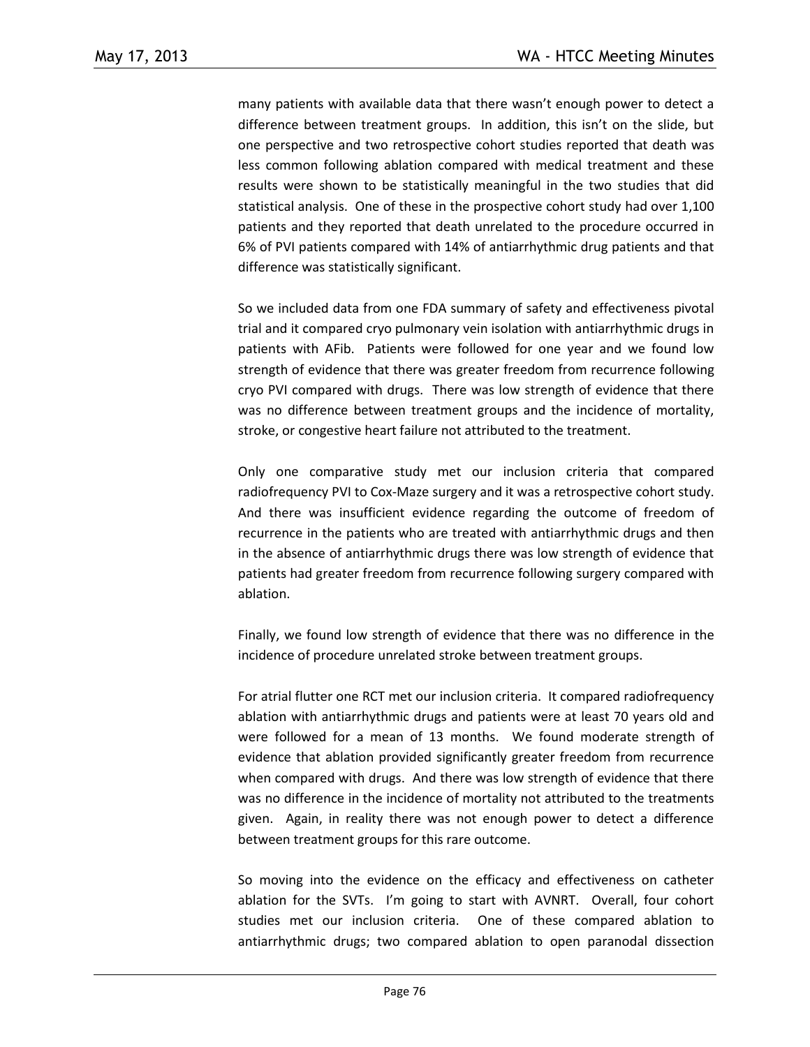many patients with available data that there wasn't enough power to detect a difference between treatment groups. In addition, this isn't on the slide, but one perspective and two retrospective cohort studies reported that death was less common following ablation compared with medical treatment and these results were shown to be statistically meaningful in the two studies that did statistical analysis. One of these in the prospective cohort study had over 1,100 patients and they reported that death unrelated to the procedure occurred in 6% of PVI patients compared with 14% of antiarrhythmic drug patients and that difference was statistically significant.

So we included data from one FDA summary of safety and effectiveness pivotal trial and it compared cryo pulmonary vein isolation with antiarrhythmic drugs in patients with AFib. Patients were followed for one year and we found low strength of evidence that there was greater freedom from recurrence following cryo PVI compared with drugs. There was low strength of evidence that there was no difference between treatment groups and the incidence of mortality, stroke, or congestive heart failure not attributed to the treatment.

Only one comparative study met our inclusion criteria that compared radiofrequency PVI to Cox-Maze surgery and it was a retrospective cohort study. And there was insufficient evidence regarding the outcome of freedom of recurrence in the patients who are treated with antiarrhythmic drugs and then in the absence of antiarrhythmic drugs there was low strength of evidence that patients had greater freedom from recurrence following surgery compared with ablation.

Finally, we found low strength of evidence that there was no difference in the incidence of procedure unrelated stroke between treatment groups.

For atrial flutter one RCT met our inclusion criteria. It compared radiofrequency ablation with antiarrhythmic drugs and patients were at least 70 years old and were followed for a mean of 13 months. We found moderate strength of evidence that ablation provided significantly greater freedom from recurrence when compared with drugs. And there was low strength of evidence that there was no difference in the incidence of mortality not attributed to the treatments given. Again, in reality there was not enough power to detect a difference between treatment groups for this rare outcome.

So moving into the evidence on the efficacy and effectiveness on catheter ablation for the SVTs. I'm going to start with AVNRT. Overall, four cohort studies met our inclusion criteria. One of these compared ablation to antiarrhythmic drugs; two compared ablation to open paranodal dissection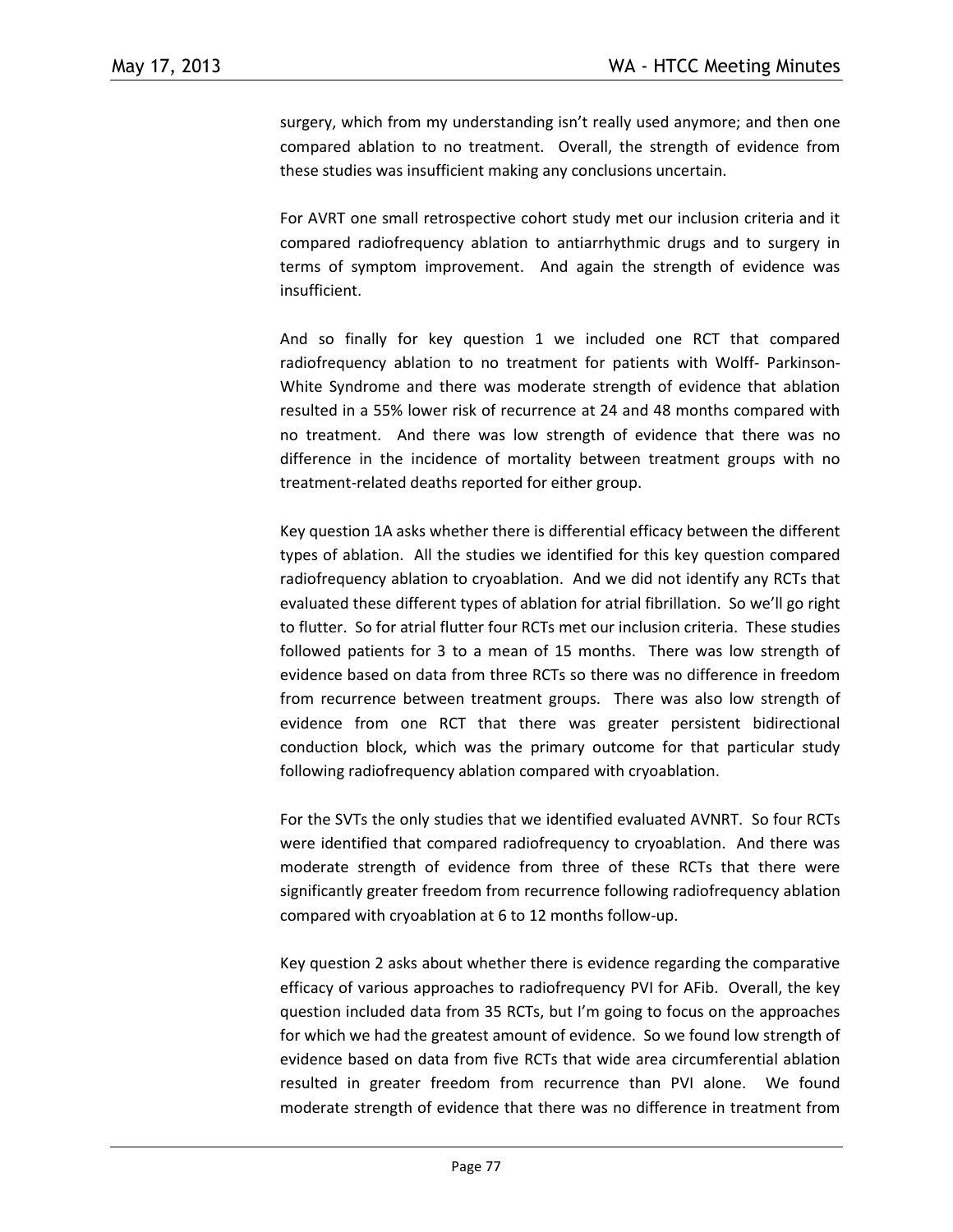surgery, which from my understanding isn't really used anymore; and then one compared ablation to no treatment. Overall, the strength of evidence from these studies was insufficient making any conclusions uncertain.

For AVRT one small retrospective cohort study met our inclusion criteria and it compared radiofrequency ablation to antiarrhythmic drugs and to surgery in terms of symptom improvement. And again the strength of evidence was insufficient.

And so finally for key question 1 we included one RCT that compared radiofrequency ablation to no treatment for patients with Wolff- Parkinson-White Syndrome and there was moderate strength of evidence that ablation resulted in a 55% lower risk of recurrence at 24 and 48 months compared with no treatment. And there was low strength of evidence that there was no difference in the incidence of mortality between treatment groups with no treatment-related deaths reported for either group.

Key question 1A asks whether there is differential efficacy between the different types of ablation. All the studies we identified for this key question compared radiofrequency ablation to cryoablation. And we did not identify any RCTs that evaluated these different types of ablation for atrial fibrillation. So we'll go right to flutter. So for atrial flutter four RCTs met our inclusion criteria. These studies followed patients for 3 to a mean of 15 months. There was low strength of evidence based on data from three RCTs so there was no difference in freedom from recurrence between treatment groups. There was also low strength of evidence from one RCT that there was greater persistent bidirectional conduction block, which was the primary outcome for that particular study following radiofrequency ablation compared with cryoablation.

For the SVTs the only studies that we identified evaluated AVNRT. So four RCTs were identified that compared radiofrequency to cryoablation. And there was moderate strength of evidence from three of these RCTs that there were significantly greater freedom from recurrence following radiofrequency ablation compared with cryoablation at 6 to 12 months follow-up.

Key question 2 asks about whether there is evidence regarding the comparative efficacy of various approaches to radiofrequency PVI for AFib. Overall, the key question included data from 35 RCTs, but I'm going to focus on the approaches for which we had the greatest amount of evidence. So we found low strength of evidence based on data from five RCTs that wide area circumferential ablation resulted in greater freedom from recurrence than PVI alone. We found moderate strength of evidence that there was no difference in treatment from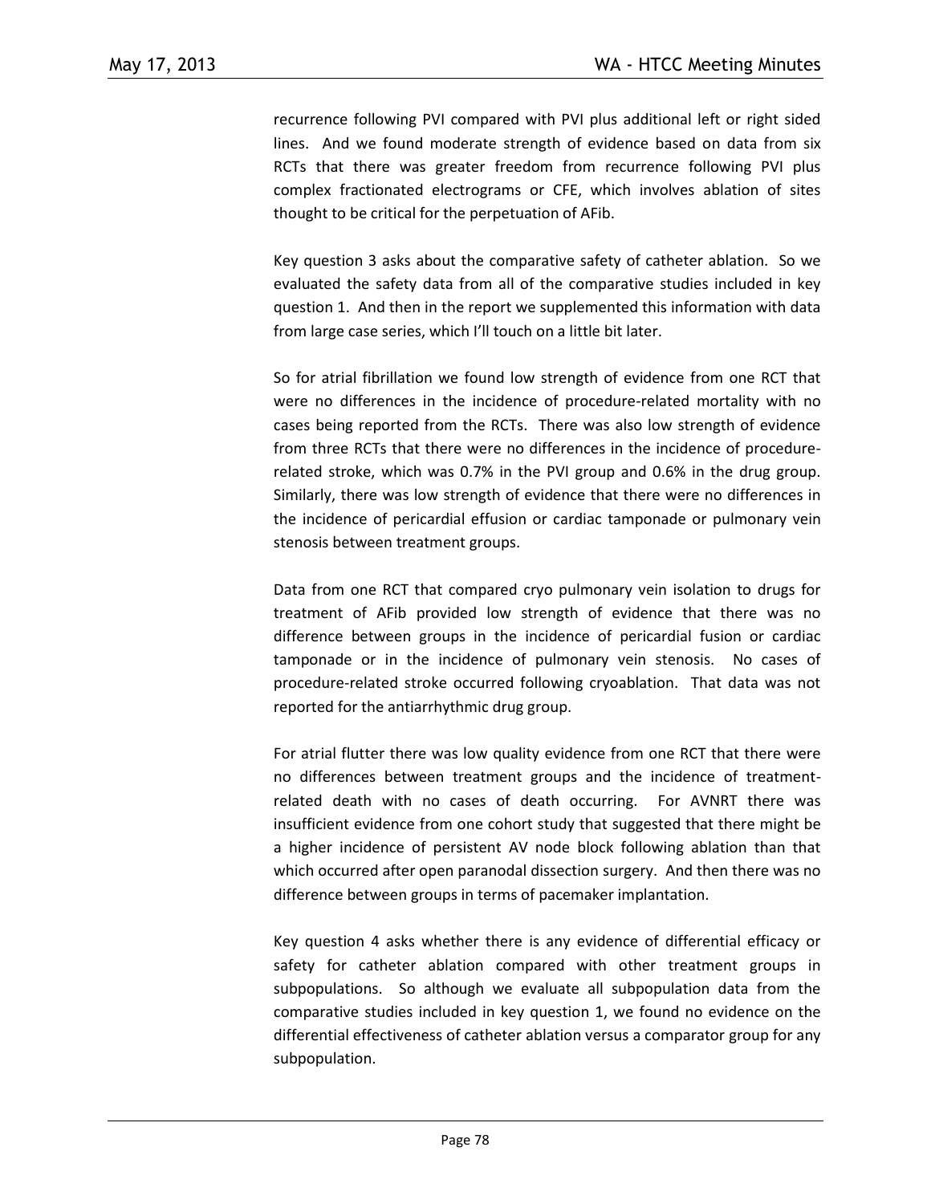recurrence following PVI compared with PVI plus additional left or right sided lines. And we found moderate strength of evidence based on data from six RCTs that there was greater freedom from recurrence following PVI plus complex fractionated electrograms or CFE, which involves ablation of sites thought to be critical for the perpetuation of AFib.

Key question 3 asks about the comparative safety of catheter ablation. So we evaluated the safety data from all of the comparative studies included in key question 1. And then in the report we supplemented this information with data from large case series, which I'll touch on a little bit later.

So for atrial fibrillation we found low strength of evidence from one RCT that were no differences in the incidence of procedure-related mortality with no cases being reported from the RCTs. There was also low strength of evidence from three RCTs that there were no differences in the incidence of procedure-related stroke, which was 0.7% in the PVI group and 0.6% in the drug group. Similarly, there was low strength of evidence that there were no differences in the incidence of pericardial effusion or cardiac tamponade or pulmonary vein stenosis between treatment groups.

Data from one RCT that compared cryo pulmonary vein isolation to drugs for treatment of AFib provided low strength of evidence that there was no difference between groups in the incidence of pericardial fusion or cardiac tamponade or in the incidence of pulmonary vein stenosis. No cases of procedure-related stroke occurred following cryoablation. That data was not reported for the antiarrhythmic drug group.

For atrial flutter there was low quality evidence from one RCT that there were no differences between treatment groups and the incidence of treatment-related death with no cases of death occurring. For AVNRT there was insufficient evidence from one cohort study that suggested that there might be a higher incidence of persistent AV node block following ablation than that which occurred after open paranodal dissection surgery. And then there was no difference between groups in terms of pacemaker implantation.

Key question 4 asks whether there is any evidence of differential efficacy or safety for catheter ablation compared with other treatment groups in subpopulations. So although we evaluate all subpopulation data from the comparative studies included in key question 1, we found no evidence on the differential effectiveness of catheter ablation versus a comparator group for any subpopulation.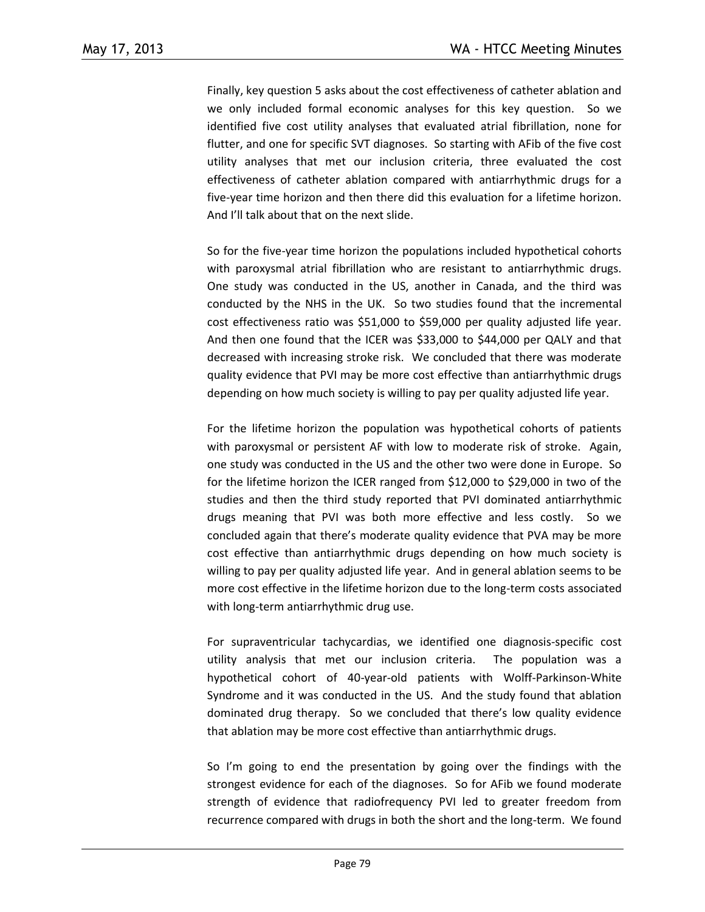Finally, key question 5 asks about the cost effectiveness of catheter ablation and we only included formal economic analyses for this key question. So we identified five cost utility analyses that evaluated atrial fibrillation, none for flutter, and one for specific SVT diagnoses. So starting with AFib of the five cost utility analyses that met our inclusion criteria, three evaluated the cost effectiveness of catheter ablation compared with antiarrhythmic drugs for a five-year time horizon and then there did this evaluation for a lifetime horizon. And I'll talk about that on the next slide.

So for the five-year time horizon the populations included hypothetical cohorts with paroxysmal atrial fibrillation who are resistant to antiarrhythmic drugs. One study was conducted in the US, another in Canada, and the third was conducted by the NHS in the UK. So two studies found that the incremental cost effectiveness ratio was $51,000 to $59,000 per quality adjusted life year. And then one found that the ICER was $33,000 to $44,000 per QALY and that decreased with increasing stroke risk. We concluded that there was moderate quality evidence that PVI may be more cost effective than antiarrhythmic drugs depending on how much society is willing to pay per quality adjusted life year.

For the lifetime horizon the population was hypothetical cohorts of patients with paroxysmal or persistent AF with low to moderate risk of stroke. Again, one study was conducted in the US and the other two were done in Europe. So for the lifetime horizon the ICER ranged from $12,000 to $29,000 in two of the studies and then the third study reported that PVI dominated antiarrhythmic drugs meaning that PVI was both more effective and less costly. So we concluded again that there's moderate quality evidence that PVA may be more cost effective than antiarrhythmic drugs depending on how much society is willing to pay per quality adjusted life year. And in general ablation seems to be more cost effective in the lifetime horizon due to the long-term costs associated with long-term antiarrhythmic drug use.

For supraventricular tachycardias, we identified one diagnosis-specific cost utility analysis that met our inclusion criteria. The population was a hypothetical cohort of 40-year-old patients with Wolff-Parkinson-White Syndrome and it was conducted in the US. And the study found that ablation dominated drug therapy. So we concluded that there's low quality evidence that ablation may be more cost effective than antiarrhythmic drugs.

So I'm going to end the presentation by going over the findings with the strongest evidence for each of the diagnoses. So for AFib we found moderate strength of evidence that radiofrequency PVI led to greater freedom from recurrence compared with drugs in both the short and the long-term. We found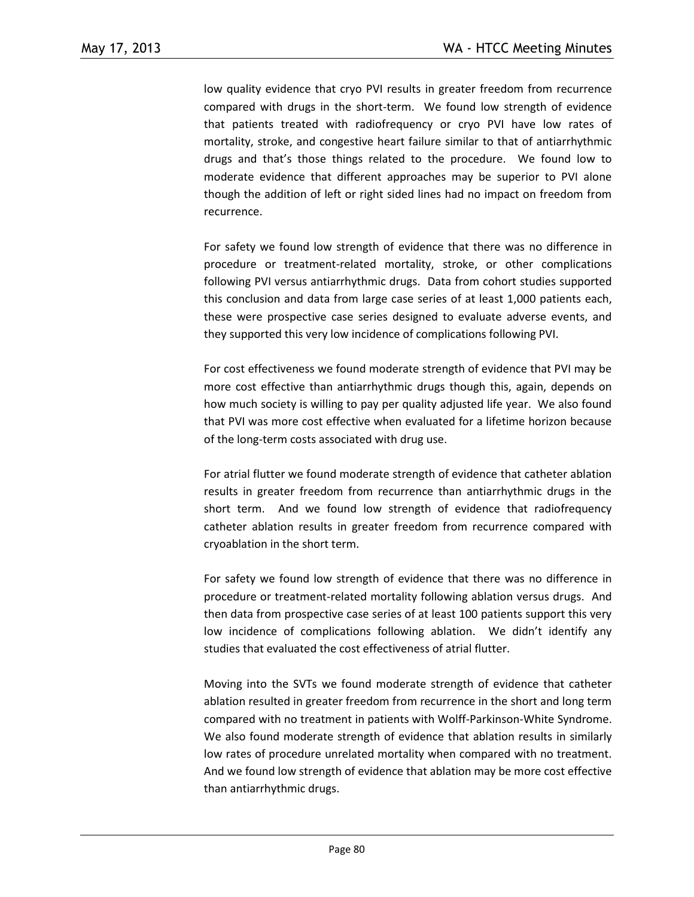low quality evidence that cryo PVI results in greater freedom from recurrence compared with drugs in the short-term. We found low strength of evidence that patients treated with radiofrequency or cryo PVI have low rates of mortality, stroke, and congestive heart failure similar to that of antiarrhythmic drugs and that's those things related to the procedure. We found low to moderate evidence that different approaches may be superior to PVI alone though the addition of left or right sided lines had no impact on freedom from recurrence.

For safety we found low strength of evidence that there was no difference in procedure or treatment-related mortality, stroke, or other complications following PVI versus antiarrhythmic drugs. Data from cohort studies supported this conclusion and data from large case series of at least 1,000 patients each, these were prospective case series designed to evaluate adverse events, and they supported this very low incidence of complications following PVI.

For cost effectiveness we found moderate strength of evidence that PVI may be more cost effective than antiarrhythmic drugs though this, again, depends on how much society is willing to pay per quality adjusted life year. We also found that PVI was more cost effective when evaluated for a lifetime horizon because of the long-term costs associated with drug use.

For atrial flutter we found moderate strength of evidence that catheter ablation results in greater freedom from recurrence than antiarrhythmic drugs in the short term. And we found low strength of evidence that radiofrequency catheter ablation results in greater freedom from recurrence compared with cryoablation in the short term.

For safety we found low strength of evidence that there was no difference in procedure or treatment-related mortality following ablation versus drugs. And then data from prospective case series of at least 100 patients support this very low incidence of complications following ablation. We didn't identify any studies that evaluated the cost effectiveness of atrial flutter.

Moving into the SVTs we found moderate strength of evidence that catheter ablation resulted in greater freedom from recurrence in the short and long term compared with no treatment in patients with Wolff-Parkinson-White Syndrome. We also found moderate strength of evidence that ablation results in similarly low rates of procedure unrelated mortality when compared with no treatment. And we found low strength of evidence that ablation may be more cost effective than antiarrhythmic drugs.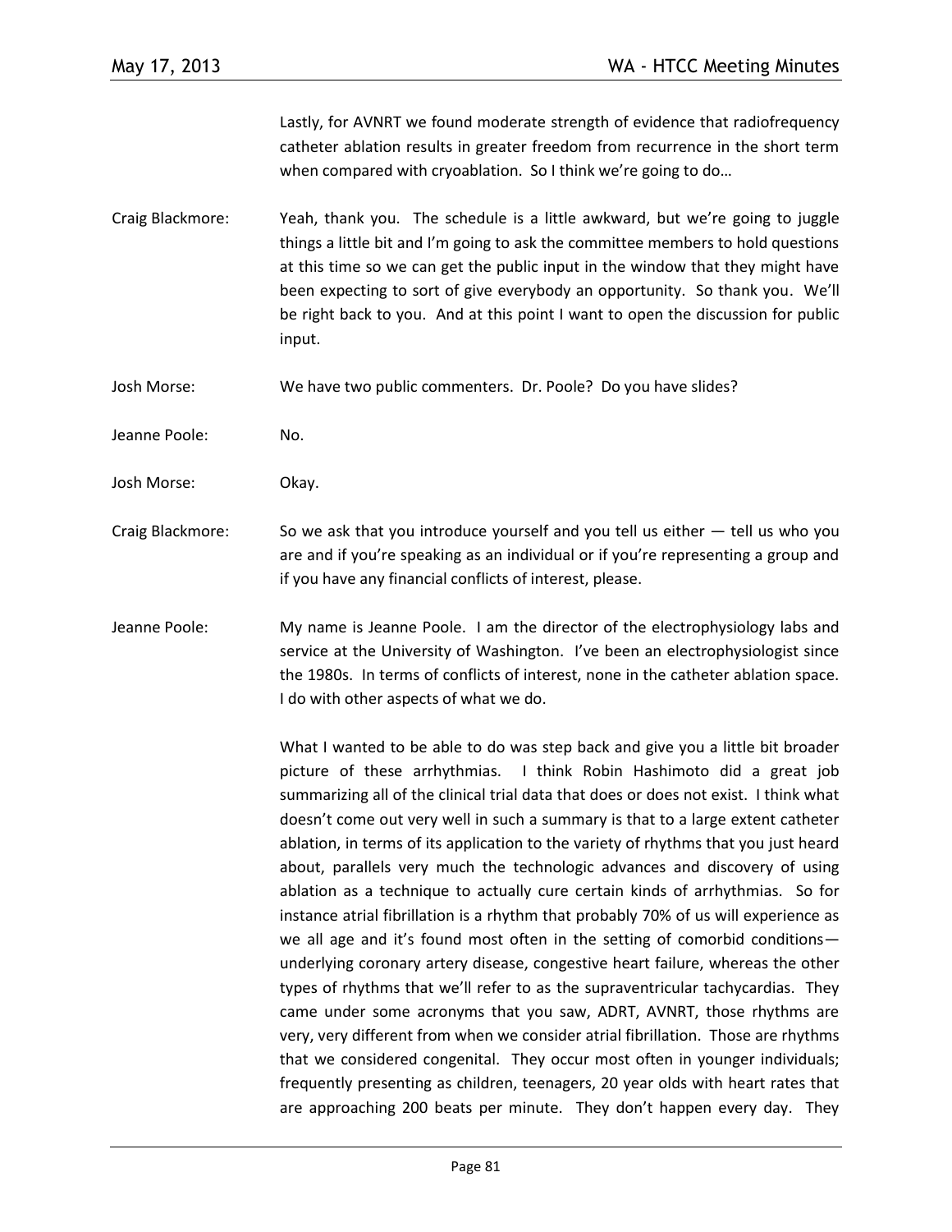Lastly, for AVNRT we found moderate strength of evidence that radiofrequency catheter ablation results in greater freedom from recurrence in the short term when compared with cryoablation. So I think we're going to do…

Craig Blackmore: Yeah, thank you. The schedule is a little awkward, but we're going to juggle things a little bit and I'm going to ask the committee members to hold questions at this time so we can get the public input in the window that they might have been expecting to sort of give everybody an opportunity. So thank you. We'll be right back to you. And at this point I want to open the discussion for public input.

Josh Morse: We have two public commenters. Dr. Poole? Do you have slides?

Jeanne Poole: No.

Josh Morse: Okay.

Craig Blackmore: So we ask that you introduce yourself and you tell us either — tell us who you are and if you're speaking as an individual or if you're representing a group and if you have any financial conflicts of interest, please.

Jeanne Poole: My name is Jeanne Poole. I am the director of the electrophysiology labs and service at the University of Washington. I've been an electrophysiologist since the 1980s. In terms of conflicts of interest, none in the catheter ablation space. I do with other aspects of what we do.

What I wanted to be able to do was step back and give you a little bit broader picture of these arrhythmias. I think Robin Hashimoto did a great job summarizing all of the clinical trial data that does or does not exist. I think what doesn't come out very well in such a summary is that to a large extent catheter ablation, in terms of its application to the variety of rhythms that you just heard about, parallels very much the technologic advances and discovery of using ablation as a technique to actually cure certain kinds of arrhythmias. So for instance atrial fibrillation is a rhythm that probably 70% of us will experience as we all age and it's found most often in the setting of comorbid conditions—underlying coronary artery disease, congestive heart failure, whereas the other types of rhythms that we'll refer to as the supraventricular tachycardias. They came under some acronyms that you saw, ADRT, AVNRT, those rhythms are very, very different from when we consider atrial fibrillation. Those are rhythms that we considered congenital. They occur most often in younger individuals; frequently presenting as children, teenagers, 20 year olds with heart rates that are approaching 200 beats per minute. They don't happen every day. They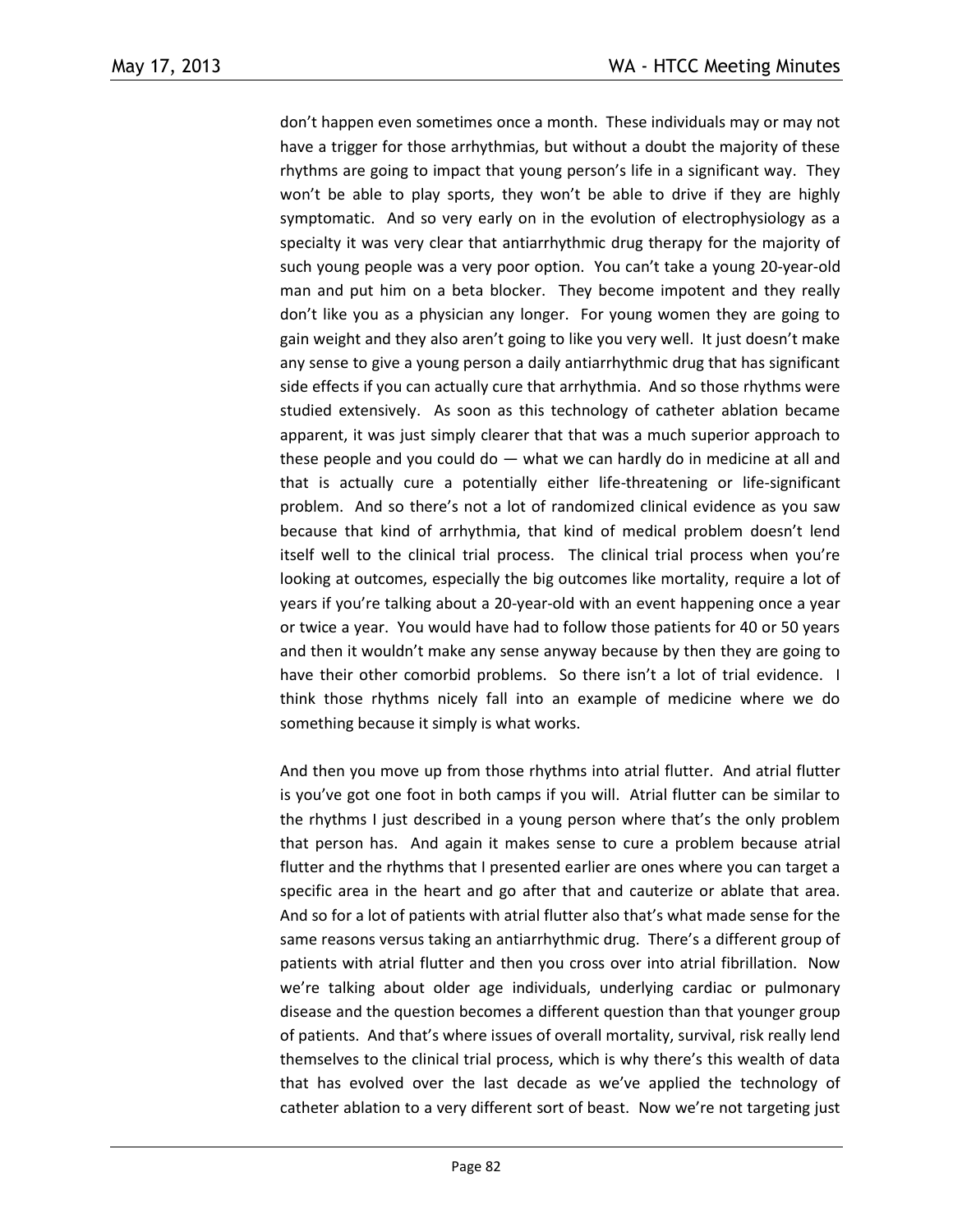don't happen even sometimes once a month. These individuals may or may not have a trigger for those arrhythmias, but without a doubt the majority of these rhythms are going to impact that young person's life in a significant way. They won't be able to play sports, they won't be able to drive if they are highly symptomatic. And so very early on in the evolution of electrophysiology as a specialty it was very clear that antiarrhythmic drug therapy for the majority of such young people was a very poor option. You can't take a young 20-year-old man and put him on a beta blocker. They become impotent and they really don't like you as a physician any longer. For young women they are going to gain weight and they also aren't going to like you very well. It just doesn't make any sense to give a young person a daily antiarrhythmic drug that has significant side effects if you can actually cure that arrhythmia. And so those rhythms were studied extensively. As soon as this technology of catheter ablation became apparent, it was just simply clearer that that was a much superior approach to these people and you could do — what we can hardly do in medicine at all and that is actually cure a potentially either life-threatening or life-significant problem. And so there's not a lot of randomized clinical evidence as you saw because that kind of arrhythmia, that kind of medical problem doesn't lend itself well to the clinical trial process. The clinical trial process when you're looking at outcomes, especially the big outcomes like mortality, require a lot of years if you're talking about a 20-year-old with an event happening once a year or twice a year. You would have had to follow those patients for 40 or 50 years and then it wouldn't make any sense anyway because by then they are going to have their other comorbid problems. So there isn't a lot of trial evidence. I think those rhythms nicely fall into an example of medicine where we do something because it simply is what works.

And then you move up from those rhythms into atrial flutter. And atrial flutter is you've got one foot in both camps if you will. Atrial flutter can be similar to the rhythms I just described in a young person where that's the only problem that person has. And again it makes sense to cure a problem because atrial flutter and the rhythms that I presented earlier are ones where you can target a specific area in the heart and go after that and cauterize or ablate that area. And so for a lot of patients with atrial flutter also that's what made sense for the same reasons versus taking an antiarrhythmic drug. There's a different group of patients with atrial flutter and then you cross over into atrial fibrillation. Now we're talking about older age individuals, underlying cardiac or pulmonary disease and the question becomes a different question than that younger group of patients. And that's where issues of overall mortality, survival, risk really lend themselves to the clinical trial process, which is why there's this wealth of data that has evolved over the last decade as we've applied the technology of catheter ablation to a very different sort of beast. Now we're not targeting just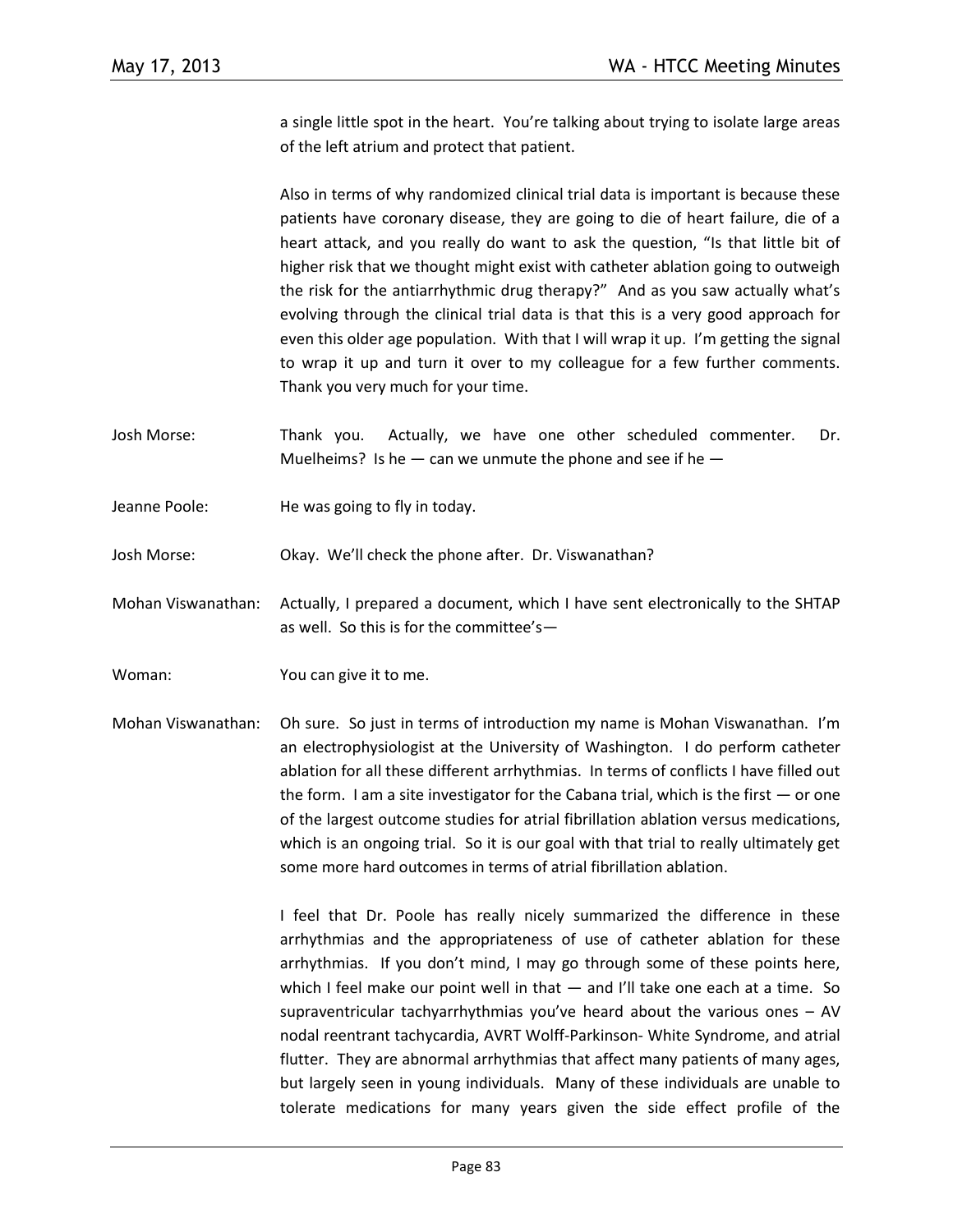a single little spot in the heart. You're talking about trying to isolate large areas of the left atrium and protect that patient.

Also in terms of why randomized clinical trial data is important is because these patients have coronary disease, they are going to die of heart failure, die of a heart attack, and you really do want to ask the question, "Is that little bit of higher risk that we thought might exist with catheter ablation going to outweigh the risk for the antiarrhythmic drug therapy?" And as you saw actually what's evolving through the clinical trial data is that this is a very good approach for even this older age population. With that I will wrap it up. I'm getting the signal to wrap it up and turn it over to my colleague for a few further comments. Thank you very much for your time.

Josh Morse: Thank you. Actually, we have one other scheduled commenter. Dr. Muelheims? Is he — can we unmute the phone and see if he —

Jeanne Poole: He was going to fly in today.

Josh Morse: Okay. We'll check the phone after. Dr. Viswanathan?

Mohan Viswanathan: Actually, I prepared a document, which I have sent electronically to the SHTAP as well. So this is for the committee's—

Woman: You can give it to me.

Mohan Viswanathan: Oh sure. So just in terms of introduction my name is Mohan Viswanathan. I'm an electrophysiologist at the University of Washington. I do perform catheter ablation for all these different arrhythmias. In terms of conflicts I have filled out the form. I am a site investigator for the Cabana trial, which is the first — or one of the largest outcome studies for atrial fibrillation ablation versus medications, which is an ongoing trial. So it is our goal with that trial to really ultimately get some more hard outcomes in terms of atrial fibrillation ablation.

I feel that Dr. Poole has really nicely summarized the difference in these arrhythmias and the appropriateness of use of catheter ablation for these arrhythmias. If you don't mind, I may go through some of these points here, which I feel make our point well in that — and I'll take one each at a time. So supraventricular tachyarrhythmias you've heard about the various ones – AV nodal reentrant tachycardia, AVRT Wolff-Parkinson- White Syndrome, and atrial flutter. They are abnormal arrhythmias that affect many patients of many ages, but largely seen in young individuals. Many of these individuals are unable to tolerate medications for many years given the side effect profile of the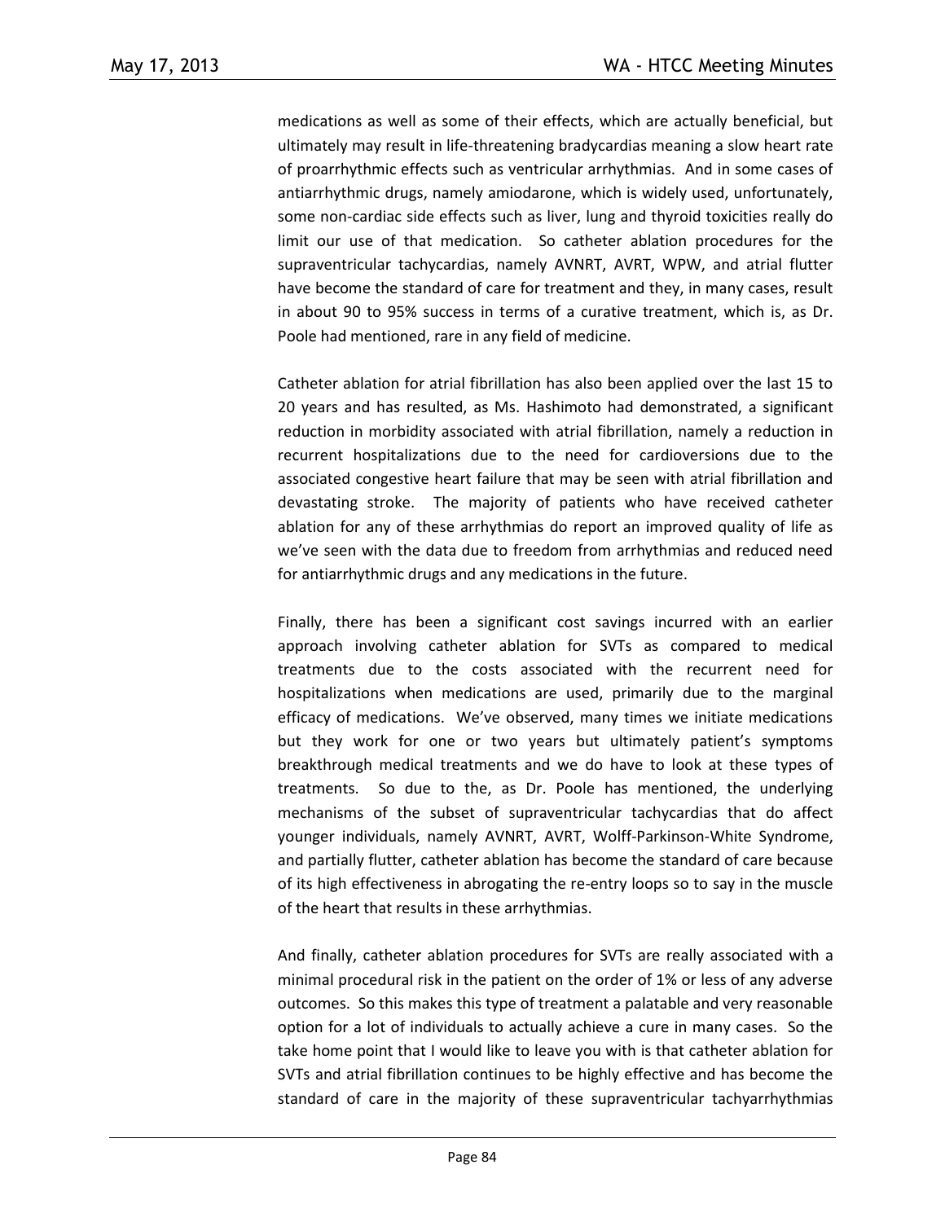medications as well as some of their effects, which are actually beneficial, but ultimately may result in life-threatening bradycardias meaning a slow heart rate of proarrhythmic effects such as ventricular arrhythmias. And in some cases of antiarrhythmic drugs, namely amiodarone, which is widely used, unfortunately, some non-cardiac side effects such as liver, lung and thyroid toxicities really do limit our use of that medication. So catheter ablation procedures for the supraventricular tachycardias, namely AVNRT, AVRT, WPW, and atrial flutter have become the standard of care for treatment and they, in many cases, result in about 90 to 95% success in terms of a curative treatment, which is, as Dr. Poole had mentioned, rare in any field of medicine.

Catheter ablation for atrial fibrillation has also been applied over the last 15 to 20 years and has resulted, as Ms. Hashimoto had demonstrated, a significant reduction in morbidity associated with atrial fibrillation, namely a reduction in recurrent hospitalizations due to the need for cardioversions due to the associated congestive heart failure that may be seen with atrial fibrillation and devastating stroke. The majority of patients who have received catheter ablation for any of these arrhythmias do report an improved quality of life as we've seen with the data due to freedom from arrhythmias and reduced need for antiarrhythmic drugs and any medications in the future.

Finally, there has been a significant cost savings incurred with an earlier approach involving catheter ablation for SVTs as compared to medical treatments due to the costs associated with the recurrent need for hospitalizations when medications are used, primarily due to the marginal efficacy of medications. We've observed, many times we initiate medications but they work for one or two years but ultimately patient's symptoms breakthrough medical treatments and we do have to look at these types of treatments. So due to the, as Dr. Poole has mentioned, the underlying mechanisms of the subset of supraventricular tachycardias that do affect younger individuals, namely AVNRT, AVRT, Wolff-Parkinson-White Syndrome, and partially flutter, catheter ablation has become the standard of care because of its high effectiveness in abrogating the re-entry loops so to say in the muscle of the heart that results in these arrhythmias.

And finally, catheter ablation procedures for SVTs are really associated with a minimal procedural risk in the patient on the order of 1% or less of any adverse outcomes. So this makes this type of treatment a palatable and very reasonable option for a lot of individuals to actually achieve a cure in many cases. So the take home point that I would like to leave you with is that catheter ablation for SVTs and atrial fibrillation continues to be highly effective and has become the standard of care in the majority of these supraventricular tachyarrhythmias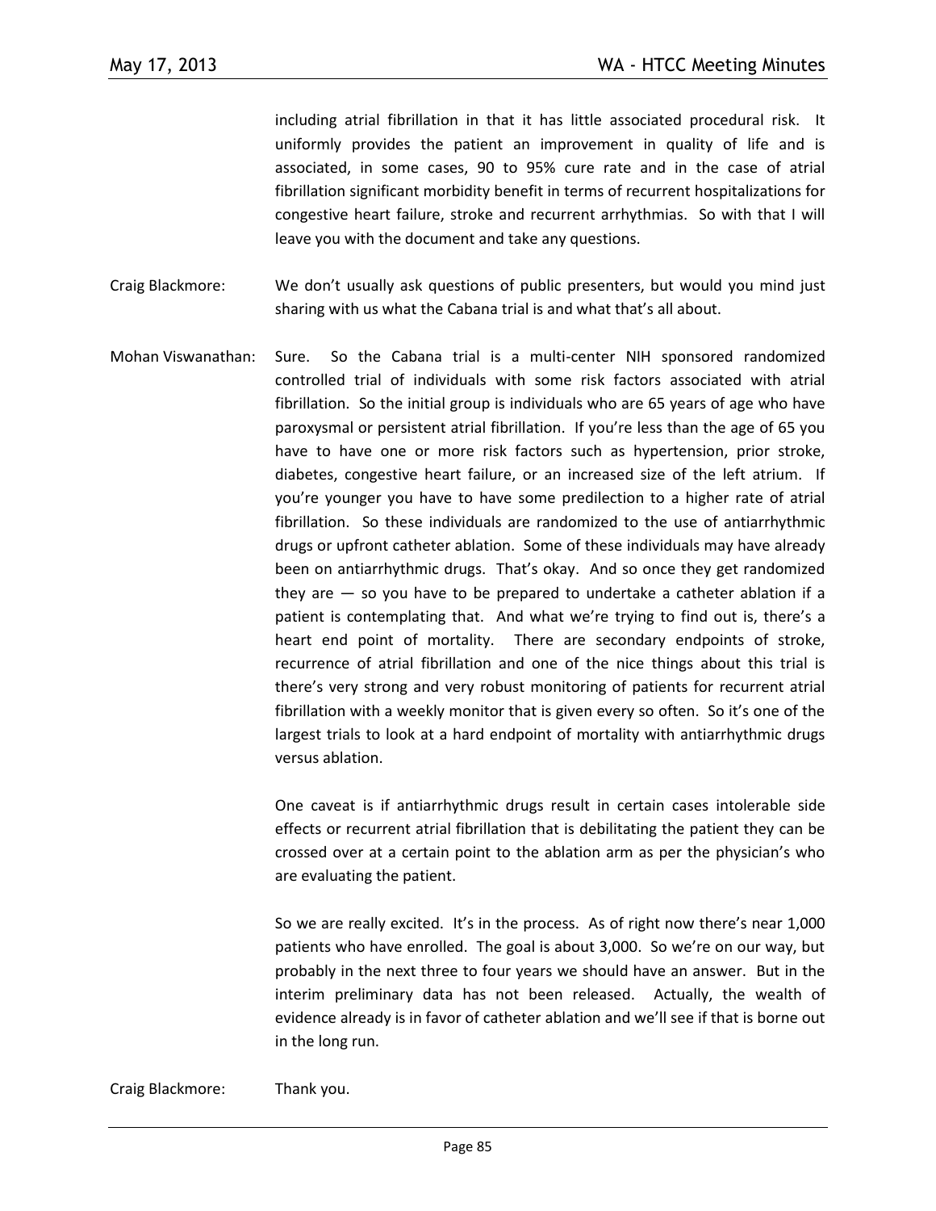including atrial fibrillation in that it has little associated procedural risk. It uniformly provides the patient an improvement in quality of life and is associated, in some cases, 90 to 95% cure rate and in the case of atrial fibrillation significant morbidity benefit in terms of recurrent hospitalizations for congestive heart failure, stroke and recurrent arrhythmias. So with that I will leave you with the document and take any questions.

Craig Blackmore: We don't usually ask questions of public presenters, but would you mind just sharing with us what the Cabana trial is and what that's all about.

Mohan Viswanathan: Sure. So the Cabana trial is a multi-center NIH sponsored randomized controlled trial of individuals with some risk factors associated with atrial fibrillation. So the initial group is individuals who are 65 years of age who have paroxysmal or persistent atrial fibrillation. If you're less than the age of 65 you have to have one or more risk factors such as hypertension, prior stroke, diabetes, congestive heart failure, or an increased size of the left atrium. If you're younger you have to have some predilection to a higher rate of atrial fibrillation. So these individuals are randomized to the use of antiarrhythmic drugs or upfront catheter ablation. Some of these individuals may have already been on antiarrhythmic drugs. That's okay. And so once they get randomized they are — so you have to be prepared to undertake a catheter ablation if a patient is contemplating that. And what we're trying to find out is, there's a heart end point of mortality. There are secondary endpoints of stroke, recurrence of atrial fibrillation and one of the nice things about this trial is there's very strong and very robust monitoring of patients for recurrent atrial fibrillation with a weekly monitor that is given every so often. So it's one of the largest trials to look at a hard endpoint of mortality with antiarrhythmic drugs versus ablation.

One caveat is if antiarrhythmic drugs result in certain cases intolerable side effects or recurrent atrial fibrillation that is debilitating the patient they can be crossed over at a certain point to the ablation arm as per the physician's who are evaluating the patient.

So we are really excited. It's in the process. As of right now there's near 1,000 patients who have enrolled. The goal is about 3,000. So we're on our way, but probably in the next three to four years we should have an answer. But in the interim preliminary data has not been released. Actually, the wealth of evidence already is in favor of catheter ablation and we'll see if that is borne out in the long run.

Craig Blackmore: Thank you.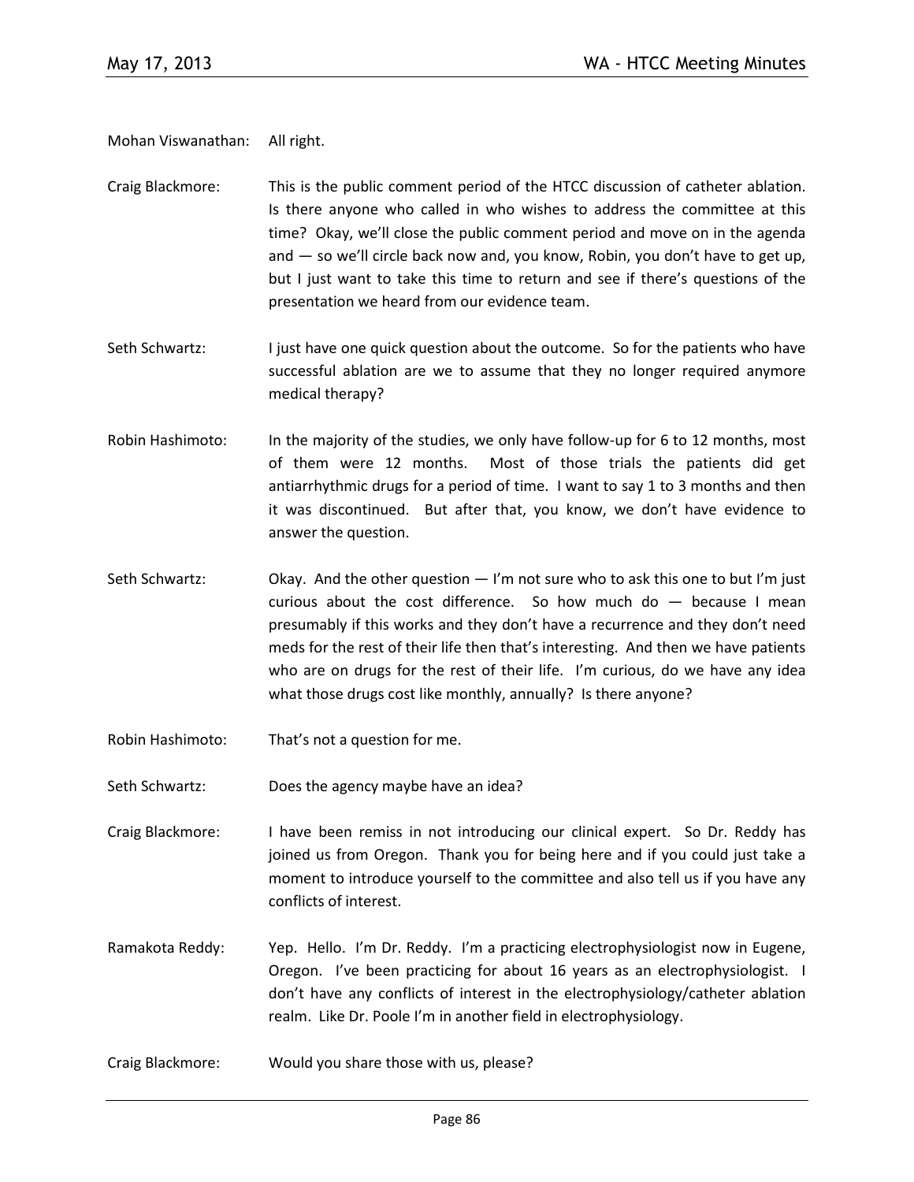Mohan Viswanathan: All right.

Craig Blackmore: This is the public comment period of the HTCC discussion of catheter ablation. Is there anyone who called in who wishes to address the committee at this time? Okay, we'll close the public comment period and move on in the agenda and — so we'll circle back now and, you know, Robin, you don't have to get up, but I just want to take this time to return and see if there's questions of the presentation we heard from our evidence team.

Seth Schwartz: I just have one quick question about the outcome. So for the patients who have successful ablation are we to assume that they no longer required anymore medical therapy?

Robin Hashimoto: In the majority of the studies, we only have follow-up for 6 to 12 months, most of them were 12 months. Most of those trials the patients did get antiarrhythmic drugs for a period of time. I want to say 1 to 3 months and then it was discontinued. But after that, you know, we don't have evidence to answer the question.

Seth Schwartz: Okay. And the other question — I'm not sure who to ask this one to but I'm just curious about the cost difference. So how much do — because I mean presumably if this works and they don't have a recurrence and they don't need meds for the rest of their life then that's interesting. And then we have patients who are on drugs for the rest of their life. I'm curious, do we have any idea what those drugs cost like monthly, annually? Is there anyone?

Robin Hashimoto: That's not a question for me.

Seth Schwartz: Does the agency maybe have an idea?

Craig Blackmore: I have been remiss in not introducing our clinical expert. So Dr. Reddy has joined us from Oregon. Thank you for being here and if you could just take a moment to introduce yourself to the committee and also tell us if you have any conflicts of interest.

Ramakota Reddy: Yep. Hello. I'm Dr. Reddy. I'm a practicing electrophysiologist now in Eugene, Oregon. I've been practicing for about 16 years as an electrophysiologist. I don't have any conflicts of interest in the electrophysiology/catheter ablation realm. Like Dr. Poole I'm in another field in electrophysiology.

Craig Blackmore: Would you share those with us, please?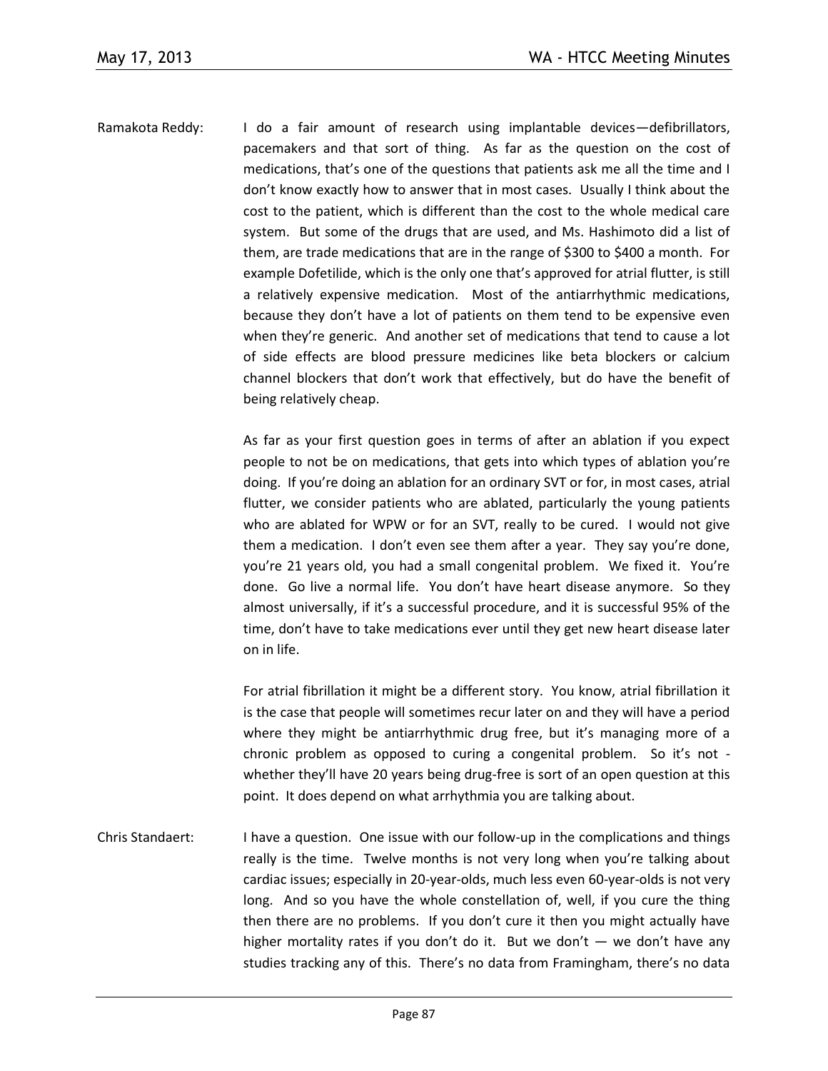Ramakota Reddy: I do a fair amount of research using implantable devices—defibrillators, pacemakers and that sort of thing. As far as the question on the cost of medications, that's one of the questions that patients ask me all the time and I don't know exactly how to answer that in most cases. Usually I think about the cost to the patient, which is different than the cost to the whole medical care system. But some of the drugs that are used, and Ms. Hashimoto did a list of them, are trade medications that are in the range of \$300 to \$400 a month. For example Dofetilide, which is the only one that's approved for atrial flutter, is still a relatively expensive medication. Most of the antiarrhythmic medications, because they don't have a lot of patients on them tend to be expensive even when they're generic. And another set of medications that tend to cause a lot of side effects are blood pressure medicines like beta blockers or calcium channel blockers that don't work that effectively, but do have the benefit of being relatively cheap.

As far as your first question goes in terms of after an ablation if you expect people to not be on medications, that gets into which types of ablation you're doing. If you're doing an ablation for an ordinary SVT or for, in most cases, atrial flutter, we consider patients who are ablated, particularly the young patients who are ablated for WPW or for an SVT, really to be cured. I would not give them a medication. I don't even see them after a year. They say you're done, you're 21 years old, you had a small congenital problem. We fixed it. You're done. Go live a normal life. You don't have heart disease anymore. So they almost universally, if it's a successful procedure, and it is successful 95% of the time, don't have to take medications ever until they get new heart disease later on in life.

For atrial fibrillation it might be a different story. You know, atrial fibrillation it is the case that people will sometimes recur later on and they will have a period where they might be antiarrhythmic drug free, but it's managing more of a chronic problem as opposed to curing a congenital problem. So it's not - whether they'll have 20 years being drug-free is sort of an open question at this point. It does depend on what arrhythmia you are talking about.

Chris Standaert: I have a question. One issue with our follow-up in the complications and things really is the time. Twelve months is not very long when you're talking about cardiac issues; especially in 20-year-olds, much less even 60-year-olds is not very long. And so you have the whole constellation of, well, if you cure the thing then there are no problems. If you don't cure it then you might actually have higher mortality rates if you don't do it. But we don't — we don't have any studies tracking any of this. There's no data from Framingham, there's no data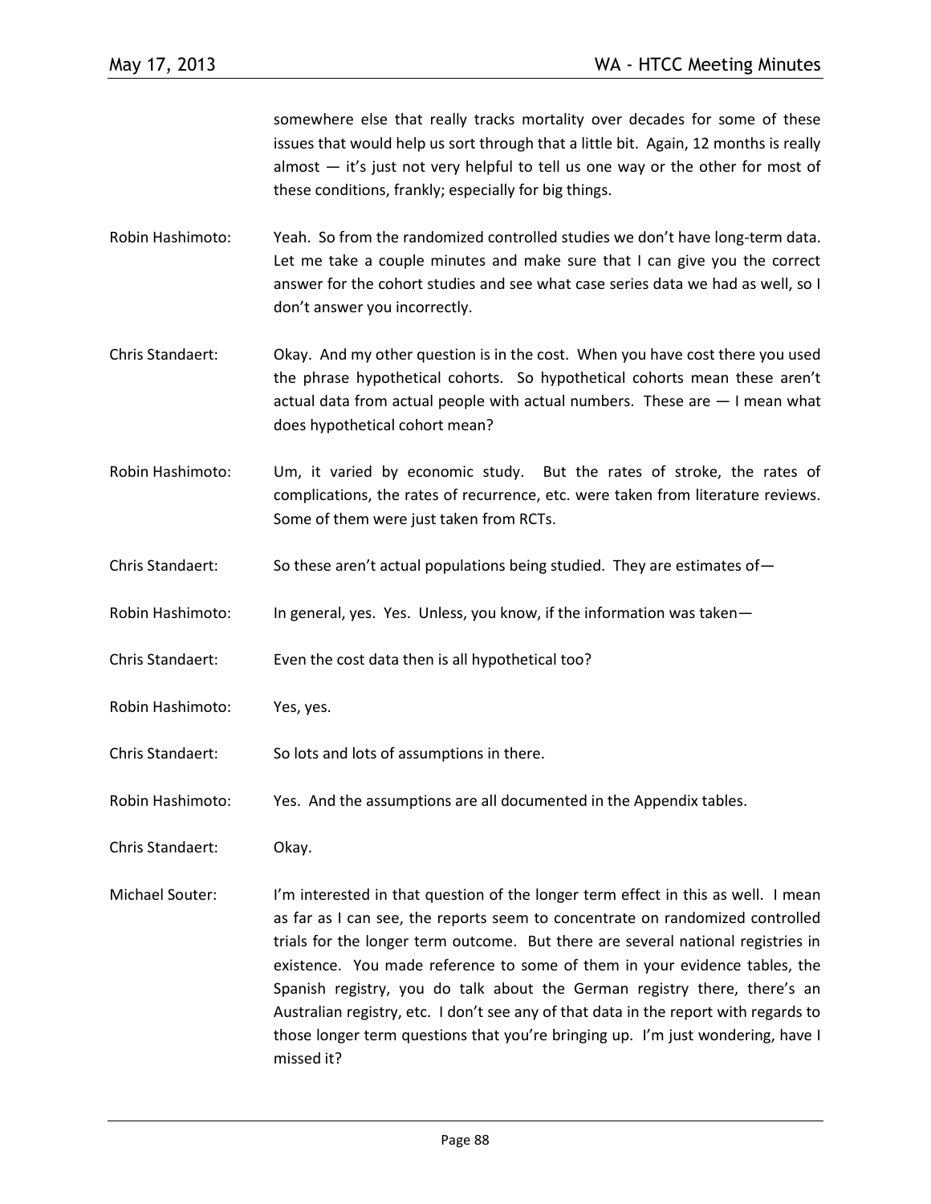somewhere else that really tracks mortality over decades for some of these issues that would help us sort through that a little bit. Again, 12 months is really almost — it's just not very helpful to tell us one way or the other for most of these conditions, frankly; especially for big things.

Robin Hashimoto: Yeah. So from the randomized controlled studies we don't have long-term data. Let me take a couple minutes and make sure that I can give you the correct answer for the cohort studies and see what case series data we had as well, so I don't answer you incorrectly.

Chris Standaert: Okay. And my other question is in the cost. When you have cost there you used the phrase hypothetical cohorts. So hypothetical cohorts mean these aren't actual data from actual people with actual numbers. These are — I mean what does hypothetical cohort mean?

Robin Hashimoto: Um, it varied by economic study. But the rates of stroke, the rates of complications, the rates of recurrence, etc. were taken from literature reviews. Some of them were just taken from RCTs.

Chris Standaert: So these aren't actual populations being studied. They are estimates of—

Robin Hashimoto: In general, yes. Yes. Unless, you know, if the information was taken—

Chris Standaert: Even the cost data then is all hypothetical too?

Robin Hashimoto: Yes, yes.

Chris Standaert: So lots and lots of assumptions in there.

Robin Hashimoto: Yes. And the assumptions are all documented in the Appendix tables.

Chris Standaert: Okay.

Michael Souter: I'm interested in that question of the longer term effect in this as well. I mean as far as I can see, the reports seem to concentrate on randomized controlled trials for the longer term outcome. But there are several national registries in existence. You made reference to some of them in your evidence tables, the Spanish registry, you do talk about the German registry there, there's an Australian registry, etc. I don't see any of that data in the report with regards to those longer term questions that you're bringing up. I'm just wondering, have I missed it?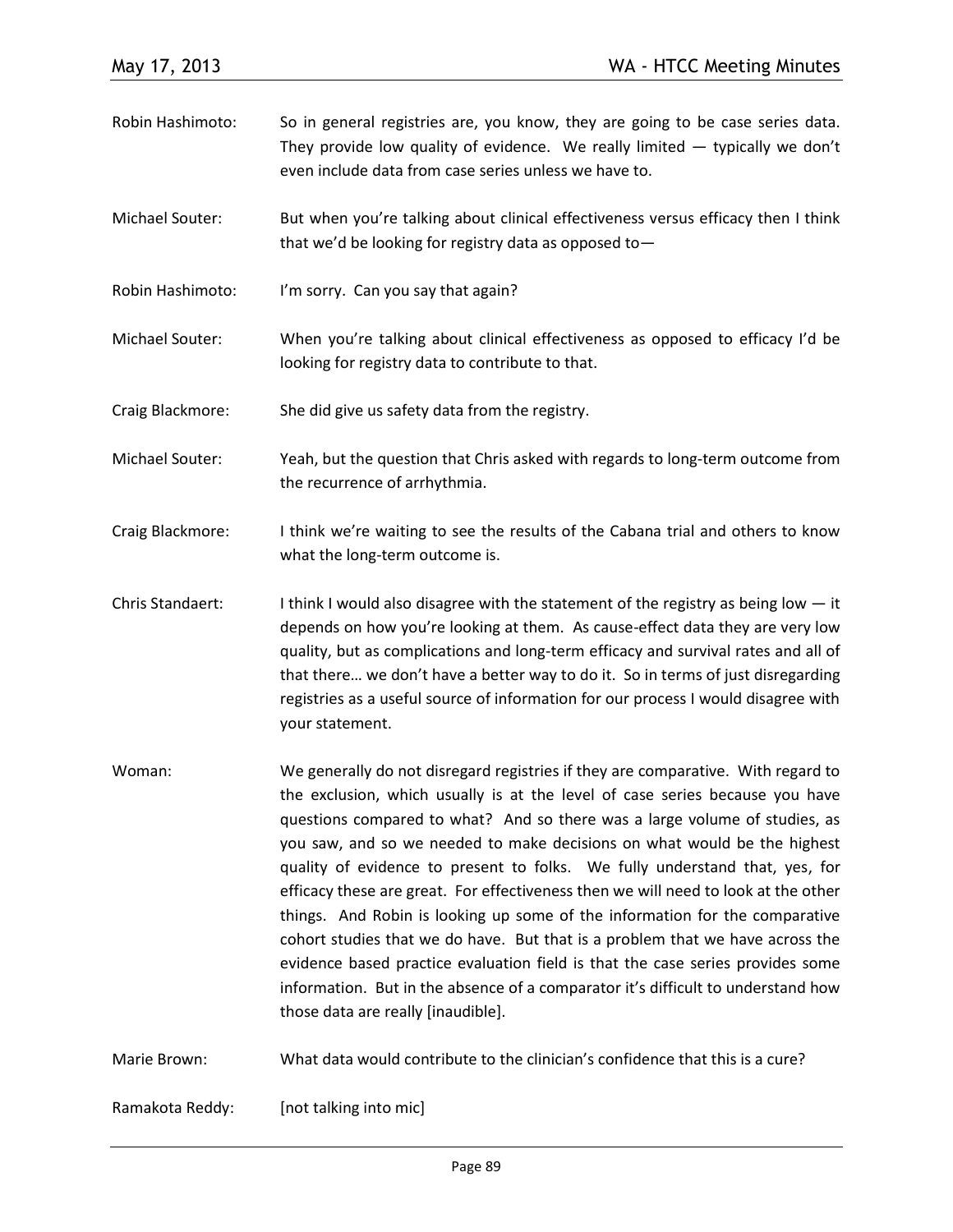Robin Hashimoto: So in general registries are, you know, they are going to be case series data. They provide low quality of evidence. We really limited — typically we don't even include data from case series unless we have to.

Michael Souter: But when you're talking about clinical effectiveness versus efficacy then I think that we'd be looking for registry data as opposed to—

Robin Hashimoto: I'm sorry. Can you say that again?

Michael Souter: When you're talking about clinical effectiveness as opposed to efficacy I'd be looking for registry data to contribute to that.

Craig Blackmore: She did give us safety data from the registry.

Michael Souter: Yeah, but the question that Chris asked with regards to long-term outcome from the recurrence of arrhythmia.

Craig Blackmore: I think we're waiting to see the results of the Cabana trial and others to know what the long-term outcome is.

Chris Standaert: I think I would also disagree with the statement of the registry as being low — it depends on how you're looking at them. As cause-effect data they are very low quality, but as complications and long-term efficacy and survival rates and all of that there… we don't have a better way to do it. So in terms of just disregarding registries as a useful source of information for our process I would disagree with your statement.

Woman: We generally do not disregard registries if they are comparative. With regard to the exclusion, which usually is at the level of case series because you have questions compared to what? And so there was a large volume of studies, as you saw, and so we needed to make decisions on what would be the highest quality of evidence to present to folks. We fully understand that, yes, for efficacy these are great. For effectiveness then we will need to look at the other things. And Robin is looking up some of the information for the comparative cohort studies that we do have. But that is a problem that we have across the evidence based practice evaluation field is that the case series provides some information. But in the absence of a comparator it's difficult to understand how those data are really [inaudible].

Marie Brown: What data would contribute to the clinician's confidence that this is a cure?

Ramakota Reddy: [not talking into mic]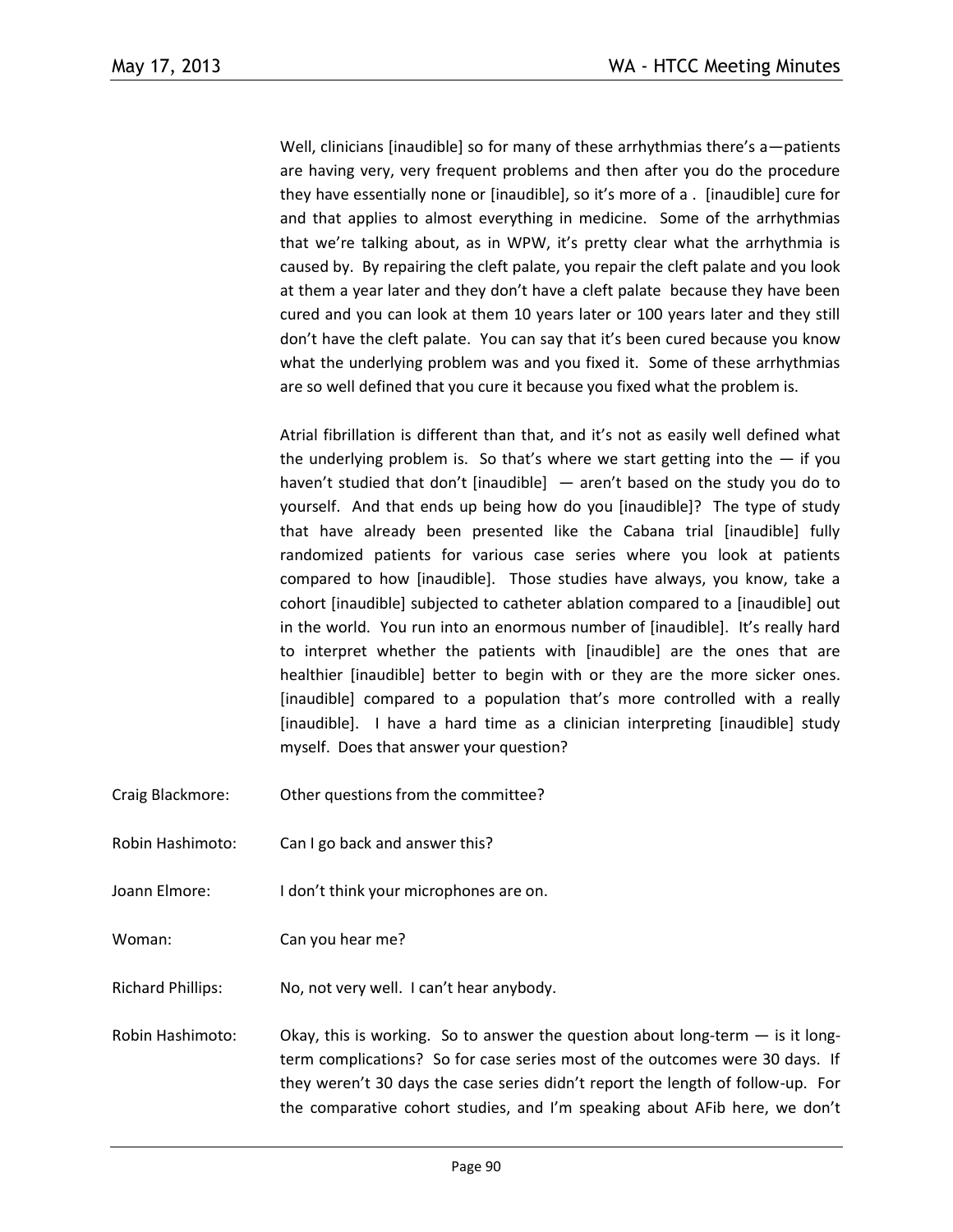Well, clinicians [inaudible] so for many of these arrhythmias there's a—patients are having very, very frequent problems and then after you do the procedure they have essentially none or [inaudible], so it's more of a . [inaudible] cure for and that applies to almost everything in medicine. Some of the arrhythmias that we're talking about, as in WPW, it's pretty clear what the arrhythmia is caused by. By repairing the cleft palate, you repair the cleft palate and you look at them a year later and they don't have a cleft palate because they have been cured and you can look at them 10 years later or 100 years later and they still don't have the cleft palate. You can say that it's been cured because you know what the underlying problem was and you fixed it. Some of these arrhythmias are so well defined that you cure it because you fixed what the problem is.

Atrial fibrillation is different than that, and it's not as easily well defined what the underlying problem is. So that's where we start getting into the — if you haven't studied that don't [inaudible] — aren't based on the study you do to yourself. And that ends up being how do you [inaudible]? The type of study that have already been presented like the Cabana trial [inaudible] fully randomized patients for various case series where you look at patients compared to how [inaudible]. Those studies have always, you know, take a cohort [inaudible] subjected to catheter ablation compared to a [inaudible] out in the world. You run into an enormous number of [inaudible]. It's really hard to interpret whether the patients with [inaudible] are the ones that are healthier [inaudible] better to begin with or they are the more sicker ones. [inaudible] compared to a population that's more controlled with a really [inaudible]. I have a hard time as a clinician interpreting [inaudible] study myself. Does that answer your question?

Craig Blackmore: Other questions from the committee?

Robin Hashimoto: Can I go back and answer this?

Joann Elmore: I don't think your microphones are on.

Woman: Can you hear me?

Richard Phillips: No, not very well. I can't hear anybody.

Robin Hashimoto: Okay, this is working. So to answer the question about long-term — is it long-term complications? So for case series most of the outcomes were 30 days. If they weren't 30 days the case series didn't report the length of follow-up. For the comparative cohort studies, and I'm speaking about AFib here, we don't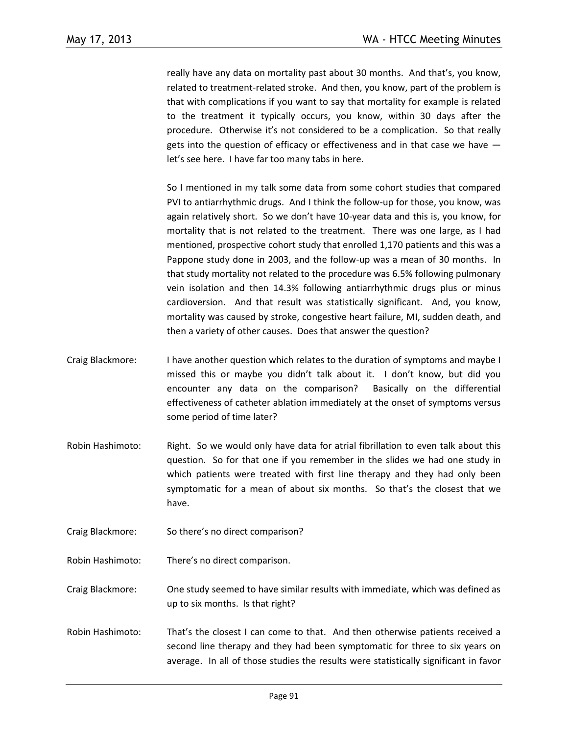really have any data on mortality past about 30 months. And that's, you know, related to treatment-related stroke. And then, you know, part of the problem is that with complications if you want to say that mortality for example is related to the treatment it typically occurs, you know, within 30 days after the procedure. Otherwise it's not considered to be a complication. So that really gets into the question of efficacy or effectiveness and in that case we have — let's see here. I have far too many tabs in here.

So I mentioned in my talk some data from some cohort studies that compared PVI to antiarrhythmic drugs. And I think the follow-up for those, you know, was again relatively short. So we don't have 10-year data and this is, you know, for mortality that is not related to the treatment. There was one large, as I had mentioned, prospective cohort study that enrolled 1,170 patients and this was a Pappone study done in 2003, and the follow-up was a mean of 30 months. In that study mortality not related to the procedure was 6.5% following pulmonary vein isolation and then 14.3% following antiarrhythmic drugs plus or minus cardioversion. And that result was statistically significant. And, you know, mortality was caused by stroke, congestive heart failure, MI, sudden death, and then a variety of other causes. Does that answer the question?

Craig Blackmore: I have another question which relates to the duration of symptoms and maybe I missed this or maybe you didn't talk about it. I don't know, but did you encounter any data on the comparison? Basically on the differential effectiveness of catheter ablation immediately at the onset of symptoms versus some period of time later?

Robin Hashimoto: Right. So we would only have data for atrial fibrillation to even talk about this question. So for that one if you remember in the slides we had one study in which patients were treated with first line therapy and they had only been symptomatic for a mean of about six months. So that's the closest that we have.

Craig Blackmore: So there's no direct comparison?

Robin Hashimoto: There's no direct comparison.

Craig Blackmore: One study seemed to have similar results with immediate, which was defined as up to six months. Is that right?

Robin Hashimoto: That's the closest I can come to that. And then otherwise patients received a second line therapy and they had been symptomatic for three to six years on average. In all of those studies the results were statistically significant in favor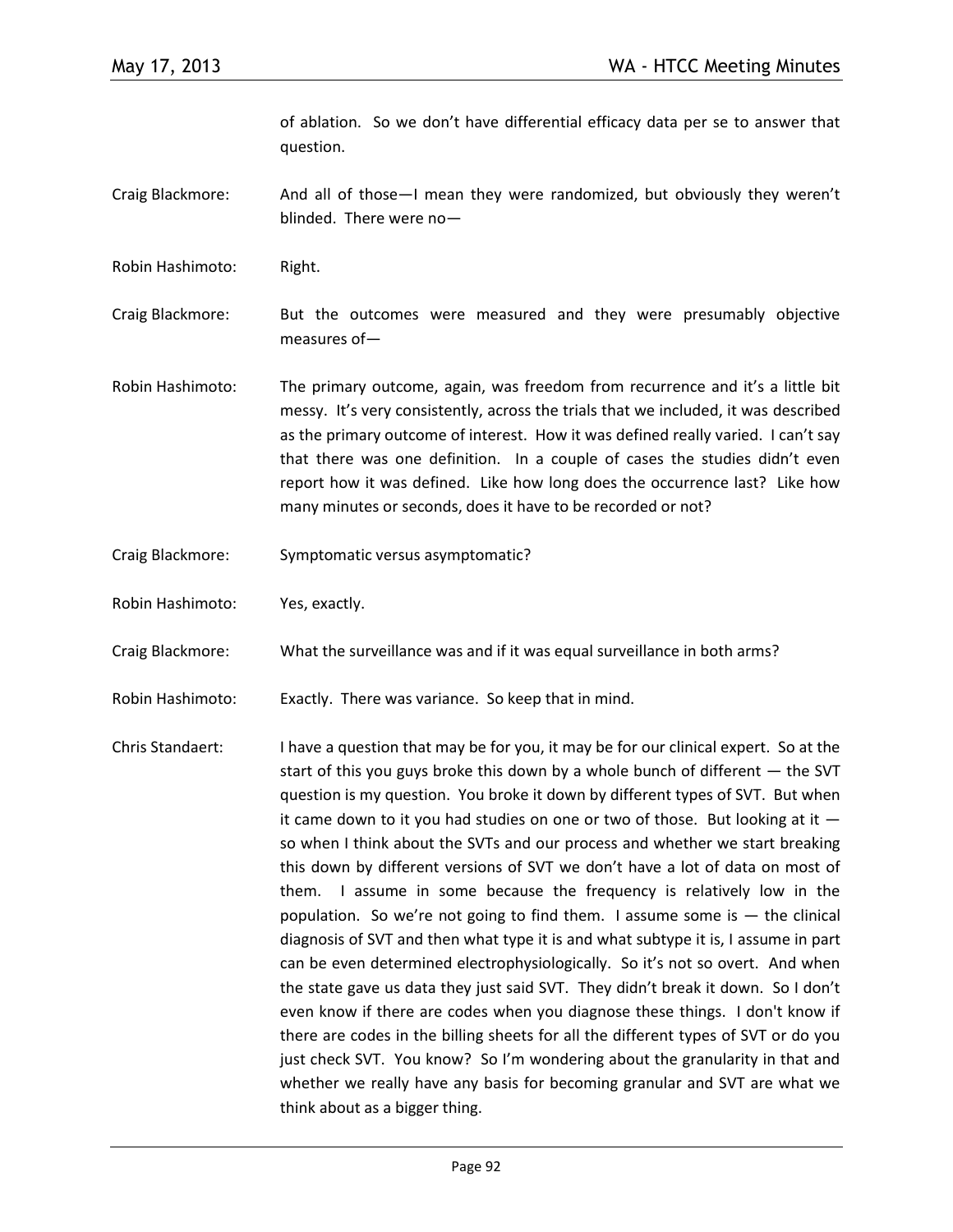of ablation. So we don't have differential efficacy data per se to answer that question.

Craig Blackmore: And all of those—I mean they were randomized, but obviously they weren't blinded. There were no—

Robin Hashimoto: Right.

Craig Blackmore: But the outcomes were measured and they were presumably objective measures of—

Robin Hashimoto: The primary outcome, again, was freedom from recurrence and it's a little bit messy. It's very consistently, across the trials that we included, it was described as the primary outcome of interest. How it was defined really varied. I can't say that there was one definition. In a couple of cases the studies didn't even report how it was defined. Like how long does the occurrence last? Like how many minutes or seconds, does it have to be recorded or not?

Craig Blackmore: Symptomatic versus asymptomatic?

Robin Hashimoto: Yes, exactly.

Craig Blackmore: What the surveillance was and if it was equal surveillance in both arms?

Robin Hashimoto: Exactly. There was variance. So keep that in mind.

Chris Standaert: I have a question that may be for you, it may be for our clinical expert. So at the start of this you guys broke this down by a whole bunch of different — the SVT question is my question. You broke it down by different types of SVT. But when it came down to it you had studies on one or two of those. But looking at it — so when I think about the SVTs and our process and whether we start breaking this down by different versions of SVT we don't have a lot of data on most of them. I assume in some because the frequency is relatively low in the population. So we're not going to find them. I assume some is — the clinical diagnosis of SVT and then what type it is and what subtype it is, I assume in part can be even determined electrophysiologically. So it's not so overt. And when the state gave us data they just said SVT. They didn't break it down. So I don't even know if there are codes when you diagnose these things. I don't know if there are codes in the billing sheets for all the different types of SVT or do you just check SVT. You know? So I'm wondering about the granularity in that and whether we really have any basis for becoming granular and SVT are what we think about as a bigger thing.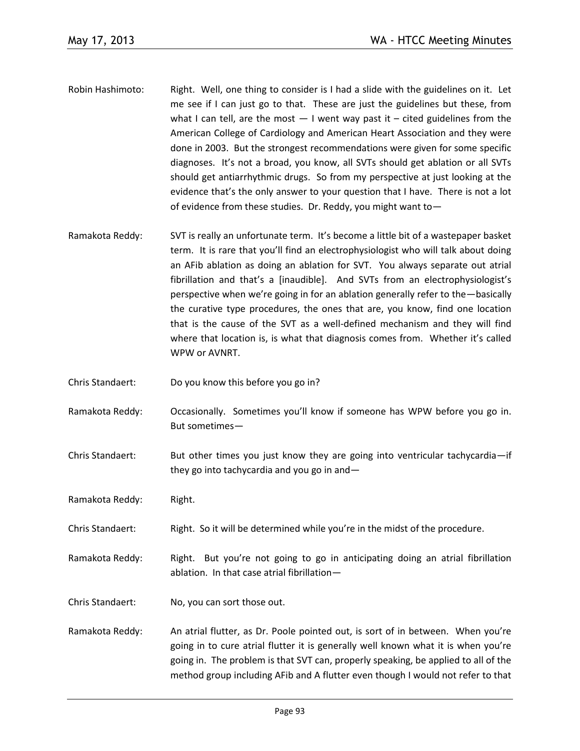Robin Hashimoto: Right. Well, one thing to consider is I had a slide with the guidelines on it. Let me see if I can just go to that. These are just the guidelines but these, from what I can tell, are the most — I went way past it – cited guidelines from the American College of Cardiology and American Heart Association and they were done in 2003. But the strongest recommendations were given for some specific diagnoses. It's not a broad, you know, all SVTs should get ablation or all SVTs should get antiarrhythmic drugs. So from my perspective at just looking at the evidence that's the only answer to your question that I have. There is not a lot of evidence from these studies. Dr. Reddy, you might want to—

Ramakota Reddy: SVT is really an unfortunate term. It's become a little bit of a wastepaper basket term. It is rare that you'll find an electrophysiologist who will talk about doing an AFib ablation as doing an ablation for SVT. You always separate out atrial fibrillation and that's a [inaudible]. And SVTs from an electrophysiologist's perspective when we're going in for an ablation generally refer to the—basically the curative type procedures, the ones that are, you know, find one location that is the cause of the SVT as a well-defined mechanism and they will find where that location is, is what that diagnosis comes from. Whether it's called WPW or AVNRT.

Chris Standaert: Do you know this before you go in?

Ramakota Reddy: Occasionally. Sometimes you'll know if someone has WPW before you go in. But sometimes—

Chris Standaert: But other times you just know they are going into ventricular tachycardia—if they go into tachycardia and you go in and—

Ramakota Reddy: Right.

Chris Standaert: Right. So it will be determined while you're in the midst of the procedure.

Ramakota Reddy: Right. But you're not going to go in anticipating doing an atrial fibrillation ablation. In that case atrial fibrillation—

Chris Standaert: No, you can sort those out.

Ramakota Reddy: An atrial flutter, as Dr. Poole pointed out, is sort of in between. When you're going in to cure atrial flutter it is generally well known what it is when you're going in. The problem is that SVT can, properly speaking, be applied to all of the method group including AFib and A flutter even though I would not refer to that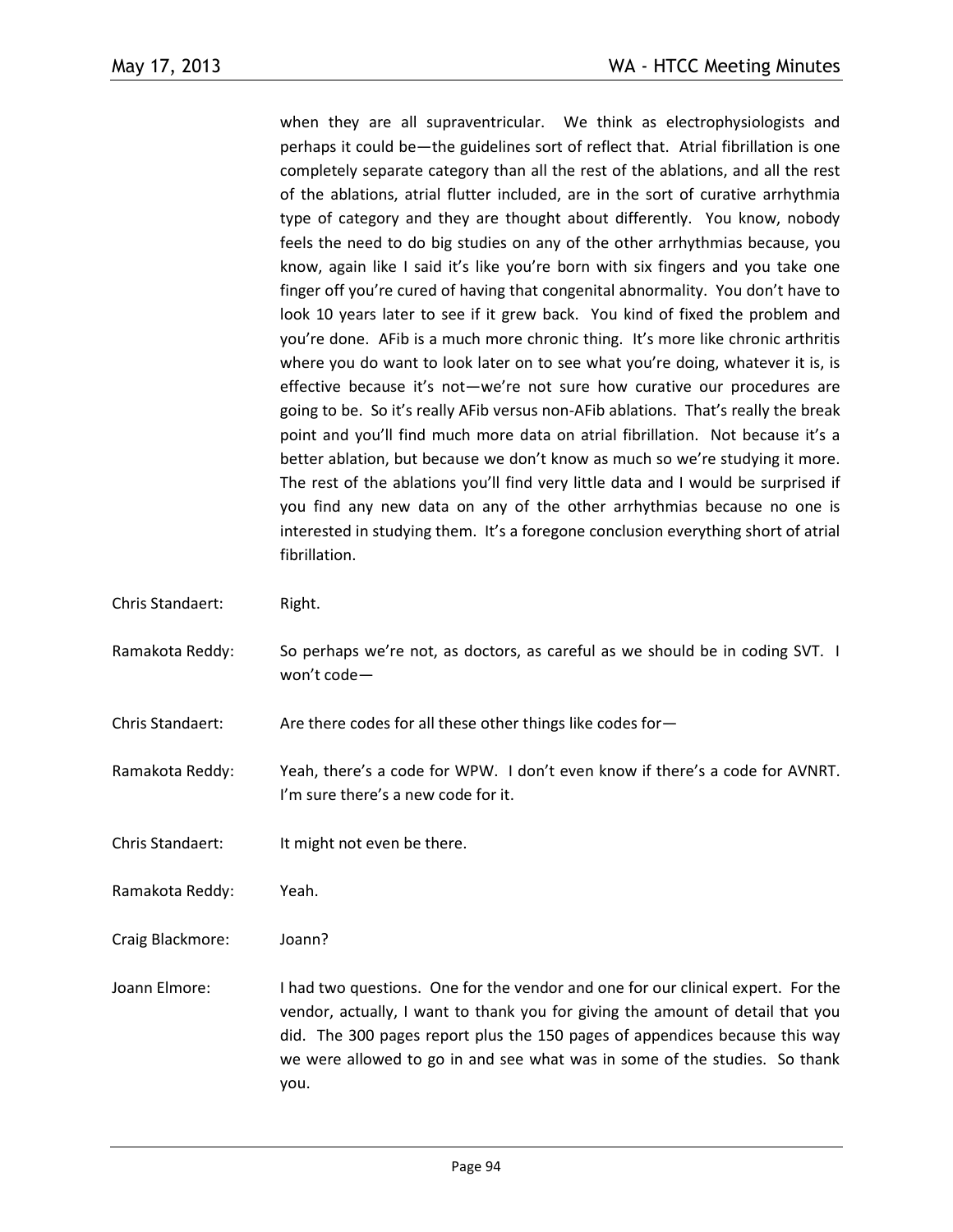when they are all supraventricular. We think as electrophysiologists and perhaps it could be—the guidelines sort of reflect that. Atrial fibrillation is one completely separate category than all the rest of the ablations, and all the rest of the ablations, atrial flutter included, are in the sort of curative arrhythmia type of category and they are thought about differently. You know, nobody feels the need to do big studies on any of the other arrhythmias because, you know, again like I said it's like you're born with six fingers and you take one finger off you're cured of having that congenital abnormality. You don't have to look 10 years later to see if it grew back. You kind of fixed the problem and you're done. AFib is a much more chronic thing. It's more like chronic arthritis where you do want to look later on to see what you're doing, whatever it is, is effective because it's not—we're not sure how curative our procedures are going to be. So it's really AFib versus non-AFib ablations. That's really the break point and you'll find much more data on atrial fibrillation. Not because it's a better ablation, but because we don't know as much so we're studying it more. The rest of the ablations you'll find very little data and I would be surprised if you find any new data on any of the other arrhythmias because no one is interested in studying them. It's a foregone conclusion everything short of atrial fibrillation.

Chris Standaert: Right.

Ramakota Reddy: So perhaps we're not, as doctors, as careful as we should be in coding SVT. I won't code—

Chris Standaert: Are there codes for all these other things like codes for—

Ramakota Reddy: Yeah, there's a code for WPW. I don't even know if there's a code for AVNRT. I'm sure there's a new code for it.

Chris Standaert: It might not even be there.

Ramakota Reddy: Yeah.

Craig Blackmore: Joann?

Joann Elmore: I had two questions. One for the vendor and one for our clinical expert. For the vendor, actually, I want to thank you for giving the amount of detail that you did. The 300 pages report plus the 150 pages of appendices because this way we were allowed to go in and see what was in some of the studies. So thank you.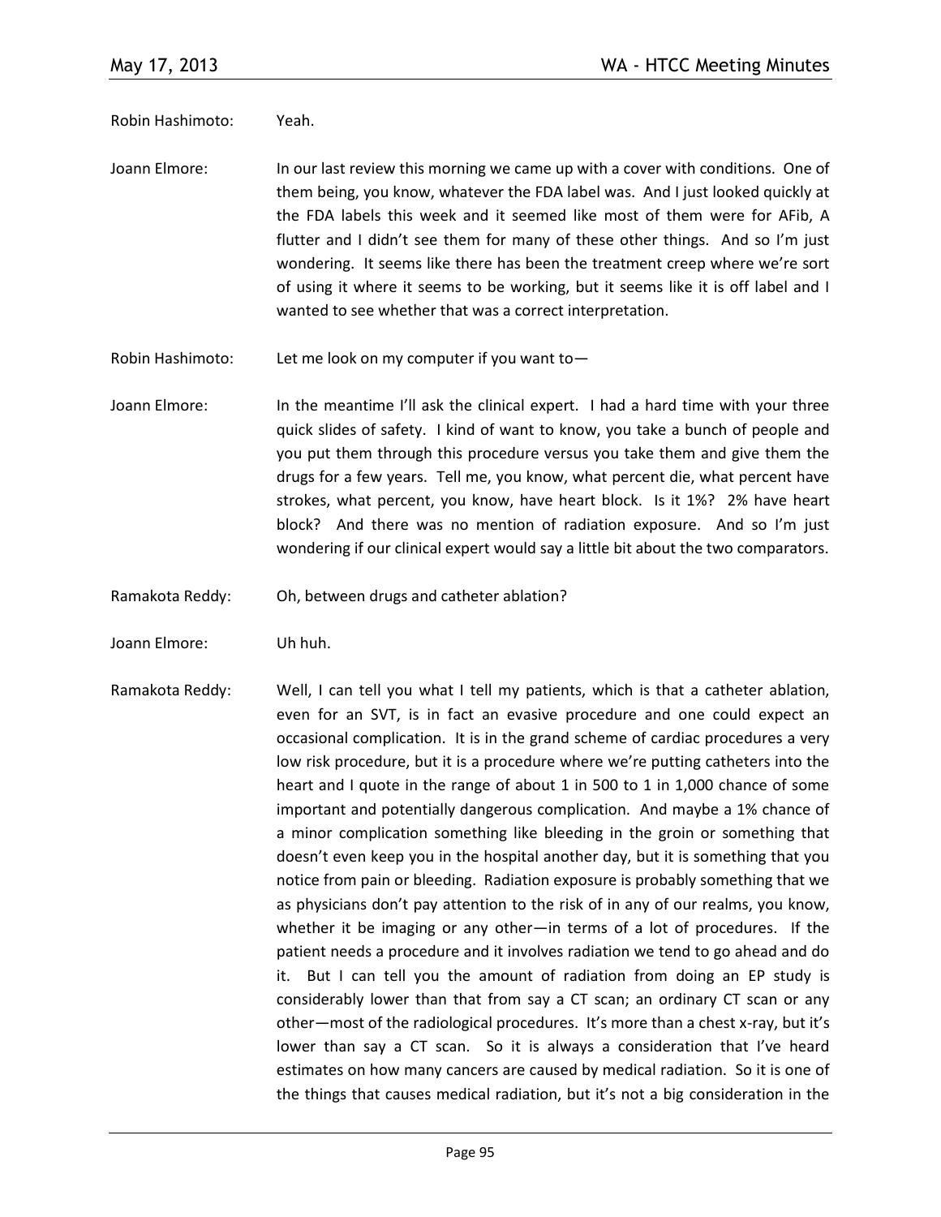Robin Hashimoto: Yeah.

Joann Elmore: In our last review this morning we came up with a cover with conditions. One of them being, you know, whatever the FDA label was. And I just looked quickly at the FDA labels this week and it seemed like most of them were for AFib, A flutter and I didn't see them for many of these other things. And so I'm just wondering. It seems like there has been the treatment creep where we're sort of using it where it seems to be working, but it seems like it is off label and I wanted to see whether that was a correct interpretation.

Robin Hashimoto: Let me look on my computer if you want to—

Joann Elmore: In the meantime I'll ask the clinical expert. I had a hard time with your three quick slides of safety. I kind of want to know, you take a bunch of people and you put them through this procedure versus you take them and give them the drugs for a few years. Tell me, you know, what percent die, what percent have strokes, what percent, you know, have heart block. Is it 1%? 2% have heart block? And there was no mention of radiation exposure. And so I'm just wondering if our clinical expert would say a little bit about the two comparators.

Ramakota Reddy: Oh, between drugs and catheter ablation?

Joann Elmore: Uh huh.

Ramakota Reddy: Well, I can tell you what I tell my patients, which is that a catheter ablation, even for an SVT, is in fact an evasive procedure and one could expect an occasional complication. It is in the grand scheme of cardiac procedures a very low risk procedure, but it is a procedure where we're putting catheters into the heart and I quote in the range of about 1 in 500 to 1 in 1,000 chance of some important and potentially dangerous complication. And maybe a 1% chance of a minor complication something like bleeding in the groin or something that doesn't even keep you in the hospital another day, but it is something that you notice from pain or bleeding. Radiation exposure is probably something that we as physicians don't pay attention to the risk of in any of our realms, you know, whether it be imaging or any other—in terms of a lot of procedures. If the patient needs a procedure and it involves radiation we tend to go ahead and do it. But I can tell you the amount of radiation from doing an EP study is considerably lower than that from say a CT scan; an ordinary CT scan or any other—most of the radiological procedures. It's more than a chest x-ray, but it's lower than say a CT scan. So it is always a consideration that I've heard estimates on how many cancers are caused by medical radiation. So it is one of the things that causes medical radiation, but it's not a big consideration in the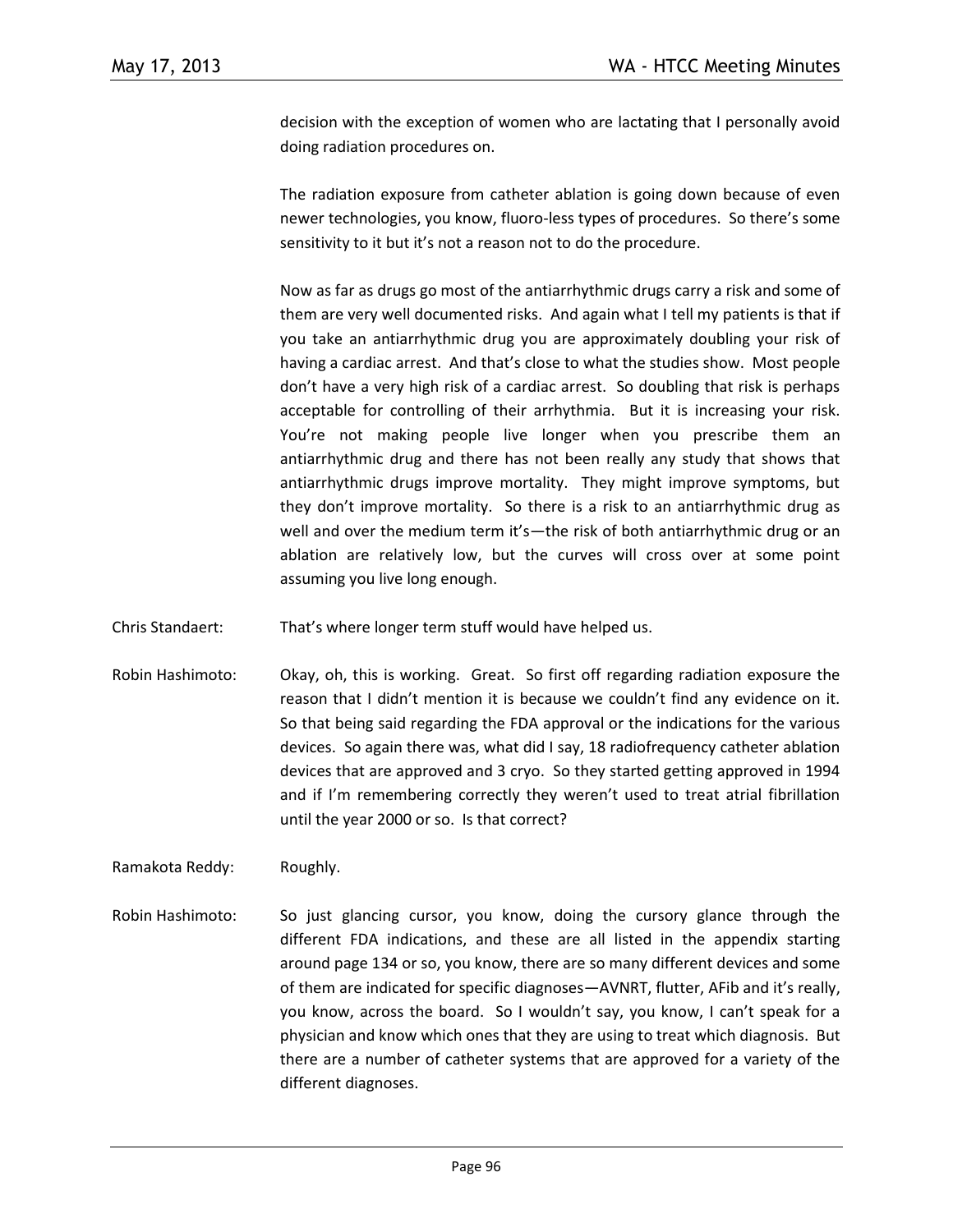decision with the exception of women who are lactating that I personally avoid doing radiation procedures on.

The radiation exposure from catheter ablation is going down because of even newer technologies, you know, fluoro-less types of procedures. So there's some sensitivity to it but it's not a reason not to do the procedure.

Now as far as drugs go most of the antiarrhythmic drugs carry a risk and some of them are very well documented risks. And again what I tell my patients is that if you take an antiarrhythmic drug you are approximately doubling your risk of having a cardiac arrest. And that's close to what the studies show. Most people don't have a very high risk of a cardiac arrest. So doubling that risk is perhaps acceptable for controlling of their arrhythmia. But it is increasing your risk. You're not making people live longer when you prescribe them an antiarrhythmic drug and there has not been really any study that shows that antiarrhythmic drugs improve mortality. They might improve symptoms, but they don't improve mortality. So there is a risk to an antiarrhythmic drug as well and over the medium term it's—the risk of both antiarrhythmic drug or an ablation are relatively low, but the curves will cross over at some point assuming you live long enough.

Chris Standaert: That's where longer term stuff would have helped us.

Robin Hashimoto: Okay, oh, this is working. Great. So first off regarding radiation exposure the reason that I didn't mention it is because we couldn't find any evidence on it. So that being said regarding the FDA approval or the indications for the various devices. So again there was, what did I say, 18 radiofrequency catheter ablation devices that are approved and 3 cryo. So they started getting approved in 1994 and if I'm remembering correctly they weren't used to treat atrial fibrillation until the year 2000 or so. Is that correct?

Ramakota Reddy: Roughly.

Robin Hashimoto: So just glancing cursor, you know, doing the cursory glance through the different FDA indications, and these are all listed in the appendix starting around page 134 or so, you know, there are so many different devices and some of them are indicated for specific diagnoses—AVNRT, flutter, AFib and it's really, you know, across the board. So I wouldn't say, you know, I can't speak for a physician and know which ones that they are using to treat which diagnosis. But there are a number of catheter systems that are approved for a variety of the different diagnoses.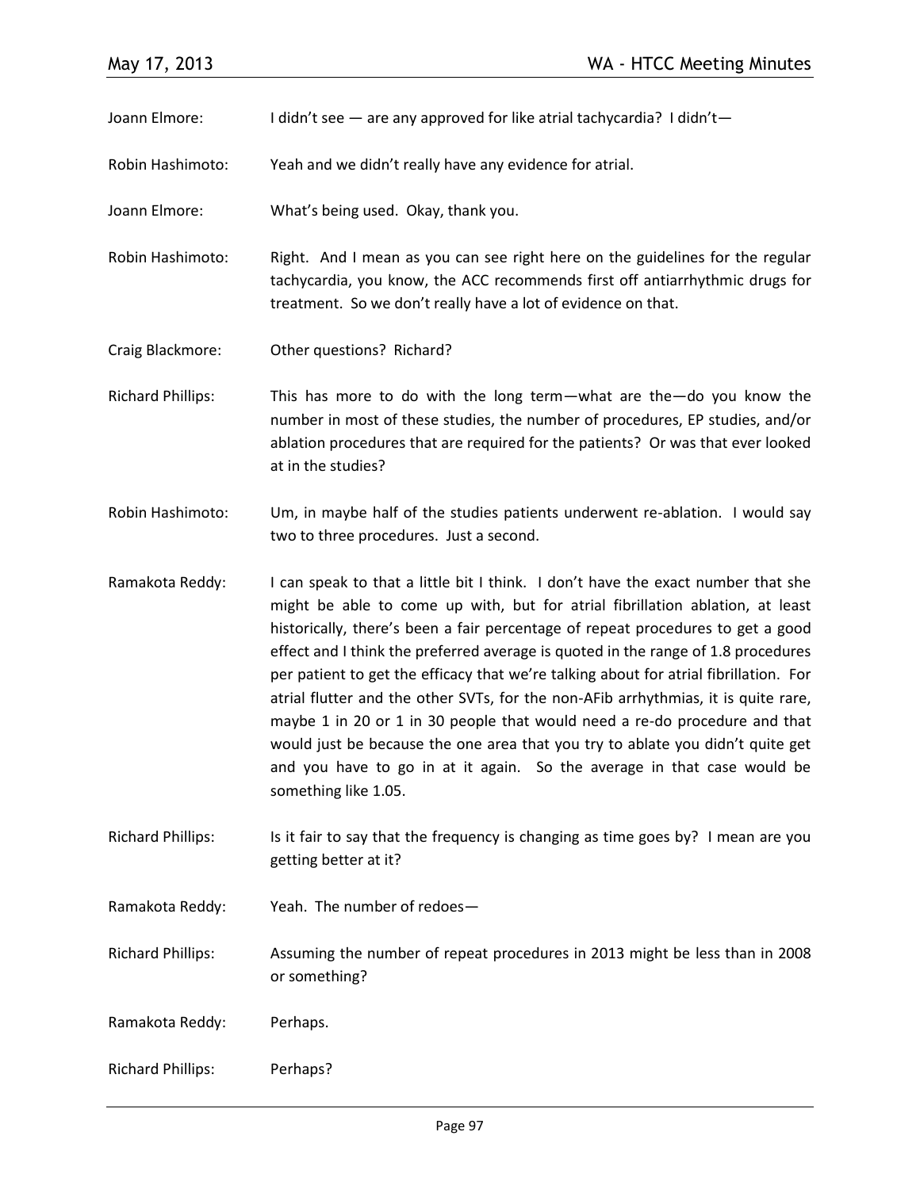Joann Elmore: I didn't see — are any approved for like atrial tachycardia? I didn't—

Robin Hashimoto: Yeah and we didn't really have any evidence for atrial.

Joann Elmore: What's being used. Okay, thank you.

Robin Hashimoto: Right. And I mean as you can see right here on the guidelines for the regular tachycardia, you know, the ACC recommends first off antiarrhythmic drugs for treatment. So we don't really have a lot of evidence on that.

Craig Blackmore: Other questions? Richard?

Richard Phillips: This has more to do with the long term—what are the—do you know the number in most of these studies, the number of procedures, EP studies, and/or ablation procedures that are required for the patients? Or was that ever looked at in the studies?

Robin Hashimoto: Um, in maybe half of the studies patients underwent re-ablation. I would say two to three procedures. Just a second.

Ramakota Reddy: I can speak to that a little bit I think. I don't have the exact number that she might be able to come up with, but for atrial fibrillation ablation, at least historically, there's been a fair percentage of repeat procedures to get a good effect and I think the preferred average is quoted in the range of 1.8 procedures per patient to get the efficacy that we're talking about for atrial fibrillation. For atrial flutter and the other SVTs, for the non-AFib arrhythmias, it is quite rare, maybe 1 in 20 or 1 in 30 people that would need a re-do procedure and that would just be because the one area that you try to ablate you didn't quite get and you have to go in at it again. So the average in that case would be something like 1.05.

Richard Phillips: Is it fair to say that the frequency is changing as time goes by? I mean are you getting better at it?

Ramakota Reddy: Yeah. The number of redoes—

Richard Phillips: Assuming the number of repeat procedures in 2013 might be less than in 2008 or something?

Ramakota Reddy: Perhaps.

Richard Phillips: Perhaps?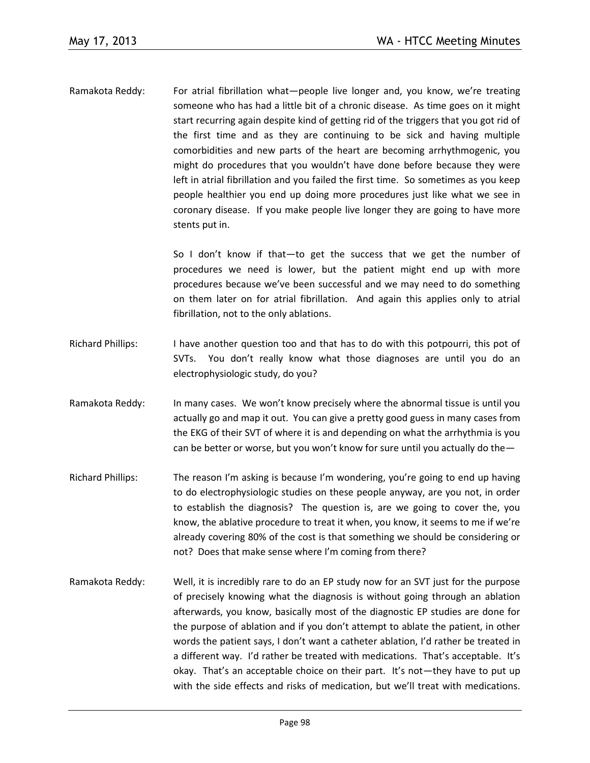Ramakota Reddy: For atrial fibrillation what—people live longer and, you know, we're treating someone who has had a little bit of a chronic disease. As time goes on it might start recurring again despite kind of getting rid of the triggers that you got rid of the first time and as they are continuing to be sick and having multiple comorbidities and new parts of the heart are becoming arrhythmogenic, you might do procedures that you wouldn't have done before because they were left in atrial fibrillation and you failed the first time. So sometimes as you keep people healthier you end up doing more procedures just like what we see in coronary disease. If you make people live longer they are going to have more stents put in.

So I don't know if that—to get the success that we get the number of procedures we need is lower, but the patient might end up with more procedures because we've been successful and we may need to do something on them later on for atrial fibrillation. And again this applies only to atrial fibrillation, not to the only ablations.

Richard Phillips: I have another question too and that has to do with this potpourri, this pot of SVTs. You don't really know what those diagnoses are until you do an electrophysiologic study, do you?

Ramakota Reddy: In many cases. We won't know precisely where the abnormal tissue is until you actually go and map it out. You can give a pretty good guess in many cases from the EKG of their SVT of where it is and depending on what the arrhythmia is you can be better or worse, but you won't know for sure until you actually do the—

Richard Phillips: The reason I'm asking is because I'm wondering, you're going to end up having to do electrophysiologic studies on these people anyway, are you not, in order to establish the diagnosis? The question is, are we going to cover the, you know, the ablative procedure to treat it when, you know, it seems to me if we're already covering 80% of the cost is that something we should be considering or not? Does that make sense where I'm coming from there?

Ramakota Reddy: Well, it is incredibly rare to do an EP study now for an SVT just for the purpose of precisely knowing what the diagnosis is without going through an ablation afterwards, you know, basically most of the diagnostic EP studies are done for the purpose of ablation and if you don't attempt to ablate the patient, in other words the patient says, I don't want a catheter ablation, I'd rather be treated in a different way. I'd rather be treated with medications. That's acceptable. It's okay. That's an acceptable choice on their part. It's not—they have to put up with the side effects and risks of medication, but we'll treat with medications.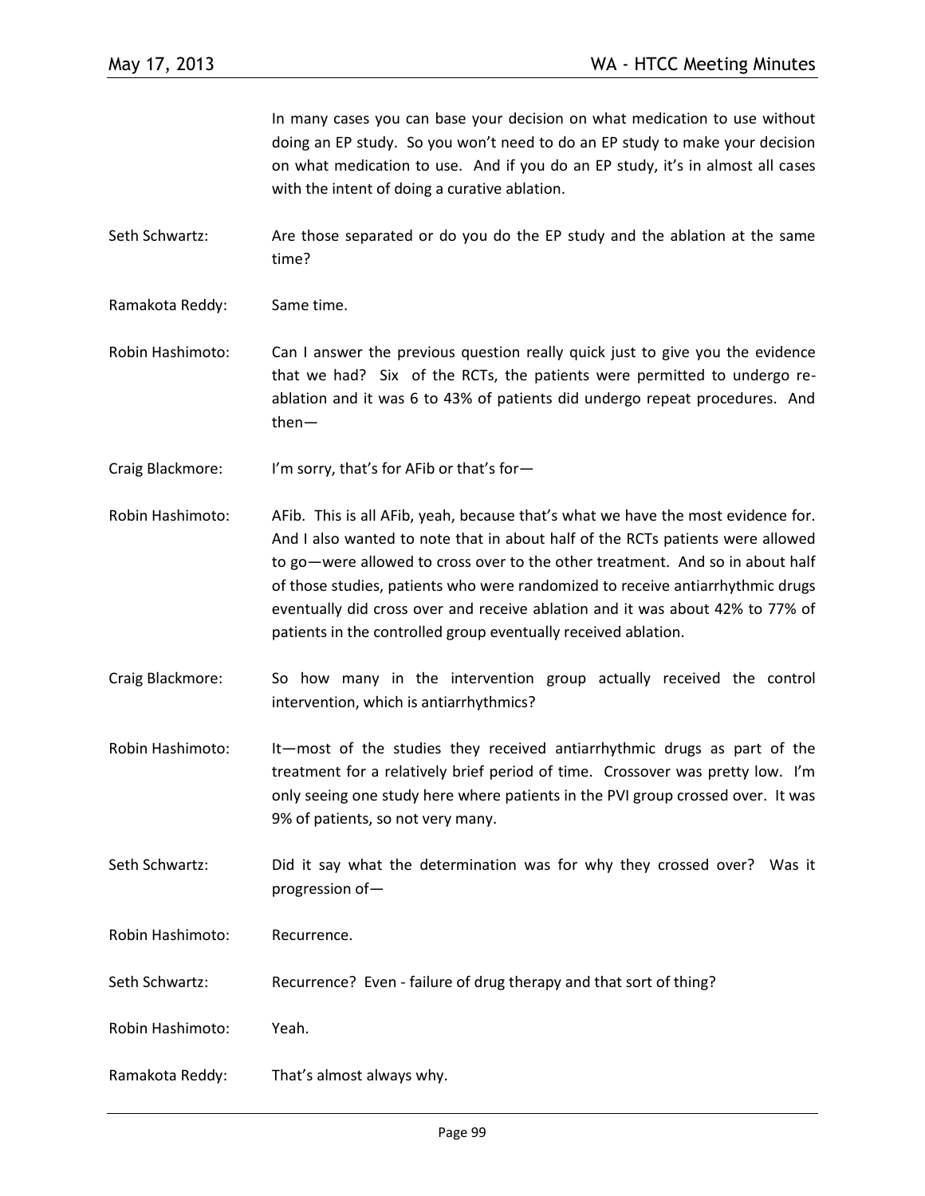In many cases you can base your decision on what medication to use without doing an EP study. So you won't need to do an EP study to make your decision on what medication to use. And if you do an EP study, it's in almost all cases with the intent of doing a curative ablation.

Seth Schwartz: Are those separated or do you do the EP study and the ablation at the same time?

Ramakota Reddy: Same time.

Robin Hashimoto: Can I answer the previous question really quick just to give you the evidence that we had? Six of the RCTs, the patients were permitted to undergo re-ablation and it was 6 to 43% of patients did undergo repeat procedures. And then—

Craig Blackmore: I'm sorry, that's for AFib or that's for—

Robin Hashimoto: AFib. This is all AFib, yeah, because that's what we have the most evidence for. And I also wanted to note that in about half of the RCTs patients were allowed to go—were allowed to cross over to the other treatment. And so in about half of those studies, patients who were randomized to receive antiarrhythmic drugs eventually did cross over and receive ablation and it was about 42% to 77% of patients in the controlled group eventually received ablation.

Craig Blackmore: So how many in the intervention group actually received the control intervention, which is antiarrhythmics?

Robin Hashimoto: It—most of the studies they received antiarrhythmic drugs as part of the treatment for a relatively brief period of time. Crossover was pretty low. I'm only seeing one study here where patients in the PVI group crossed over. It was 9% of patients, so not very many.

Seth Schwartz: Did it say what the determination was for why they crossed over? Was it progression of—

Robin Hashimoto: Recurrence.

Seth Schwartz: Recurrence? Even - failure of drug therapy and that sort of thing?

Robin Hashimoto: Yeah.

Ramakota Reddy: That's almost always why.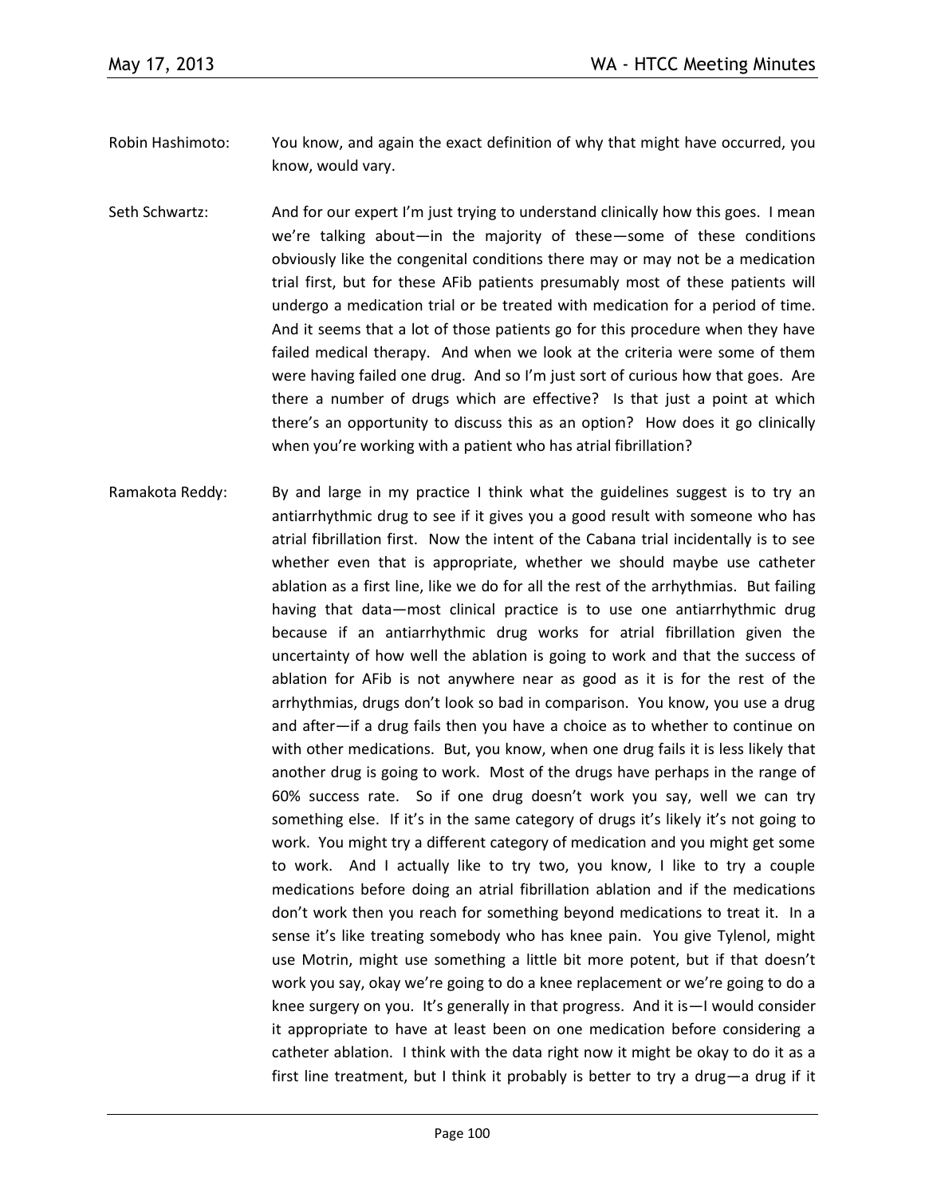Robin Hashimoto: You know, and again the exact definition of why that might have occurred, you know, would vary.

Seth Schwartz: And for our expert I'm just trying to understand clinically how this goes. I mean we're talking about—in the majority of these—some of these conditions obviously like the congenital conditions there may or may not be a medication trial first, but for these AFib patients presumably most of these patients will undergo a medication trial or be treated with medication for a period of time. And it seems that a lot of those patients go for this procedure when they have failed medical therapy. And when we look at the criteria were some of them were having failed one drug. And so I'm just sort of curious how that goes. Are there a number of drugs which are effective? Is that just a point at which there's an opportunity to discuss this as an option? How does it go clinically when you're working with a patient who has atrial fibrillation?

Ramakota Reddy: By and large in my practice I think what the guidelines suggest is to try an antiarrhythmic drug to see if it gives you a good result with someone who has atrial fibrillation first. Now the intent of the Cabana trial incidentally is to see whether even that is appropriate, whether we should maybe use catheter ablation as a first line, like we do for all the rest of the arrhythmias. But failing having that data—most clinical practice is to use one antiarrhythmic drug because if an antiarrhythmic drug works for atrial fibrillation given the uncertainty of how well the ablation is going to work and that the success of ablation for AFib is not anywhere near as good as it is for the rest of the arrhythmias, drugs don't look so bad in comparison. You know, you use a drug and after—if a drug fails then you have a choice as to whether to continue on with other medications. But, you know, when one drug fails it is less likely that another drug is going to work. Most of the drugs have perhaps in the range of 60% success rate. So if one drug doesn't work you say, well we can try something else. If it's in the same category of drugs it's likely it's not going to work. You might try a different category of medication and you might get some to work. And I actually like to try two, you know, I like to try a couple medications before doing an atrial fibrillation ablation and if the medications don't work then you reach for something beyond medications to treat it. In a sense it's like treating somebody who has knee pain. You give Tylenol, might use Motrin, might use something a little bit more potent, but if that doesn't work you say, okay we're going to do a knee replacement or we're going to do a knee surgery on you. It's generally in that progress. And it is—I would consider it appropriate to have at least been on one medication before considering a catheter ablation. I think with the data right now it might be okay to do it as a first line treatment, but I think it probably is better to try a drug—a drug if it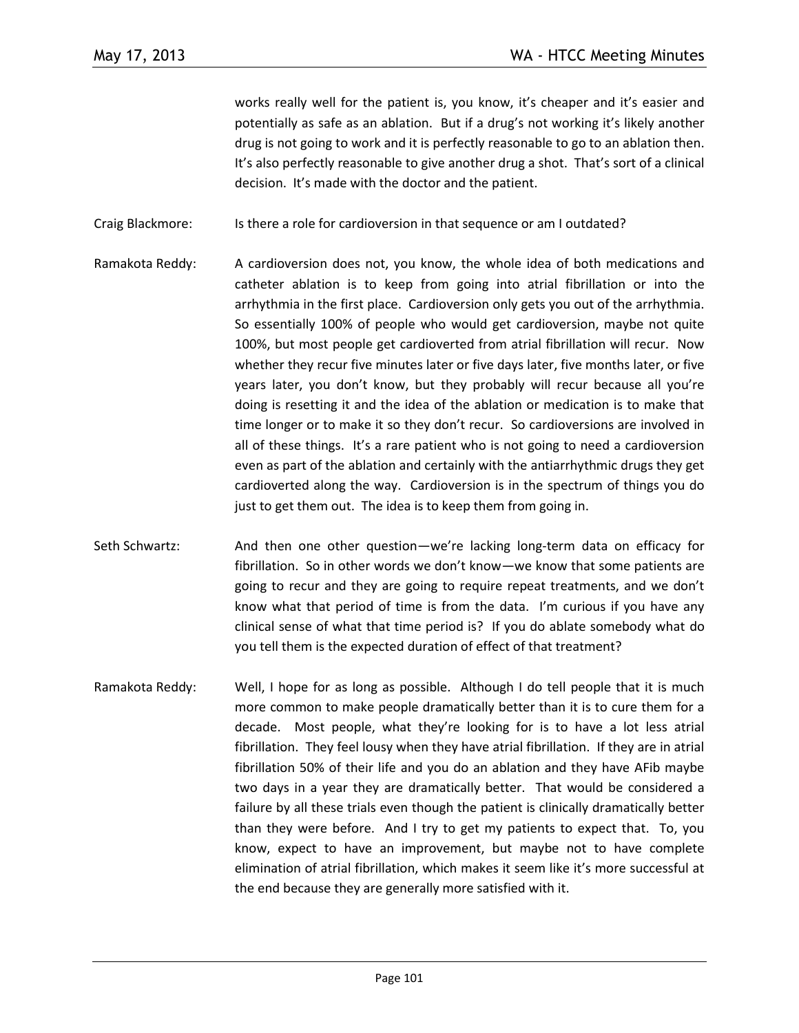works really well for the patient is, you know, it's cheaper and it's easier and potentially as safe as an ablation. But if a drug's not working it's likely another drug is not going to work and it is perfectly reasonable to go to an ablation then. It's also perfectly reasonable to give another drug a shot. That's sort of a clinical decision. It's made with the doctor and the patient.

Craig Blackmore: Is there a role for cardioversion in that sequence or am I outdated?

Ramakota Reddy: A cardioversion does not, you know, the whole idea of both medications and catheter ablation is to keep from going into atrial fibrillation or into the arrhythmia in the first place. Cardioversion only gets you out of the arrhythmia. So essentially 100% of people who would get cardioversion, maybe not quite 100%, but most people get cardioverted from atrial fibrillation will recur. Now whether they recur five minutes later or five days later, five months later, or five years later, you don't know, but they probably will recur because all you're doing is resetting it and the idea of the ablation or medication is to make that time longer or to make it so they don't recur. So cardioversions are involved in all of these things. It's a rare patient who is not going to need a cardioversion even as part of the ablation and certainly with the antiarrhythmic drugs they get cardioverted along the way. Cardioversion is in the spectrum of things you do just to get them out. The idea is to keep them from going in.

Seth Schwartz: And then one other question—we're lacking long-term data on efficacy for fibrillation. So in other words we don't know—we know that some patients are going to recur and they are going to require repeat treatments, and we don't know what that period of time is from the data. I'm curious if you have any clinical sense of what that time period is? If you do ablate somebody what do you tell them is the expected duration of effect of that treatment?

Ramakota Reddy: Well, I hope for as long as possible. Although I do tell people that it is much more common to make people dramatically better than it is to cure them for a decade. Most people, what they're looking for is to have a lot less atrial fibrillation. They feel lousy when they have atrial fibrillation. If they are in atrial fibrillation 50% of their life and you do an ablation and they have AFib maybe two days in a year they are dramatically better. That would be considered a failure by all these trials even though the patient is clinically dramatically better than they were before. And I try to get my patients to expect that. To, you know, expect to have an improvement, but maybe not to have complete elimination of atrial fibrillation, which makes it seem like it's more successful at the end because they are generally more satisfied with it.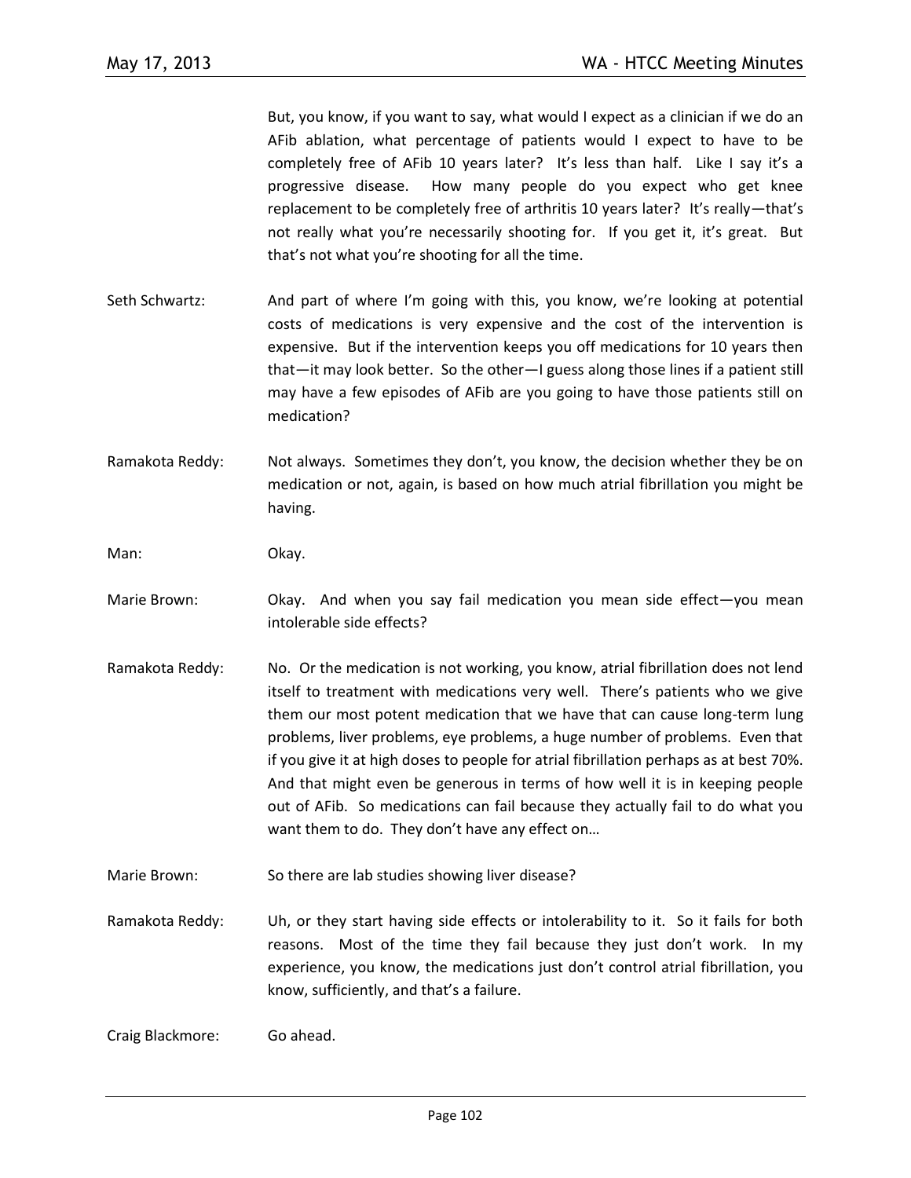But, you know, if you want to say, what would I expect as a clinician if we do an AFib ablation, what percentage of patients would I expect to have to be completely free of AFib 10 years later? It's less than half. Like I say it's a progressive disease. How many people do you expect who get knee replacement to be completely free of arthritis 10 years later? It's really—that's not really what you're necessarily shooting for. If you get it, it's great. But that's not what you're shooting for all the time.

Seth Schwartz: And part of where I'm going with this, you know, we're looking at potential costs of medications is very expensive and the cost of the intervention is expensive. But if the intervention keeps you off medications for 10 years then that—it may look better. So the other—I guess along those lines if a patient still may have a few episodes of AFib are you going to have those patients still on medication?

Ramakota Reddy: Not always. Sometimes they don't, you know, the decision whether they be on medication or not, again, is based on how much atrial fibrillation you might be having.

Man: Okay.

Marie Brown: Okay. And when you say fail medication you mean side effect—you mean intolerable side effects?

Ramakota Reddy: No. Or the medication is not working, you know, atrial fibrillation does not lend itself to treatment with medications very well. There's patients who we give them our most potent medication that we have that can cause long-term lung problems, liver problems, eye problems, a huge number of problems. Even that if you give it at high doses to people for atrial fibrillation perhaps as at best 70%. And that might even be generous in terms of how well it is in keeping people out of AFib. So medications can fail because they actually fail to do what you want them to do. They don't have any effect on…

Marie Brown: So there are lab studies showing liver disease?

Ramakota Reddy: Uh, or they start having side effects or intolerability to it. So it fails for both reasons. Most of the time they fail because they just don't work. In my experience, you know, the medications just don't control atrial fibrillation, you know, sufficiently, and that's a failure.

Craig Blackmore: Go ahead.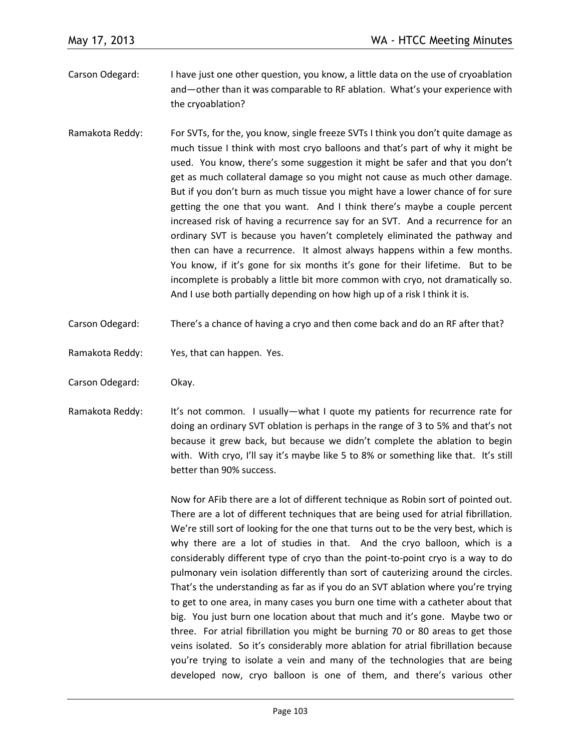Carson Odegard: I have just one other question, you know, a little data on the use of cryoablation and—other than it was comparable to RF ablation. What's your experience with the cryoablation?

Ramakota Reddy: For SVTs, for the, you know, single freeze SVTs I think you don't quite damage as much tissue I think with most cryo balloons and that's part of why it might be used. You know, there's some suggestion it might be safer and that you don't get as much collateral damage so you might not cause as much other damage. But if you don't burn as much tissue you might have a lower chance of for sure getting the one that you want. And I think there's maybe a couple percent increased risk of having a recurrence say for an SVT. And a recurrence for an ordinary SVT is because you haven't completely eliminated the pathway and then can have a recurrence. It almost always happens within a few months. You know, if it's gone for six months it's gone for their lifetime. But to be incomplete is probably a little bit more common with cryo, not dramatically so. And I use both partially depending on how high up of a risk I think it is.

Carson Odegard: There's a chance of having a cryo and then come back and do an RF after that?

Ramakota Reddy: Yes, that can happen. Yes.

Carson Odegard: Okay.

Ramakota Reddy: It's not common. I usually—what I quote my patients for recurrence rate for doing an ordinary SVT oblation is perhaps in the range of 3 to 5% and that's not because it grew back, but because we didn't complete the ablation to begin with. With cryo, I'll say it's maybe like 5 to 8% or something like that. It's still better than 90% success.

Now for AFib there are a lot of different technique as Robin sort of pointed out. There are a lot of different techniques that are being used for atrial fibrillation. We're still sort of looking for the one that turns out to be the very best, which is why there are a lot of studies in that. And the cryo balloon, which is a considerably different type of cryo than the point-to-point cryo is a way to do pulmonary vein isolation differently than sort of cauterizing around the circles. That's the understanding as far as if you do an SVT ablation where you're trying to get to one area, in many cases you burn one time with a catheter about that big. You just burn one location about that much and it's gone. Maybe two or three. For atrial fibrillation you might be burning 70 or 80 areas to get those veins isolated. So it's considerably more ablation for atrial fibrillation because you're trying to isolate a vein and many of the technologies that are being developed now, cryo balloon is one of them, and there's various other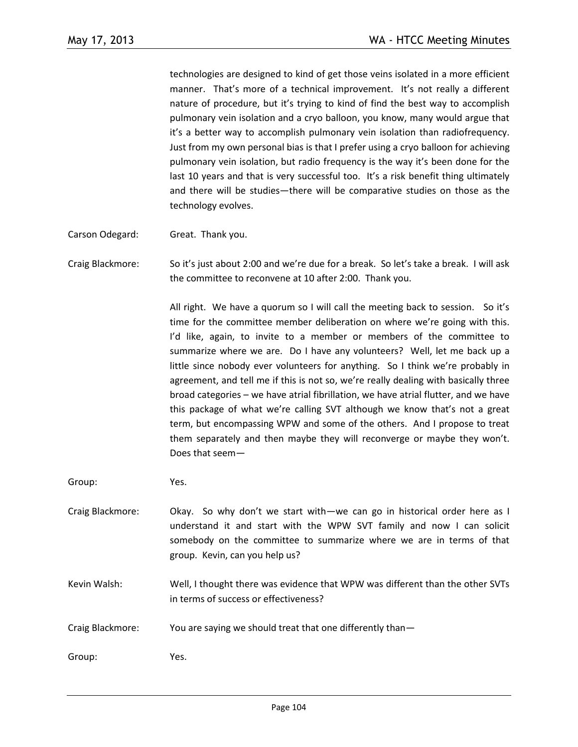technologies are designed to kind of get those veins isolated in a more efficient manner. That's more of a technical improvement. It's not really a different nature of procedure, but it's trying to kind of find the best way to accomplish pulmonary vein isolation and a cryo balloon, you know, many would argue that it's a better way to accomplish pulmonary vein isolation than radiofrequency. Just from my own personal bias is that I prefer using a cryo balloon for achieving pulmonary vein isolation, but radio frequency is the way it's been done for the last 10 years and that is very successful too. It's a risk benefit thing ultimately and there will be studies—there will be comparative studies on those as the technology evolves.

Carson Odegard: Great. Thank you.

Craig Blackmore: So it's just about 2:00 and we're due for a break. So let's take a break. I will ask the committee to reconvene at 10 after 2:00. Thank you.

All right. We have a quorum so I will call the meeting back to session. So it's time for the committee member deliberation on where we're going with this. I'd like, again, to invite to a member or members of the committee to summarize where we are. Do I have any volunteers? Well, let me back up a little since nobody ever volunteers for anything. So I think we're probably in agreement, and tell me if this is not so, we're really dealing with basically three broad categories – we have atrial fibrillation, we have atrial flutter, and we have this package of what we're calling SVT although we know that's not a great term, but encompassing WPW and some of the others. And I propose to treat them separately and then maybe they will reconverge or maybe they won't. Does that seem—

Group: Yes.

Craig Blackmore: Okay. So why don't we start with—we can go in historical order here as I understand it and start with the WPW SVT family and now I can solicit somebody on the committee to summarize where we are in terms of that group. Kevin, can you help us?

Kevin Walsh: Well, I thought there was evidence that WPW was different than the other SVTs in terms of success or effectiveness?

Craig Blackmore: You are saying we should treat that one differently than—

Group: Yes.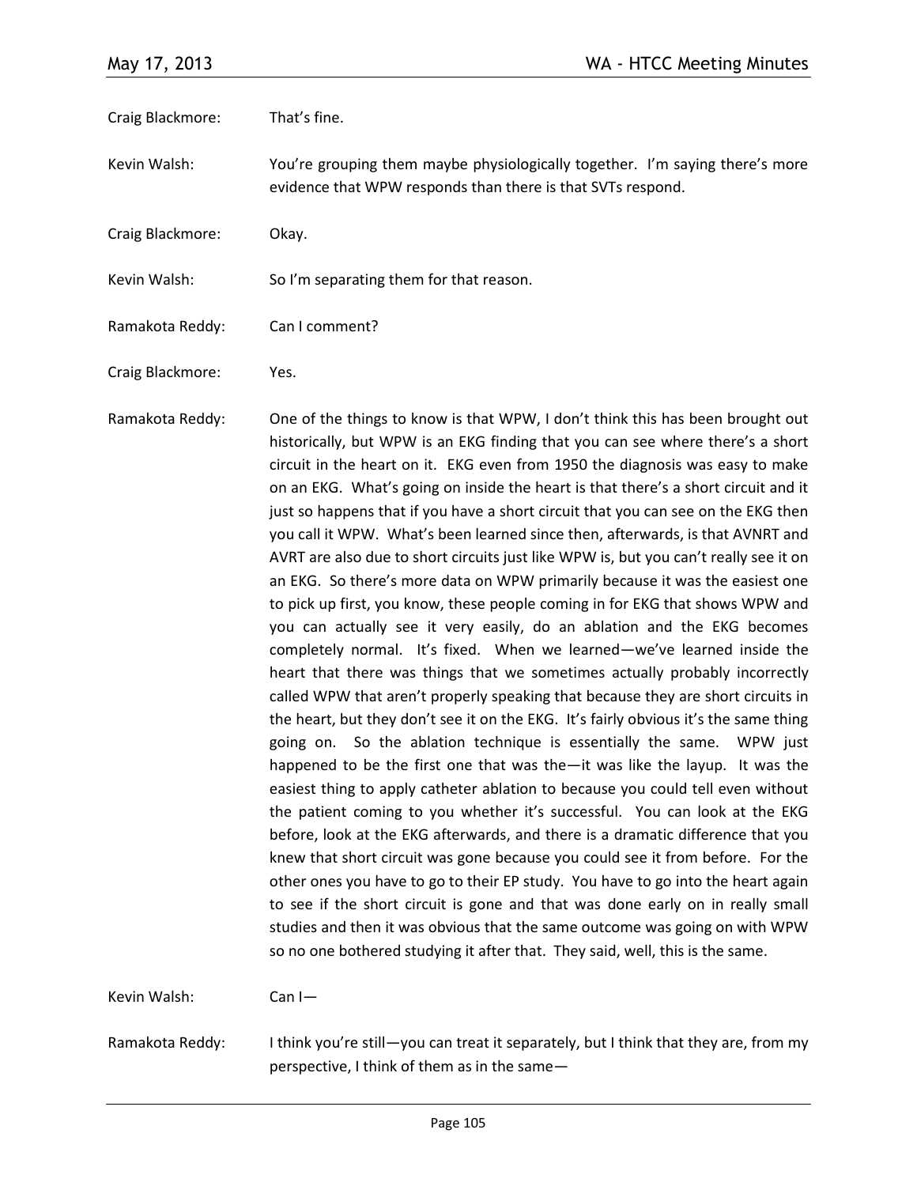Craig Blackmore: That's fine.

Kevin Walsh: You're grouping them maybe physiologically together. I'm saying there's more evidence that WPW responds than there is that SVTs respond.

Craig Blackmore: Okay.

Kevin Walsh: So I'm separating them for that reason.

Ramakota Reddy: Can I comment?

Craig Blackmore: Yes.

Ramakota Reddy: One of the things to know is that WPW, I don't think this has been brought out historically, but WPW is an EKG finding that you can see where there's a short circuit in the heart on it. EKG even from 1950 the diagnosis was easy to make on an EKG. What's going on inside the heart is that there's a short circuit and it just so happens that if you have a short circuit that you can see on the EKG then you call it WPW. What's been learned since then, afterwards, is that AVNRT and AVRT are also due to short circuits just like WPW is, but you can't really see it on an EKG. So there's more data on WPW primarily because it was the easiest one to pick up first, you know, these people coming in for EKG that shows WPW and you can actually see it very easily, do an ablation and the EKG becomes completely normal. It's fixed. When we learned—we've learned inside the heart that there was things that we sometimes actually probably incorrectly called WPW that aren't properly speaking that because they are short circuits in the heart, but they don't see it on the EKG. It's fairly obvious it's the same thing going on. So the ablation technique is essentially the same. WPW just happened to be the first one that was the—it was like the layup. It was the easiest thing to apply catheter ablation to because you could tell even without the patient coming to you whether it's successful. You can look at the EKG before, look at the EKG afterwards, and there is a dramatic difference that you knew that short circuit was gone because you could see it from before. For the other ones you have to go to their EP study. You have to go into the heart again to see if the short circuit is gone and that was done early on in really small studies and then it was obvious that the same outcome was going on with WPW so no one bothered studying it after that. They said, well, this is the same.

Kevin Walsh: Can I—

Ramakota Reddy: I think you're still—you can treat it separately, but I think that they are, from my perspective, I think of them as in the same—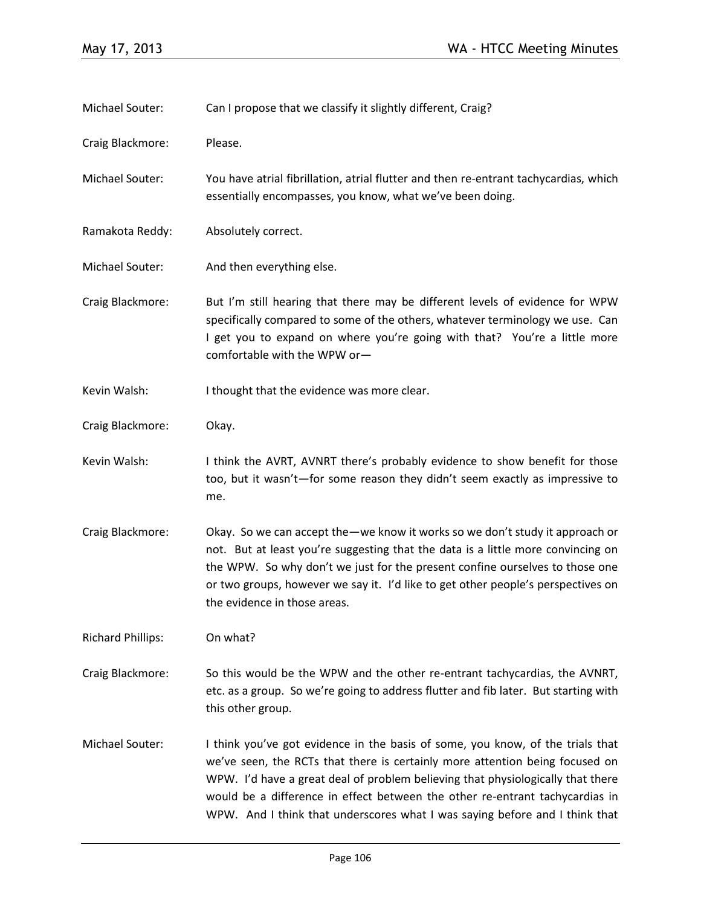Michael Souter: Can I propose that we classify it slightly different, Craig?

Craig Blackmore: Please.

Michael Souter: You have atrial fibrillation, atrial flutter and then re-entrant tachycardias, which essentially encompasses, you know, what we've been doing.

Ramakota Reddy: Absolutely correct.

Michael Souter: And then everything else.

Craig Blackmore: But I'm still hearing that there may be different levels of evidence for WPW specifically compared to some of the others, whatever terminology we use. Can I get you to expand on where you're going with that? You're a little more comfortable with the WPW or—

Kevin Walsh: I thought that the evidence was more clear.

Craig Blackmore: Okay.

Kevin Walsh: I think the AVRT, AVNRT there's probably evidence to show benefit for those too, but it wasn't—for some reason they didn't seem exactly as impressive to me.

Craig Blackmore: Okay. So we can accept the—we know it works so we don't study it approach or not. But at least you're suggesting that the data is a little more convincing on the WPW. So why don't we just for the present confine ourselves to those one or two groups, however we say it. I'd like to get other people's perspectives on the evidence in those areas.

Richard Phillips: On what?

Craig Blackmore: So this would be the WPW and the other re-entrant tachycardias, the AVNRT, etc. as a group. So we're going to address flutter and fib later. But starting with this other group.

Michael Souter: I think you've got evidence in the basis of some, you know, of the trials that we've seen, the RCTs that there is certainly more attention being focused on WPW. I'd have a great deal of problem believing that physiologically that there would be a difference in effect between the other re-entrant tachycardias in WPW. And I think that underscores what I was saying before and I think that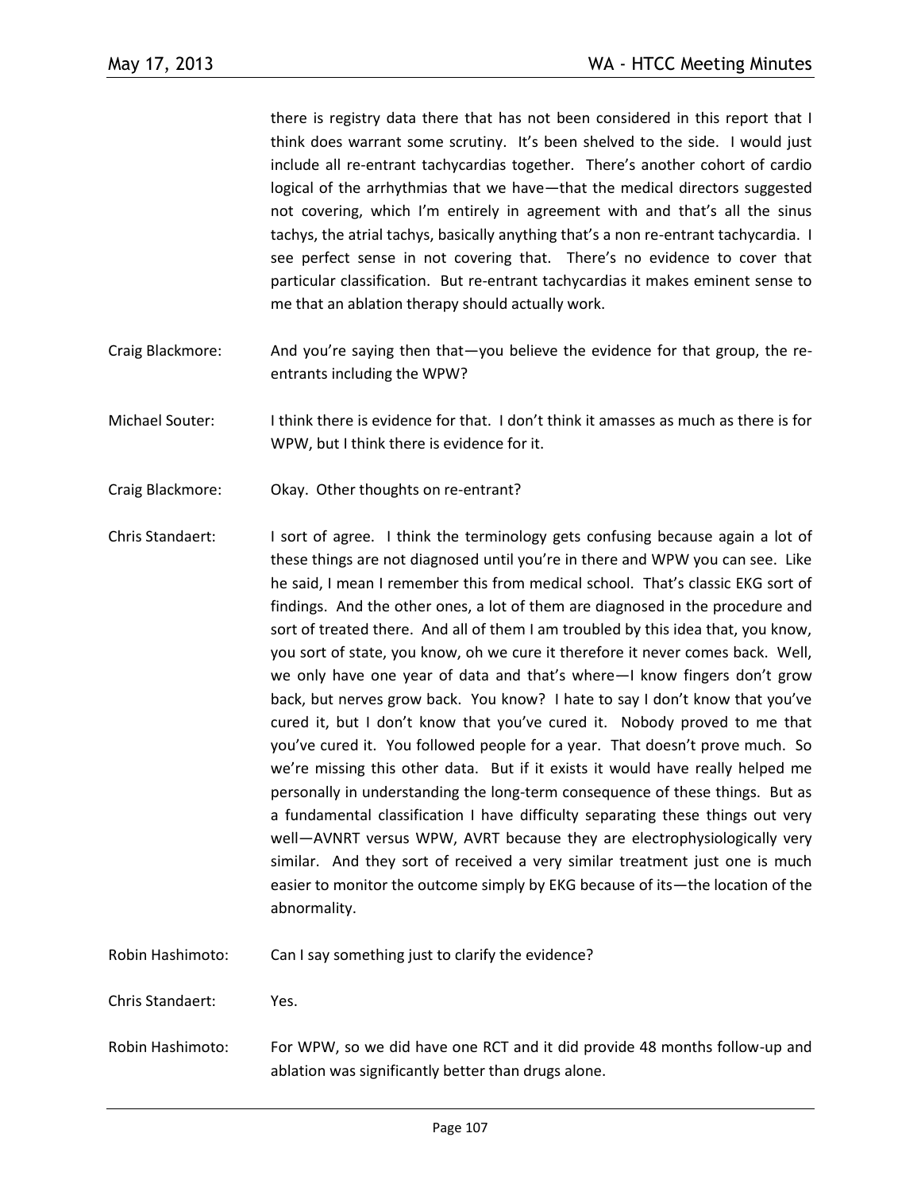there is registry data there that has not been considered in this report that I think does warrant some scrutiny. It's been shelved to the side. I would just include all re-entrant tachycardias together. There's another cohort of cardio logical of the arrhythmias that we have—that the medical directors suggested not covering, which I'm entirely in agreement with and that's all the sinus tachys, the atrial tachys, basically anything that's a non re-entrant tachycardia. I see perfect sense in not covering that. There's no evidence to cover that particular classification. But re-entrant tachycardias it makes eminent sense to me that an ablation therapy should actually work.

Craig Blackmore: And you're saying then that—you believe the evidence for that group, the re-entrants including the WPW?

Michael Souter: I think there is evidence for that. I don't think it amasses as much as there is for WPW, but I think there is evidence for it.

Craig Blackmore: Okay. Other thoughts on re-entrant?

Chris Standaert: I sort of agree. I think the terminology gets confusing because again a lot of these things are not diagnosed until you're in there and WPW you can see. Like he said, I mean I remember this from medical school. That's classic EKG sort of findings. And the other ones, a lot of them are diagnosed in the procedure and sort of treated there. And all of them I am troubled by this idea that, you know, you sort of state, you know, oh we cure it therefore it never comes back. Well, we only have one year of data and that's where—I know fingers don't grow back, but nerves grow back. You know? I hate to say I don't know that you've cured it, but I don't know that you've cured it. Nobody proved to me that you've cured it. You followed people for a year. That doesn't prove much. So we're missing this other data. But if it exists it would have really helped me personally in understanding the long-term consequence of these things. But as a fundamental classification I have difficulty separating these things out very well—AVNRT versus WPW, AVRT because they are electrophysiologically very similar. And they sort of received a very similar treatment just one is much easier to monitor the outcome simply by EKG because of its—the location of the abnormality.

Robin Hashimoto: Can I say something just to clarify the evidence?

Chris Standaert: Yes.

Robin Hashimoto: For WPW, so we did have one RCT and it did provide 48 months follow-up and ablation was significantly better than drugs alone.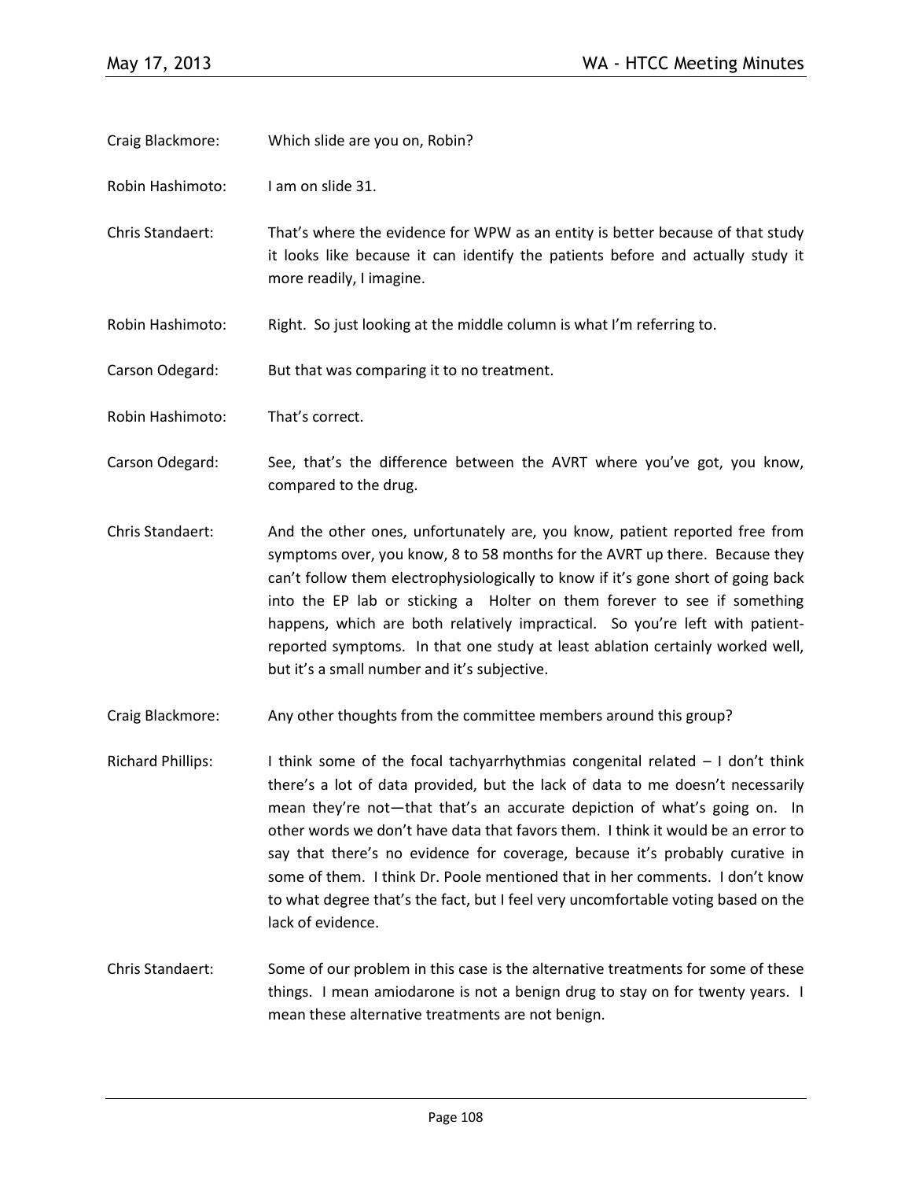Craig Blackmore: Which slide are you on, Robin?

Robin Hashimoto: I am on slide 31.

Chris Standaert: That's where the evidence for WPW as an entity is better because of that study it looks like because it can identify the patients before and actually study it more readily, I imagine.

Robin Hashimoto: Right. So just looking at the middle column is what I'm referring to.

Carson Odegard: But that was comparing it to no treatment.

Robin Hashimoto: That's correct.

Carson Odegard: See, that's the difference between the AVRT where you've got, you know, compared to the drug.

Chris Standaert: And the other ones, unfortunately are, you know, patient reported free from symptoms over, you know, 8 to 58 months for the AVRT up there. Because they can't follow them electrophysiologically to know if it's gone short of going back into the EP lab or sticking a Holter on them forever to see if something happens, which are both relatively impractical. So you're left with patient-reported symptoms. In that one study at least ablation certainly worked well, but it's a small number and it's subjective.

Craig Blackmore: Any other thoughts from the committee members around this group?

Richard Phillips: I think some of the focal tachyarrhythmias congenital related – I don't think there's a lot of data provided, but the lack of data to me doesn't necessarily mean they're not—that that's an accurate depiction of what's going on. In other words we don't have data that favors them. I think it would be an error to say that there's no evidence for coverage, because it's probably curative in some of them. I think Dr. Poole mentioned that in her comments. I don't know to what degree that's the fact, but I feel very uncomfortable voting based on the lack of evidence.

Chris Standaert: Some of our problem in this case is the alternative treatments for some of these things. I mean amiodarone is not a benign drug to stay on for twenty years. I mean these alternative treatments are not benign.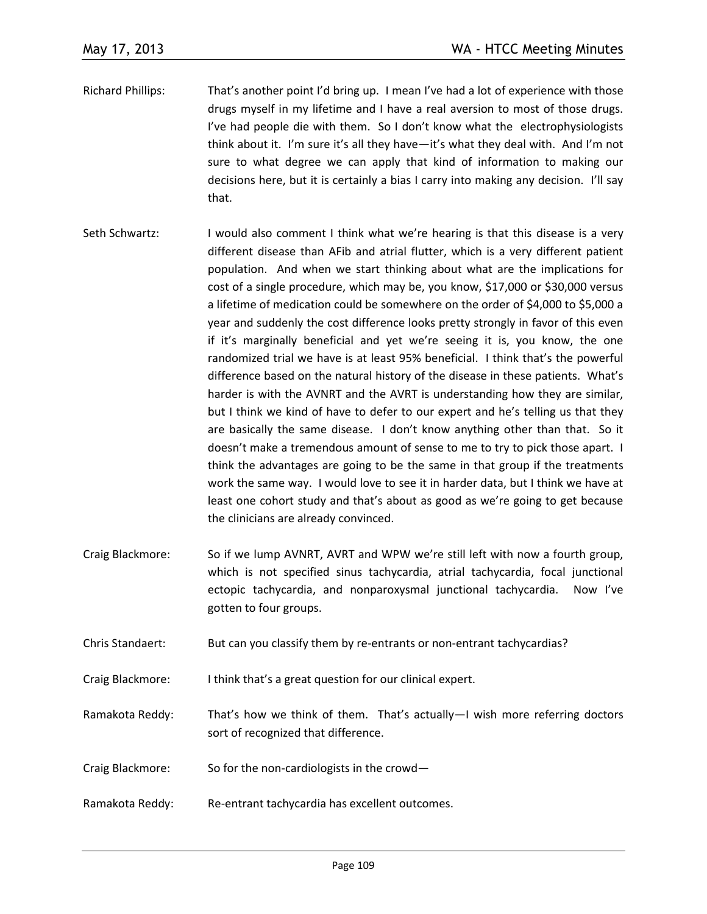Richard Phillips: That's another point I'd bring up. I mean I've had a lot of experience with those drugs myself in my lifetime and I have a real aversion to most of those drugs. I've had people die with them. So I don't know what the electrophysiologists think about it. I'm sure it's all they have—it's what they deal with. And I'm not sure to what degree we can apply that kind of information to making our decisions here, but it is certainly a bias I carry into making any decision. I'll say that.

Seth Schwartz: I would also comment I think what we're hearing is that this disease is a very different disease than AFib and atrial flutter, which is a very different patient population. And when we start thinking about what are the implications for cost of a single procedure, which may be, you know, $17,000 or $30,000 versus a lifetime of medication could be somewhere on the order of $4,000 to $5,000 a year and suddenly the cost difference looks pretty strongly in favor of this even if it's marginally beneficial and yet we're seeing it is, you know, the one randomized trial we have is at least 95% beneficial. I think that's the powerful difference based on the natural history of the disease in these patients. What's harder is with the AVNRT and the AVRT is understanding how they are similar, but I think we kind of have to defer to our expert and he's telling us that they are basically the same disease. I don't know anything other than that. So it doesn't make a tremendous amount of sense to me to try to pick those apart. I think the advantages are going to be the same in that group if the treatments work the same way. I would love to see it in harder data, but I think we have at least one cohort study and that's about as good as we're going to get because the clinicians are already convinced.

Craig Blackmore: So if we lump AVNRT, AVRT and WPW we're still left with now a fourth group, which is not specified sinus tachycardia, atrial tachycardia, focal junctional ectopic tachycardia, and nonparoxysmal junctional tachycardia. Now I've gotten to four groups.

Chris Standaert: But can you classify them by re-entrants or non-entrant tachycardias?

Craig Blackmore: I think that's a great question for our clinical expert.

Ramakota Reddy: That's how we think of them. That's actually—I wish more referring doctors sort of recognized that difference.

Craig Blackmore: So for the non-cardiologists in the crowd—

Ramakota Reddy: Re-entrant tachycardia has excellent outcomes.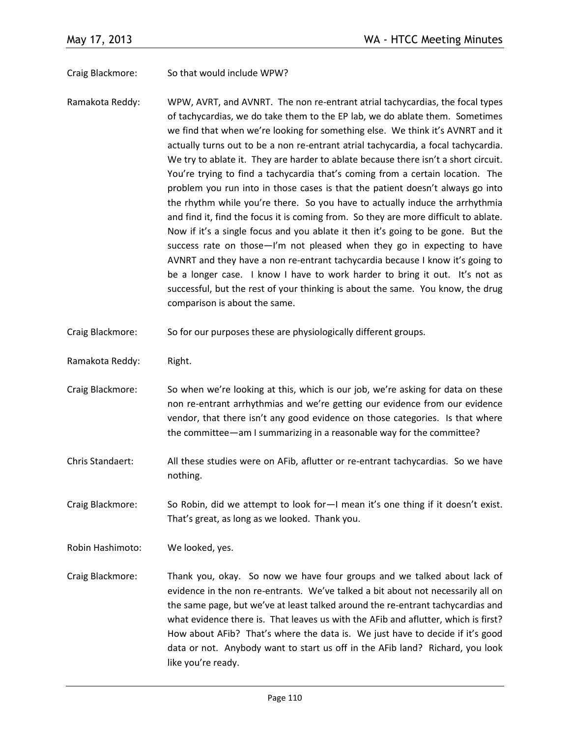Craig Blackmore: So that would include WPW?

Ramakota Reddy: WPW, AVRT, and AVNRT. The non re-entrant atrial tachycardias, the focal types of tachycardias, we do take them to the EP lab, we do ablate them. Sometimes we find that when we're looking for something else. We think it's AVNRT and it actually turns out to be a non re-entrant atrial tachycardia, a focal tachycardia. We try to ablate it. They are harder to ablate because there isn't a short circuit. You're trying to find a tachycardia that's coming from a certain location. The problem you run into in those cases is that the patient doesn't always go into the rhythm while you're there. So you have to actually induce the arrhythmia and find it, find the focus it is coming from. So they are more difficult to ablate. Now if it's a single focus and you ablate it then it's going to be gone. But the success rate on those—I'm not pleased when they go in expecting to have AVNRT and they have a non re-entrant tachycardia because I know it's going to be a longer case. I know I have to work harder to bring it out. It's not as successful, but the rest of your thinking is about the same. You know, the drug comparison is about the same.

Craig Blackmore: So for our purposes these are physiologically different groups.

Ramakota Reddy: Right.

Craig Blackmore: So when we're looking at this, which is our job, we're asking for data on these non re-entrant arrhythmias and we're getting our evidence from our evidence vendor, that there isn't any good evidence on those categories. Is that where the committee—am I summarizing in a reasonable way for the committee?

Chris Standaert: All these studies were on AFib, aflutter or re-entrant tachycardias. So we have nothing.

Craig Blackmore: So Robin, did we attempt to look for—I mean it's one thing if it doesn't exist. That's great, as long as we looked. Thank you.

Robin Hashimoto: We looked, yes.

Craig Blackmore: Thank you, okay. So now we have four groups and we talked about lack of evidence in the non re-entrants. We've talked a bit about not necessarily all on the same page, but we've at least talked around the re-entrant tachycardias and what evidence there is. That leaves us with the AFib and aflutter, which is first? How about AFib? That's where the data is. We just have to decide if it's good data or not. Anybody want to start us off in the AFib land? Richard, you look like you're ready.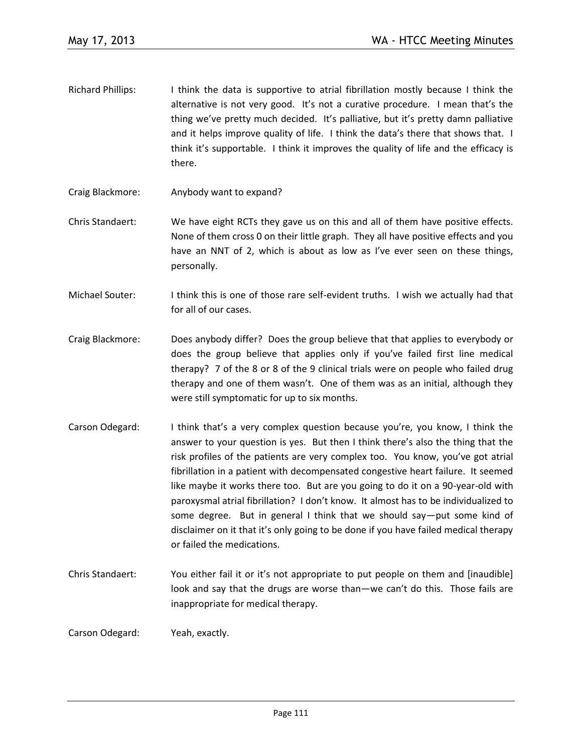Richard Phillips: I think the data is supportive to atrial fibrillation mostly because I think the alternative is not very good. It's not a curative procedure. I mean that's the thing we've pretty much decided. It's palliative, but it's pretty damn palliative and it helps improve quality of life. I think the data's there that shows that. I think it's supportable. I think it improves the quality of life and the efficacy is there.

Craig Blackmore: Anybody want to expand?

Chris Standaert: We have eight RCTs they gave us on this and all of them have positive effects. None of them cross 0 on their little graph. They all have positive effects and you have an NNT of 2, which is about as low as I've ever seen on these things, personally.

Michael Souter: I think this is one of those rare self-evident truths. I wish we actually had that for all of our cases.

Craig Blackmore: Does anybody differ? Does the group believe that that applies to everybody or does the group believe that applies only if you've failed first line medical therapy? 7 of the 8 or 8 of the 9 clinical trials were on people who failed drug therapy and one of them wasn't. One of them was as an initial, although they were still symptomatic for up to six months.

Carson Odegard: I think that's a very complex question because you're, you know, I think the answer to your question is yes. But then I think there's also the thing that the risk profiles of the patients are very complex too. You know, you've got atrial fibrillation in a patient with decompensated congestive heart failure. It seemed like maybe it works there too. But are you going to do it on a 90-year-old with paroxysmal atrial fibrillation? I don't know. It almost has to be individualized to some degree. But in general I think that we should say—put some kind of disclaimer on it that it's only going to be done if you have failed medical therapy or failed the medications.

Chris Standaert: You either fail it or it's not appropriate to put people on them and [inaudible] look and say that the drugs are worse than—we can't do this. Those fails are inappropriate for medical therapy.

Carson Odegard: Yeah, exactly.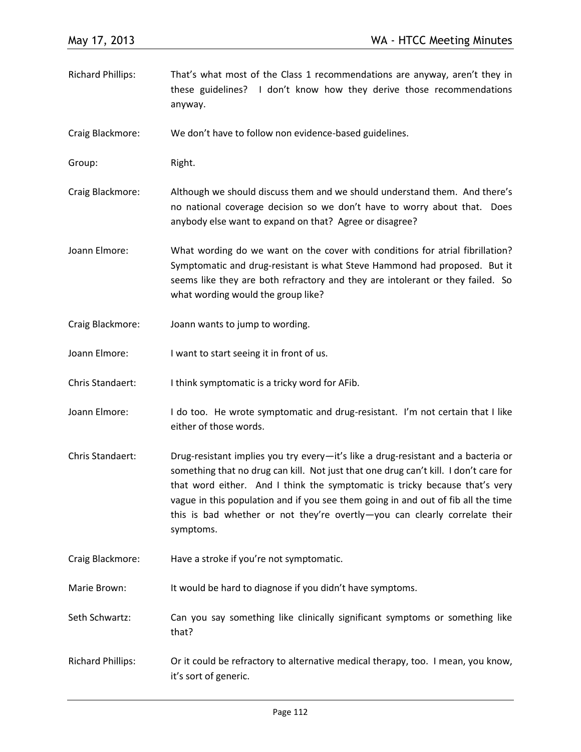Richard Phillips: That's what most of the Class 1 recommendations are anyway, aren't they in these guidelines? I don't know how they derive those recommendations anyway.

Craig Blackmore: We don't have to follow non evidence-based guidelines.

Group: Right.

Craig Blackmore: Although we should discuss them and we should understand them. And there's no national coverage decision so we don't have to worry about that. Does anybody else want to expand on that? Agree or disagree?

Joann Elmore: What wording do we want on the cover with conditions for atrial fibrillation? Symptomatic and drug-resistant is what Steve Hammond had proposed. But it seems like they are both refractory and they are intolerant or they failed. So what wording would the group like?

Craig Blackmore: Joann wants to jump to wording.

Joann Elmore: I want to start seeing it in front of us.

Chris Standaert: I think symptomatic is a tricky word for AFib.

Joann Elmore: I do too. He wrote symptomatic and drug-resistant. I'm not certain that I like either of those words.

Chris Standaert: Drug-resistant implies you try every—it's like a drug-resistant and a bacteria or something that no drug can kill. Not just that one drug can't kill. I don't care for that word either. And I think the symptomatic is tricky because that's very vague in this population and if you see them going in and out of fib all the time this is bad whether or not they're overtly—you can clearly correlate their symptoms.

Craig Blackmore: Have a stroke if you're not symptomatic.

Marie Brown: It would be hard to diagnose if you didn't have symptoms.

Seth Schwartz: Can you say something like clinically significant symptoms or something like that?

Richard Phillips: Or it could be refractory to alternative medical therapy, too. I mean, you know, it's sort of generic.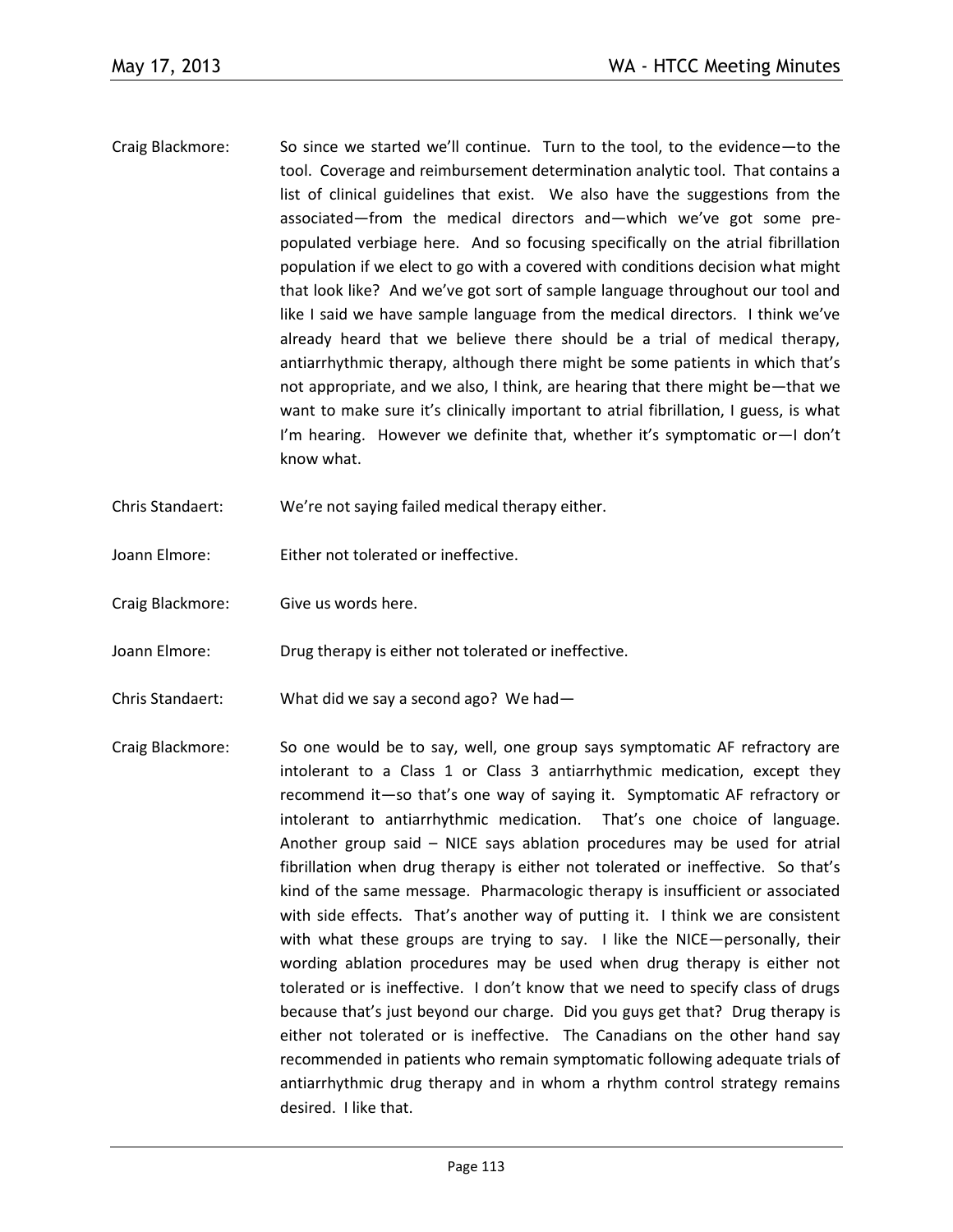Craig Blackmore: So since we started we'll continue. Turn to the tool, to the evidence—to the tool. Coverage and reimbursement determination analytic tool. That contains a list of clinical guidelines that exist. We also have the suggestions from the associated—from the medical directors and—which we've got some pre-populated verbiage here. And so focusing specifically on the atrial fibrillation population if we elect to go with a covered with conditions decision what might that look like? And we've got sort of sample language throughout our tool and like I said we have sample language from the medical directors. I think we've already heard that we believe there should be a trial of medical therapy, antiarrhythmic therapy, although there might be some patients in which that's not appropriate, and we also, I think, are hearing that there might be—that we want to make sure it's clinically important to atrial fibrillation, I guess, is what I'm hearing. However we definite that, whether it's symptomatic or—I don't know what.

Chris Standaert: We're not saying failed medical therapy either.

Joann Elmore: Either not tolerated or ineffective.

Craig Blackmore: Give us words here.

Joann Elmore: Drug therapy is either not tolerated or ineffective.

Chris Standaert: What did we say a second ago? We had—

Craig Blackmore: So one would be to say, well, one group says symptomatic AF refractory are intolerant to a Class 1 or Class 3 antiarrhythmic medication, except they recommend it—so that's one way of saying it. Symptomatic AF refractory or intolerant to antiarrhythmic medication. That's one choice of language. Another group said – NICE says ablation procedures may be used for atrial fibrillation when drug therapy is either not tolerated or ineffective. So that's kind of the same message. Pharmacologic therapy is insufficient or associated with side effects. That's another way of putting it. I think we are consistent with what these groups are trying to say. I like the NICE—personally, their wording ablation procedures may be used when drug therapy is either not tolerated or is ineffective. I don't know that we need to specify class of drugs because that's just beyond our charge. Did you guys get that? Drug therapy is either not tolerated or is ineffective. The Canadians on the other hand say recommended in patients who remain symptomatic following adequate trials of antiarrhythmic drug therapy and in whom a rhythm control strategy remains desired. I like that.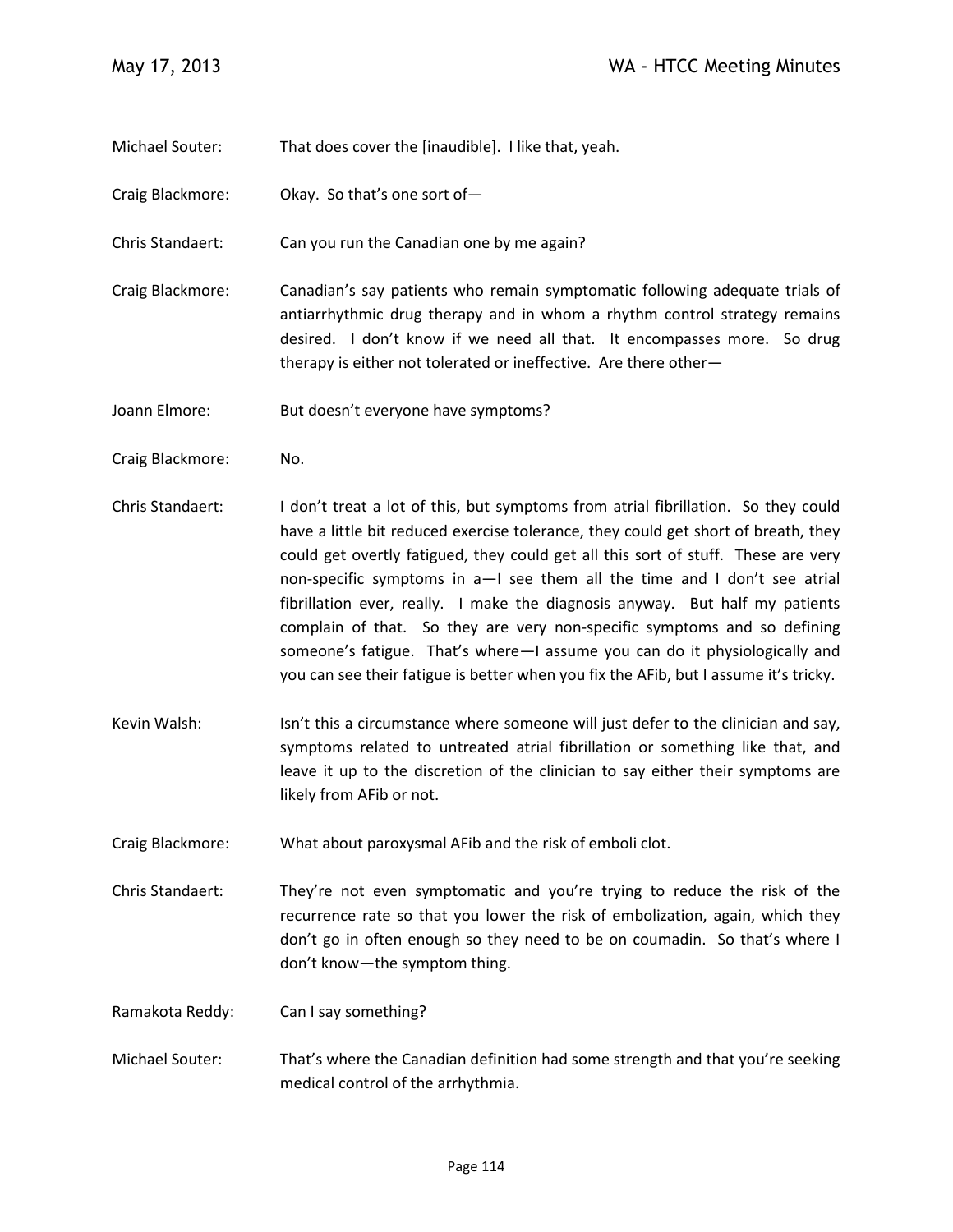Michael Souter: That does cover the [inaudible]. I like that, yeah.

Craig Blackmore: Okay. So that's one sort of—

Chris Standaert: Can you run the Canadian one by me again?

Craig Blackmore: Canadian's say patients who remain symptomatic following adequate trials of antiarrhythmic drug therapy and in whom a rhythm control strategy remains desired. I don't know if we need all that. It encompasses more. So drug therapy is either not tolerated or ineffective. Are there other—

Joann Elmore: But doesn't everyone have symptoms?

Craig Blackmore: No.

Chris Standaert: I don't treat a lot of this, but symptoms from atrial fibrillation. So they could have a little bit reduced exercise tolerance, they could get short of breath, they could get overtly fatigued, they could get all this sort of stuff. These are very non-specific symptoms in a—I see them all the time and I don't see atrial fibrillation ever, really. I make the diagnosis anyway. But half my patients complain of that. So they are very non-specific symptoms and so defining someone's fatigue. That's where—I assume you can do it physiologically and you can see their fatigue is better when you fix the AFib, but I assume it's tricky.

Kevin Walsh: Isn't this a circumstance where someone will just defer to the clinician and say, symptoms related to untreated atrial fibrillation or something like that, and leave it up to the discretion of the clinician to say either their symptoms are likely from AFib or not.

Craig Blackmore: What about paroxysmal AFib and the risk of emboli clot.

Chris Standaert: They're not even symptomatic and you're trying to reduce the risk of the recurrence rate so that you lower the risk of embolization, again, which they don't go in often enough so they need to be on coumadin. So that's where I don't know—the symptom thing.

Ramakota Reddy: Can I say something?

Michael Souter: That's where the Canadian definition had some strength and that you're seeking medical control of the arrhythmia.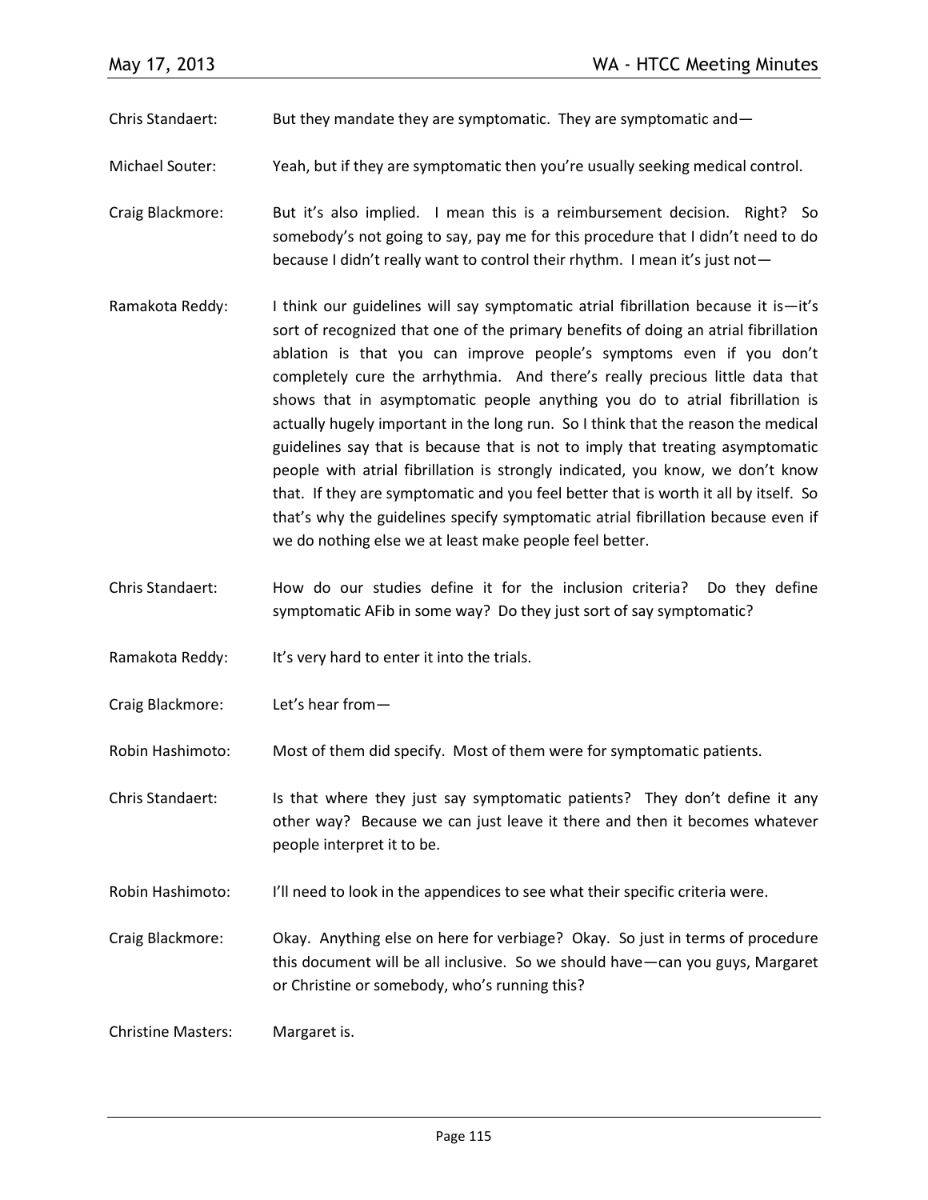Chris Standaert: But they mandate they are symptomatic. They are symptomatic and—

Michael Souter: Yeah, but if they are symptomatic then you're usually seeking medical control.

Craig Blackmore: But it's also implied. I mean this is a reimbursement decision. Right? So somebody's not going to say, pay me for this procedure that I didn't need to do because I didn't really want to control their rhythm. I mean it's just not—

Ramakota Reddy: I think our guidelines will say symptomatic atrial fibrillation because it is—it's sort of recognized that one of the primary benefits of doing an atrial fibrillation ablation is that you can improve people's symptoms even if you don't completely cure the arrhythmia. And there's really precious little data that shows that in asymptomatic people anything you do to atrial fibrillation is actually hugely important in the long run. So I think that the reason the medical guidelines say that is because that is not to imply that treating asymptomatic people with atrial fibrillation is strongly indicated, you know, we don't know that. If they are symptomatic and you feel better that is worth it all by itself. So that's why the guidelines specify symptomatic atrial fibrillation because even if we do nothing else we at least make people feel better.

Chris Standaert: How do our studies define it for the inclusion criteria? Do they define symptomatic AFib in some way? Do they just sort of say symptomatic?

Ramakota Reddy: It's very hard to enter it into the trials.

Craig Blackmore: Let's hear from—

Robin Hashimoto: Most of them did specify. Most of them were for symptomatic patients.

Chris Standaert: Is that where they just say symptomatic patients? They don't define it any other way? Because we can just leave it there and then it becomes whatever people interpret it to be.

Robin Hashimoto: I'll need to look in the appendices to see what their specific criteria were.

Craig Blackmore: Okay. Anything else on here for verbiage? Okay. So just in terms of procedure this document will be all inclusive. So we should have—can you guys, Margaret or Christine or somebody, who's running this?

Christine Masters: Margaret is.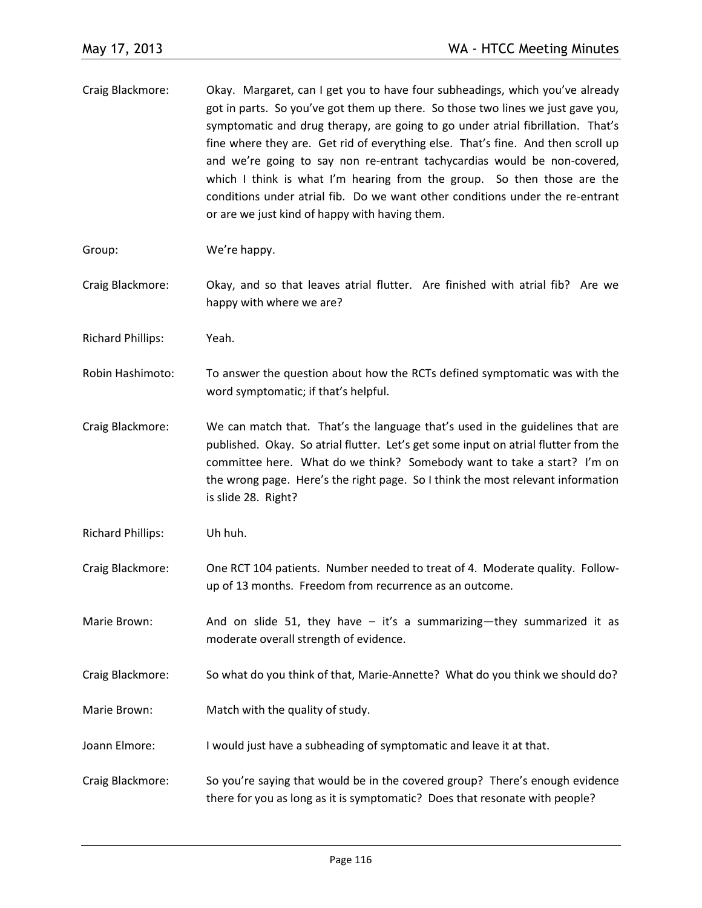Craig Blackmore: Okay. Margaret, can I get you to have four subheadings, which you've already got in parts. So you've got them up there. So those two lines we just gave you, symptomatic and drug therapy, are going to go under atrial fibrillation. That's fine where they are. Get rid of everything else. That's fine. And then scroll up and we're going to say non re-entrant tachycardias would be non-covered, which I think is what I'm hearing from the group. So then those are the conditions under atrial fib. Do we want other conditions under the re-entrant or are we just kind of happy with having them.

Group: We're happy.

Craig Blackmore: Okay, and so that leaves atrial flutter. Are finished with atrial fib? Are we happy with where we are?

Richard Phillips: Yeah.

Robin Hashimoto: To answer the question about how the RCTs defined symptomatic was with the word symptomatic; if that's helpful.

Craig Blackmore: We can match that. That's the language that's used in the guidelines that are published. Okay. So atrial flutter. Let's get some input on atrial flutter from the committee here. What do we think? Somebody want to take a start? I'm on the wrong page. Here's the right page. So I think the most relevant information is slide 28. Right?

Richard Phillips: Uh huh.

Craig Blackmore: One RCT 104 patients. Number needed to treat of 4. Moderate quality. Follow-up of 13 months. Freedom from recurrence as an outcome.

Marie Brown: And on slide 51, they have – it's a summarizing—they summarized it as moderate overall strength of evidence.

Craig Blackmore: So what do you think of that, Marie-Annette? What do you think we should do?

Marie Brown: Match with the quality of study.

Joann Elmore: I would just have a subheading of symptomatic and leave it at that.

Craig Blackmore: So you're saying that would be in the covered group? There's enough evidence there for you as long as it is symptomatic? Does that resonate with people?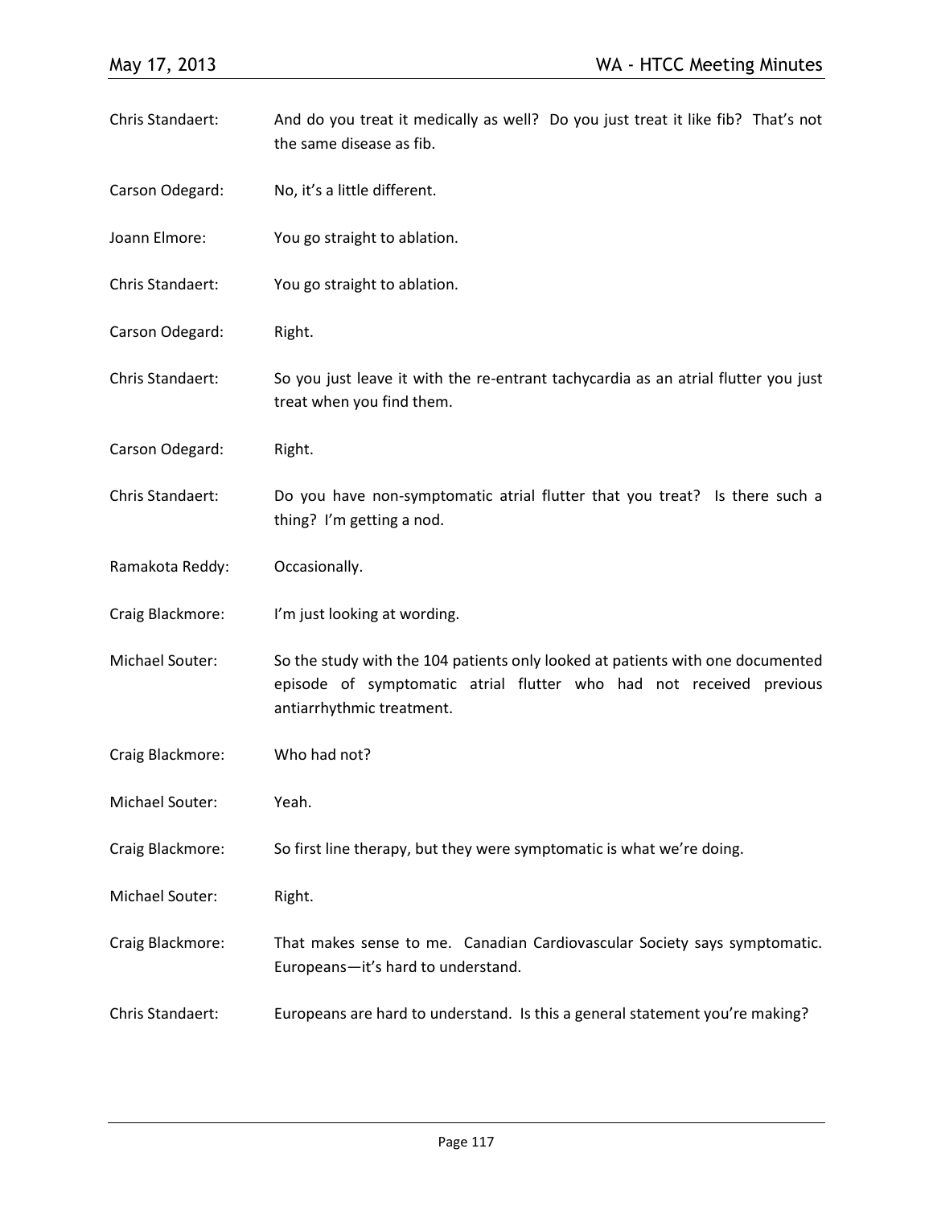Chris Standaert: And do you treat it medically as well? Do you just treat it like fib? That's not the same disease as fib.

Carson Odegard: No, it's a little different.

Joann Elmore: You go straight to ablation.

Chris Standaert: You go straight to ablation.

Carson Odegard: Right.

Chris Standaert: So you just leave it with the re-entrant tachycardia as an atrial flutter you just treat when you find them.

Carson Odegard: Right.

Chris Standaert: Do you have non-symptomatic atrial flutter that you treat? Is there such a thing? I'm getting a nod.

Ramakota Reddy: Occasionally.

Craig Blackmore: I'm just looking at wording.

Michael Souter: So the study with the 104 patients only looked at patients with one documented episode of symptomatic atrial flutter who had not received previous antiarrhythmic treatment.

Craig Blackmore: Who had not?

Michael Souter: Yeah.

Craig Blackmore: So first line therapy, but they were symptomatic is what we're doing.

Michael Souter: Right.

Craig Blackmore: That makes sense to me. Canadian Cardiovascular Society says symptomatic. Europeans—it's hard to understand.

Chris Standaert: Europeans are hard to understand. Is this a general statement you're making?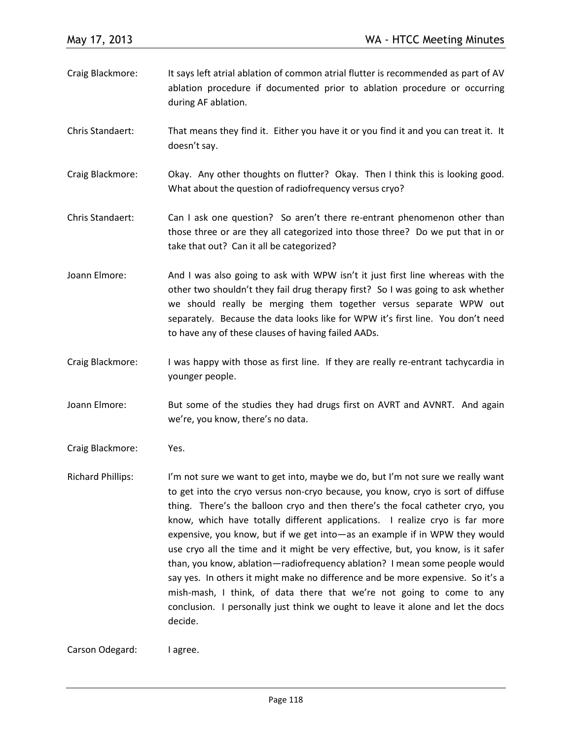Craig Blackmore: It says left atrial ablation of common atrial flutter is recommended as part of AV ablation procedure if documented prior to ablation procedure or occurring during AF ablation.

Chris Standaert: That means they find it. Either you have it or you find it and you can treat it. It doesn't say.

Craig Blackmore: Okay. Any other thoughts on flutter? Okay. Then I think this is looking good. What about the question of radiofrequency versus cryo?

Chris Standaert: Can I ask one question? So aren't there re-entrant phenomenon other than those three or are they all categorized into those three? Do we put that in or take that out? Can it all be categorized?

Joann Elmore: And I was also going to ask with WPW isn't it just first line whereas with the other two shouldn't they fail drug therapy first? So I was going to ask whether we should really be merging them together versus separate WPW out separately. Because the data looks like for WPW it's first line. You don't need to have any of these clauses of having failed AADs.

Craig Blackmore: I was happy with those as first line. If they are really re-entrant tachycardia in younger people.

Joann Elmore: But some of the studies they had drugs first on AVRT and AVNRT. And again we're, you know, there's no data.

Craig Blackmore: Yes.

Richard Phillips: I'm not sure we want to get into, maybe we do, but I'm not sure we really want to get into the cryo versus non-cryo because, you know, cryo is sort of diffuse thing. There's the balloon cryo and then there's the focal catheter cryo, you know, which have totally different applications. I realize cryo is far more expensive, you know, but if we get into—as an example if in WPW they would use cryo all the time and it might be very effective, but, you know, is it safer than, you know, ablation—radiofrequency ablation? I mean some people would say yes. In others it might make no difference and be more expensive. So it's a mish-mash, I think, of data there that we're not going to come to any conclusion. I personally just think we ought to leave it alone and let the docs decide.

Carson Odegard: I agree.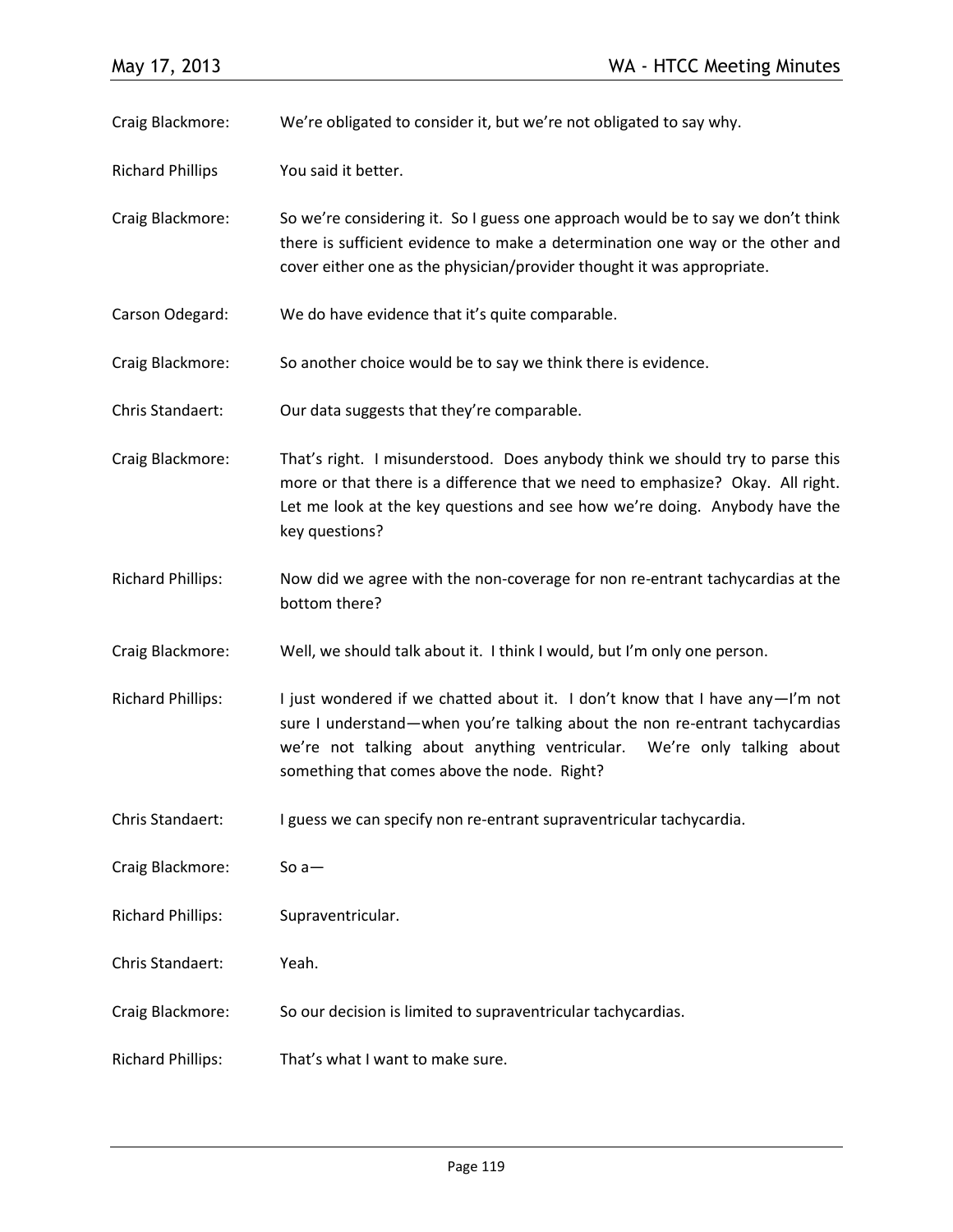Craig Blackmore: We're obligated to consider it, but we're not obligated to say why.

Richard Phillips You said it better.

Craig Blackmore: So we're considering it. So I guess one approach would be to say we don't think there is sufficient evidence to make a determination one way or the other and cover either one as the physician/provider thought it was appropriate.

Carson Odegard: We do have evidence that it's quite comparable.

Craig Blackmore: So another choice would be to say we think there is evidence.

Chris Standaert: Our data suggests that they're comparable.

Craig Blackmore: That's right. I misunderstood. Does anybody think we should try to parse this more or that there is a difference that we need to emphasize? Okay. All right. Let me look at the key questions and see how we're doing. Anybody have the key questions?

Richard Phillips: Now did we agree with the non-coverage for non re-entrant tachycardias at the bottom there?

Craig Blackmore: Well, we should talk about it. I think I would, but I'm only one person.

Richard Phillips: I just wondered if we chatted about it. I don't know that I have any—I'm not sure I understand—when you're talking about the non re-entrant tachycardias we're not talking about anything ventricular. We're only talking about something that comes above the node. Right?

Chris Standaert: I guess we can specify non re-entrant supraventricular tachycardia.

Craig Blackmore: So a—

Richard Phillips: Supraventricular.

Chris Standaert: Yeah.

Craig Blackmore: So our decision is limited to supraventricular tachycardias.

Richard Phillips: That's what I want to make sure.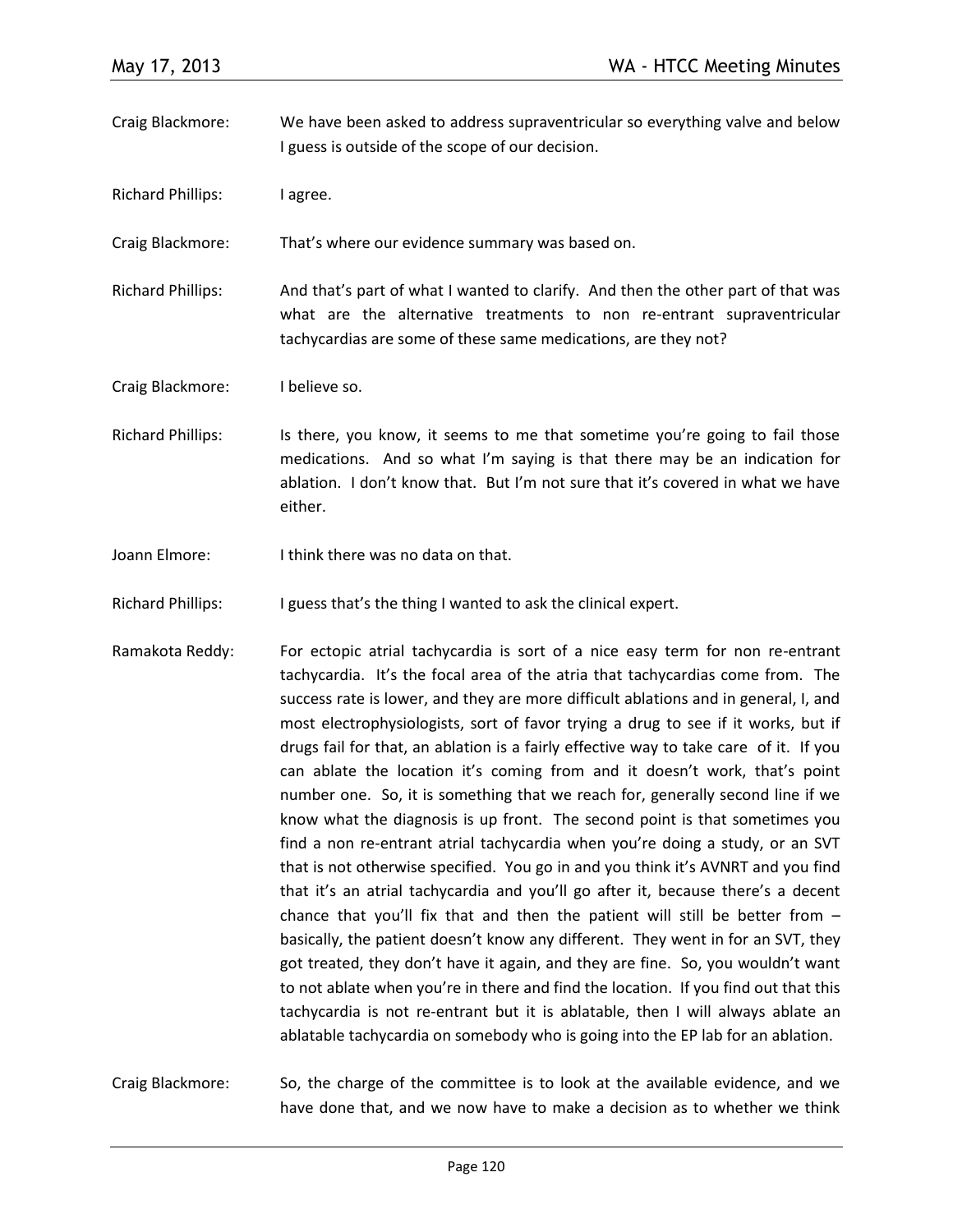Craig Blackmore: We have been asked to address supraventricular so everything valve and below I guess is outside of the scope of our decision.

Richard Phillips: I agree.

Craig Blackmore: That's where our evidence summary was based on.

Richard Phillips: And that's part of what I wanted to clarify. And then the other part of that was what are the alternative treatments to non re-entrant supraventricular tachycardias are some of these same medications, are they not?

Craig Blackmore: I believe so.

Richard Phillips: Is there, you know, it seems to me that sometime you're going to fail those medications. And so what I'm saying is that there may be an indication for ablation. I don't know that. But I'm not sure that it's covered in what we have either.

Joann Elmore: I think there was no data on that.

Richard Phillips: I guess that's the thing I wanted to ask the clinical expert.

Ramakota Reddy: For ectopic atrial tachycardia is sort of a nice easy term for non re-entrant tachycardia. It's the focal area of the atria that tachycardias come from. The success rate is lower, and they are more difficult ablations and in general, I, and most electrophysiologists, sort of favor trying a drug to see if it works, but if drugs fail for that, an ablation is a fairly effective way to take care of it. If you can ablate the location it's coming from and it doesn't work, that's point number one. So, it is something that we reach for, generally second line if we know what the diagnosis is up front. The second point is that sometimes you find a non re-entrant atrial tachycardia when you're doing a study, or an SVT that is not otherwise specified. You go in and you think it's AVNRT and you find that it's an atrial tachycardia and you'll go after it, because there's a decent chance that you'll fix that and then the patient will still be better from – basically, the patient doesn't know any different. They went in for an SVT, they got treated, they don't have it again, and they are fine. So, you wouldn't want to not ablate when you're in there and find the location. If you find out that this tachycardia is not re-entrant but it is ablatable, then I will always ablate an ablatable tachycardia on somebody who is going into the EP lab for an ablation.

Craig Blackmore: So, the charge of the committee is to look at the available evidence, and we have done that, and we now have to make a decision as to whether we think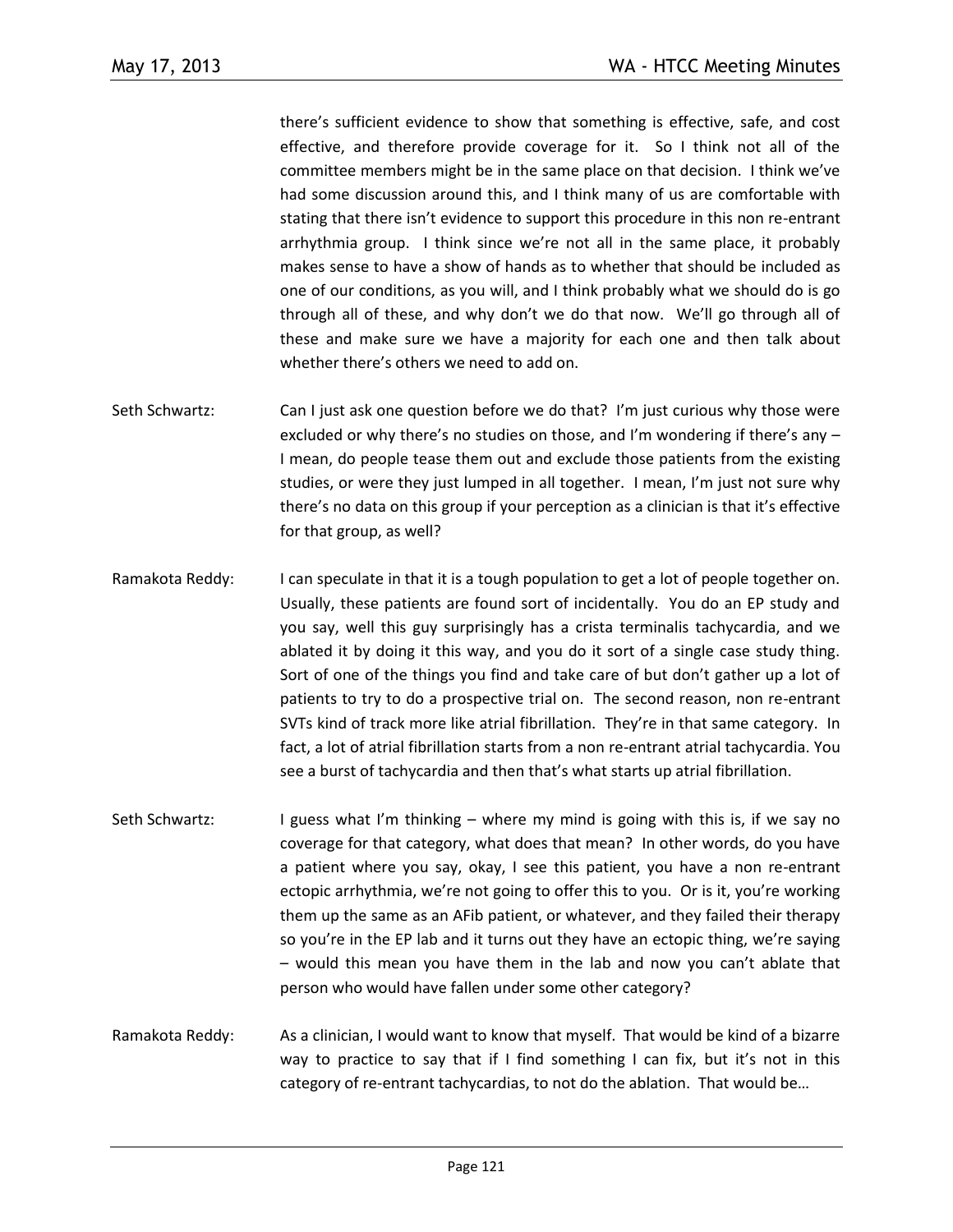there's sufficient evidence to show that something is effective, safe, and cost effective, and therefore provide coverage for it. So I think not all of the committee members might be in the same place on that decision. I think we've had some discussion around this, and I think many of us are comfortable with stating that there isn't evidence to support this procedure in this non re-entrant arrhythmia group. I think since we're not all in the same place, it probably makes sense to have a show of hands as to whether that should be included as one of our conditions, as you will, and I think probably what we should do is go through all of these, and why don't we do that now. We'll go through all of these and make sure we have a majority for each one and then talk about whether there's others we need to add on.

Seth Schwartz: Can I just ask one question before we do that? I'm just curious why those were excluded or why there's no studies on those, and I'm wondering if there's any – I mean, do people tease them out and exclude those patients from the existing studies, or were they just lumped in all together. I mean, I'm just not sure why there's no data on this group if your perception as a clinician is that it's effective for that group, as well?

Ramakota Reddy: I can speculate in that it is a tough population to get a lot of people together on. Usually, these patients are found sort of incidentally. You do an EP study and you say, well this guy surprisingly has a crista terminalis tachycardia, and we ablated it by doing it this way, and you do it sort of a single case study thing. Sort of one of the things you find and take care of but don't gather up a lot of patients to try to do a prospective trial on. The second reason, non re-entrant SVTs kind of track more like atrial fibrillation. They're in that same category. In fact, a lot of atrial fibrillation starts from a non re-entrant atrial tachycardia. You see a burst of tachycardia and then that's what starts up atrial fibrillation.

Seth Schwartz: I guess what I'm thinking – where my mind is going with this is, if we say no coverage for that category, what does that mean? In other words, do you have a patient where you say, okay, I see this patient, you have a non re-entrant ectopic arrhythmia, we're not going to offer this to you. Or is it, you're working them up the same as an AFib patient, or whatever, and they failed their therapy so you're in the EP lab and it turns out they have an ectopic thing, we're saying – would this mean you have them in the lab and now you can't ablate that person who would have fallen under some other category?

Ramakota Reddy: As a clinician, I would want to know that myself. That would be kind of a bizarre way to practice to say that if I find something I can fix, but it's not in this category of re-entrant tachycardias, to not do the ablation. That would be…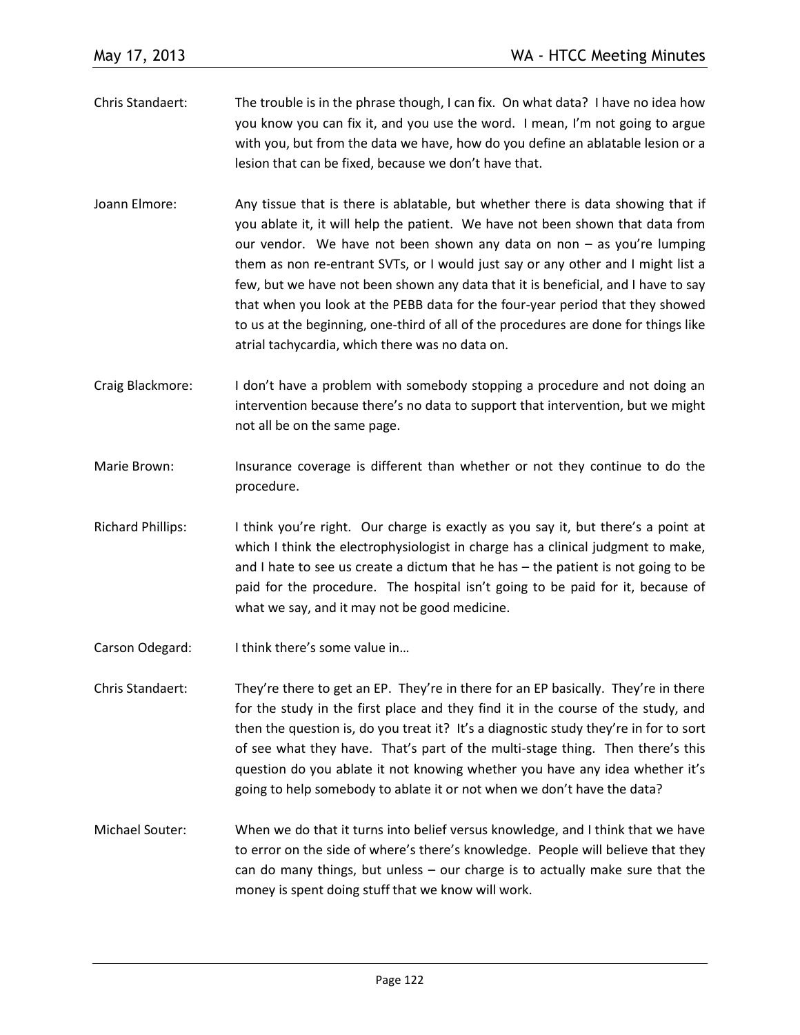Chris Standaert: The trouble is in the phrase though, I can fix. On what data? I have no idea how you know you can fix it, and you use the word. I mean, I'm not going to argue with you, but from the data we have, how do you define an ablatable lesion or a lesion that can be fixed, because we don't have that.

Joann Elmore: Any tissue that is there is ablatable, but whether there is data showing that if you ablate it, it will help the patient. We have not been shown that data from our vendor. We have not been shown any data on non – as you're lumping them as non re-entrant SVTs, or I would just say or any other and I might list a few, but we have not been shown any data that it is beneficial, and I have to say that when you look at the PEBB data for the four-year period that they showed to us at the beginning, one-third of all of the procedures are done for things like atrial tachycardia, which there was no data on.

Craig Blackmore: I don't have a problem with somebody stopping a procedure and not doing an intervention because there's no data to support that intervention, but we might not all be on the same page.

Marie Brown: Insurance coverage is different than whether or not they continue to do the procedure.

Richard Phillips: I think you're right. Our charge is exactly as you say it, but there's a point at which I think the electrophysiologist in charge has a clinical judgment to make, and I hate to see us create a dictum that he has – the patient is not going to be paid for the procedure. The hospital isn't going to be paid for it, because of what we say, and it may not be good medicine.

Carson Odegard: I think there's some value in…

Chris Standaert: They're there to get an EP. They're in there for an EP basically. They're in there for the study in the first place and they find it in the course of the study, and then the question is, do you treat it? It's a diagnostic study they're in for to sort of see what they have. That's part of the multi-stage thing. Then there's this question do you ablate it not knowing whether you have any idea whether it's going to help somebody to ablate it or not when we don't have the data?

Michael Souter: When we do that it turns into belief versus knowledge, and I think that we have to error on the side of where's there's knowledge. People will believe that they can do many things, but unless – our charge is to actually make sure that the money is spent doing stuff that we know will work.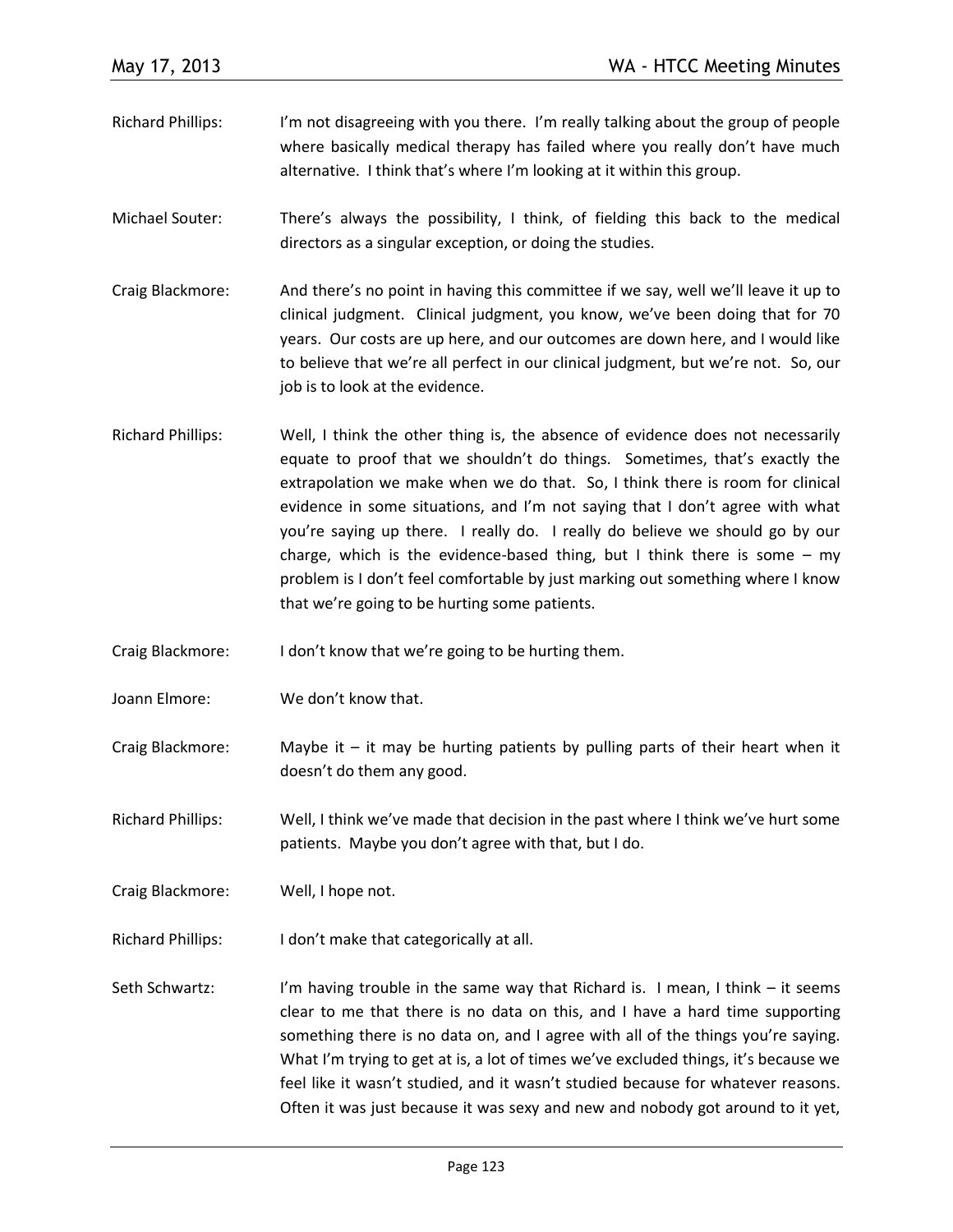Richard Phillips: I'm not disagreeing with you there. I'm really talking about the group of people where basically medical therapy has failed where you really don't have much alternative. I think that's where I'm looking at it within this group.

Michael Souter: There's always the possibility, I think, of fielding this back to the medical directors as a singular exception, or doing the studies.

Craig Blackmore: And there's no point in having this committee if we say, well we'll leave it up to clinical judgment. Clinical judgment, you know, we've been doing that for 70 years. Our costs are up here, and our outcomes are down here, and I would like to believe that we're all perfect in our clinical judgment, but we're not. So, our job is to look at the evidence.

Richard Phillips: Well, I think the other thing is, the absence of evidence does not necessarily equate to proof that we shouldn't do things. Sometimes, that's exactly the extrapolation we make when we do that. So, I think there is room for clinical evidence in some situations, and I'm not saying that I don't agree with what you're saying up there. I really do. I really do believe we should go by our charge, which is the evidence-based thing, but I think there is some – my problem is I don't feel comfortable by just marking out something where I know that we're going to be hurting some patients.

Craig Blackmore: I don't know that we're going to be hurting them.

Joann Elmore: We don't know that.

Craig Blackmore: Maybe it – it may be hurting patients by pulling parts of their heart when it doesn't do them any good.

Richard Phillips: Well, I think we've made that decision in the past where I think we've hurt some patients. Maybe you don't agree with that, but I do.

Craig Blackmore: Well, I hope not.

Richard Phillips: I don't make that categorically at all.

Seth Schwartz: I'm having trouble in the same way that Richard is. I mean, I think – it seems clear to me that there is no data on this, and I have a hard time supporting something there is no data on, and I agree with all of the things you're saying. What I'm trying to get at is, a lot of times we've excluded things, it's because we feel like it wasn't studied, and it wasn't studied because for whatever reasons. Often it was just because it was sexy and new and nobody got around to it yet,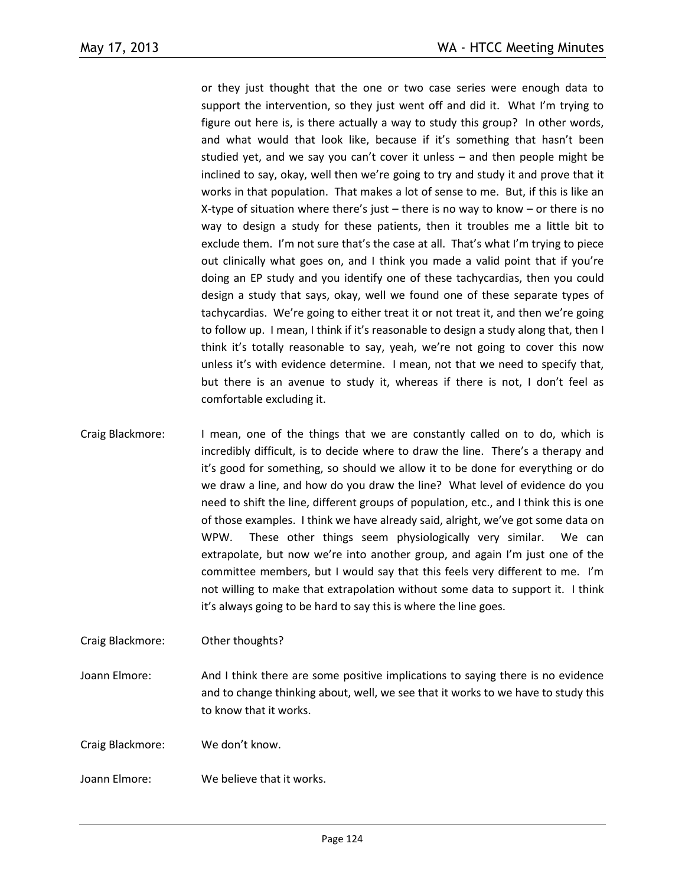or they just thought that the one or two case series were enough data to support the intervention, so they just went off and did it. What I'm trying to figure out here is, is there actually a way to study this group? In other words, and what would that look like, because if it's something that hasn't been studied yet, and we say you can't cover it unless – and then people might be inclined to say, okay, well then we're going to try and study it and prove that it works in that population. That makes a lot of sense to me. But, if this is like an X-type of situation where there's just – there is no way to know – or there is no way to design a study for these patients, then it troubles me a little bit to exclude them. I'm not sure that's the case at all. That's what I'm trying to piece out clinically what goes on, and I think you made a valid point that if you're doing an EP study and you identify one of these tachycardias, then you could design a study that says, okay, well we found one of these separate types of tachycardias. We're going to either treat it or not treat it, and then we're going to follow up. I mean, I think if it's reasonable to design a study along that, then I think it's totally reasonable to say, yeah, we're not going to cover this now unless it's with evidence determine. I mean, not that we need to specify that, but there is an avenue to study it, whereas if there is not, I don't feel as comfortable excluding it.

Craig Blackmore: I mean, one of the things that we are constantly called on to do, which is incredibly difficult, is to decide where to draw the line. There's a therapy and it's good for something, so should we allow it to be done for everything or do we draw a line, and how do you draw the line? What level of evidence do you need to shift the line, different groups of population, etc., and I think this is one of those examples. I think we have already said, alright, we've got some data on WPW. These other things seem physiologically very similar. We can extrapolate, but now we're into another group, and again I'm just one of the committee members, but I would say that this feels very different to me. I'm not willing to make that extrapolation without some data to support it. I think it's always going to be hard to say this is where the line goes.

Craig Blackmore: Other thoughts?

Joann Elmore: And I think there are some positive implications to saying there is no evidence and to change thinking about, well, we see that it works to we have to study this to know that it works.

Craig Blackmore: We don't know.

Joann Elmore: We believe that it works.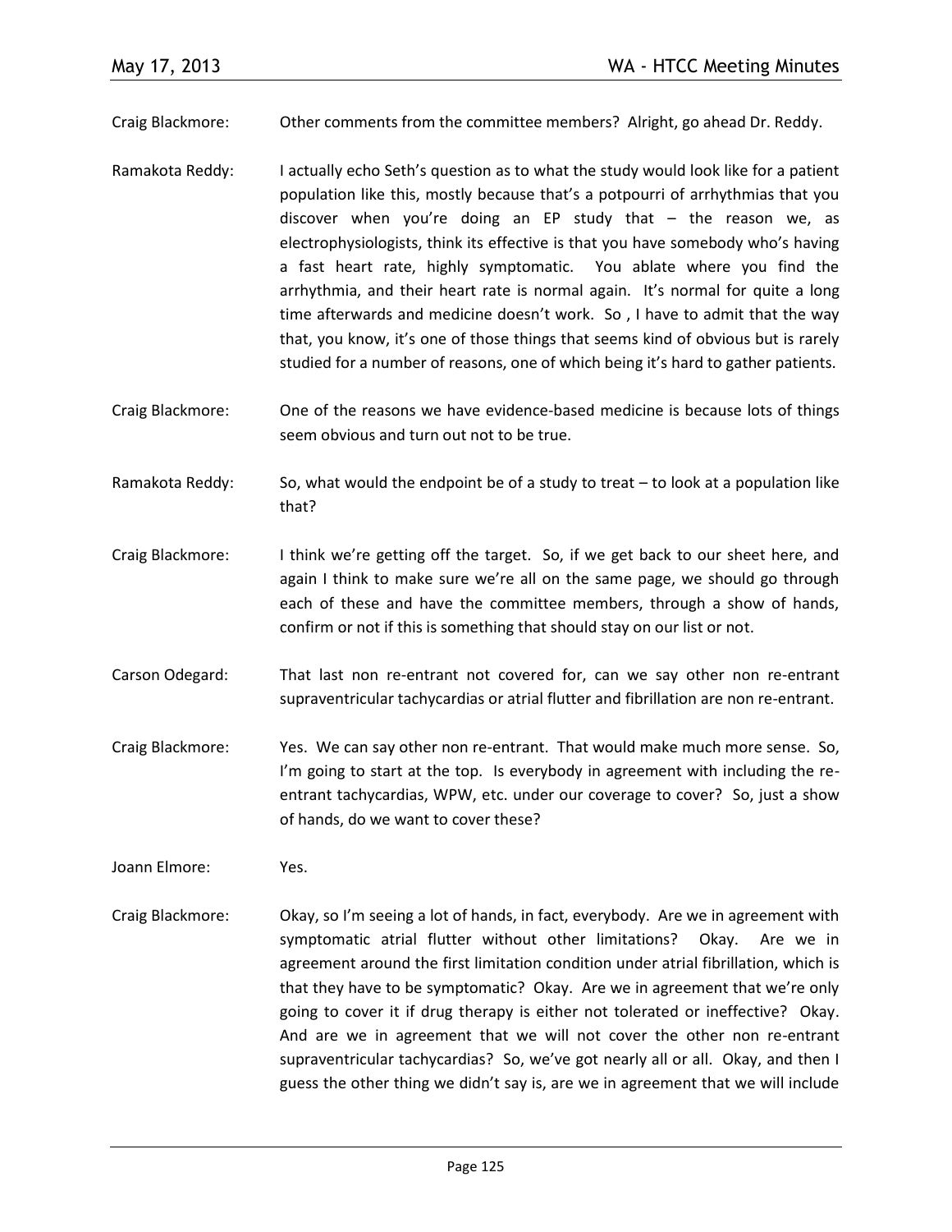Craig Blackmore: Other comments from the committee members? Alright, go ahead Dr. Reddy.

Ramakota Reddy: I actually echo Seth's question as to what the study would look like for a patient population like this, mostly because that's a potpourri of arrhythmias that you discover when you're doing an EP study that – the reason we, as electrophysiologists, think its effective is that you have somebody who's having a fast heart rate, highly symptomatic. You ablate where you find the arrhythmia, and their heart rate is normal again. It's normal for quite a long time afterwards and medicine doesn't work. So , I have to admit that the way that, you know, it's one of those things that seems kind of obvious but is rarely studied for a number of reasons, one of which being it's hard to gather patients.

Craig Blackmore: One of the reasons we have evidence-based medicine is because lots of things seem obvious and turn out not to be true.

Ramakota Reddy: So, what would the endpoint be of a study to treat – to look at a population like that?

Craig Blackmore: I think we're getting off the target. So, if we get back to our sheet here, and again I think to make sure we're all on the same page, we should go through each of these and have the committee members, through a show of hands, confirm or not if this is something that should stay on our list or not.

Carson Odegard: That last non re-entrant not covered for, can we say other non re-entrant supraventricular tachycardias or atrial flutter and fibrillation are non re-entrant.

Craig Blackmore: Yes. We can say other non re-entrant. That would make much more sense. So, I'm going to start at the top. Is everybody in agreement with including the re-entrant tachycardias, WPW, etc. under our coverage to cover? So, just a show of hands, do we want to cover these?

Joann Elmore: Yes.

Craig Blackmore: Okay, so I'm seeing a lot of hands, in fact, everybody. Are we in agreement with symptomatic atrial flutter without other limitations? Okay. Are we in agreement around the first limitation condition under atrial fibrillation, which is that they have to be symptomatic? Okay. Are we in agreement that we're only going to cover it if drug therapy is either not tolerated or ineffective? Okay. And are we in agreement that we will not cover the other non re-entrant supraventricular tachycardias? So, we've got nearly all or all. Okay, and then I guess the other thing we didn't say is, are we in agreement that we will include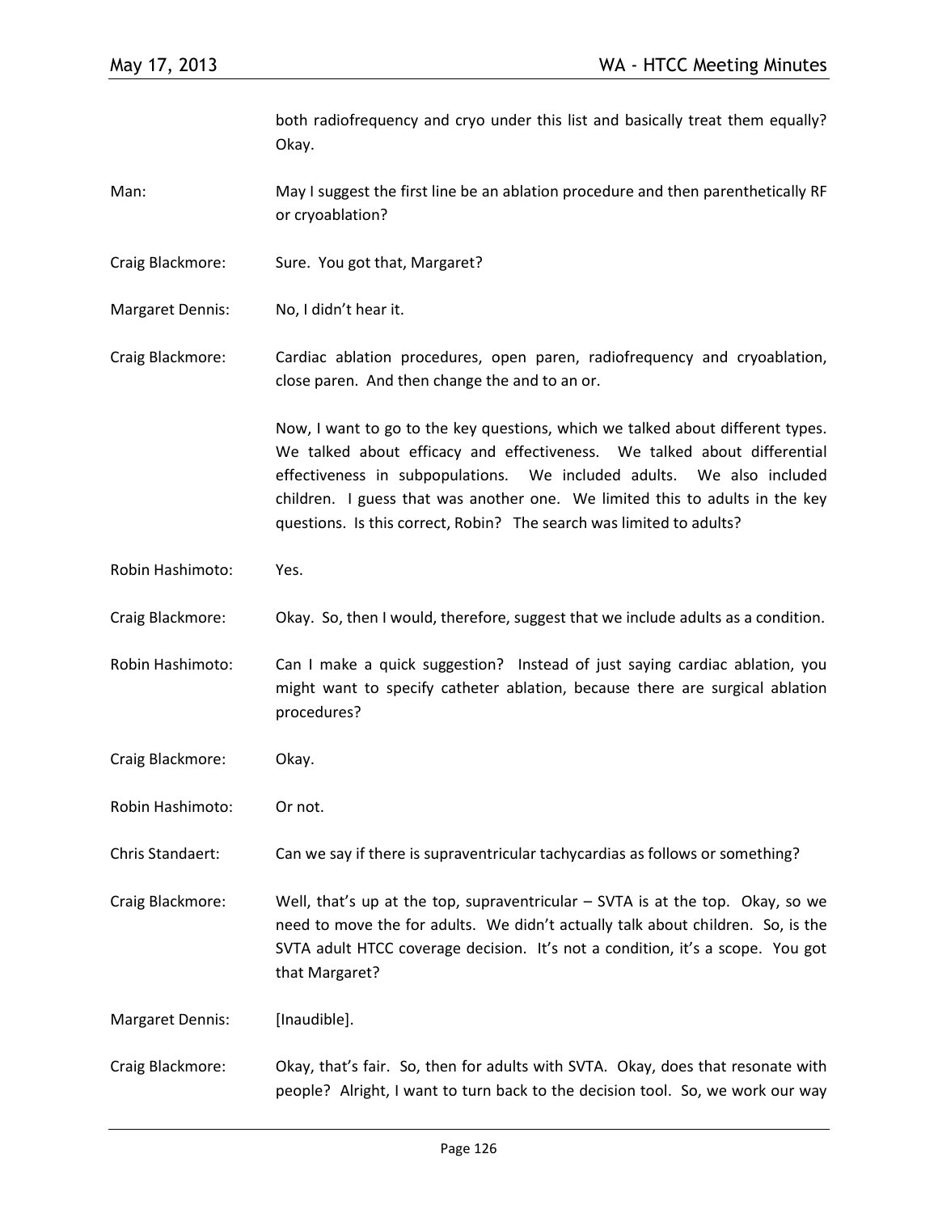both radiofrequency and cryo under this list and basically treat them equally? Okay.

Man: May I suggest the first line be an ablation procedure and then parenthetically RF or cryoablation?

Craig Blackmore: Sure. You got that, Margaret?

Margaret Dennis: No, I didn't hear it.

Craig Blackmore: Cardiac ablation procedures, open paren, radiofrequency and cryoablation, close paren. And then change the and to an or.

Now, I want to go to the key questions, which we talked about different types. We talked about efficacy and effectiveness. We talked about differential effectiveness in subpopulations. We included adults. We also included children. I guess that was another one. We limited this to adults in the key questions. Is this correct, Robin? The search was limited to adults?

Robin Hashimoto: Yes.

Craig Blackmore: Okay. So, then I would, therefore, suggest that we include adults as a condition.

Robin Hashimoto: Can I make a quick suggestion? Instead of just saying cardiac ablation, you might want to specify catheter ablation, because there are surgical ablation procedures?

Craig Blackmore: Okay.

Robin Hashimoto: Or not.

Chris Standaert: Can we say if there is supraventricular tachycardias as follows or something?

Craig Blackmore: Well, that's up at the top, supraventricular – SVTA is at the top. Okay, so we need to move the for adults. We didn't actually talk about children. So, is the SVTA adult HTCC coverage decision. It's not a condition, it's a scope. You got that Margaret?

Margaret Dennis: [Inaudible].

Craig Blackmore: Okay, that's fair. So, then for adults with SVTA. Okay, does that resonate with people? Alright, I want to turn back to the decision tool. So, we work our way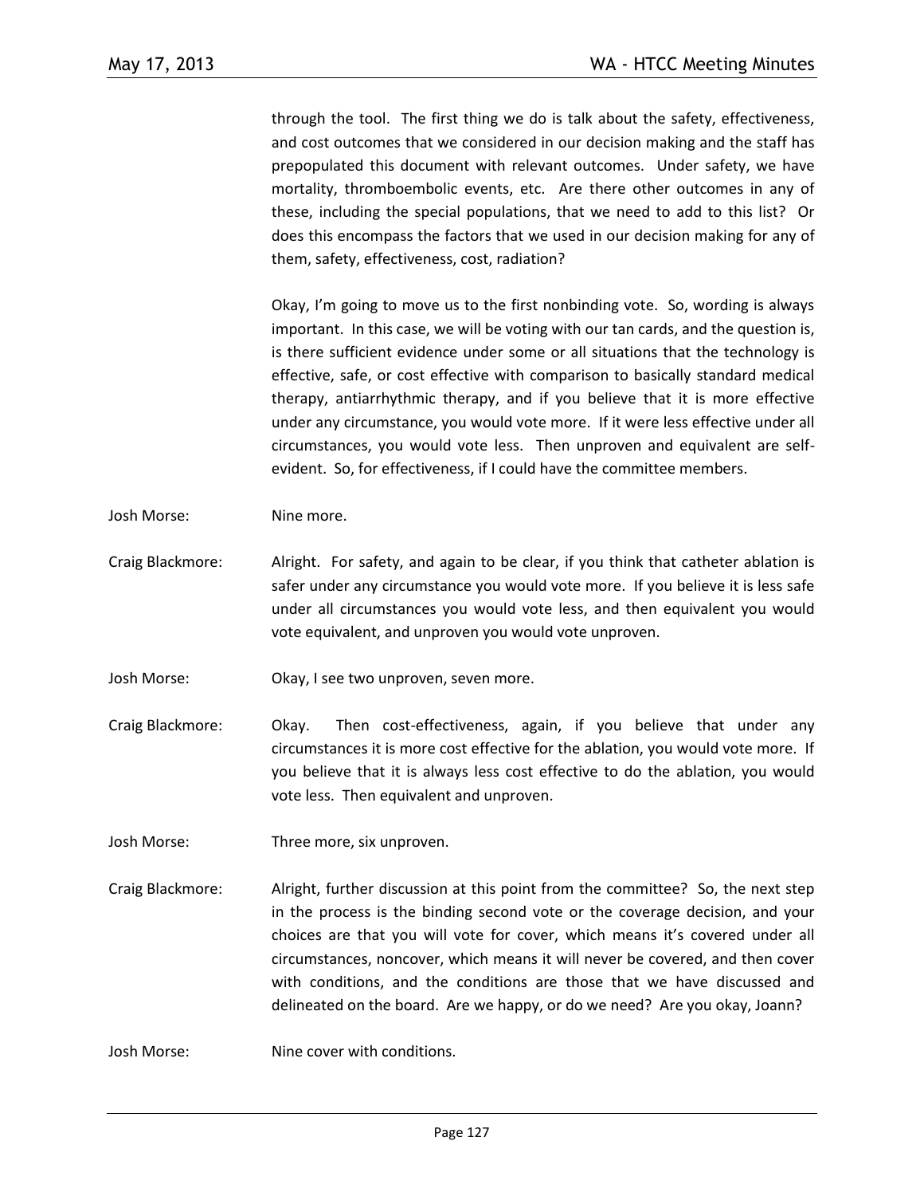through the tool. The first thing we do is talk about the safety, effectiveness, and cost outcomes that we considered in our decision making and the staff has prepopulated this document with relevant outcomes. Under safety, we have mortality, thromboembolic events, etc. Are there other outcomes in any of these, including the special populations, that we need to add to this list? Or does this encompass the factors that we used in our decision making for any of them, safety, effectiveness, cost, radiation?

Okay, I'm going to move us to the first nonbinding vote. So, wording is always important. In this case, we will be voting with our tan cards, and the question is, is there sufficient evidence under some or all situations that the technology is effective, safe, or cost effective with comparison to basically standard medical therapy, antiarrhythmic therapy, and if you believe that it is more effective under any circumstance, you would vote more. If it were less effective under all circumstances, you would vote less. Then unproven and equivalent are self-evident. So, for effectiveness, if I could have the committee members.

Josh Morse: Nine more.

Craig Blackmore: Alright. For safety, and again to be clear, if you think that catheter ablation is safer under any circumstance you would vote more. If you believe it is less safe under all circumstances you would vote less, and then equivalent you would vote equivalent, and unproven you would vote unproven.

Josh Morse: Okay, I see two unproven, seven more.

Craig Blackmore: Okay. Then cost-effectiveness, again, if you believe that under any circumstances it is more cost effective for the ablation, you would vote more. If you believe that it is always less cost effective to do the ablation, you would vote less. Then equivalent and unproven.

Josh Morse: Three more, six unproven.

Craig Blackmore: Alright, further discussion at this point from the committee? So, the next step in the process is the binding second vote or the coverage decision, and your choices are that you will vote for cover, which means it's covered under all circumstances, noncover, which means it will never be covered, and then cover with conditions, and the conditions are those that we have discussed and delineated on the board. Are we happy, or do we need? Are you okay, Joann?

Josh Morse: Nine cover with conditions.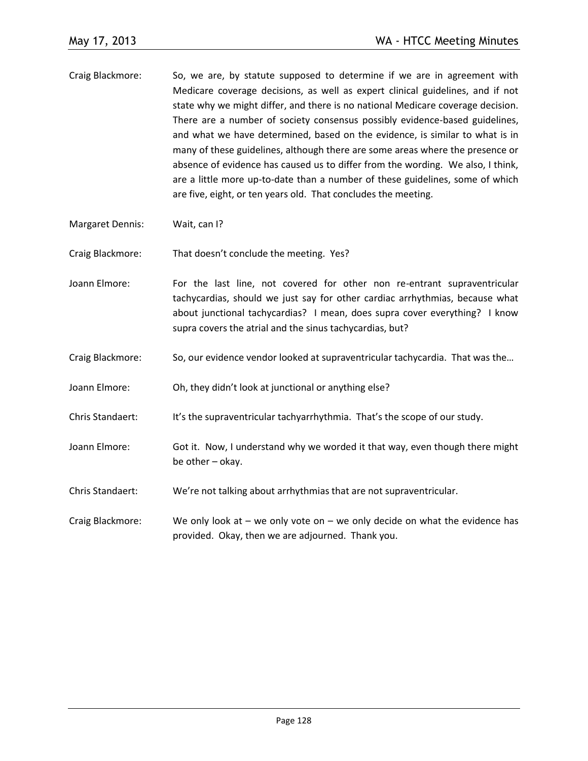Craig Blackmore: So, we are, by statute supposed to determine if we are in agreement with Medicare coverage decisions, as well as expert clinical guidelines, and if not state why we might differ, and there is no national Medicare coverage decision. There are a number of society consensus possibly evidence-based guidelines, and what we have determined, based on the evidence, is similar to what is in many of these guidelines, although there are some areas where the presence or absence of evidence has caused us to differ from the wording. We also, I think, are a little more up-to-date than a number of these guidelines, some of which are five, eight, or ten years old. That concludes the meeting.

Margaret Dennis: Wait, can I?

Craig Blackmore: That doesn't conclude the meeting. Yes?

Joann Elmore: For the last line, not covered for other non re-entrant supraventricular tachycardias, should we just say for other cardiac arrhythmias, because what about junctional tachycardias? I mean, does supra cover everything? I know supra covers the atrial and the sinus tachycardias, but?

Craig Blackmore: So, our evidence vendor looked at supraventricular tachycardia. That was the…

Joann Elmore: Oh, they didn't look at junctional or anything else?

Chris Standaert: It's the supraventricular tachyarrhythmia. That's the scope of our study.

Joann Elmore: Got it. Now, I understand why we worded it that way, even though there might be other – okay.

Chris Standaert: We're not talking about arrhythmias that are not supraventricular.

Craig Blackmore: We only look at – we only vote on – we only decide on what the evidence has provided. Okay, then we are adjourned. Thank you.